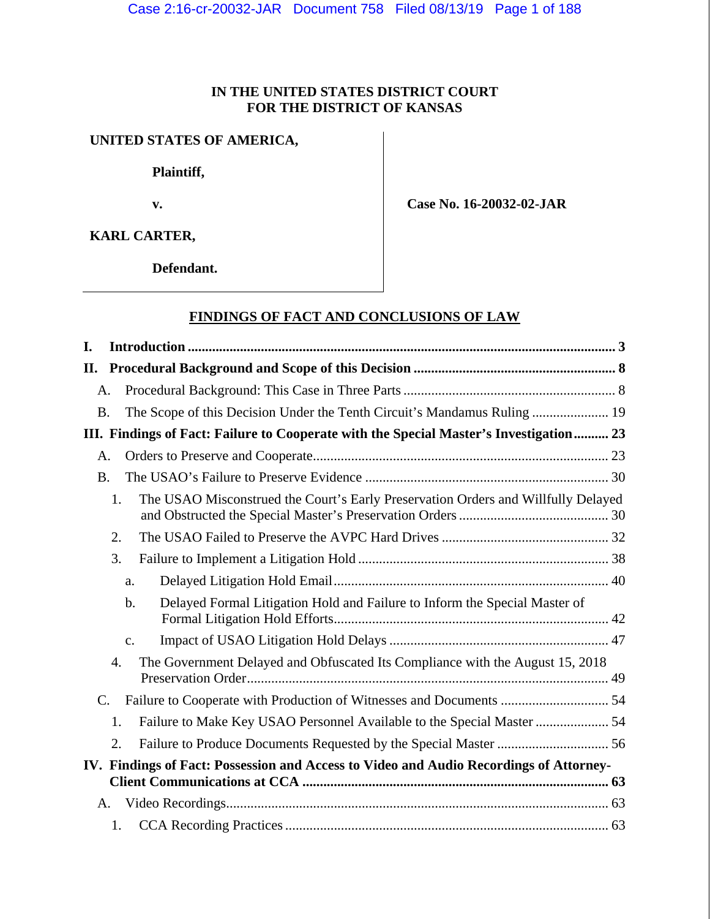**IN THE UNITED STATES DISTRICT COURT**
**FOR THE DISTRICT OF KANSAS**

| | |
|---|---|
| **UNITED STATES OF AMERICA,** | |
| **Plaintiff,** | |
| **v.** | **Case No. 16-20032-02-JAR** |
| **KARL CARTER,** | |
| **Defendant.** | |

## FINDINGS OF FACT AND CONCLUSIONS OF LAW

**I. Introduction** .......... **3**

**II. Procedural Background and Scope of this Decision** .......... **8**

- A. Procedural Background: This Case in Three Parts .......... 8
- B. The Scope of this Decision Under the Tenth Circuit's Mandamus Ruling .......... 19

**III. Findings of Fact: Failure to Cooperate with the Special Master's Investigation** .......... **23**

- A. Orders to Preserve and Cooperate .......... 23
- B. The USAO's Failure to Preserve Evidence .......... 30
  1. The USAO Misconstrued the Court's Early Preservation Orders and Willfully Delayed and Obstructed the Special Master's Preservation Orders .......... 30
  2. The USAO Failed to Preserve the AVPC Hard Drives .......... 32
  3. Failure to Implement a Litigation Hold .......... 38
     - a. Delayed Litigation Hold Email .......... 40
     - b. Delayed Formal Litigation Hold and Failure to Inform the Special Master of Formal Litigation Hold Efforts .......... 42
     - c. Impact of USAO Litigation Hold Delays .......... 47
  4. The Government Delayed and Obfuscated Its Compliance with the August 15, 2018 Preservation Order .......... 49
- C. Failure to Cooperate with Production of Witnesses and Documents .......... 54
  1. Failure to Make Key USAO Personnel Available to the Special Master .......... 54
  2. Failure to Produce Documents Requested by the Special Master .......... 56

**IV. Findings of Fact: Possession and Access to Video and Audio Recordings of Attorney-Client Communications at CCA** .......... **63**

- A. Video Recordings .......... 63
  1. CCA Recording Practices .......... 63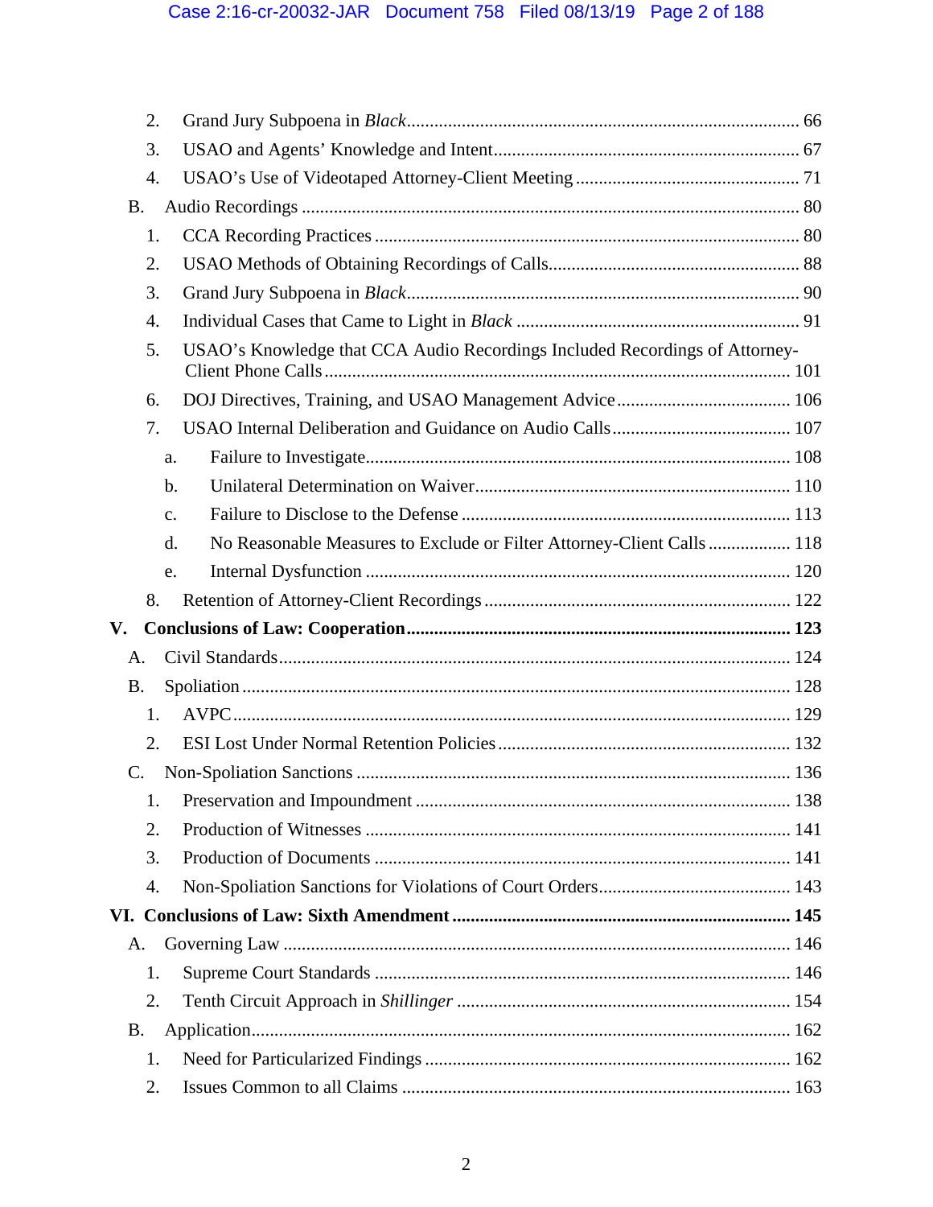2. Grand Jury Subpoena in *Black* ..................................................................................... 66
3. USAO and Agents' Knowledge and Intent.................................................................. 67
4. USAO's Use of Videotaped Attorney-Client Meeting ................................................ 71

B. Audio Recordings ............................................................................................................ 80

1. CCA Recording Practices ........................................................................................... 80
2. USAO Methods of Obtaining Recordings of Calls...................................................... 88
3. Grand Jury Subpoena in *Black* ..................................................................................... 90
4. Individual Cases that Came to Light in *Black* ............................................................. 91
5. USAO's Knowledge that CCA Audio Recordings Included Recordings of Attorney-Client Phone Calls ..................................................................................................... 101
6. DOJ Directives, Training, and USAO Management Advice ...................................... 106
7. USAO Internal Deliberation and Guidance on Audio Calls ....................................... 107
   a. Failure to Investigate ............................................................................................ 108
   b. Unilateral Determination on Waiver .................................................................... 110
   c. Failure to Disclose to the Defense ....................................................................... 113
   d. No Reasonable Measures to Exclude or Filter Attorney-Client Calls .................. 118
   e. Internal Dysfunction ............................................................................................ 120
8. Retention of Attorney-Client Recordings .................................................................. 122

**V. Conclusions of Law: Cooperation ................................................................................... 123**

A. Civil Standards ............................................................................................................... 124

B. Spoliation ....................................................................................................................... 128

1. AVPC ......................................................................................................................... 129
2. ESI Lost Under Normal Retention Policies ............................................................... 132

C. Non-Spoliation Sanctions ............................................................................................... 136

1. Preservation and Impoundment ................................................................................. 138
2. Production of Witnesses ............................................................................................ 141
3. Production of Documents .......................................................................................... 141
4. Non-Spoliation Sanctions for Violations of Court Orders .......................................... 143

**VI. Conclusions of Law: Sixth Amendment ......................................................................... 145**

A. Governing Law ............................................................................................................. 146

1. Supreme Court Standards .......................................................................................... 146
2. Tenth Circuit Approach in *Shillinger* ......................................................................... 154

B. Application..................................................................................................................... 162

1. Need for Particularized Findings ............................................................................... 162
2. Issues Common to all Claims .................................................................................... 163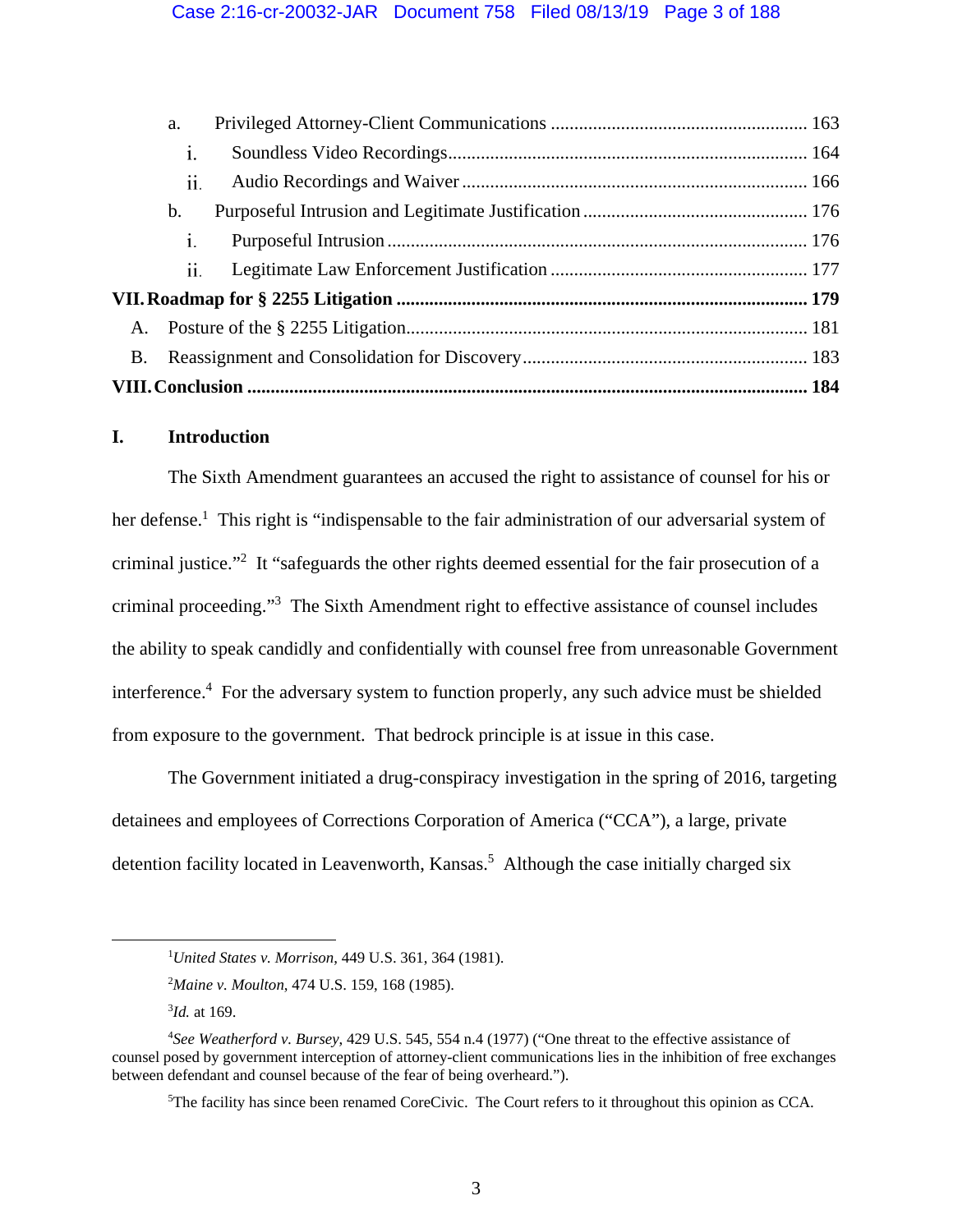a. Privileged Attorney-Client Communications ...................................................... 163

i. Soundless Video Recordings ........................................................................... 164

ii. Audio Recordings and Waiver ......................................................................... 166

b. Purposeful Intrusion and Legitimate Justification ............................................... 176

i. Purposeful Intrusion ........................................................................................ 176

ii. Legitimate Law Enforcement Justification ...................................................... 177

**VII. Roadmap for § 2255 Litigation ....................................................................................... 179**

A. Posture of the § 2255 Litigation ..................................................................................... 181

B. Reassignment and Consolidation for Discovery ............................................................ 183

**VIII. Conclusion ....................................................................................................................... 184**

## I. Introduction

The Sixth Amendment guarantees an accused the right to assistance of counsel for his or her defense.[1] This right is "indispensable to the fair administration of our adversarial system of criminal justice."[2] It "safeguards the other rights deemed essential for the fair prosecution of a criminal proceeding."[3] The Sixth Amendment right to effective assistance of counsel includes the ability to speak candidly and confidentially with counsel free from unreasonable Government interference.[4] For the adversary system to function properly, any such advice must be shielded from exposure to the government. That bedrock principle is at issue in this case.

The Government initiated a drug-conspiracy investigation in the spring of 2016, targeting detainees and employees of Corrections Corporation of America ("CCA"), a large, private detention facility located in Leavenworth, Kansas.[5] Although the case initially charged six

---

[1] *United States v. Morrison*, 449 U.S. 361, 364 (1981).

[2] *Maine v. Moulton*, 474 U.S. 159, 168 (1985).

[3] *Id.* at 169.

[4] *See Weatherford v. Bursey*, 429 U.S. 545, 554 n.4 (1977) ("One threat to the effective assistance of counsel posed by government interception of attorney-client communications lies in the inhibition of free exchanges between defendant and counsel because of the fear of being overheard.").

[5] The facility has since been renamed CoreCivic. The Court refers to it throughout this opinion as CCA.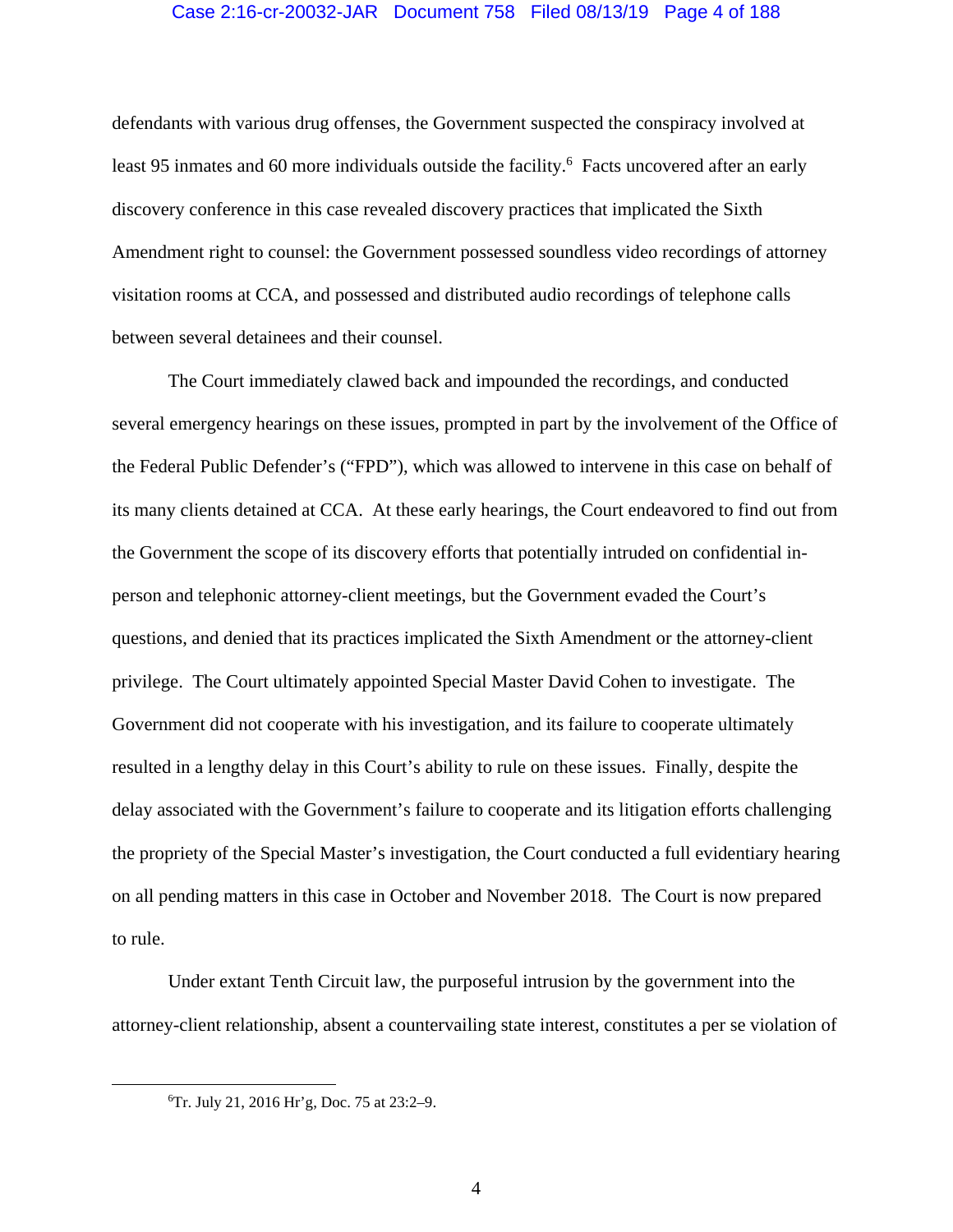defendants with various drug offenses, the Government suspected the conspiracy involved at least 95 inmates and 60 more individuals outside the facility.[6] Facts uncovered after an early discovery conference in this case revealed discovery practices that implicated the Sixth Amendment right to counsel: the Government possessed soundless video recordings of attorney visitation rooms at CCA, and possessed and distributed audio recordings of telephone calls between several detainees and their counsel.

The Court immediately clawed back and impounded the recordings, and conducted several emergency hearings on these issues, prompted in part by the involvement of the Office of the Federal Public Defender's ("FPD"), which was allowed to intervene in this case on behalf of its many clients detained at CCA. At these early hearings, the Court endeavored to find out from the Government the scope of its discovery efforts that potentially intruded on confidential in-person and telephonic attorney-client meetings, but the Government evaded the Court's questions, and denied that its practices implicated the Sixth Amendment or the attorney-client privilege. The Court ultimately appointed Special Master David Cohen to investigate. The Government did not cooperate with his investigation, and its failure to cooperate ultimately resulted in a lengthy delay in this Court's ability to rule on these issues. Finally, despite the delay associated with the Government's failure to cooperate and its litigation efforts challenging the propriety of the Special Master's investigation, the Court conducted a full evidentiary hearing on all pending matters in this case in October and November 2018. The Court is now prepared to rule.

Under extant Tenth Circuit law, the purposeful intrusion by the government into the attorney-client relationship, absent a countervailing state interest, constitutes a per se violation of

[6] Tr. July 21, 2016 Hr'g, Doc. 75 at 23:2–9.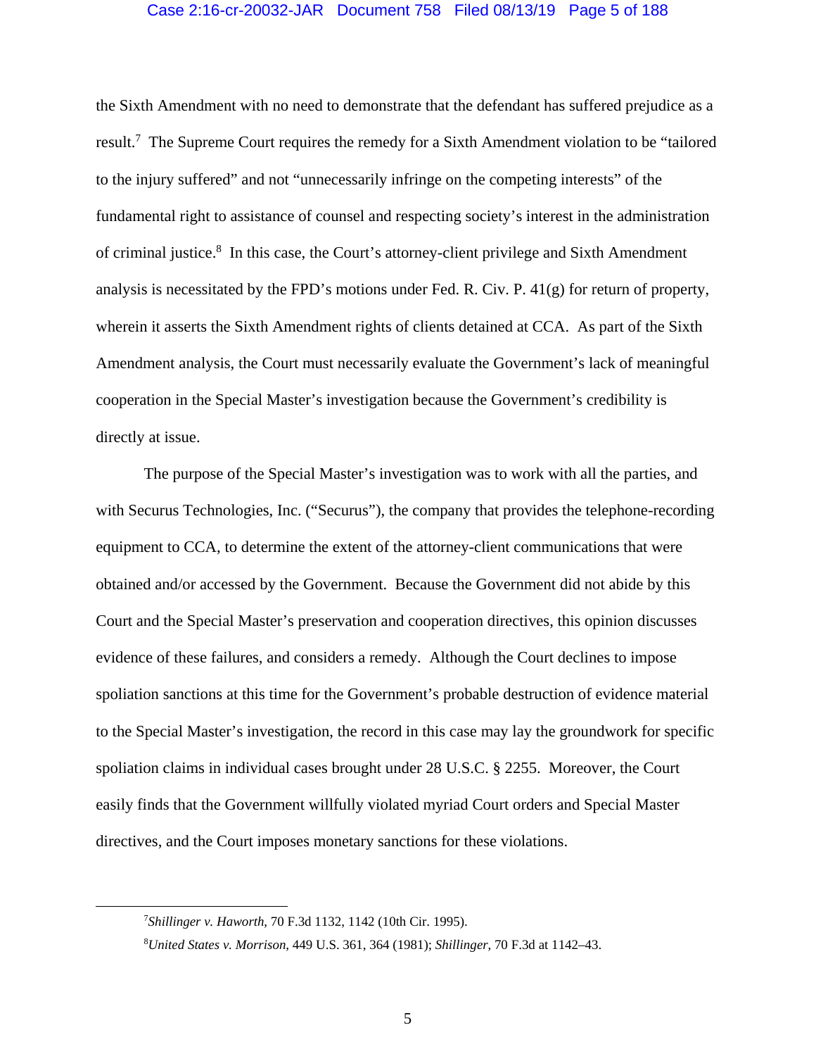the Sixth Amendment with no need to demonstrate that the defendant has suffered prejudice as a result.[7] The Supreme Court requires the remedy for a Sixth Amendment violation to be "tailored to the injury suffered" and not "unnecessarily infringe on the competing interests" of the fundamental right to assistance of counsel and respecting society's interest in the administration of criminal justice.[8] In this case, the Court's attorney-client privilege and Sixth Amendment analysis is necessitated by the FPD's motions under Fed. R. Civ. P. 41(g) for return of property, wherein it asserts the Sixth Amendment rights of clients detained at CCA. As part of the Sixth Amendment analysis, the Court must necessarily evaluate the Government's lack of meaningful cooperation in the Special Master's investigation because the Government's credibility is directly at issue.

The purpose of the Special Master's investigation was to work with all the parties, and with Securus Technologies, Inc. ("Securus"), the company that provides the telephone-recording equipment to CCA, to determine the extent of the attorney-client communications that were obtained and/or accessed by the Government. Because the Government did not abide by this Court and the Special Master's preservation and cooperation directives, this opinion discusses evidence of these failures, and considers a remedy. Although the Court declines to impose spoliation sanctions at this time for the Government's probable destruction of evidence material to the Special Master's investigation, the record in this case may lay the groundwork for specific spoliation claims in individual cases brought under 28 U.S.C. § 2255. Moreover, the Court easily finds that the Government willfully violated myriad Court orders and Special Master directives, and the Court imposes monetary sanctions for these violations.

---

[7] *Shillinger v. Haworth*, 70 F.3d 1132, 1142 (10th Cir. 1995).

[8] *United States v. Morrison*, 449 U.S. 361, 364 (1981); *Shillinger*, 70 F.3d at 1142–43.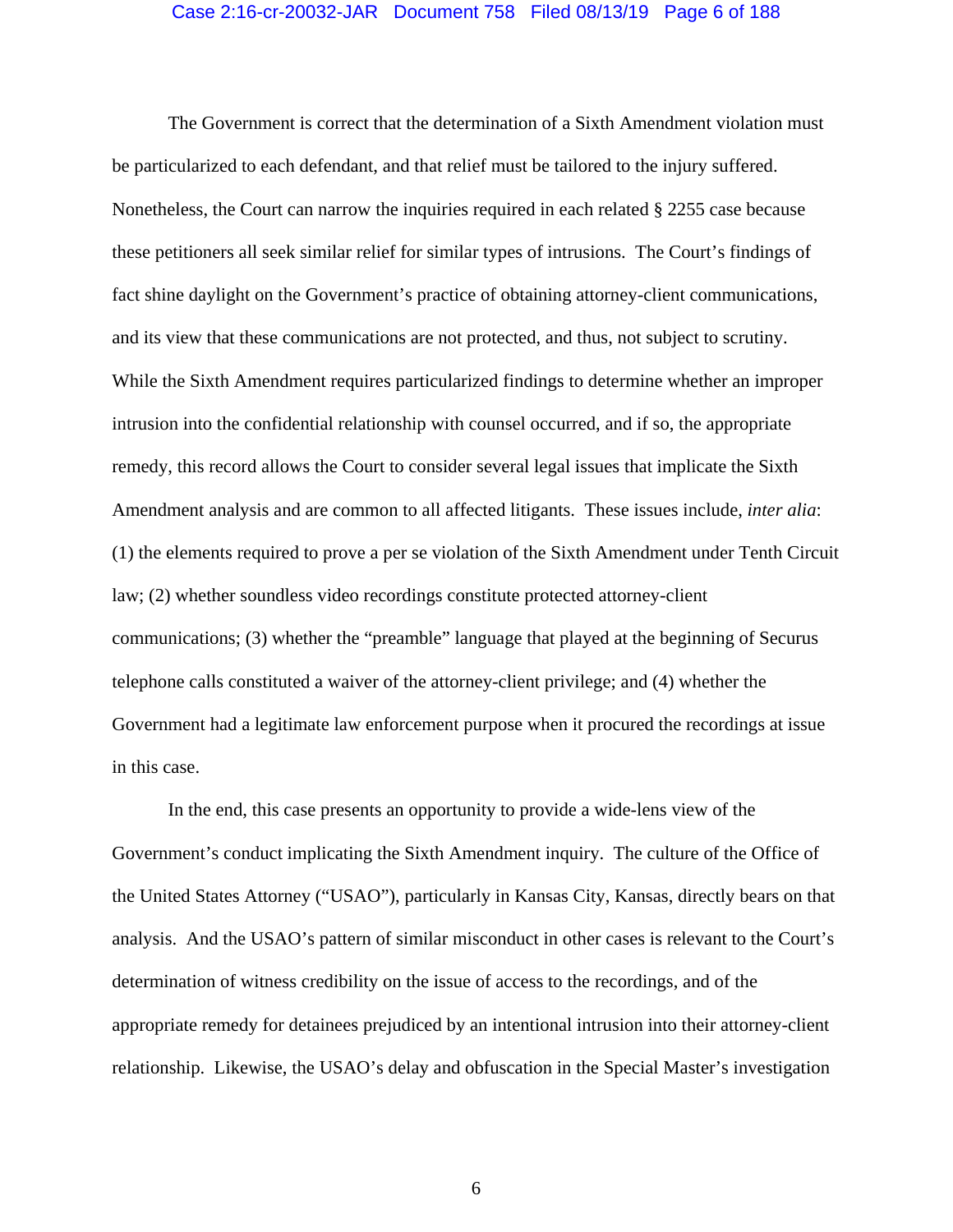The Government is correct that the determination of a Sixth Amendment violation must be particularized to each defendant, and that relief must be tailored to the injury suffered. Nonetheless, the Court can narrow the inquiries required in each related § 2255 case because these petitioners all seek similar relief for similar types of intrusions. The Court's findings of fact shine daylight on the Government's practice of obtaining attorney-client communications, and its view that these communications are not protected, and thus, not subject to scrutiny. While the Sixth Amendment requires particularized findings to determine whether an improper intrusion into the confidential relationship with counsel occurred, and if so, the appropriate remedy, this record allows the Court to consider several legal issues that implicate the Sixth Amendment analysis and are common to all affected litigants. These issues include, *inter alia*: (1) the elements required to prove a per se violation of the Sixth Amendment under Tenth Circuit law; (2) whether soundless video recordings constitute protected attorney-client communications; (3) whether the "preamble" language that played at the beginning of Securus telephone calls constituted a waiver of the attorney-client privilege; and (4) whether the Government had a legitimate law enforcement purpose when it procured the recordings at issue in this case.

In the end, this case presents an opportunity to provide a wide-lens view of the Government's conduct implicating the Sixth Amendment inquiry. The culture of the Office of the United States Attorney ("USAO"), particularly in Kansas City, Kansas, directly bears on that analysis. And the USAO's pattern of similar misconduct in other cases is relevant to the Court's determination of witness credibility on the issue of access to the recordings, and of the appropriate remedy for detainees prejudiced by an intentional intrusion into their attorney-client relationship. Likewise, the USAO's delay and obfuscation in the Special Master's investigation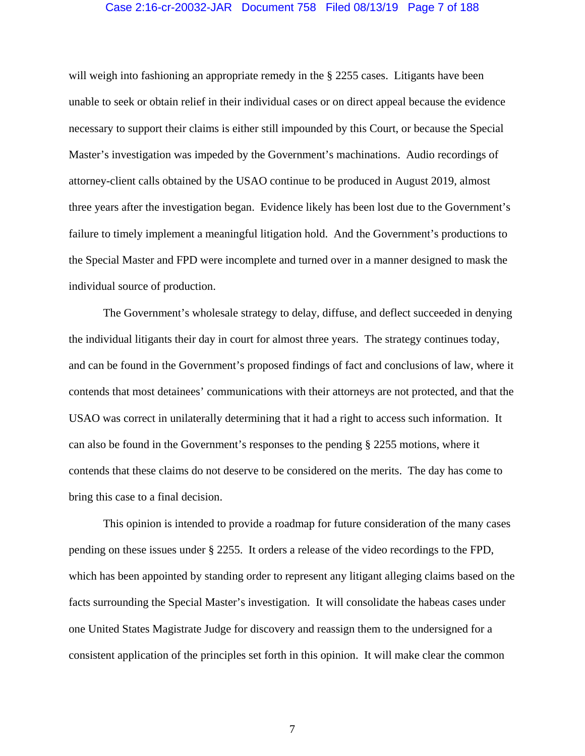will weigh into fashioning an appropriate remedy in the § 2255 cases. Litigants have been unable to seek or obtain relief in their individual cases or on direct appeal because the evidence necessary to support their claims is either still impounded by this Court, or because the Special Master's investigation was impeded by the Government's machinations. Audio recordings of attorney-client calls obtained by the USAO continue to be produced in August 2019, almost three years after the investigation began. Evidence likely has been lost due to the Government's failure to timely implement a meaningful litigation hold. And the Government's productions to the Special Master and FPD were incomplete and turned over in a manner designed to mask the individual source of production.

The Government's wholesale strategy to delay, diffuse, and deflect succeeded in denying the individual litigants their day in court for almost three years. The strategy continues today, and can be found in the Government's proposed findings of fact and conclusions of law, where it contends that most detainees' communications with their attorneys are not protected, and that the USAO was correct in unilaterally determining that it had a right to access such information. It can also be found in the Government's responses to the pending § 2255 motions, where it contends that these claims do not deserve to be considered on the merits. The day has come to bring this case to a final decision.

This opinion is intended to provide a roadmap for future consideration of the many cases pending on these issues under § 2255. It orders a release of the video recordings to the FPD, which has been appointed by standing order to represent any litigant alleging claims based on the facts surrounding the Special Master's investigation. It will consolidate the habeas cases under one United States Magistrate Judge for discovery and reassign them to the undersigned for a consistent application of the principles set forth in this opinion. It will make clear the common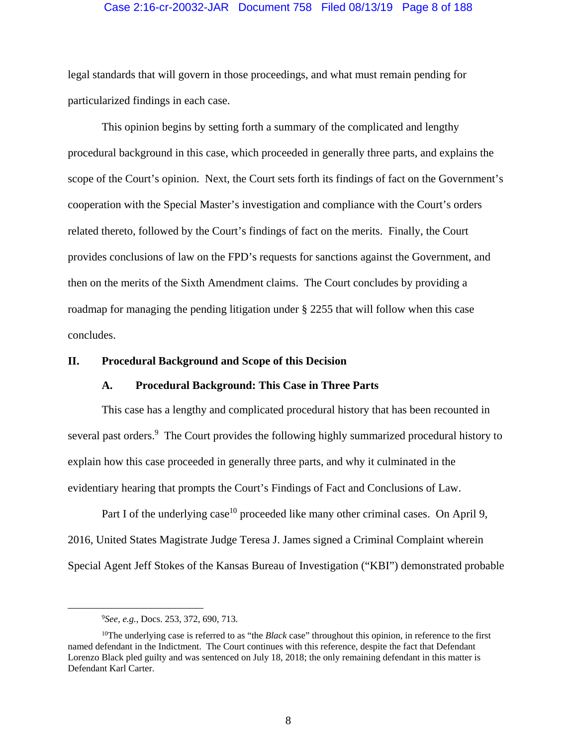legal standards that will govern in those proceedings, and what must remain pending for particularized findings in each case.

This opinion begins by setting forth a summary of the complicated and lengthy procedural background in this case, which proceeded in generally three parts, and explains the scope of the Court's opinion. Next, the Court sets forth its findings of fact on the Government's cooperation with the Special Master's investigation and compliance with the Court's orders related thereto, followed by the Court's findings of fact on the merits. Finally, the Court provides conclusions of law on the FPD's requests for sanctions against the Government, and then on the merits of the Sixth Amendment claims. The Court concludes by providing a roadmap for managing the pending litigation under § 2255 that will follow when this case concludes.

## II. Procedural Background and Scope of this Decision

### A. Procedural Background: This Case in Three Parts

This case has a lengthy and complicated procedural history that has been recounted in several past orders.[9] The Court provides the following highly summarized procedural history to explain how this case proceeded in generally three parts, and why it culminated in the evidentiary hearing that prompts the Court's Findings of Fact and Conclusions of Law.

Part I of the underlying case[10] proceeded like many other criminal cases. On April 9, 2016, United States Magistrate Judge Teresa J. James signed a Criminal Complaint wherein Special Agent Jeff Stokes of the Kansas Bureau of Investigation ("KBI") demonstrated probable

---

[9] *See, e.g.*, Docs. 253, 372, 690, 713.

[10] The underlying case is referred to as "the *Black* case" throughout this opinion, in reference to the first named defendant in the Indictment. The Court continues with this reference, despite the fact that Defendant Lorenzo Black pled guilty and was sentenced on July 18, 2018; the only remaining defendant in this matter is Defendant Karl Carter.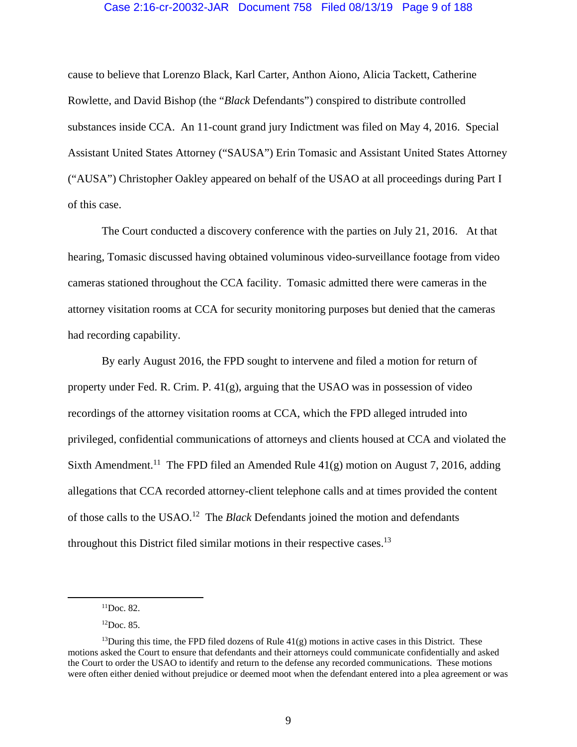cause to believe that Lorenzo Black, Karl Carter, Anthon Aiono, Alicia Tackett, Catherine Rowlette, and David Bishop (the "*Black* Defendants") conspired to distribute controlled substances inside CCA. An 11-count grand jury Indictment was filed on May 4, 2016. Special Assistant United States Attorney ("SAUSA") Erin Tomasic and Assistant United States Attorney ("AUSA") Christopher Oakley appeared on behalf of the USAO at all proceedings during Part I of this case.

The Court conducted a discovery conference with the parties on July 21, 2016. At that hearing, Tomasic discussed having obtained voluminous video-surveillance footage from video cameras stationed throughout the CCA facility. Tomasic admitted there were cameras in the attorney visitation rooms at CCA for security monitoring purposes but denied that the cameras had recording capability.

By early August 2016, the FPD sought to intervene and filed a motion for return of property under Fed. R. Crim. P. 41(g), arguing that the USAO was in possession of video recordings of the attorney visitation rooms at CCA, which the FPD alleged intruded into privileged, confidential communications of attorneys and clients housed at CCA and violated the Sixth Amendment.[11] The FPD filed an Amended Rule 41(g) motion on August 7, 2016, adding allegations that CCA recorded attorney-client telephone calls and at times provided the content of those calls to the USAO.[12] The *Black* Defendants joined the motion and defendants throughout this District filed similar motions in their respective cases.[13]

---

[11]Doc. 82.

[12]Doc. 85.

[13]During this time, the FPD filed dozens of Rule 41(g) motions in active cases in this District. These motions asked the Court to ensure that defendants and their attorneys could communicate confidentially and asked the Court to order the USAO to identify and return to the defense any recorded communications. These motions were often either denied without prejudice or deemed moot when the defendant entered into a plea agreement or was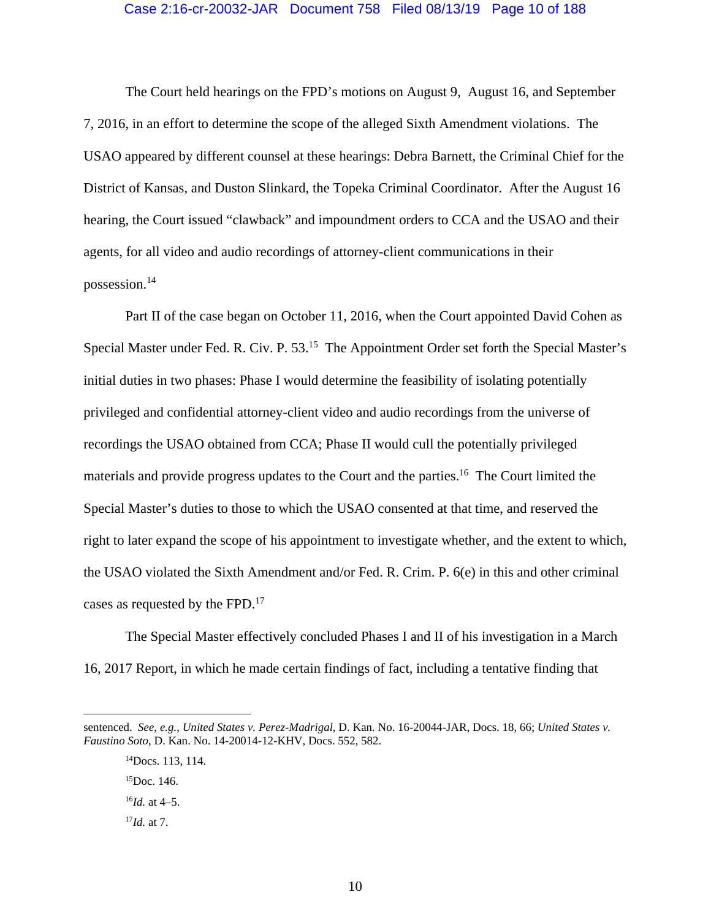The Court held hearings on the FPD's motions on August 9, August 16, and September 7, 2016, in an effort to determine the scope of the alleged Sixth Amendment violations. The USAO appeared by different counsel at these hearings: Debra Barnett, the Criminal Chief for the District of Kansas, and Duston Slinkard, the Topeka Criminal Coordinator. After the August 16 hearing, the Court issued "clawback" and impoundment orders to CCA and the USAO and their agents, for all video and audio recordings of attorney-client communications in their possession.[14]

Part II of the case began on October 11, 2016, when the Court appointed David Cohen as Special Master under Fed. R. Civ. P. 53.[15] The Appointment Order set forth the Special Master's initial duties in two phases: Phase I would determine the feasibility of isolating potentially privileged and confidential attorney-client video and audio recordings from the universe of recordings the USAO obtained from CCA; Phase II would cull the potentially privileged materials and provide progress updates to the Court and the parties.[16] The Court limited the Special Master's duties to those to which the USAO consented at that time, and reserved the right to later expand the scope of his appointment to investigate whether, and the extent to which, the USAO violated the Sixth Amendment and/or Fed. R. Crim. P. 6(e) in this and other criminal cases as requested by the FPD.[17]

The Special Master effectively concluded Phases I and II of his investigation in a March 16, 2017 Report, in which he made certain findings of fact, including a tentative finding that

---

sentenced. *See, e.g.*, *United States v. Perez-Madrigal*, D. Kan. No. 16-20044-JAR, Docs. 18, 66; *United States v. Faustino Soto*, D. Kan. No. 14-20014-12-KHV, Docs. 552, 582.

[14]Docs. 113, 114.

[15]Doc. 146.

[16]*Id.* at 4–5.

[17]*Id.* at 7.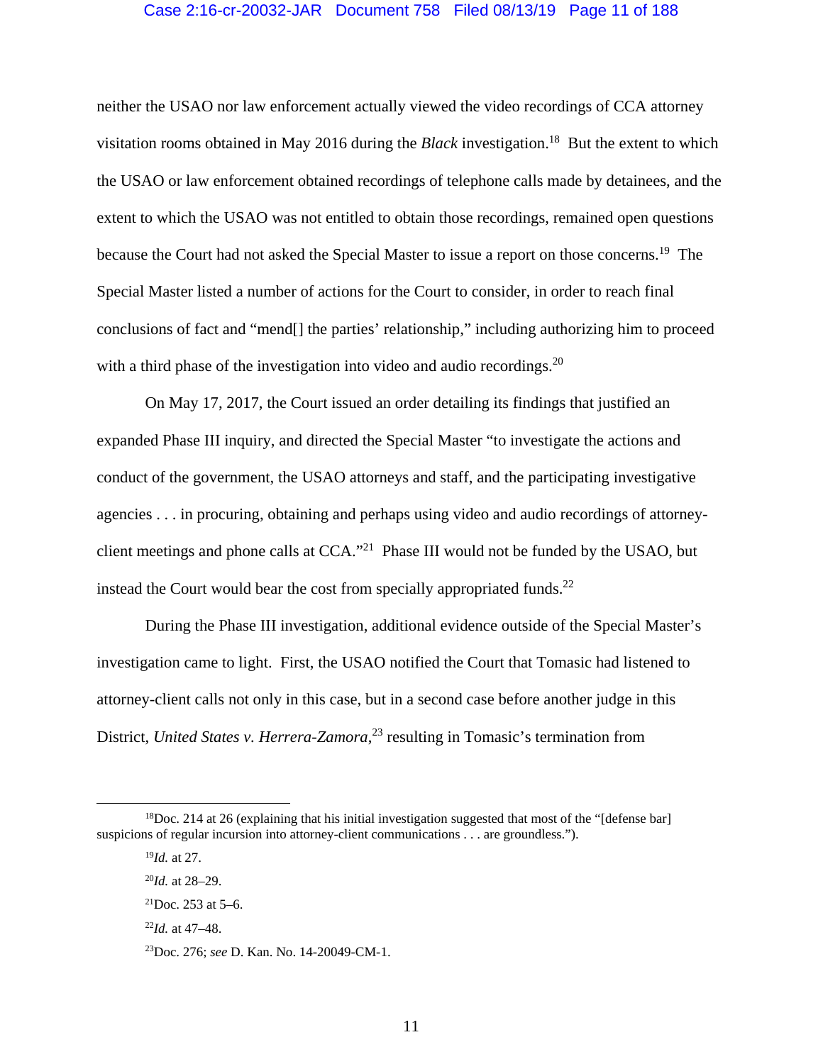neither the USAO nor law enforcement actually viewed the video recordings of CCA attorney visitation rooms obtained in May 2016 during the *Black* investigation.[18] But the extent to which the USAO or law enforcement obtained recordings of telephone calls made by detainees, and the extent to which the USAO was not entitled to obtain those recordings, remained open questions because the Court had not asked the Special Master to issue a report on those concerns.[19] The Special Master listed a number of actions for the Court to consider, in order to reach final conclusions of fact and "mend[] the parties' relationship," including authorizing him to proceed with a third phase of the investigation into video and audio recordings.[20]

On May 17, 2017, the Court issued an order detailing its findings that justified an expanded Phase III inquiry, and directed the Special Master "to investigate the actions and conduct of the government, the USAO attorneys and staff, and the participating investigative agencies . . . in procuring, obtaining and perhaps using video and audio recordings of attorney-client meetings and phone calls at CCA."[21] Phase III would not be funded by the USAO, but instead the Court would bear the cost from specially appropriated funds.[22]

During the Phase III investigation, additional evidence outside of the Special Master's investigation came to light. First, the USAO notified the Court that Tomasic had listened to attorney-client calls not only in this case, but in a second case before another judge in this District, *United States v. Herrera-Zamora*,[23] resulting in Tomasic's termination from

---

[18]Doc. 214 at 26 (explaining that his initial investigation suggested that most of the "[defense bar] suspicions of regular incursion into attorney-client communications . . . are groundless.").

[19]*Id.* at 27.

[20]*Id.* at 28–29.

[21]Doc. 253 at 5–6.

[22]*Id.* at 47–48.

[23]Doc. 276; *see* D. Kan. No. 14-20049-CM-1.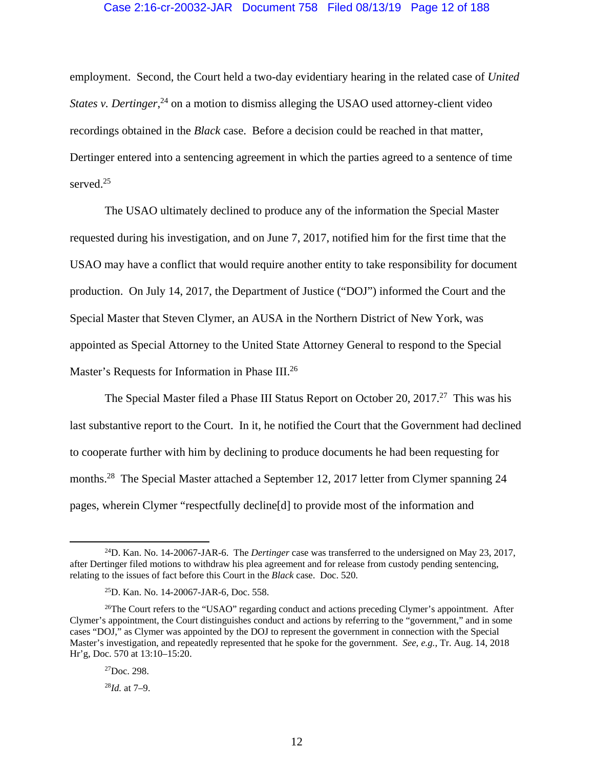employment. Second, the Court held a two-day evidentiary hearing in the related case of *United States v. Dertinger*,[24] on a motion to dismiss alleging the USAO used attorney-client video recordings obtained in the *Black* case. Before a decision could be reached in that matter, Dertinger entered into a sentencing agreement in which the parties agreed to a sentence of time served.[25]

The USAO ultimately declined to produce any of the information the Special Master requested during his investigation, and on June 7, 2017, notified him for the first time that the USAO may have a conflict that would require another entity to take responsibility for document production. On July 14, 2017, the Department of Justice ("DOJ") informed the Court and the Special Master that Steven Clymer, an AUSA in the Northern District of New York, was appointed as Special Attorney to the United State Attorney General to respond to the Special Master's Requests for Information in Phase III.[26]

The Special Master filed a Phase III Status Report on October 20, 2017.[27] This was his last substantive report to the Court. In it, he notified the Court that the Government had declined to cooperate further with him by declining to produce documents he had been requesting for months.[28] The Special Master attached a September 12, 2017 letter from Clymer spanning 24 pages, wherein Clymer "respectfully decline[d] to provide most of the information and

---

[24]D. Kan. No. 14-20067-JAR-6. The *Dertinger* case was transferred to the undersigned on May 23, 2017, after Dertinger filed motions to withdraw his plea agreement and for release from custody pending sentencing, relating to the issues of fact before this Court in the *Black* case. Doc. 520.

[25]D. Kan. No. 14-20067-JAR-6, Doc. 558.

[26]The Court refers to the "USAO" regarding conduct and actions preceding Clymer's appointment. After Clymer's appointment, the Court distinguishes conduct and actions by referring to the "government," and in some cases "DOJ," as Clymer was appointed by the DOJ to represent the government in connection with the Special Master's investigation, and repeatedly represented that he spoke for the government. *See, e.g.*, Tr. Aug. 14, 2018 Hr'g, Doc. 570 at 13:10–15:20.

[27]Doc. 298.

[28]*Id.* at 7–9.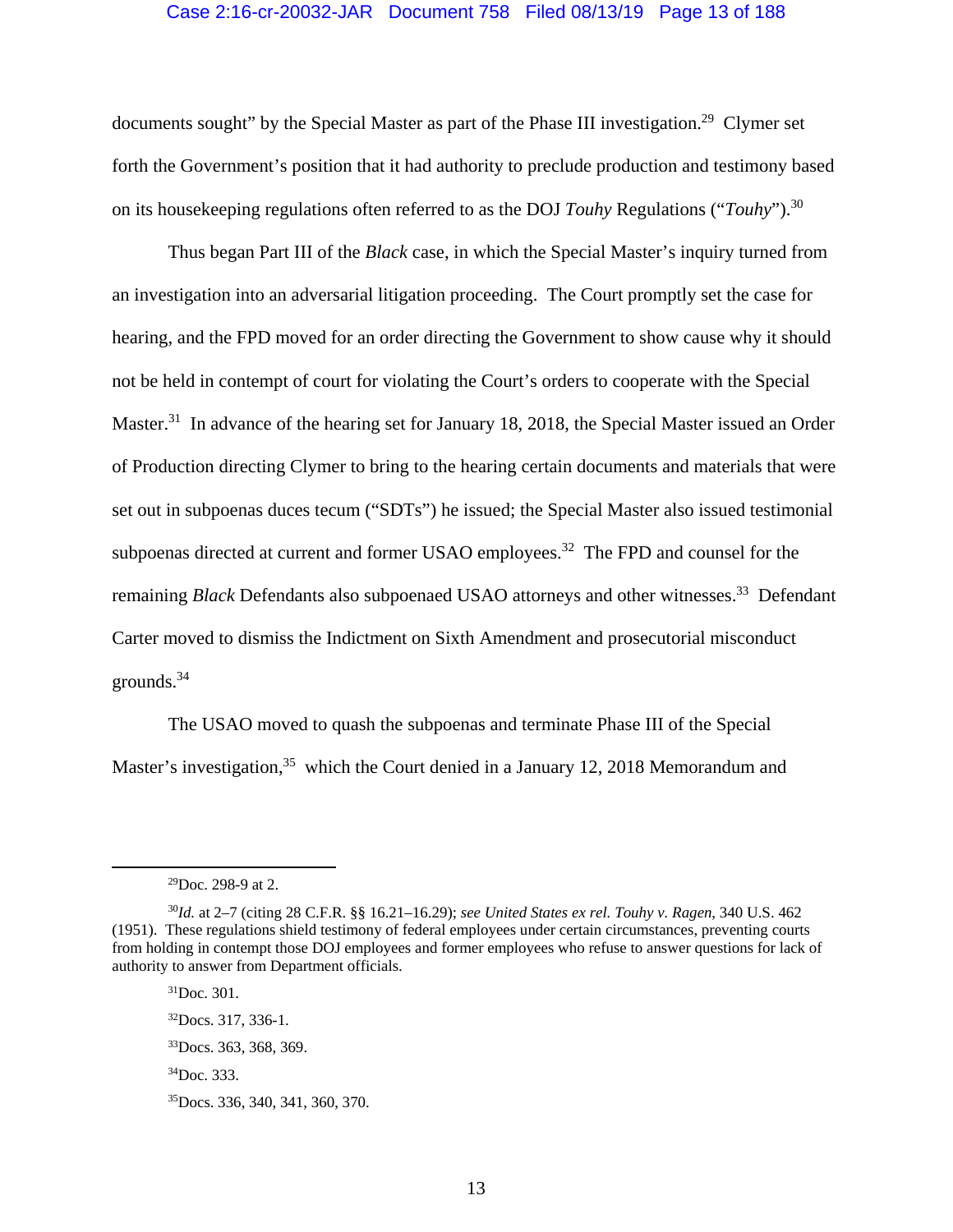documents sought" by the Special Master as part of the Phase III investigation.[29] Clymer set forth the Government's position that it had authority to preclude production and testimony based on its housekeeping regulations often referred to as the DOJ *Touhy* Regulations ("*Touhy*").[30]

Thus began Part III of the *Black* case, in which the Special Master's inquiry turned from an investigation into an adversarial litigation proceeding. The Court promptly set the case for hearing, and the FPD moved for an order directing the Government to show cause why it should not be held in contempt of court for violating the Court's orders to cooperate with the Special Master.[31] In advance of the hearing set for January 18, 2018, the Special Master issued an Order of Production directing Clymer to bring to the hearing certain documents and materials that were set out in subpoenas duces tecum ("SDTs") he issued; the Special Master also issued testimonial subpoenas directed at current and former USAO employees.[32] The FPD and counsel for the remaining *Black* Defendants also subpoenaed USAO attorneys and other witnesses.[33] Defendant Carter moved to dismiss the Indictment on Sixth Amendment and prosecutorial misconduct grounds.[34]

The USAO moved to quash the subpoenas and terminate Phase III of the Special Master's investigation,[35] which the Court denied in a January 12, 2018 Memorandum and

---

[29] Doc. 298-9 at 2.

[30] *Id.* at 2–7 (citing 28 C.F.R. §§ 16.21–16.29); *see United States ex rel. Touhy v. Ragen*, 340 U.S. 462 (1951). These regulations shield testimony of federal employees under certain circumstances, preventing courts from holding in contempt those DOJ employees and former employees who refuse to answer questions for lack of authority to answer from Department officials.

[31] Doc. 301.

[32] Docs. 317, 336-1.

[33] Docs. 363, 368, 369.

[34] Doc. 333.

[35] Docs. 336, 340, 341, 360, 370.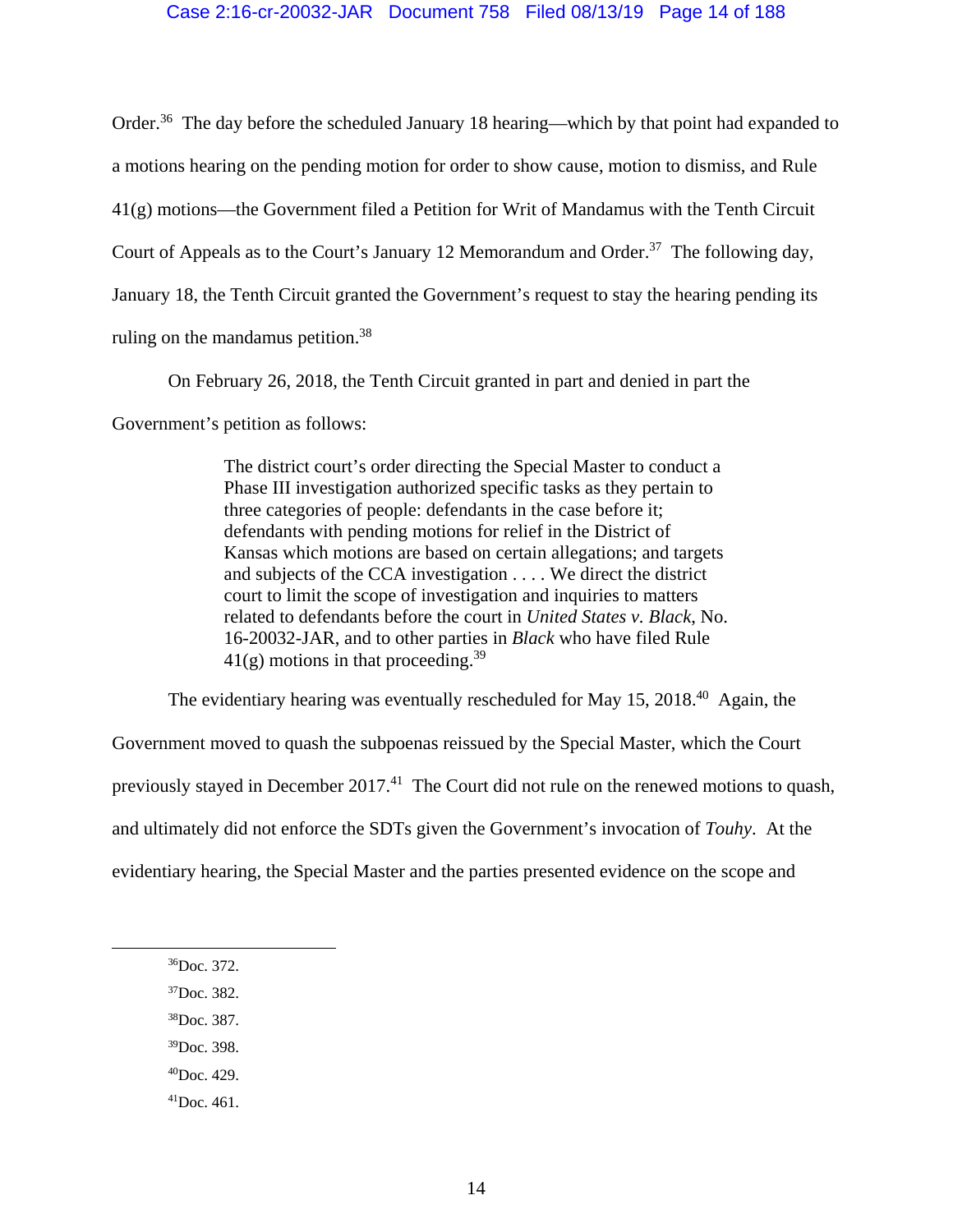Order.[36] The day before the scheduled January 18 hearing—which by that point had expanded to a motions hearing on the pending motion for order to show cause, motion to dismiss, and Rule 41(g) motions—the Government filed a Petition for Writ of Mandamus with the Tenth Circuit Court of Appeals as to the Court's January 12 Memorandum and Order.[37] The following day, January 18, the Tenth Circuit granted the Government's request to stay the hearing pending its ruling on the mandamus petition.[38]

On February 26, 2018, the Tenth Circuit granted in part and denied in part the Government's petition as follows:

> The district court's order directing the Special Master to conduct a Phase III investigation authorized specific tasks as they pertain to three categories of people: defendants in the case before it; defendants with pending motions for relief in the District of Kansas which motions are based on certain allegations; and targets and subjects of the CCA investigation . . . . We direct the district court to limit the scope of investigation and inquiries to matters related to defendants before the court in *United States v. Black*, No. 16-20032-JAR, and to other parties in *Black* who have filed Rule 41(g) motions in that proceeding.[39]

The evidentiary hearing was eventually rescheduled for May 15, 2018.[40] Again, the Government moved to quash the subpoenas reissued by the Special Master, which the Court previously stayed in December 2017.[41] The Court did not rule on the renewed motions to quash, and ultimately did not enforce the SDTs given the Government's invocation of *Touhy*. At the evidentiary hearing, the Special Master and the parties presented evidence on the scope and

---

[36] Doc. 372.

[37] Doc. 382.

[38] Doc. 387.

[39] Doc. 398.

[40] Doc. 429.

[41] Doc. 461.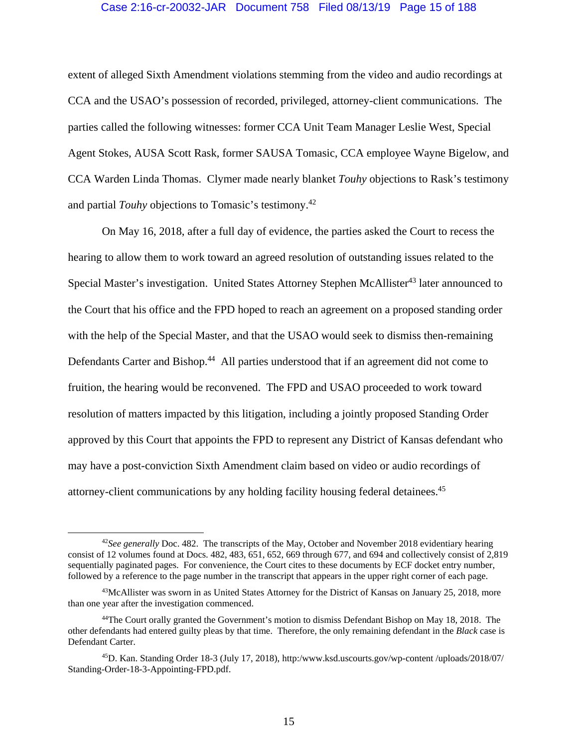extent of alleged Sixth Amendment violations stemming from the video and audio recordings at CCA and the USAO's possession of recorded, privileged, attorney-client communications. The parties called the following witnesses: former CCA Unit Team Manager Leslie West, Special Agent Stokes, AUSA Scott Rask, former SAUSA Tomasic, CCA employee Wayne Bigelow, and CCA Warden Linda Thomas. Clymer made nearly blanket *Touhy* objections to Rask's testimony and partial *Touhy* objections to Tomasic's testimony.[42]

On May 16, 2018, after a full day of evidence, the parties asked the Court to recess the hearing to allow them to work toward an agreed resolution of outstanding issues related to the Special Master's investigation. United States Attorney Stephen McAllister[43] later announced to the Court that his office and the FPD hoped to reach an agreement on a proposed standing order with the help of the Special Master, and that the USAO would seek to dismiss then-remaining Defendants Carter and Bishop.[44] All parties understood that if an agreement did not come to fruition, the hearing would be reconvened. The FPD and USAO proceeded to work toward resolution of matters impacted by this litigation, including a jointly proposed Standing Order approved by this Court that appoints the FPD to represent any District of Kansas defendant who may have a post-conviction Sixth Amendment claim based on video or audio recordings of attorney-client communications by any holding facility housing federal detainees.[45]

---

[42] *See generally* Doc. 482. The transcripts of the May, October and November 2018 evidentiary hearing consist of 12 volumes found at Docs. 482, 483, 651, 652, 669 through 677, and 694 and collectively consist of 2,819 sequentially paginated pages. For convenience, the Court cites to these documents by ECF docket entry number, followed by a reference to the page number in the transcript that appears in the upper right corner of each page.

[43] McAllister was sworn in as United States Attorney for the District of Kansas on January 25, 2018, more than one year after the investigation commenced.

[44] The Court orally granted the Government's motion to dismiss Defendant Bishop on May 18, 2018. The other defendants had entered guilty pleas by that time. Therefore, the only remaining defendant in the *Black* case is Defendant Carter.

[45] D. Kan. Standing Order 18-3 (July 17, 2018), http:/www.ksd.uscourts.gov/wp-content /uploads/2018/07/ Standing-Order-18-3-Appointing-FPD.pdf.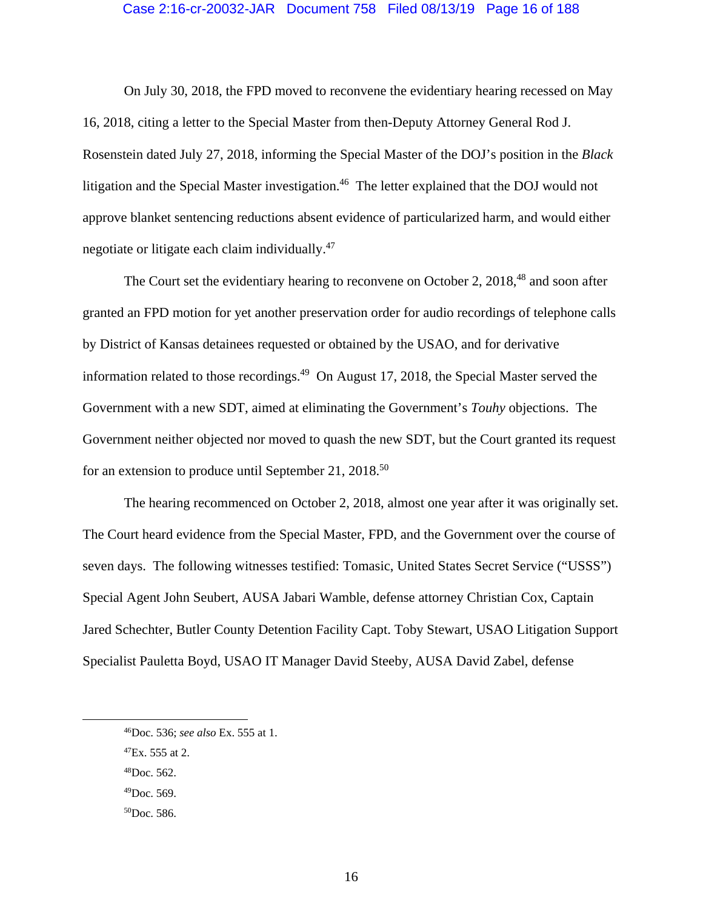On July 30, 2018, the FPD moved to reconvene the evidentiary hearing recessed on May 16, 2018, citing a letter to the Special Master from then-Deputy Attorney General Rod J. Rosenstein dated July 27, 2018, informing the Special Master of the DOJ's position in the *Black* litigation and the Special Master investigation.[46] The letter explained that the DOJ would not approve blanket sentencing reductions absent evidence of particularized harm, and would either negotiate or litigate each claim individually.[47]

The Court set the evidentiary hearing to reconvene on October 2, 2018,[48] and soon after granted an FPD motion for yet another preservation order for audio recordings of telephone calls by District of Kansas detainees requested or obtained by the USAO, and for derivative information related to those recordings.[49] On August 17, 2018, the Special Master served the Government with a new SDT, aimed at eliminating the Government's *Touhy* objections. The Government neither objected nor moved to quash the new SDT, but the Court granted its request for an extension to produce until September 21, 2018.[50]

The hearing recommenced on October 2, 2018, almost one year after it was originally set. The Court heard evidence from the Special Master, FPD, and the Government over the course of seven days. The following witnesses testified: Tomasic, United States Secret Service ("USSS") Special Agent John Seubert, AUSA Jabari Wamble, defense attorney Christian Cox, Captain Jared Schechter, Butler County Detention Facility Capt. Toby Stewart, USAO Litigation Support Specialist Pauletta Boyd, USAO IT Manager David Steeby, AUSA David Zabel, defense

---

[46] Doc. 536; *see also* Ex. 555 at 1.

[47] Ex. 555 at 2.

[48] Doc. 562.

[49] Doc. 569.

[50] Doc. 586.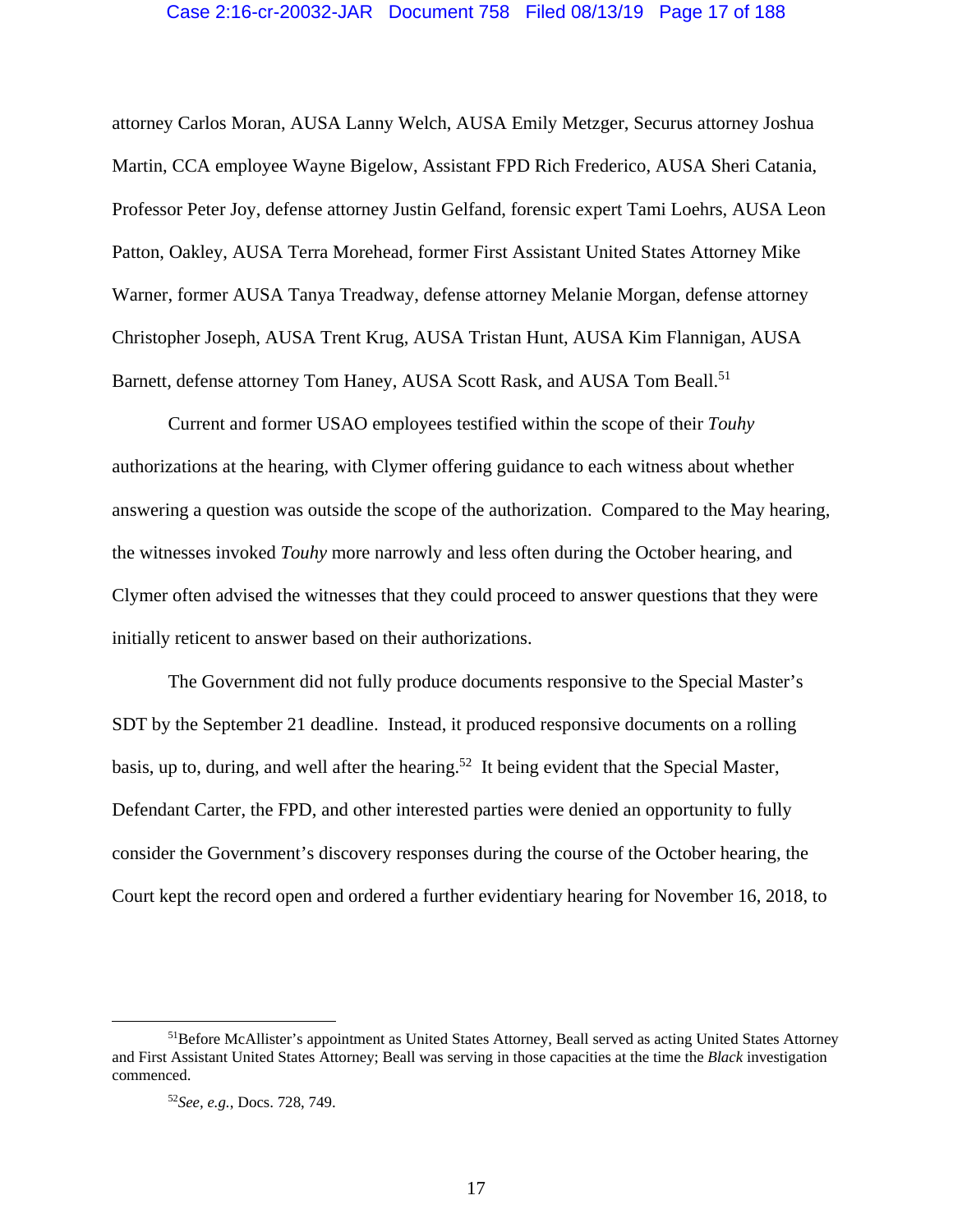attorney Carlos Moran, AUSA Lanny Welch, AUSA Emily Metzger, Securus attorney Joshua Martin, CCA employee Wayne Bigelow, Assistant FPD Rich Frederico, AUSA Sheri Catania, Professor Peter Joy, defense attorney Justin Gelfand, forensic expert Tami Loehrs, AUSA Leon Patton, Oakley, AUSA Terra Morehead, former First Assistant United States Attorney Mike Warner, former AUSA Tanya Treadway, defense attorney Melanie Morgan, defense attorney Christopher Joseph, AUSA Trent Krug, AUSA Tristan Hunt, AUSA Kim Flannigan, AUSA Barnett, defense attorney Tom Haney, AUSA Scott Rask, and AUSA Tom Beall.[51]

Current and former USAO employees testified within the scope of their *Touhy* authorizations at the hearing, with Clymer offering guidance to each witness about whether answering a question was outside the scope of the authorization. Compared to the May hearing, the witnesses invoked *Touhy* more narrowly and less often during the October hearing, and Clymer often advised the witnesses that they could proceed to answer questions that they were initially reticent to answer based on their authorizations.

The Government did not fully produce documents responsive to the Special Master's SDT by the September 21 deadline. Instead, it produced responsive documents on a rolling basis, up to, during, and well after the hearing.[52] It being evident that the Special Master, Defendant Carter, the FPD, and other interested parties were denied an opportunity to fully consider the Government's discovery responses during the course of the October hearing, the Court kept the record open and ordered a further evidentiary hearing for November 16, 2018, to

---

[51]Before McAllister's appointment as United States Attorney, Beall served as acting United States Attorney and First Assistant United States Attorney; Beall was serving in those capacities at the time the *Black* investigation commenced.

[52]*See, e.g.*, Docs. 728, 749.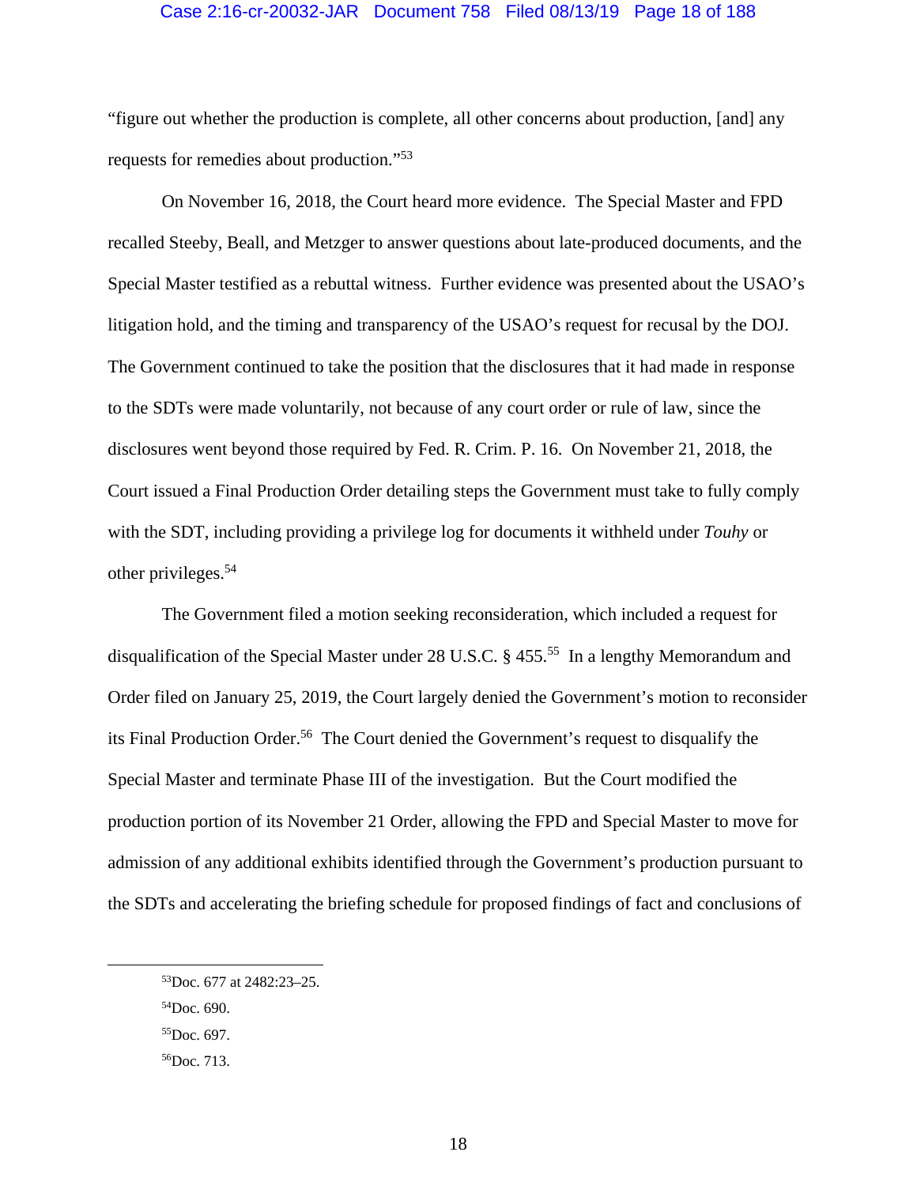"figure out whether the production is complete, all other concerns about production, [and] any requests for remedies about production."[53]

On November 16, 2018, the Court heard more evidence. The Special Master and FPD recalled Steeby, Beall, and Metzger to answer questions about late-produced documents, and the Special Master testified as a rebuttal witness. Further evidence was presented about the USAO's litigation hold, and the timing and transparency of the USAO's request for recusal by the DOJ. The Government continued to take the position that the disclosures that it had made in response to the SDTs were made voluntarily, not because of any court order or rule of law, since the disclosures went beyond those required by Fed. R. Crim. P. 16. On November 21, 2018, the Court issued a Final Production Order detailing steps the Government must take to fully comply with the SDT, including providing a privilege log for documents it withheld under *Touhy* or other privileges.[54]

The Government filed a motion seeking reconsideration, which included a request for disqualification of the Special Master under 28 U.S.C. § 455.[55] In a lengthy Memorandum and Order filed on January 25, 2019, the Court largely denied the Government's motion to reconsider its Final Production Order.[56] The Court denied the Government's request to disqualify the Special Master and terminate Phase III of the investigation. But the Court modified the production portion of its November 21 Order, allowing the FPD and Special Master to move for admission of any additional exhibits identified through the Government's production pursuant to the SDTs and accelerating the briefing schedule for proposed findings of fact and conclusions of

[53] Doc. 677 at 2482:23–25.

[54] Doc. 690.

[55] Doc. 697.

[56] Doc. 713.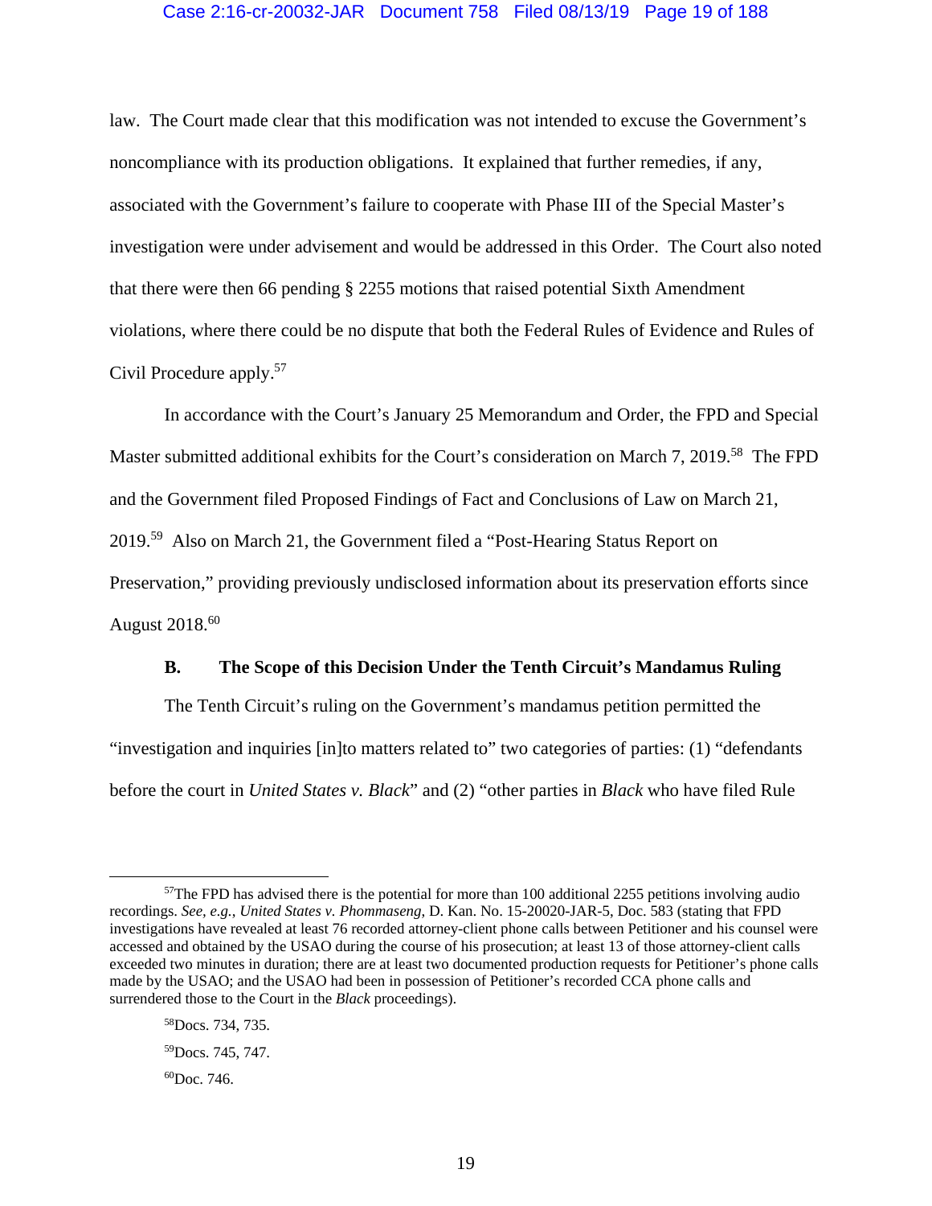law. The Court made clear that this modification was not intended to excuse the Government's noncompliance with its production obligations. It explained that further remedies, if any, associated with the Government's failure to cooperate with Phase III of the Special Master's investigation were under advisement and would be addressed in this Order. The Court also noted that there were then 66 pending § 2255 motions that raised potential Sixth Amendment violations, where there could be no dispute that both the Federal Rules of Evidence and Rules of Civil Procedure apply.[57]

In accordance with the Court's January 25 Memorandum and Order, the FPD and Special Master submitted additional exhibits for the Court's consideration on March 7, 2019.[58] The FPD and the Government filed Proposed Findings of Fact and Conclusions of Law on March 21, 2019.[59] Also on March 21, the Government filed a "Post-Hearing Status Report on Preservation," providing previously undisclosed information about its preservation efforts since August 2018.[60]

### B. The Scope of this Decision Under the Tenth Circuit's Mandamus Ruling

The Tenth Circuit's ruling on the Government's mandamus petition permitted the "investigation and inquiries [in]to matters related to" two categories of parties: (1) "defendants before the court in *United States v. Black*" and (2) "other parties in *Black* who have filed Rule

---

[57]The FPD has advised there is the potential for more than 100 additional 2255 petitions involving audio recordings. *See, e.g.*, *United States v. Phommaseng*, D. Kan. No. 15-20020-JAR-5, Doc. 583 (stating that FPD investigations have revealed at least 76 recorded attorney-client phone calls between Petitioner and his counsel were accessed and obtained by the USAO during the course of his prosecution; at least 13 of those attorney-client calls exceeded two minutes in duration; there are at least two documented production requests for Petitioner's phone calls made by the USAO; and the USAO had been in possession of Petitioner's recorded CCA phone calls and surrendered those to the Court in the *Black* proceedings).

[58]Docs. 734, 735.

[59]Docs. 745, 747.

[60]Doc. 746.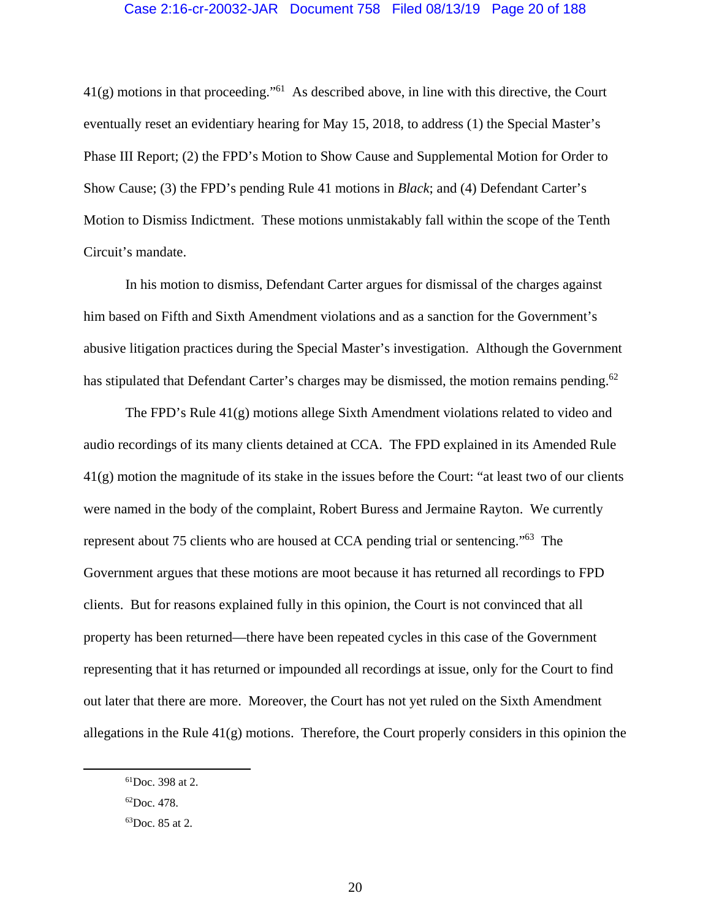41(g) motions in that proceeding."[61] As described above, in line with this directive, the Court eventually reset an evidentiary hearing for May 15, 2018, to address (1) the Special Master's Phase III Report; (2) the FPD's Motion to Show Cause and Supplemental Motion for Order to Show Cause; (3) the FPD's pending Rule 41 motions in *Black*; and (4) Defendant Carter's Motion to Dismiss Indictment. These motions unmistakably fall within the scope of the Tenth Circuit's mandate.

In his motion to dismiss, Defendant Carter argues for dismissal of the charges against him based on Fifth and Sixth Amendment violations and as a sanction for the Government's abusive litigation practices during the Special Master's investigation. Although the Government has stipulated that Defendant Carter's charges may be dismissed, the motion remains pending.[62]

The FPD's Rule 41(g) motions allege Sixth Amendment violations related to video and audio recordings of its many clients detained at CCA. The FPD explained in its Amended Rule 41(g) motion the magnitude of its stake in the issues before the Court: "at least two of our clients were named in the body of the complaint, Robert Buress and Jermaine Rayton. We currently represent about 75 clients who are housed at CCA pending trial or sentencing."[63] The Government argues that these motions are moot because it has returned all recordings to FPD clients. But for reasons explained fully in this opinion, the Court is not convinced that all property has been returned—there have been repeated cycles in this case of the Government representing that it has returned or impounded all recordings at issue, only for the Court to find out later that there are more. Moreover, the Court has not yet ruled on the Sixth Amendment allegations in the Rule 41(g) motions. Therefore, the Court properly considers in this opinion the

---

[61] Doc. 398 at 2.

[62] Doc. 478.

[63] Doc. 85 at 2.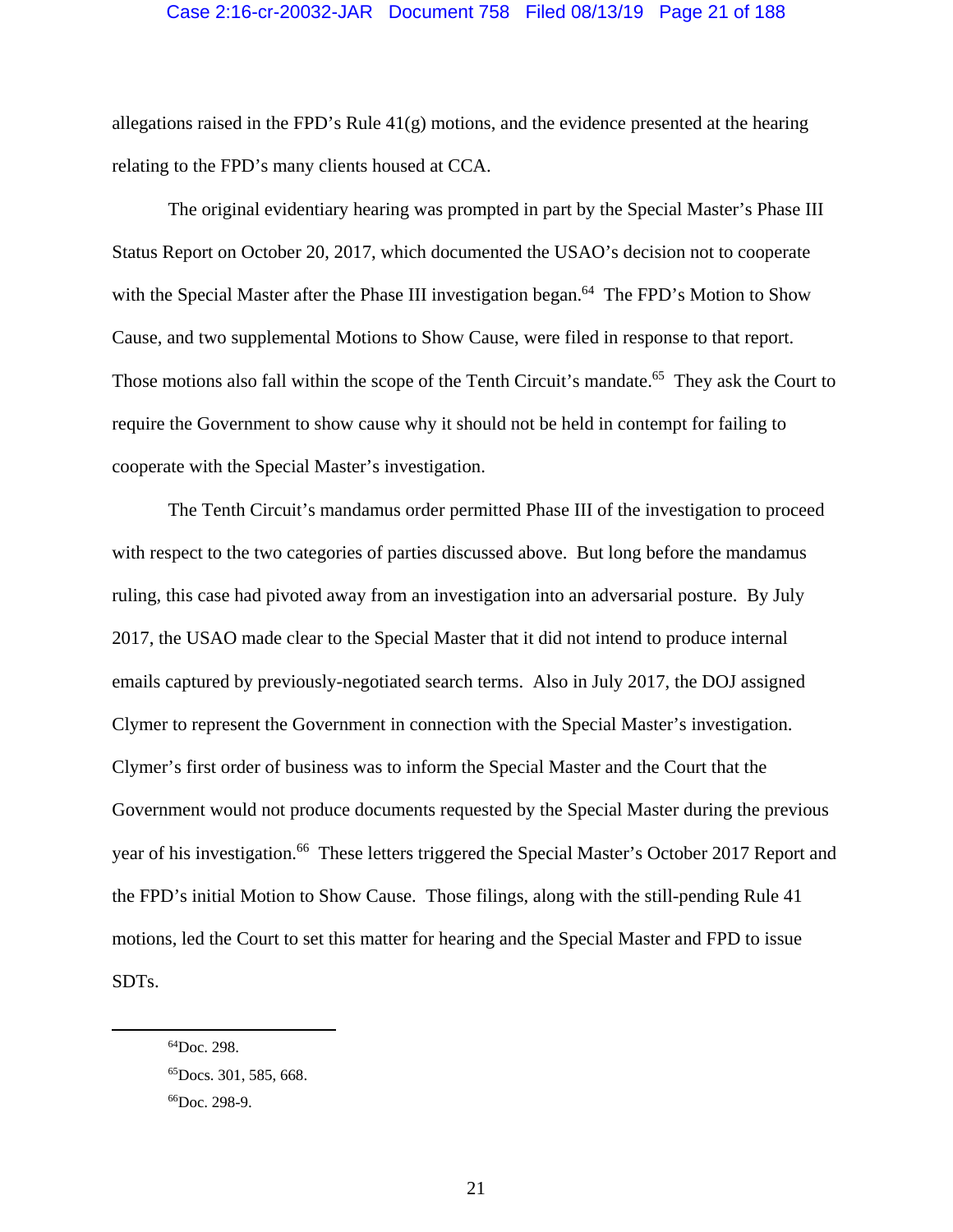allegations raised in the FPD's Rule 41(g) motions, and the evidence presented at the hearing relating to the FPD's many clients housed at CCA.

The original evidentiary hearing was prompted in part by the Special Master's Phase III Status Report on October 20, 2017, which documented the USAO's decision not to cooperate with the Special Master after the Phase III investigation began.[64] The FPD's Motion to Show Cause, and two supplemental Motions to Show Cause, were filed in response to that report. Those motions also fall within the scope of the Tenth Circuit's mandate.[65] They ask the Court to require the Government to show cause why it should not be held in contempt for failing to cooperate with the Special Master's investigation.

The Tenth Circuit's mandamus order permitted Phase III of the investigation to proceed with respect to the two categories of parties discussed above. But long before the mandamus ruling, this case had pivoted away from an investigation into an adversarial posture. By July 2017, the USAO made clear to the Special Master that it did not intend to produce internal emails captured by previously-negotiated search terms. Also in July 2017, the DOJ assigned Clymer to represent the Government in connection with the Special Master's investigation. Clymer's first order of business was to inform the Special Master and the Court that the Government would not produce documents requested by the Special Master during the previous year of his investigation.[66] These letters triggered the Special Master's October 2017 Report and the FPD's initial Motion to Show Cause. Those filings, along with the still-pending Rule 41 motions, led the Court to set this matter for hearing and the Special Master and FPD to issue SDTs.

---

[64]Doc. 298.

[65]Docs. 301, 585, 668.

[66]Doc. 298-9.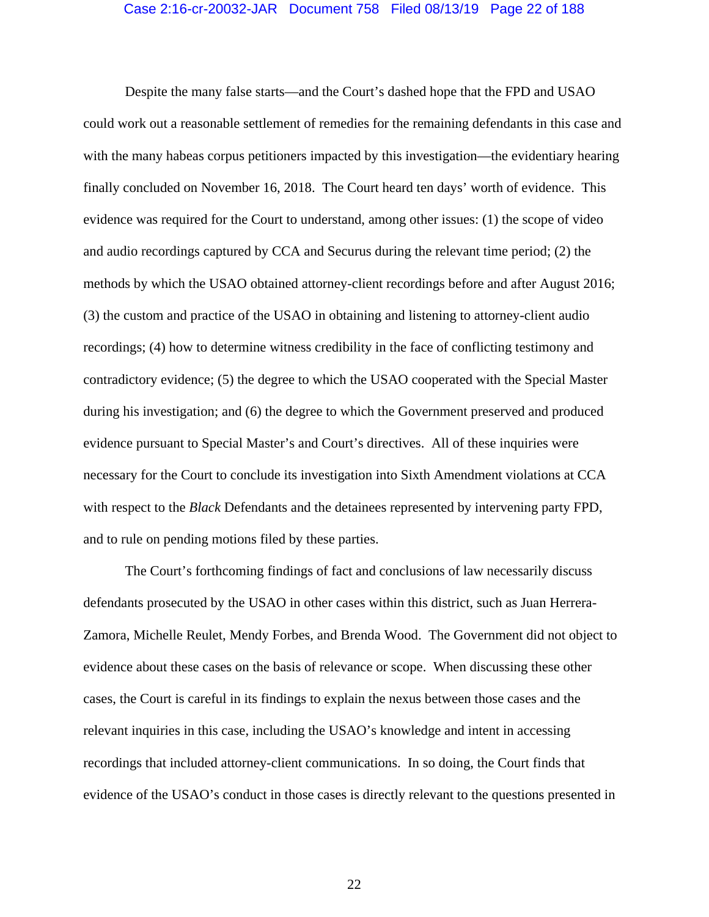Despite the many false starts—and the Court's dashed hope that the FPD and USAO could work out a reasonable settlement of remedies for the remaining defendants in this case and with the many habeas corpus petitioners impacted by this investigation—the evidentiary hearing finally concluded on November 16, 2018. The Court heard ten days' worth of evidence. This evidence was required for the Court to understand, among other issues: (1) the scope of video and audio recordings captured by CCA and Securus during the relevant time period; (2) the methods by which the USAO obtained attorney-client recordings before and after August 2016; (3) the custom and practice of the USAO in obtaining and listening to attorney-client audio recordings; (4) how to determine witness credibility in the face of conflicting testimony and contradictory evidence; (5) the degree to which the USAO cooperated with the Special Master during his investigation; and (6) the degree to which the Government preserved and produced evidence pursuant to Special Master's and Court's directives. All of these inquiries were necessary for the Court to conclude its investigation into Sixth Amendment violations at CCA with respect to the *Black* Defendants and the detainees represented by intervening party FPD, and to rule on pending motions filed by these parties.

The Court's forthcoming findings of fact and conclusions of law necessarily discuss defendants prosecuted by the USAO in other cases within this district, such as Juan Herrera-Zamora, Michelle Reulet, Mendy Forbes, and Brenda Wood. The Government did not object to evidence about these cases on the basis of relevance or scope. When discussing these other cases, the Court is careful in its findings to explain the nexus between those cases and the relevant inquiries in this case, including the USAO's knowledge and intent in accessing recordings that included attorney-client communications. In so doing, the Court finds that evidence of the USAO's conduct in those cases is directly relevant to the questions presented in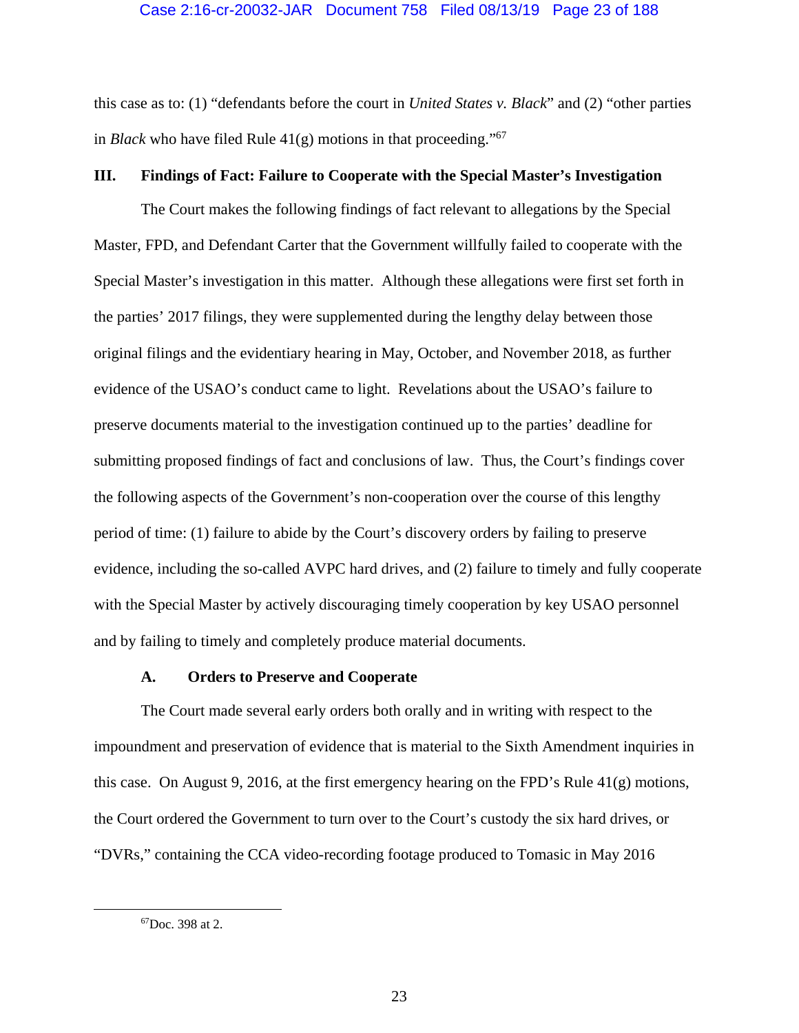this case as to: (1) "defendants before the court in *United States v. Black*" and (2) "other parties in *Black* who have filed Rule 41(g) motions in that proceeding."[67]

## III. Findings of Fact: Failure to Cooperate with the Special Master's Investigation

The Court makes the following findings of fact relevant to allegations by the Special Master, FPD, and Defendant Carter that the Government willfully failed to cooperate with the Special Master's investigation in this matter. Although these allegations were first set forth in the parties' 2017 filings, they were supplemented during the lengthy delay between those original filings and the evidentiary hearing in May, October, and November 2018, as further evidence of the USAO's conduct came to light. Revelations about the USAO's failure to preserve documents material to the investigation continued up to the parties' deadline for submitting proposed findings of fact and conclusions of law. Thus, the Court's findings cover the following aspects of the Government's non-cooperation over the course of this lengthy period of time: (1) failure to abide by the Court's discovery orders by failing to preserve evidence, including the so-called AVPC hard drives, and (2) failure to timely and fully cooperate with the Special Master by actively discouraging timely cooperation by key USAO personnel and by failing to timely and completely produce material documents.

### A. Orders to Preserve and Cooperate

The Court made several early orders both orally and in writing with respect to the impoundment and preservation of evidence that is material to the Sixth Amendment inquiries in this case. On August 9, 2016, at the first emergency hearing on the FPD's Rule 41(g) motions, the Court ordered the Government to turn over to the Court's custody the six hard drives, or "DVRs," containing the CCA video-recording footage produced to Tomasic in May 2016

---

[67] Doc. 398 at 2.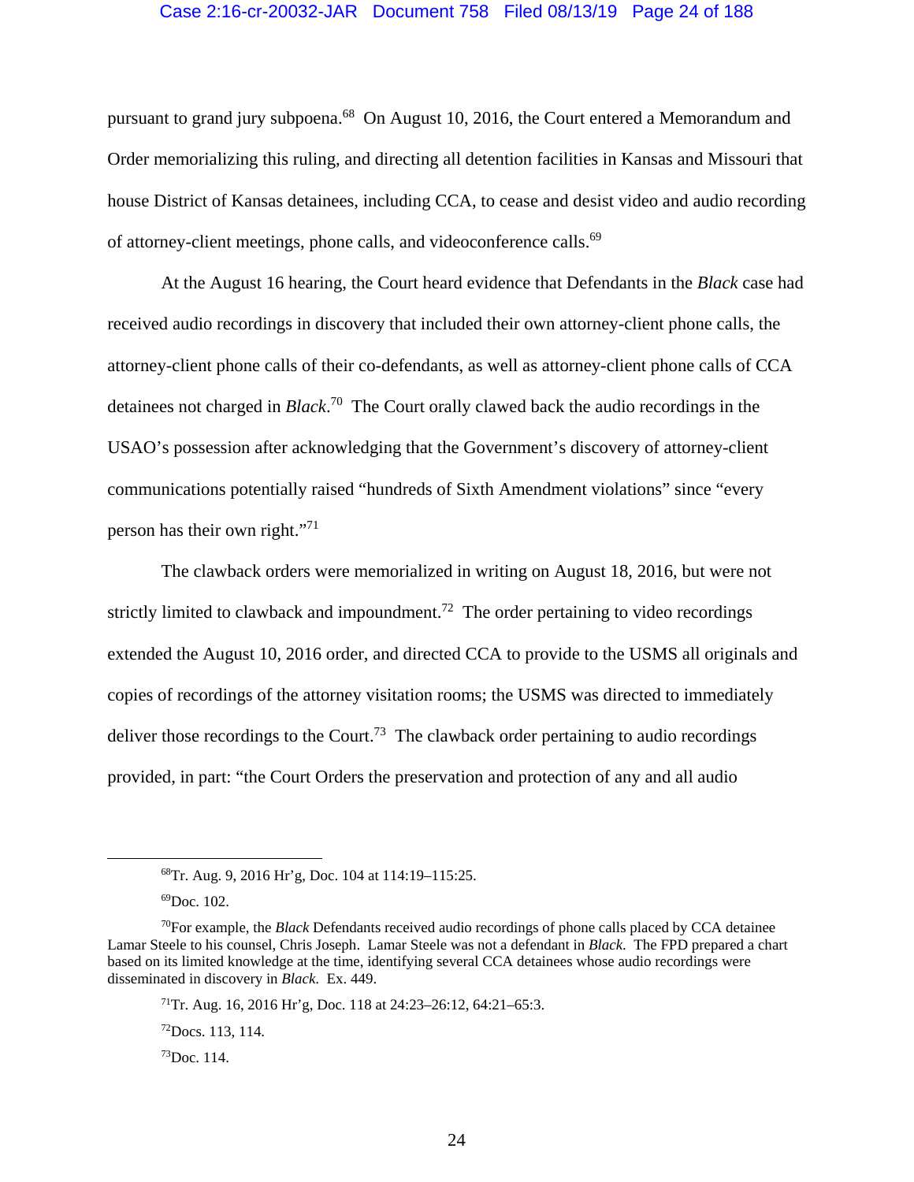pursuant to grand jury subpoena.[68] On August 10, 2016, the Court entered a Memorandum and Order memorializing this ruling, and directing all detention facilities in Kansas and Missouri that house District of Kansas detainees, including CCA, to cease and desist video and audio recording of attorney-client meetings, phone calls, and videoconference calls.[69]

At the August 16 hearing, the Court heard evidence that Defendants in the *Black* case had received audio recordings in discovery that included their own attorney-client phone calls, the attorney-client phone calls of their co-defendants, as well as attorney-client phone calls of CCA detainees not charged in *Black*.[70] The Court orally clawed back the audio recordings in the USAO's possession after acknowledging that the Government's discovery of attorney-client communications potentially raised "hundreds of Sixth Amendment violations" since "every person has their own right."[71]

The clawback orders were memorialized in writing on August 18, 2016, but were not strictly limited to clawback and impoundment.[72] The order pertaining to video recordings extended the August 10, 2016 order, and directed CCA to provide to the USMS all originals and copies of recordings of the attorney visitation rooms; the USMS was directed to immediately deliver those recordings to the Court.[73] The clawback order pertaining to audio recordings provided, in part: "the Court Orders the preservation and protection of any and all audio

---

[68] Tr. Aug. 9, 2016 Hr'g, Doc. 104 at 114:19–115:25.

[69] Doc. 102.

[70] For example, the *Black* Defendants received audio recordings of phone calls placed by CCA detainee Lamar Steele to his counsel, Chris Joseph. Lamar Steele was not a defendant in *Black*. The FPD prepared a chart based on its limited knowledge at the time, identifying several CCA detainees whose audio recordings were disseminated in discovery in *Black*. Ex. 449.

[71] Tr. Aug. 16, 2016 Hr'g, Doc. 118 at 24:23–26:12, 64:21–65:3.

[72] Docs. 113, 114.

[73] Doc. 114.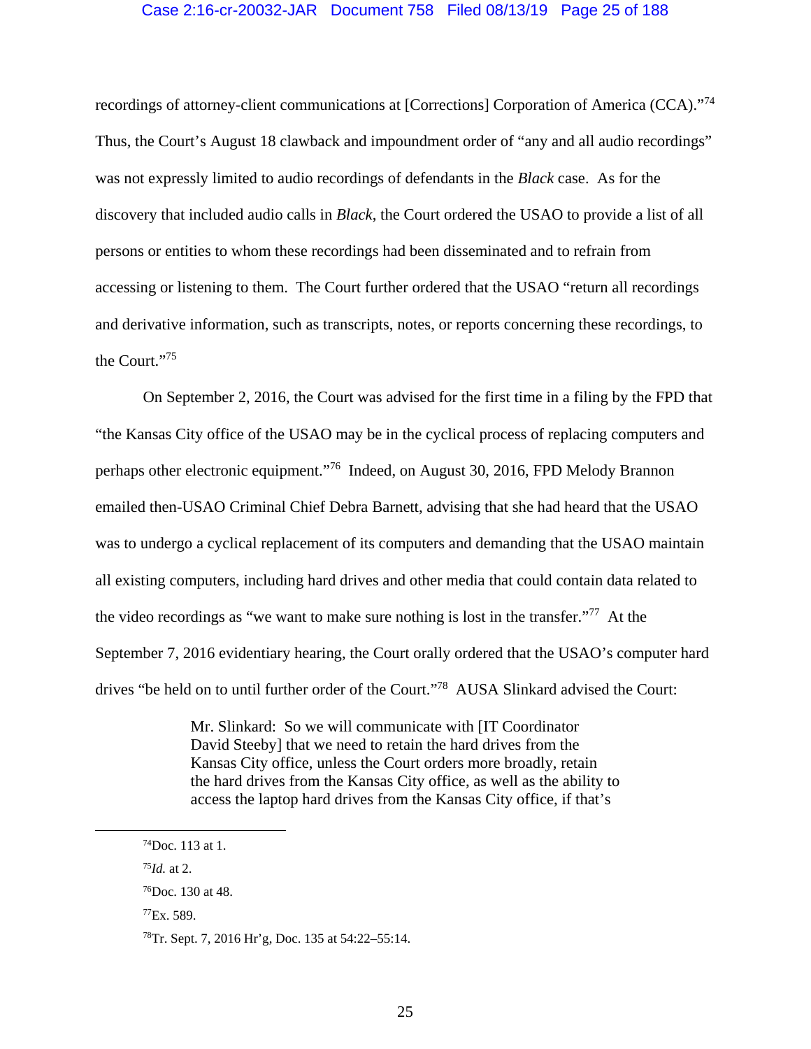recordings of attorney-client communications at [Corrections] Corporation of America (CCA)."[74] Thus, the Court's August 18 clawback and impoundment order of "any and all audio recordings" was not expressly limited to audio recordings of defendants in the *Black* case. As for the discovery that included audio calls in *Black*, the Court ordered the USAO to provide a list of all persons or entities to whom these recordings had been disseminated and to refrain from accessing or listening to them. The Court further ordered that the USAO "return all recordings and derivative information, such as transcripts, notes, or reports concerning these recordings, to the Court."[75]

On September 2, 2016, the Court was advised for the first time in a filing by the FPD that "the Kansas City office of the USAO may be in the cyclical process of replacing computers and perhaps other electronic equipment."[76] Indeed, on August 30, 2016, FPD Melody Brannon emailed then-USAO Criminal Chief Debra Barnett, advising that she had heard that the USAO was to undergo a cyclical replacement of its computers and demanding that the USAO maintain all existing computers, including hard drives and other media that could contain data related to the video recordings as "we want to make sure nothing is lost in the transfer."[77] At the September 7, 2016 evidentiary hearing, the Court orally ordered that the USAO's computer hard drives "be held on to until further order of the Court."[78] AUSA Slinkard advised the Court:

> Mr. Slinkard: So we will communicate with [IT Coordinator David Steeby] that we need to retain the hard drives from the Kansas City office, unless the Court orders more broadly, retain the hard drives from the Kansas City office, as well as the ability to access the laptop hard drives from the Kansas City office, if that's

---

[74] Doc. 113 at 1.

[75] *Id.* at 2.

[76] Doc. 130 at 48.

[77] Ex. 589.

[78] Tr. Sept. 7, 2016 Hr'g, Doc. 135 at 54:22–55:14.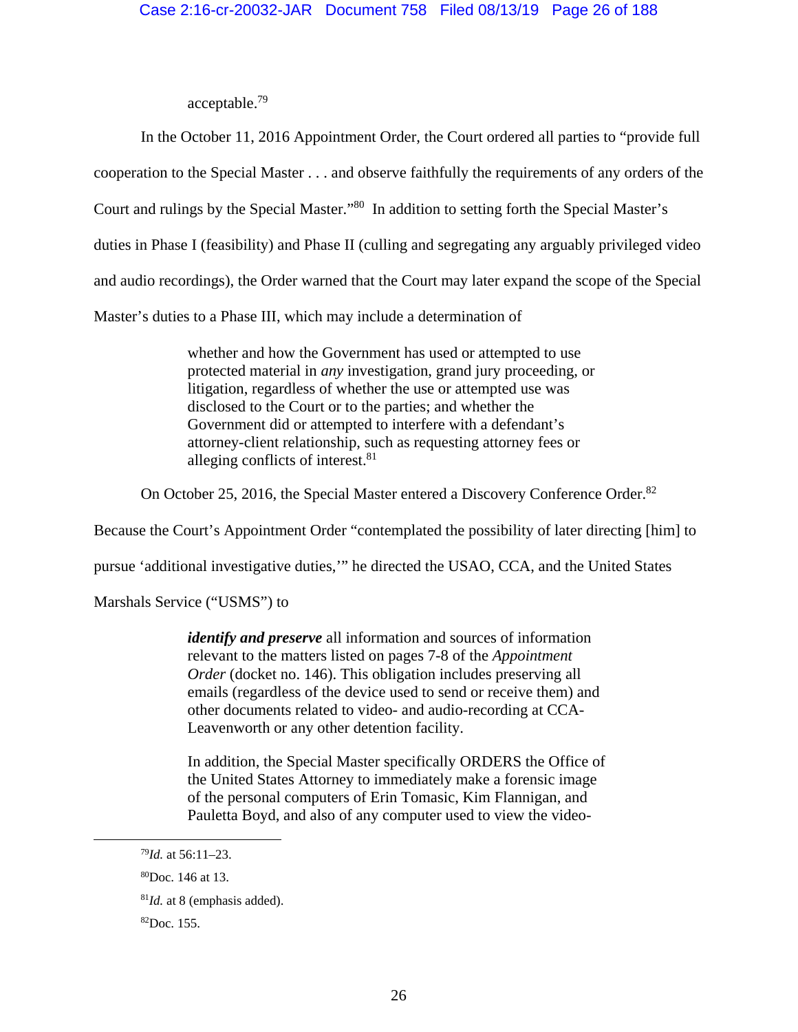acceptable.[79]

In the October 11, 2016 Appointment Order, the Court ordered all parties to "provide full cooperation to the Special Master . . . and observe faithfully the requirements of any orders of the Court and rulings by the Special Master."[80] In addition to setting forth the Special Master's duties in Phase I (feasibility) and Phase II (culling and segregating any arguably privileged video and audio recordings), the Order warned that the Court may later expand the scope of the Special Master's duties to a Phase III, which may include a determination of

> whether and how the Government has used or attempted to use protected material in *any* investigation, grand jury proceeding, or litigation, regardless of whether the use or attempted use was disclosed to the Court or to the parties; and whether the Government did or attempted to interfere with a defendant's attorney-client relationship, such as requesting attorney fees or alleging conflicts of interest.[81]

On October 25, 2016, the Special Master entered a Discovery Conference Order.[82] Because the Court's Appointment Order "contemplated the possibility of later directing [him] to pursue 'additional investigative duties,'" he directed the USAO, CCA, and the United States Marshals Service ("USMS") to

> ***identify and preserve*** all information and sources of information relevant to the matters listed on pages 7-8 of the *Appointment Order* (docket no. 146). This obligation includes preserving all emails (regardless of the device used to send or receive them) and other documents related to video- and audio-recording at CCA-Leavenworth or any other detention facility.
>
> In addition, the Special Master specifically ORDERS the Office of the United States Attorney to immediately make a forensic image of the personal computers of Erin Tomasic, Kim Flannigan, and Pauletta Boyd, and also of any computer used to view the video-

---

[79] *Id.* at 56:11–23.

[80] Doc. 146 at 13.

[81] *Id.* at 8 (emphasis added).

[82] Doc. 155.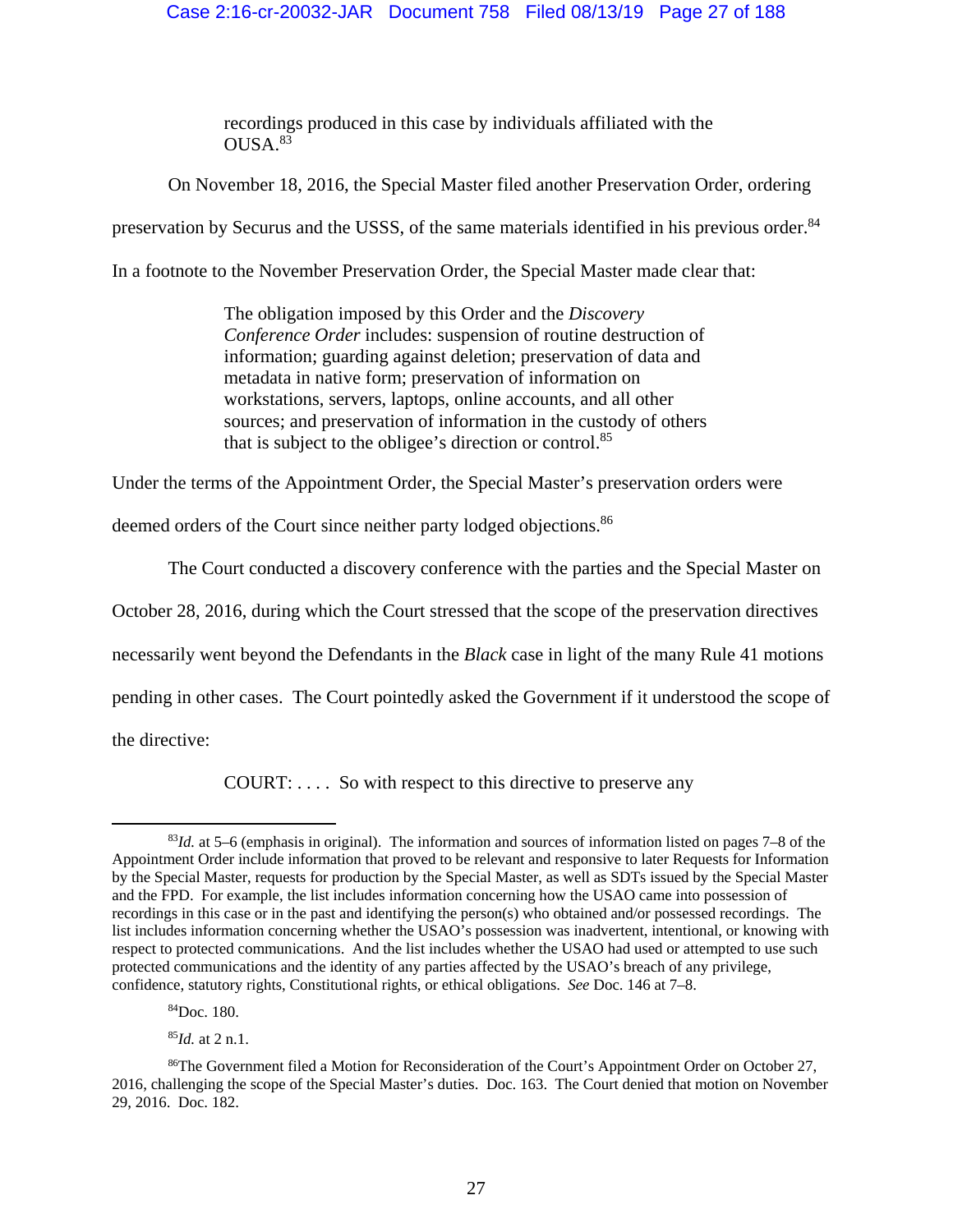> recordings produced in this case by individuals affiliated with the OUSA.[83]

On November 18, 2016, the Special Master filed another Preservation Order, ordering preservation by Securus and the USSS, of the same materials identified in his previous order.[84] In a footnote to the November Preservation Order, the Special Master made clear that:

> The obligation imposed by this Order and the *Discovery Conference Order* includes: suspension of routine destruction of information; guarding against deletion; preservation of data and metadata in native form; preservation of information on workstations, servers, laptops, online accounts, and all other sources; and preservation of information in the custody of others that is subject to the obligee's direction or control.[85]

Under the terms of the Appointment Order, the Special Master's preservation orders were deemed orders of the Court since neither party lodged objections.[86]

The Court conducted a discovery conference with the parties and the Special Master on October 28, 2016, during which the Court stressed that the scope of the preservation directives necessarily went beyond the Defendants in the *Black* case in light of the many Rule 41 motions pending in other cases. The Court pointedly asked the Government if it understood the scope of the directive:

> COURT: . . . . So with respect to this directive to preserve any

---

[83] *Id.* at 5–6 (emphasis in original). The information and sources of information listed on pages 7–8 of the Appointment Order include information that proved to be relevant and responsive to later Requests for Information by the Special Master, requests for production by the Special Master, as well as SDTs issued by the Special Master and the FPD. For example, the list includes information concerning how the USAO came into possession of recordings in this case or in the past and identifying the person(s) who obtained and/or possessed recordings. The list includes information concerning whether the USAO's possession was inadvertent, intentional, or knowing with respect to protected communications. And the list includes whether the USAO had used or attempted to use such protected communications and the identity of any parties affected by the USAO's breach of any privilege, confidence, statutory rights, Constitutional rights, or ethical obligations. *See* Doc. 146 at 7–8.

[84] Doc. 180.

[85] *Id.* at 2 n.1.

[86] The Government filed a Motion for Reconsideration of the Court's Appointment Order on October 27, 2016, challenging the scope of the Special Master's duties. Doc. 163. The Court denied that motion on November 29, 2016. Doc. 182.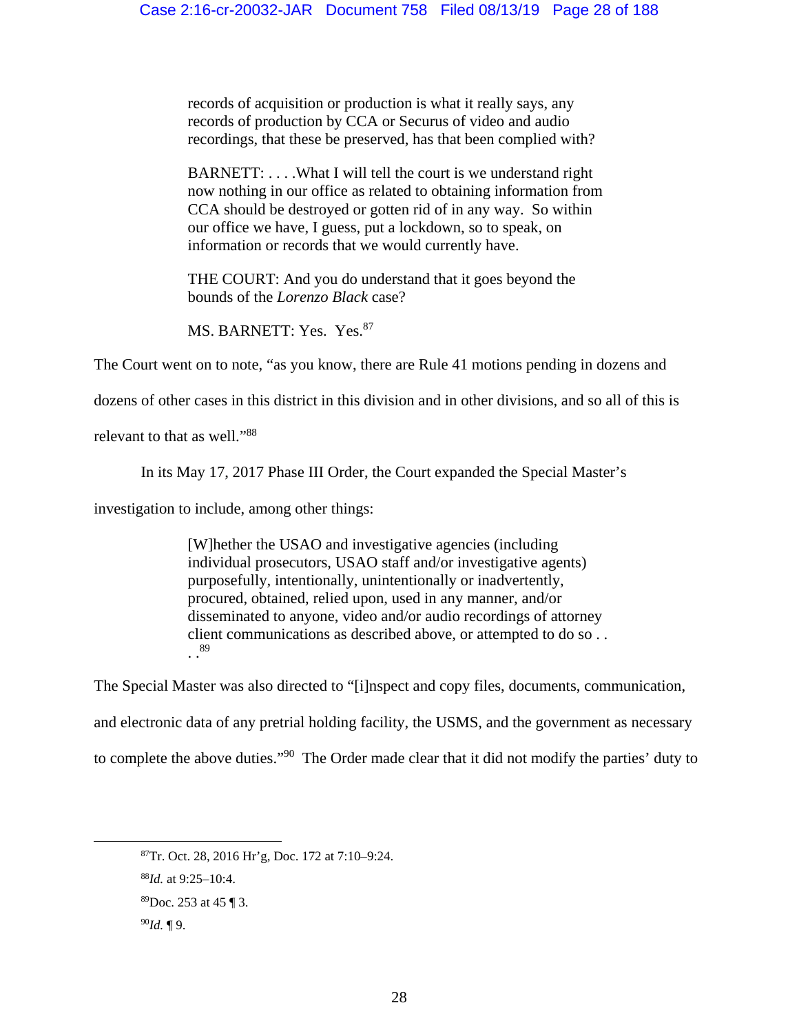> records of acquisition or production is what it really says, any records of production by CCA or Securus of video and audio recordings, that these be preserved, has that been complied with?
>
> BARNETT: . . . .What I will tell the court is we understand right now nothing in our office as related to obtaining information from CCA should be destroyed or gotten rid of in any way. So within our office we have, I guess, put a lockdown, so to speak, on information or records that we would currently have.
>
> THE COURT: And you do understand that it goes beyond the bounds of the *Lorenzo Black* case?
>
> MS. BARNETT: Yes. Yes.[87]

The Court went on to note, "as you know, there are Rule 41 motions pending in dozens and dozens of other cases in this district in this division and in other divisions, and so all of this is relevant to that as well."[88]

In its May 17, 2017 Phase III Order, the Court expanded the Special Master's investigation to include, among other things:

> [W]hether the USAO and investigative agencies (including individual prosecutors, USAO staff and/or investigative agents) purposefully, intentionally, unintentionally or inadvertently, procured, obtained, relied upon, used in any manner, and/or disseminated to anyone, video and/or audio recordings of attorney client communications as described above, or attempted to do so . . . .[89]

The Special Master was also directed to "[i]nspect and copy files, documents, communication, and electronic data of any pretrial holding facility, the USMS, and the government as necessary to complete the above duties."[90] The Order made clear that it did not modify the parties' duty to

---

[87]Tr. Oct. 28, 2016 Hr'g, Doc. 172 at 7:10–9:24.

[88]*Id.* at 9:25–10:4.

[89]Doc. 253 at 45 ¶ 3.

[90]*Id.* ¶ 9.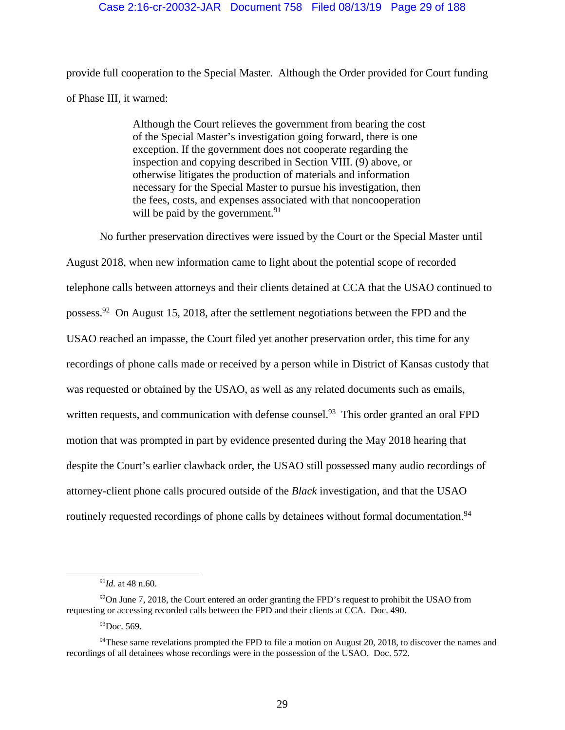provide full cooperation to the Special Master. Although the Order provided for Court funding of Phase III, it warned:

> Although the Court relieves the government from bearing the cost of the Special Master's investigation going forward, there is one exception. If the government does not cooperate regarding the inspection and copying described in Section VIII. (9) above, or otherwise litigates the production of materials and information necessary for the Special Master to pursue his investigation, then the fees, costs, and expenses associated with that noncooperation will be paid by the government.[91]

No further preservation directives were issued by the Court or the Special Master until August 2018, when new information came to light about the potential scope of recorded telephone calls between attorneys and their clients detained at CCA that the USAO continued to possess.[92] On August 15, 2018, after the settlement negotiations between the FPD and the USAO reached an impasse, the Court filed yet another preservation order, this time for any recordings of phone calls made or received by a person while in District of Kansas custody that was requested or obtained by the USAO, as well as any related documents such as emails, written requests, and communication with defense counsel.[93] This order granted an oral FPD motion that was prompted in part by evidence presented during the May 2018 hearing that despite the Court's earlier clawback order, the USAO still possessed many audio recordings of attorney-client phone calls procured outside of the *Black* investigation, and that the USAO routinely requested recordings of phone calls by detainees without formal documentation.[94]

---

[91] *Id.* at 48 n.60.

[92] On June 7, 2018, the Court entered an order granting the FPD's request to prohibit the USAO from requesting or accessing recorded calls between the FPD and their clients at CCA. Doc. 490.

[93] Doc. 569.

[94] These same revelations prompted the FPD to file a motion on August 20, 2018, to discover the names and recordings of all detainees whose recordings were in the possession of the USAO. Doc. 572.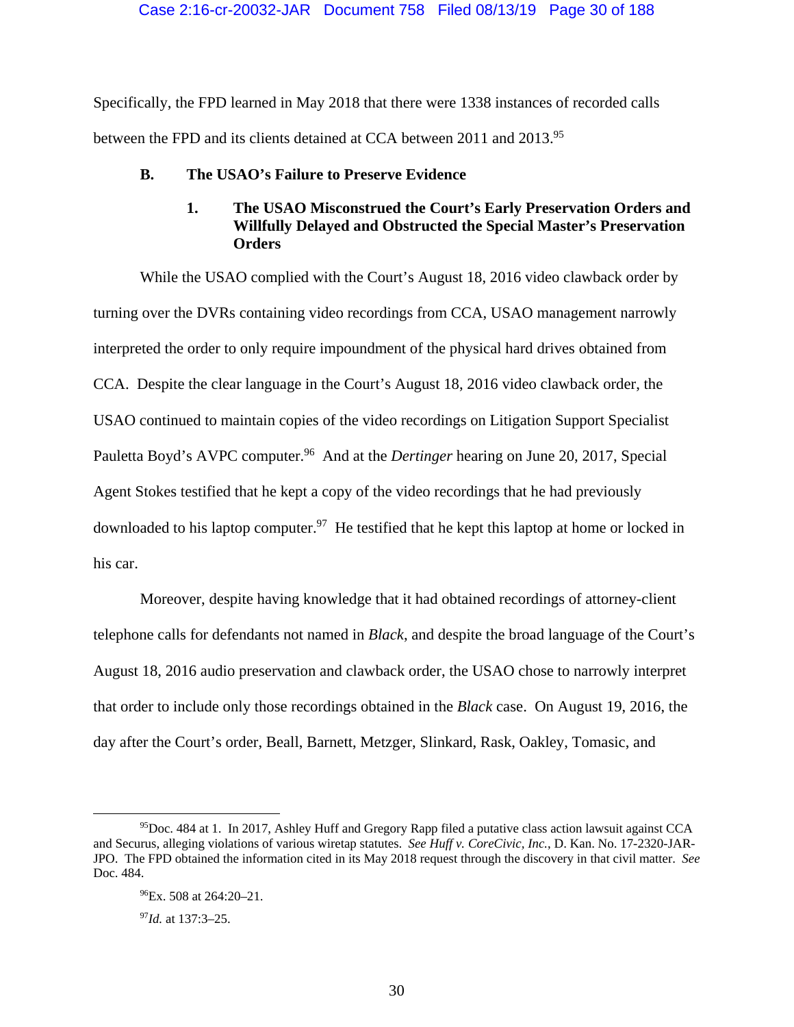Specifically, the FPD learned in May 2018 that there were 1338 instances of recorded calls between the FPD and its clients detained at CCA between 2011 and 2013.[95]

### B. The USAO's Failure to Preserve Evidence

#### 1. The USAO Misconstrued the Court's Early Preservation Orders and Willfully Delayed and Obstructed the Special Master's Preservation Orders

While the USAO complied with the Court's August 18, 2016 video clawback order by turning over the DVRs containing video recordings from CCA, USAO management narrowly interpreted the order to only require impoundment of the physical hard drives obtained from CCA. Despite the clear language in the Court's August 18, 2016 video clawback order, the USAO continued to maintain copies of the video recordings on Litigation Support Specialist Pauletta Boyd's AVPC computer.[96] And at the *Dertinger* hearing on June 20, 2017, Special Agent Stokes testified that he kept a copy of the video recordings that he had previously downloaded to his laptop computer.[97] He testified that he kept this laptop at home or locked in his car.

Moreover, despite having knowledge that it had obtained recordings of attorney-client telephone calls for defendants not named in *Black*, and despite the broad language of the Court's August 18, 2016 audio preservation and clawback order, the USAO chose to narrowly interpret that order to include only those recordings obtained in the *Black* case. On August 19, 2016, the day after the Court's order, Beall, Barnett, Metzger, Slinkard, Rask, Oakley, Tomasic, and

---

[95] Doc. 484 at 1. In 2017, Ashley Huff and Gregory Rapp filed a putative class action lawsuit against CCA and Securus, alleging violations of various wiretap statutes. *See Huff v. CoreCivic, Inc.*, D. Kan. No. 17-2320-JAR-JPO. The FPD obtained the information cited in its May 2018 request through the discovery in that civil matter. *See* Doc. 484.

[96] Ex. 508 at 264:20–21.

[97] *Id.* at 137:3–25.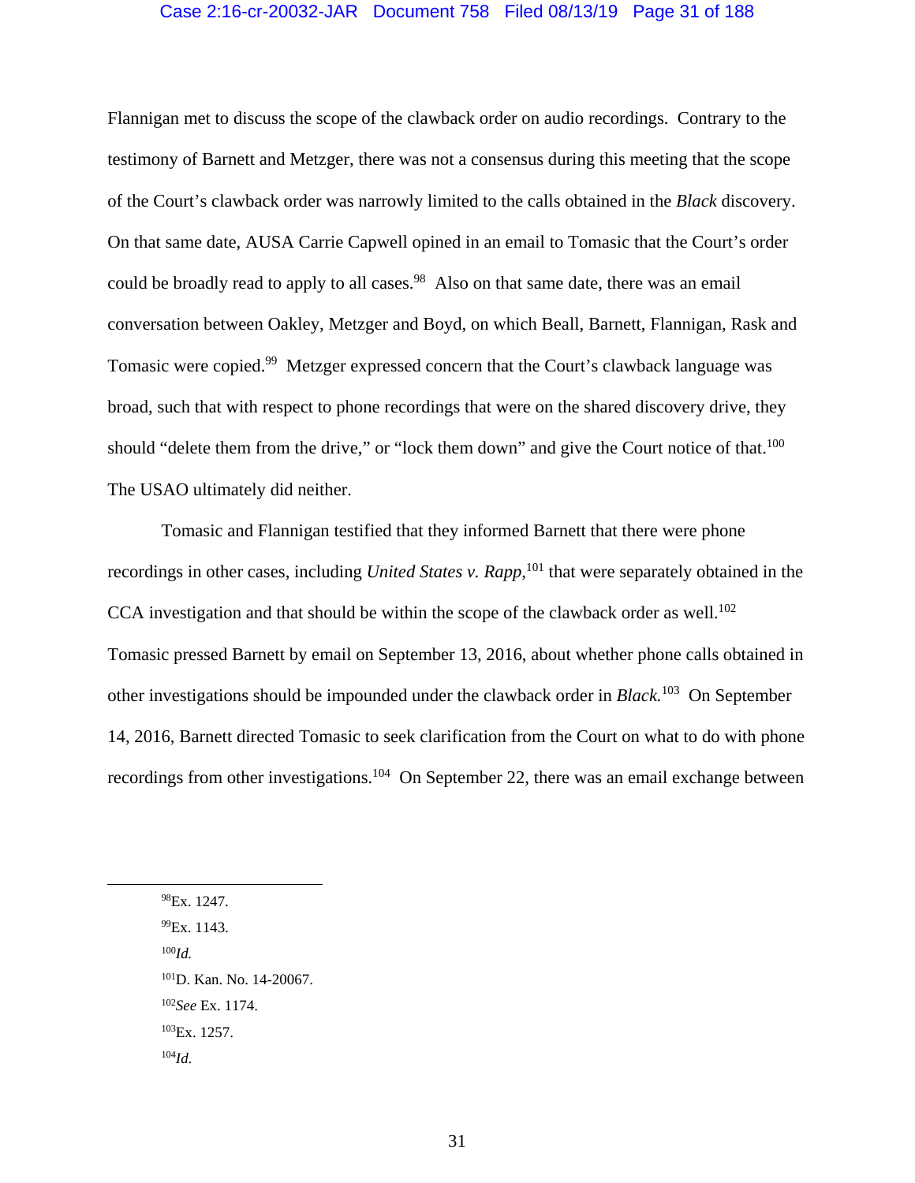Flannigan met to discuss the scope of the clawback order on audio recordings. Contrary to the testimony of Barnett and Metzger, there was not a consensus during this meeting that the scope of the Court's clawback order was narrowly limited to the calls obtained in the *Black* discovery. On that same date, AUSA Carrie Capwell opined in an email to Tomasic that the Court's order could be broadly read to apply to all cases.[98] Also on that same date, there was an email conversation between Oakley, Metzger and Boyd, on which Beall, Barnett, Flannigan, Rask and Tomasic were copied.[99] Metzger expressed concern that the Court's clawback language was broad, such that with respect to phone recordings that were on the shared discovery drive, they should "delete them from the drive," or "lock them down" and give the Court notice of that.[100] The USAO ultimately did neither.

Tomasic and Flannigan testified that they informed Barnett that there were phone recordings in other cases, including *United States v. Rapp*,[101] that were separately obtained in the CCA investigation and that should be within the scope of the clawback order as well.[102] Tomasic pressed Barnett by email on September 13, 2016, about whether phone calls obtained in other investigations should be impounded under the clawback order in *Black.*[103] On September 14, 2016, Barnett directed Tomasic to seek clarification from the Court on what to do with phone recordings from other investigations.[104] On September 22, there was an email exchange between

---

[98]Ex. 1247.

[99]Ex. 1143.

[100]*Id.*

[101]D. Kan. No. 14-20067.

[102]*See* Ex. 1174.

[103]Ex. 1257.

[104]*Id.*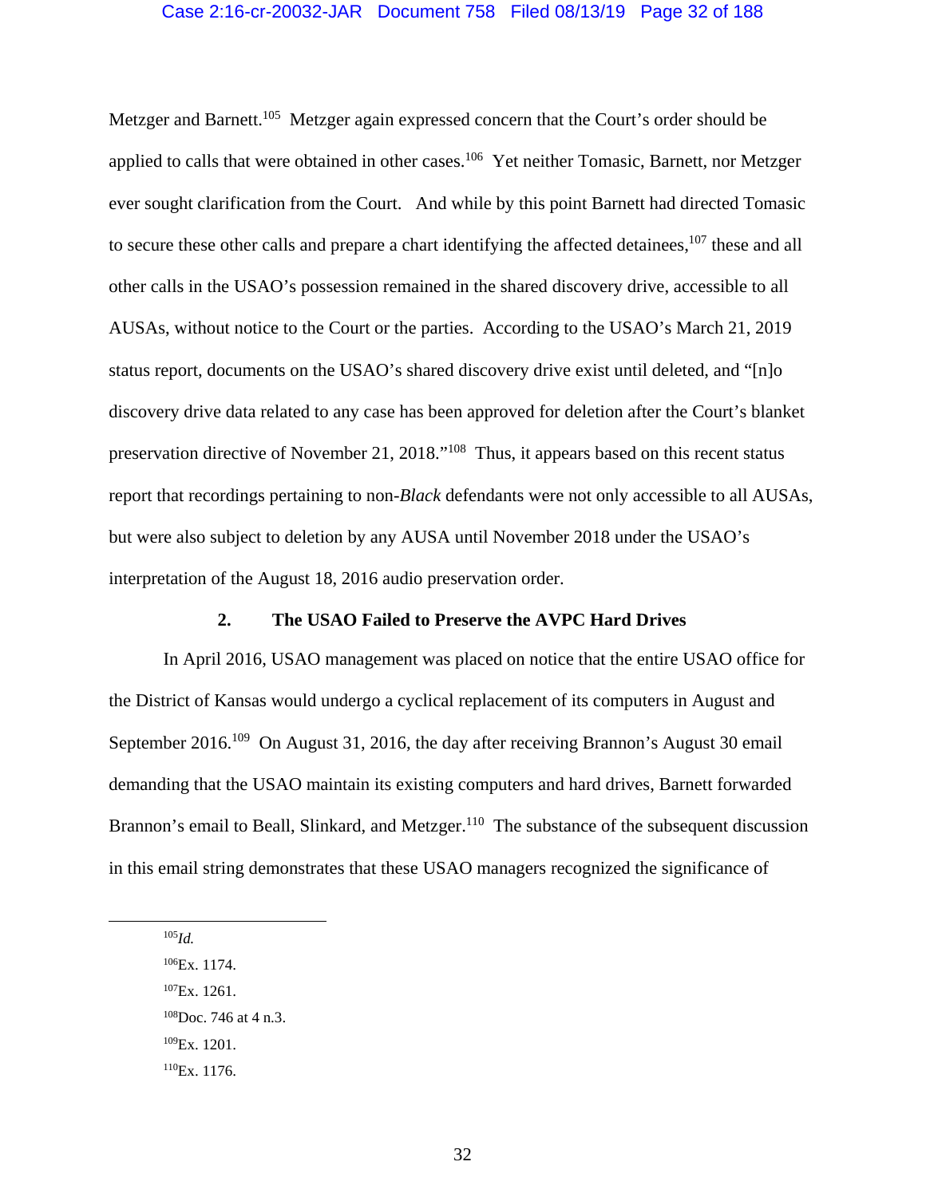Metzger and Barnett.[105] Metzger again expressed concern that the Court's order should be applied to calls that were obtained in other cases.[106] Yet neither Tomasic, Barnett, nor Metzger ever sought clarification from the Court. And while by this point Barnett had directed Tomasic to secure these other calls and prepare a chart identifying the affected detainees,[107] these and all other calls in the USAO's possession remained in the shared discovery drive, accessible to all AUSAs, without notice to the Court or the parties. According to the USAO's March 21, 2019 status report, documents on the USAO's shared discovery drive exist until deleted, and "[n]o discovery drive data related to any case has been approved for deletion after the Court's blanket preservation directive of November 21, 2018."[108] Thus, it appears based on this recent status report that recordings pertaining to non-*Black* defendants were not only accessible to all AUSAs, but were also subject to deletion by any AUSA until November 2018 under the USAO's interpretation of the August 18, 2016 audio preservation order.

### 2. The USAO Failed to Preserve the AVPC Hard Drives

In April 2016, USAO management was placed on notice that the entire USAO office for the District of Kansas would undergo a cyclical replacement of its computers in August and September 2016.[109] On August 31, 2016, the day after receiving Brannon's August 30 email demanding that the USAO maintain its existing computers and hard drives, Barnett forwarded Brannon's email to Beall, Slinkard, and Metzger.[110] The substance of the subsequent discussion in this email string demonstrates that these USAO managers recognized the significance of

---

[105] *Id.*

[106] Ex. 1174.

[107] Ex. 1261.

[108] Doc. 746 at 4 n.3.

[109] Ex. 1201.

[110] Ex. 1176.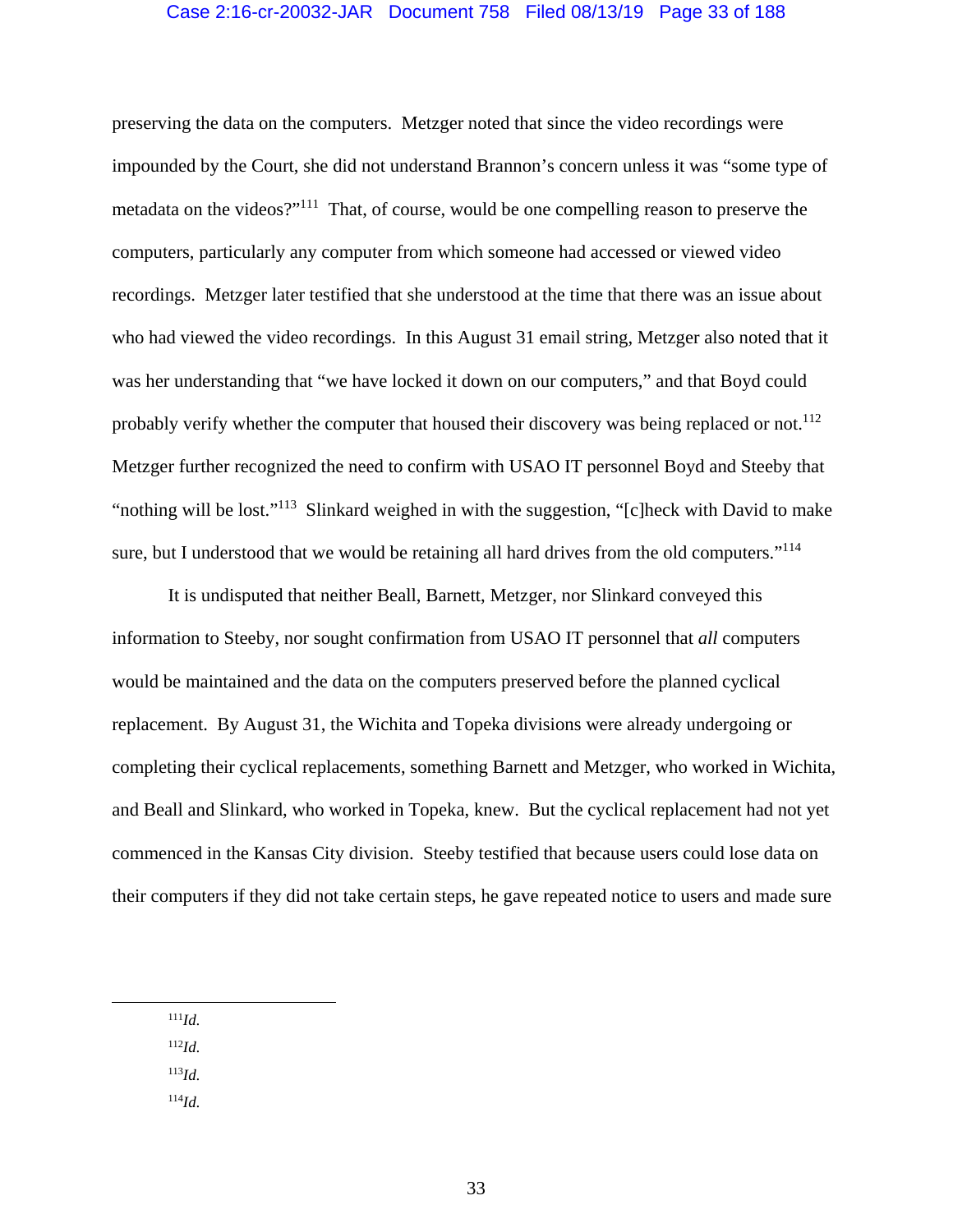preserving the data on the computers. Metzger noted that since the video recordings were impounded by the Court, she did not understand Brannon's concern unless it was "some type of metadata on the videos?"[111] That, of course, would be one compelling reason to preserve the computers, particularly any computer from which someone had accessed or viewed video recordings. Metzger later testified that she understood at the time that there was an issue about who had viewed the video recordings. In this August 31 email string, Metzger also noted that it was her understanding that "we have locked it down on our computers," and that Boyd could probably verify whether the computer that housed their discovery was being replaced or not.[112] Metzger further recognized the need to confirm with USAO IT personnel Boyd and Steeby that "nothing will be lost."[113] Slinkard weighed in with the suggestion, "[c]heck with David to make sure, but I understood that we would be retaining all hard drives from the old computers."[114]

It is undisputed that neither Beall, Barnett, Metzger, nor Slinkard conveyed this information to Steeby, nor sought confirmation from USAO IT personnel that *all* computers would be maintained and the data on the computers preserved before the planned cyclical replacement. By August 31, the Wichita and Topeka divisions were already undergoing or completing their cyclical replacements, something Barnett and Metzger, who worked in Wichita, and Beall and Slinkard, who worked in Topeka, knew. But the cyclical replacement had not yet commenced in the Kansas City division. Steeby testified that because users could lose data on their computers if they did not take certain steps, he gave repeated notice to users and made sure

---

[111] *Id.*

[112] *Id.*

[113] *Id.*

[114] *Id.*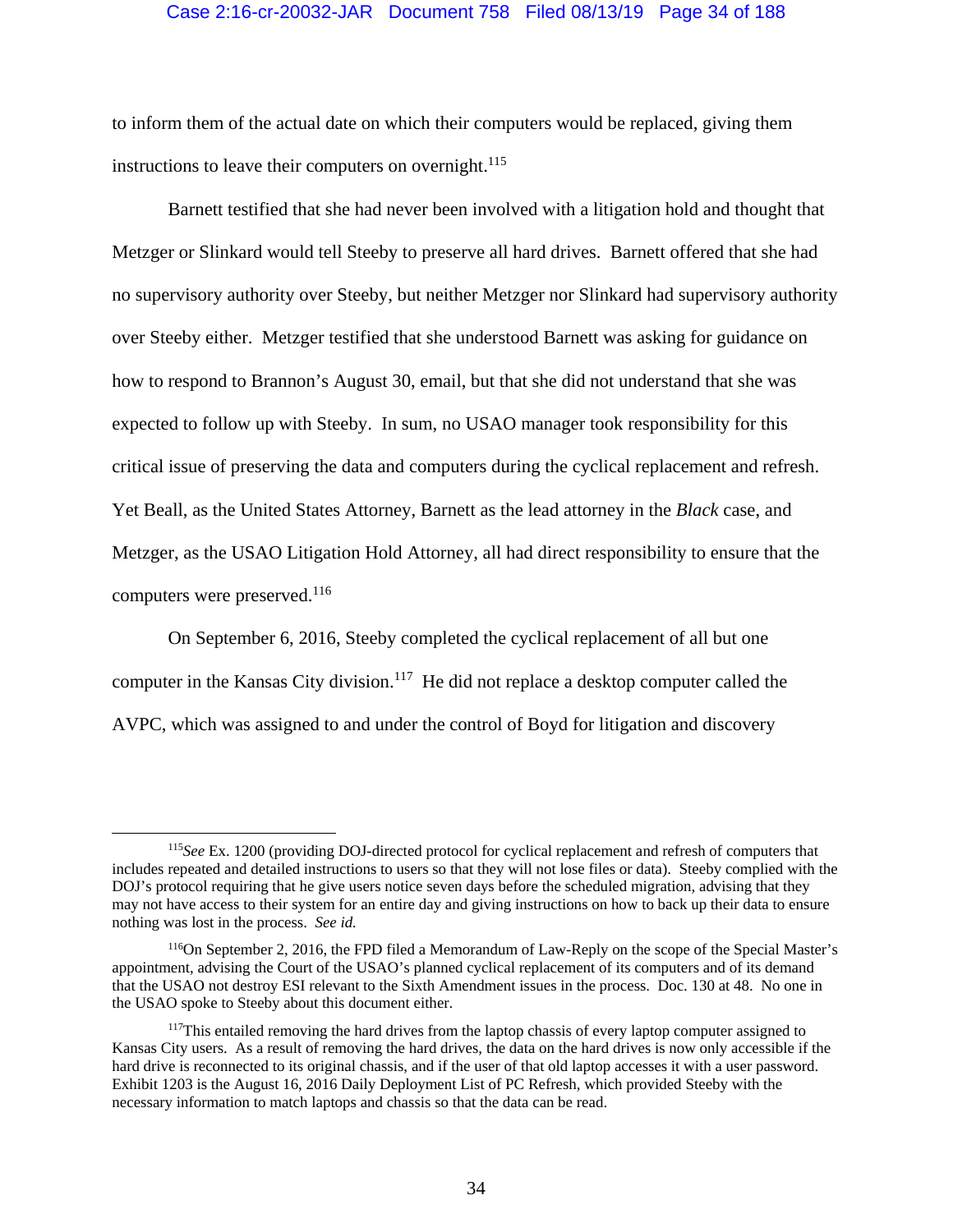to inform them of the actual date on which their computers would be replaced, giving them instructions to leave their computers on overnight.[115]

Barnett testified that she had never been involved with a litigation hold and thought that Metzger or Slinkard would tell Steeby to preserve all hard drives. Barnett offered that she had no supervisory authority over Steeby, but neither Metzger nor Slinkard had supervisory authority over Steeby either. Metzger testified that she understood Barnett was asking for guidance on how to respond to Brannon's August 30, email, but that she did not understand that she was expected to follow up with Steeby. In sum, no USAO manager took responsibility for this critical issue of preserving the data and computers during the cyclical replacement and refresh. Yet Beall, as the United States Attorney, Barnett as the lead attorney in the *Black* case, and Metzger, as the USAO Litigation Hold Attorney, all had direct responsibility to ensure that the computers were preserved.[116]

On September 6, 2016, Steeby completed the cyclical replacement of all but one computer in the Kansas City division.[117] He did not replace a desktop computer called the AVPC, which was assigned to and under the control of Boyd for litigation and discovery

---

[115] *See* Ex. 1200 (providing DOJ-directed protocol for cyclical replacement and refresh of computers that includes repeated and detailed instructions to users so that they will not lose files or data). Steeby complied with the DOJ's protocol requiring that he give users notice seven days before the scheduled migration, advising that they may not have access to their system for an entire day and giving instructions on how to back up their data to ensure nothing was lost in the process. *See id.*

[116] On September 2, 2016, the FPD filed a Memorandum of Law-Reply on the scope of the Special Master's appointment, advising the Court of the USAO's planned cyclical replacement of its computers and of its demand that the USAO not destroy ESI relevant to the Sixth Amendment issues in the process. Doc. 130 at 48. No one in the USAO spoke to Steeby about this document either.

[117] This entailed removing the hard drives from the laptop chassis of every laptop computer assigned to Kansas City users. As a result of removing the hard drives, the data on the hard drives is now only accessible if the hard drive is reconnected to its original chassis, and if the user of that old laptop accesses it with a user password. Exhibit 1203 is the August 16, 2016 Daily Deployment List of PC Refresh, which provided Steeby with the necessary information to match laptops and chassis so that the data can be read.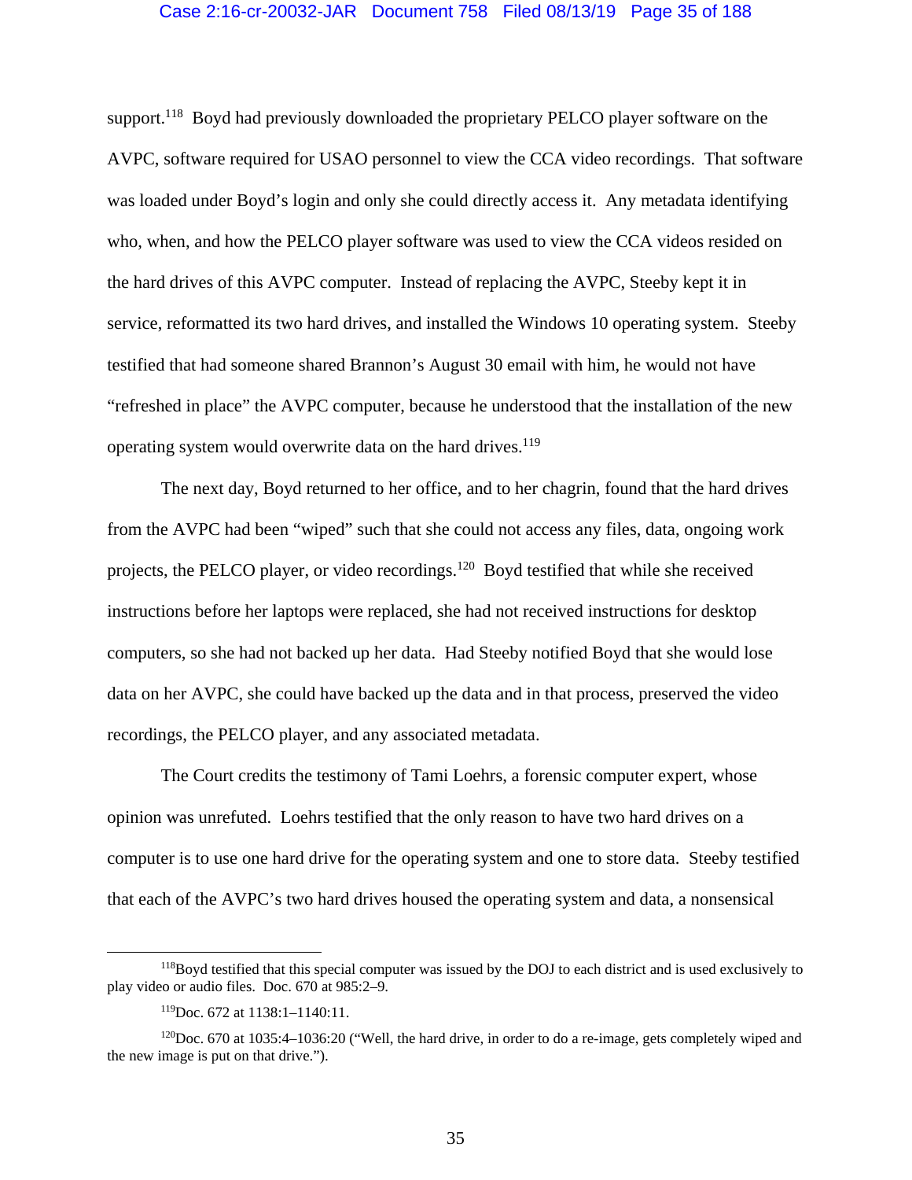support.[118] Boyd had previously downloaded the proprietary PELCO player software on the AVPC, software required for USAO personnel to view the CCA video recordings. That software was loaded under Boyd's login and only she could directly access it. Any metadata identifying who, when, and how the PELCO player software was used to view the CCA videos resided on the hard drives of this AVPC computer. Instead of replacing the AVPC, Steeby kept it in service, reformatted its two hard drives, and installed the Windows 10 operating system. Steeby testified that had someone shared Brannon's August 30 email with him, he would not have "refreshed in place" the AVPC computer, because he understood that the installation of the new operating system would overwrite data on the hard drives.[119]

The next day, Boyd returned to her office, and to her chagrin, found that the hard drives from the AVPC had been "wiped" such that she could not access any files, data, ongoing work projects, the PELCO player, or video recordings.[120] Boyd testified that while she received instructions before her laptops were replaced, she had not received instructions for desktop computers, so she had not backed up her data. Had Steeby notified Boyd that she would lose data on her AVPC, she could have backed up the data and in that process, preserved the video recordings, the PELCO player, and any associated metadata.

The Court credits the testimony of Tami Loehrs, a forensic computer expert, whose opinion was unrefuted. Loehrs testified that the only reason to have two hard drives on a computer is to use one hard drive for the operating system and one to store data. Steeby testified that each of the AVPC's two hard drives housed the operating system and data, a nonsensical

---

[118] Boyd testified that this special computer was issued by the DOJ to each district and is used exclusively to play video or audio files. Doc. 670 at 985:2–9.

[119] Doc. 672 at 1138:1–1140:11.

[120] Doc. 670 at 1035:4–1036:20 ("Well, the hard drive, in order to do a re-image, gets completely wiped and the new image is put on that drive.").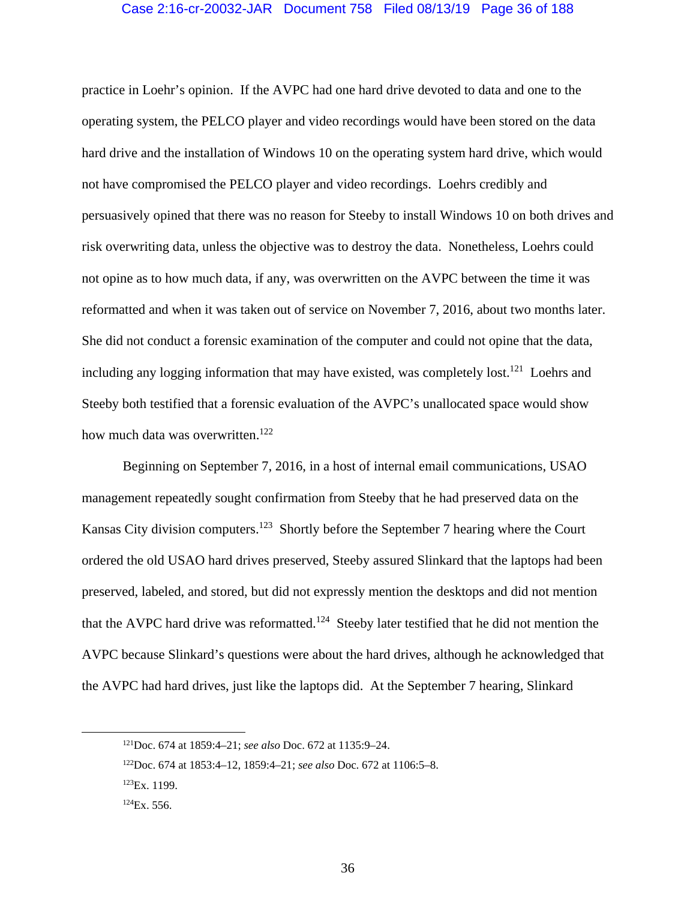practice in Loehr's opinion. If the AVPC had one hard drive devoted to data and one to the operating system, the PELCO player and video recordings would have been stored on the data hard drive and the installation of Windows 10 on the operating system hard drive, which would not have compromised the PELCO player and video recordings. Loehrs credibly and persuasively opined that there was no reason for Steeby to install Windows 10 on both drives and risk overwriting data, unless the objective was to destroy the data. Nonetheless, Loehrs could not opine as to how much data, if any, was overwritten on the AVPC between the time it was reformatted and when it was taken out of service on November 7, 2016, about two months later. She did not conduct a forensic examination of the computer and could not opine that the data, including any logging information that may have existed, was completely lost.[121] Loehrs and Steeby both testified that a forensic evaluation of the AVPC's unallocated space would show how much data was overwritten.[122]

Beginning on September 7, 2016, in a host of internal email communications, USAO management repeatedly sought confirmation from Steeby that he had preserved data on the Kansas City division computers.[123] Shortly before the September 7 hearing where the Court ordered the old USAO hard drives preserved, Steeby assured Slinkard that the laptops had been preserved, labeled, and stored, but did not expressly mention the desktops and did not mention that the AVPC hard drive was reformatted.[124] Steeby later testified that he did not mention the AVPC because Slinkard's questions were about the hard drives, although he acknowledged that the AVPC had hard drives, just like the laptops did. At the September 7 hearing, Slinkard

---

[121] Doc. 674 at 1859:4–21; *see also* Doc. 672 at 1135:9–24.

[122] Doc. 674 at 1853:4–12, 1859:4–21; *see also* Doc. 672 at 1106:5–8.

[123] Ex. 1199.

[124] Ex. 556.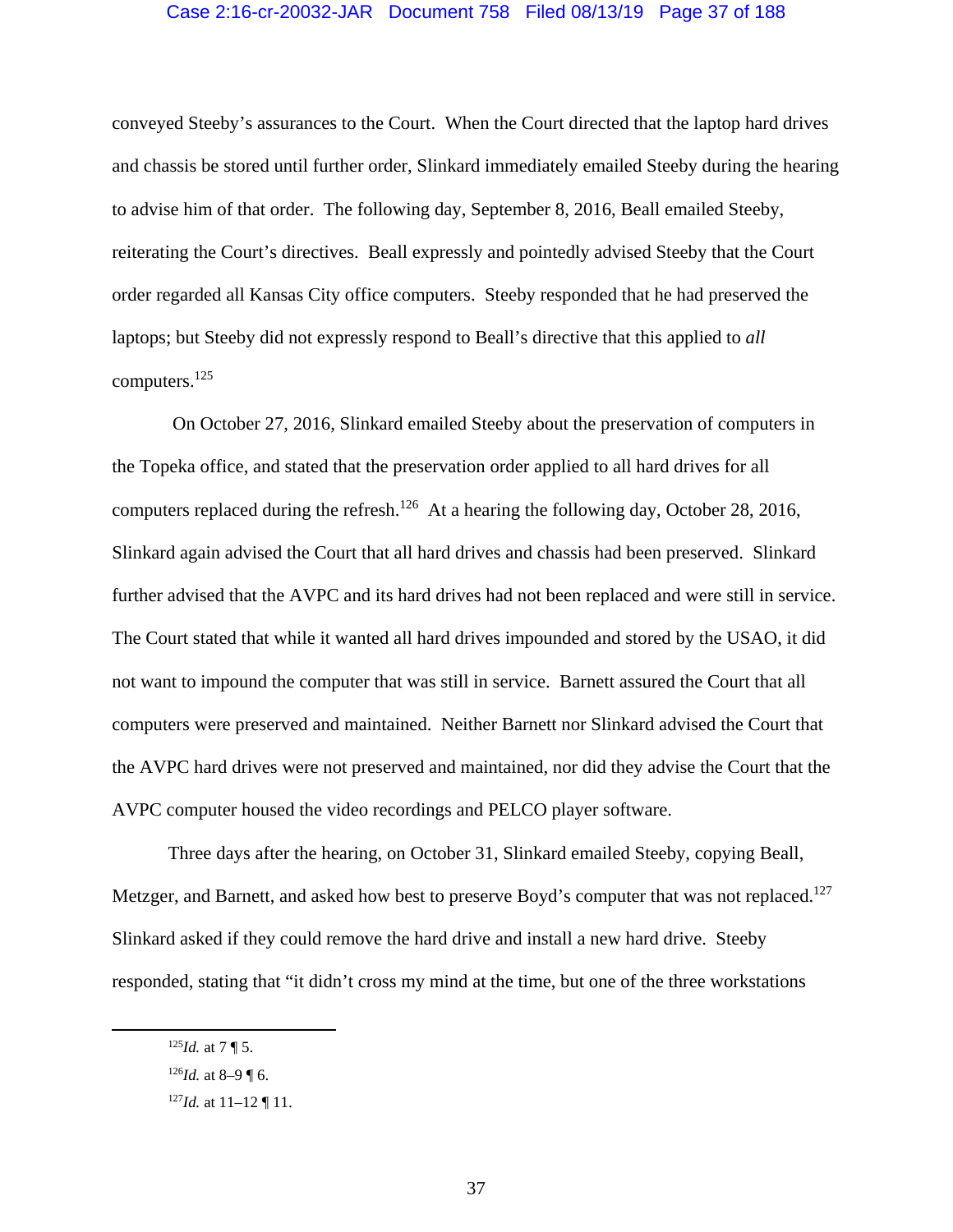conveyed Steeby's assurances to the Court. When the Court directed that the laptop hard drives and chassis be stored until further order, Slinkard immediately emailed Steeby during the hearing to advise him of that order. The following day, September 8, 2016, Beall emailed Steeby, reiterating the Court's directives. Beall expressly and pointedly advised Steeby that the Court order regarded all Kansas City office computers. Steeby responded that he had preserved the laptops; but Steeby did not expressly respond to Beall's directive that this applied to *all* computers.[125]

On October 27, 2016, Slinkard emailed Steeby about the preservation of computers in the Topeka office, and stated that the preservation order applied to all hard drives for all computers replaced during the refresh.[126] At a hearing the following day, October 28, 2016, Slinkard again advised the Court that all hard drives and chassis had been preserved. Slinkard further advised that the AVPC and its hard drives had not been replaced and were still in service. The Court stated that while it wanted all hard drives impounded and stored by the USAO, it did not want to impound the computer that was still in service. Barnett assured the Court that all computers were preserved and maintained. Neither Barnett nor Slinkard advised the Court that the AVPC hard drives were not preserved and maintained, nor did they advise the Court that the AVPC computer housed the video recordings and PELCO player software.

Three days after the hearing, on October 31, Slinkard emailed Steeby, copying Beall, Metzger, and Barnett, and asked how best to preserve Boyd's computer that was not replaced.[127] Slinkard asked if they could remove the hard drive and install a new hard drive. Steeby responded, stating that "it didn't cross my mind at the time, but one of the three workstations

---

[125] *Id.* at 7 ¶ 5.

[126] *Id.* at 8–9 ¶ 6.

[127] *Id.* at 11–12 ¶ 11.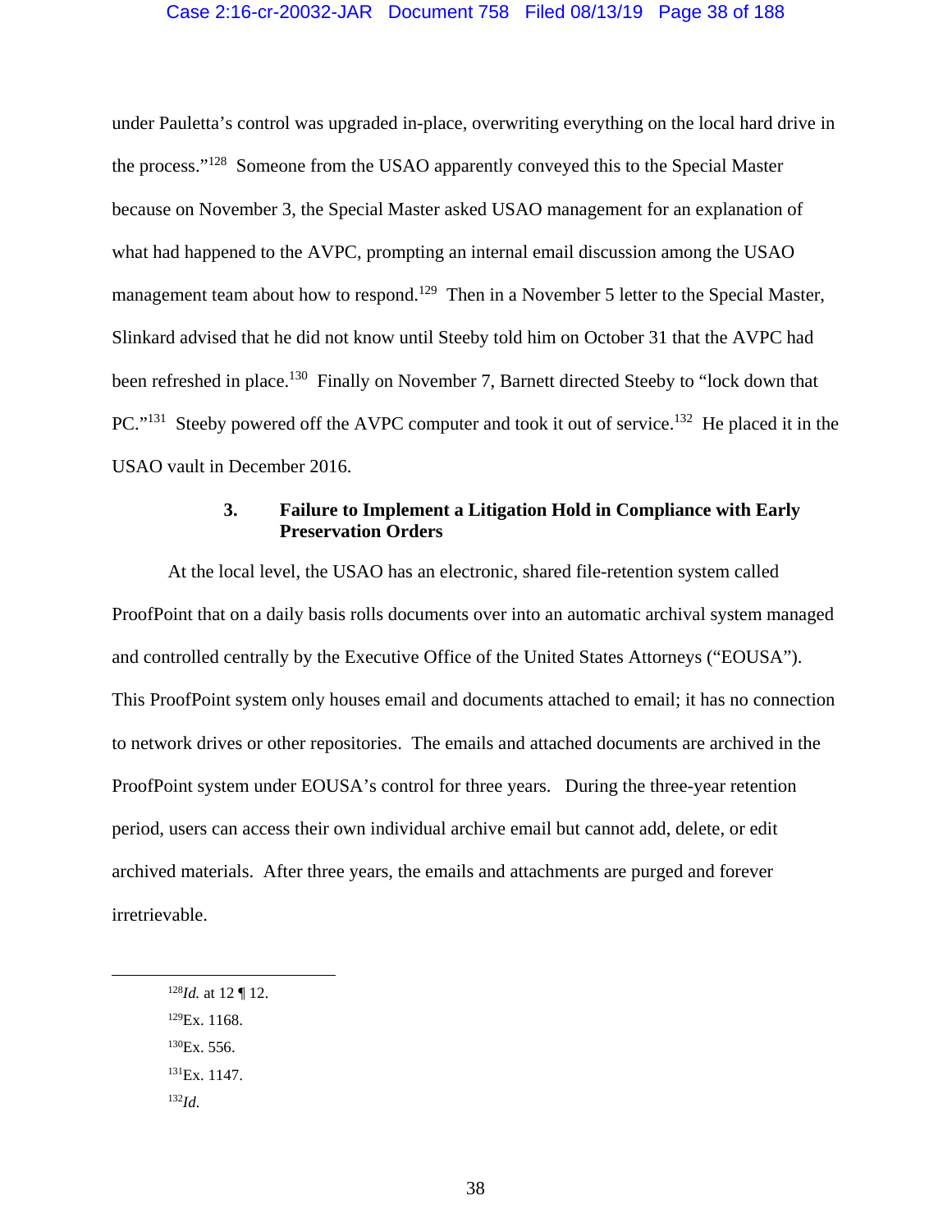under Pauletta's control was upgraded in-place, overwriting everything on the local hard drive in the process."[128] Someone from the USAO apparently conveyed this to the Special Master because on November 3, the Special Master asked USAO management for an explanation of what had happened to the AVPC, prompting an internal email discussion among the USAO management team about how to respond.[129] Then in a November 5 letter to the Special Master, Slinkard advised that he did not know until Steeby told him on October 31 that the AVPC had been refreshed in place.[130] Finally on November 7, Barnett directed Steeby to "lock down that PC."[131] Steeby powered off the AVPC computer and took it out of service.[132] He placed it in the USAO vault in December 2016.

### 3. Failure to Implement a Litigation Hold in Compliance with Early Preservation Orders

At the local level, the USAO has an electronic, shared file-retention system called ProofPoint that on a daily basis rolls documents over into an automatic archival system managed and controlled centrally by the Executive Office of the United States Attorneys ("EOUSA"). This ProofPoint system only houses email and documents attached to email; it has no connection to network drives or other repositories. The emails and attached documents are archived in the ProofPoint system under EOUSA's control for three years. During the three-year retention period, users can access their own individual archive email but cannot add, delete, or edit archived materials. After three years, the emails and attachments are purged and forever irretrievable.

---

[128] *Id.* at 12 ¶ 12.

[129] Ex. 1168.

[130] Ex. 556.

[131] Ex. 1147.

[132] *Id.*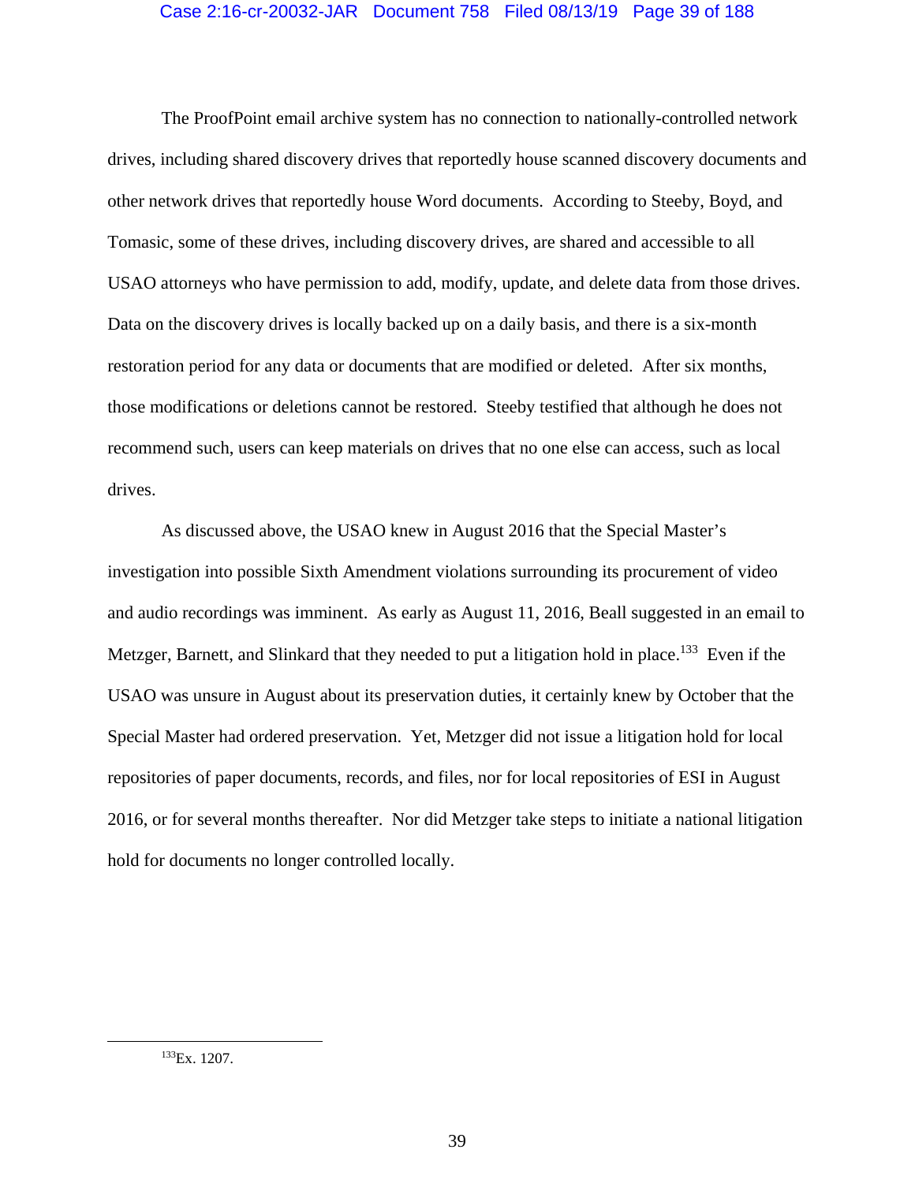The ProofPoint email archive system has no connection to nationally-controlled network drives, including shared discovery drives that reportedly house scanned discovery documents and other network drives that reportedly house Word documents. According to Steeby, Boyd, and Tomasic, some of these drives, including discovery drives, are shared and accessible to all USAO attorneys who have permission to add, modify, update, and delete data from those drives. Data on the discovery drives is locally backed up on a daily basis, and there is a six-month restoration period for any data or documents that are modified or deleted. After six months, those modifications or deletions cannot be restored. Steeby testified that although he does not recommend such, users can keep materials on drives that no one else can access, such as local drives.

As discussed above, the USAO knew in August 2016 that the Special Master's investigation into possible Sixth Amendment violations surrounding its procurement of video and audio recordings was imminent. As early as August 11, 2016, Beall suggested in an email to Metzger, Barnett, and Slinkard that they needed to put a litigation hold in place.[133] Even if the USAO was unsure in August about its preservation duties, it certainly knew by October that the Special Master had ordered preservation. Yet, Metzger did not issue a litigation hold for local repositories of paper documents, records, and files, nor for local repositories of ESI in August 2016, or for several months thereafter. Nor did Metzger take steps to initiate a national litigation hold for documents no longer controlled locally.

---

[133] Ex. 1207.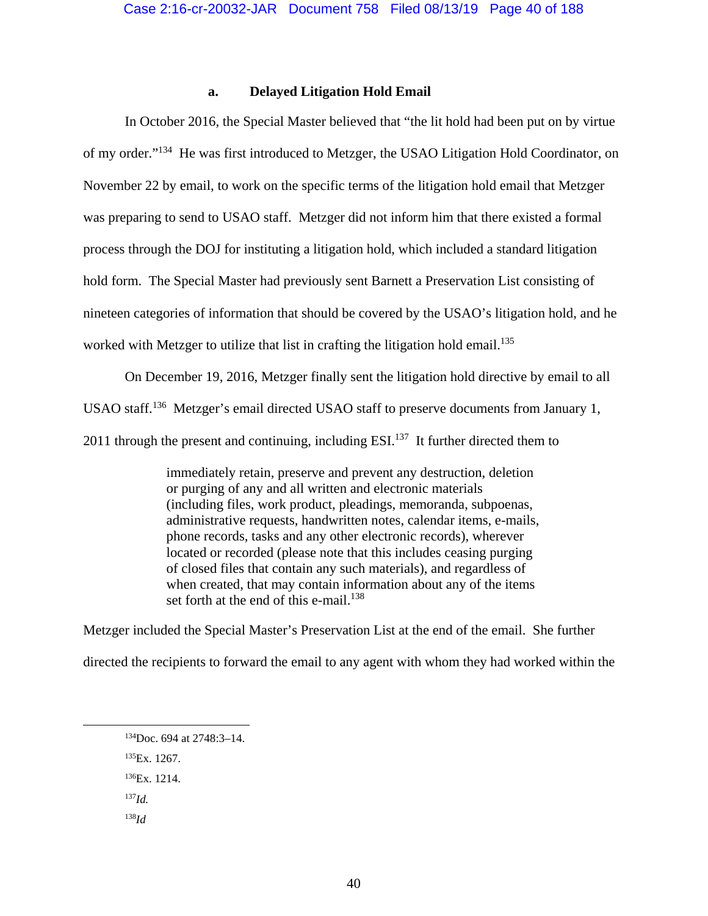### a. Delayed Litigation Hold Email

In October 2016, the Special Master believed that "the lit hold had been put on by virtue of my order."[134] He was first introduced to Metzger, the USAO Litigation Hold Coordinator, on November 22 by email, to work on the specific terms of the litigation hold email that Metzger was preparing to send to USAO staff. Metzger did not inform him that there existed a formal process through the DOJ for instituting a litigation hold, which included a standard litigation hold form. The Special Master had previously sent Barnett a Preservation List consisting of nineteen categories of information that should be covered by the USAO's litigation hold, and he worked with Metzger to utilize that list in crafting the litigation hold email.[135]

On December 19, 2016, Metzger finally sent the litigation hold directive by email to all USAO staff.[136] Metzger's email directed USAO staff to preserve documents from January 1, 2011 through the present and continuing, including ESI.[137] It further directed them to

> immediately retain, preserve and prevent any destruction, deletion or purging of any and all written and electronic materials (including files, work product, pleadings, memoranda, subpoenas, administrative requests, handwritten notes, calendar items, e-mails, phone records, tasks and any other electronic records), wherever located or recorded (please note that this includes ceasing purging of closed files that contain any such materials), and regardless of when created, that may contain information about any of the items set forth at the end of this e-mail.[138]

Metzger included the Special Master's Preservation List at the end of the email. She further directed the recipients to forward the email to any agent with whom they had worked within the

---

[134] Doc. 694 at 2748:3–14.

[135] Ex. 1267.

[136] Ex. 1214.

[137] *Id.*

[138] *Id*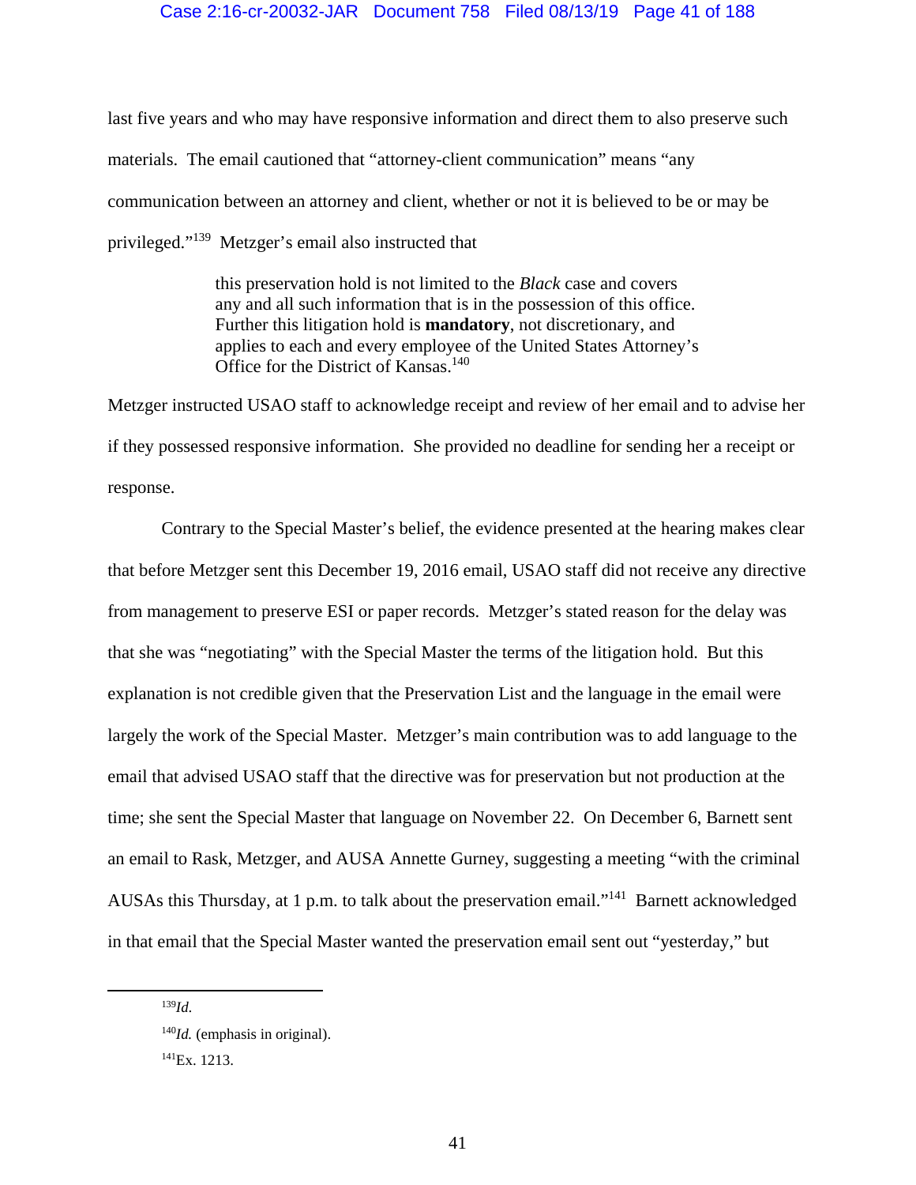last five years and who may have responsive information and direct them to also preserve such materials. The email cautioned that "attorney-client communication" means "any communication between an attorney and client, whether or not it is believed to be or may be privileged."[139] Metzger's email also instructed that

> this preservation hold is not limited to the *Black* case and covers any and all such information that is in the possession of this office. Further this litigation hold is **mandatory**, not discretionary, and applies to each and every employee of the United States Attorney's Office for the District of Kansas.[140]

Metzger instructed USAO staff to acknowledge receipt and review of her email and to advise her if they possessed responsive information. She provided no deadline for sending her a receipt or response.

Contrary to the Special Master's belief, the evidence presented at the hearing makes clear that before Metzger sent this December 19, 2016 email, USAO staff did not receive any directive from management to preserve ESI or paper records. Metzger's stated reason for the delay was that she was "negotiating" with the Special Master the terms of the litigation hold. But this explanation is not credible given that the Preservation List and the language in the email were largely the work of the Special Master. Metzger's main contribution was to add language to the email that advised USAO staff that the directive was for preservation but not production at the time; she sent the Special Master that language on November 22. On December 6, Barnett sent an email to Rask, Metzger, and AUSA Annette Gurney, suggesting a meeting "with the criminal AUSAs this Thursday, at 1 p.m. to talk about the preservation email."[141] Barnett acknowledged in that email that the Special Master wanted the preservation email sent out "yesterday," but

---

[139] *Id.*

[140] *Id.* (emphasis in original).

[141] Ex. 1213.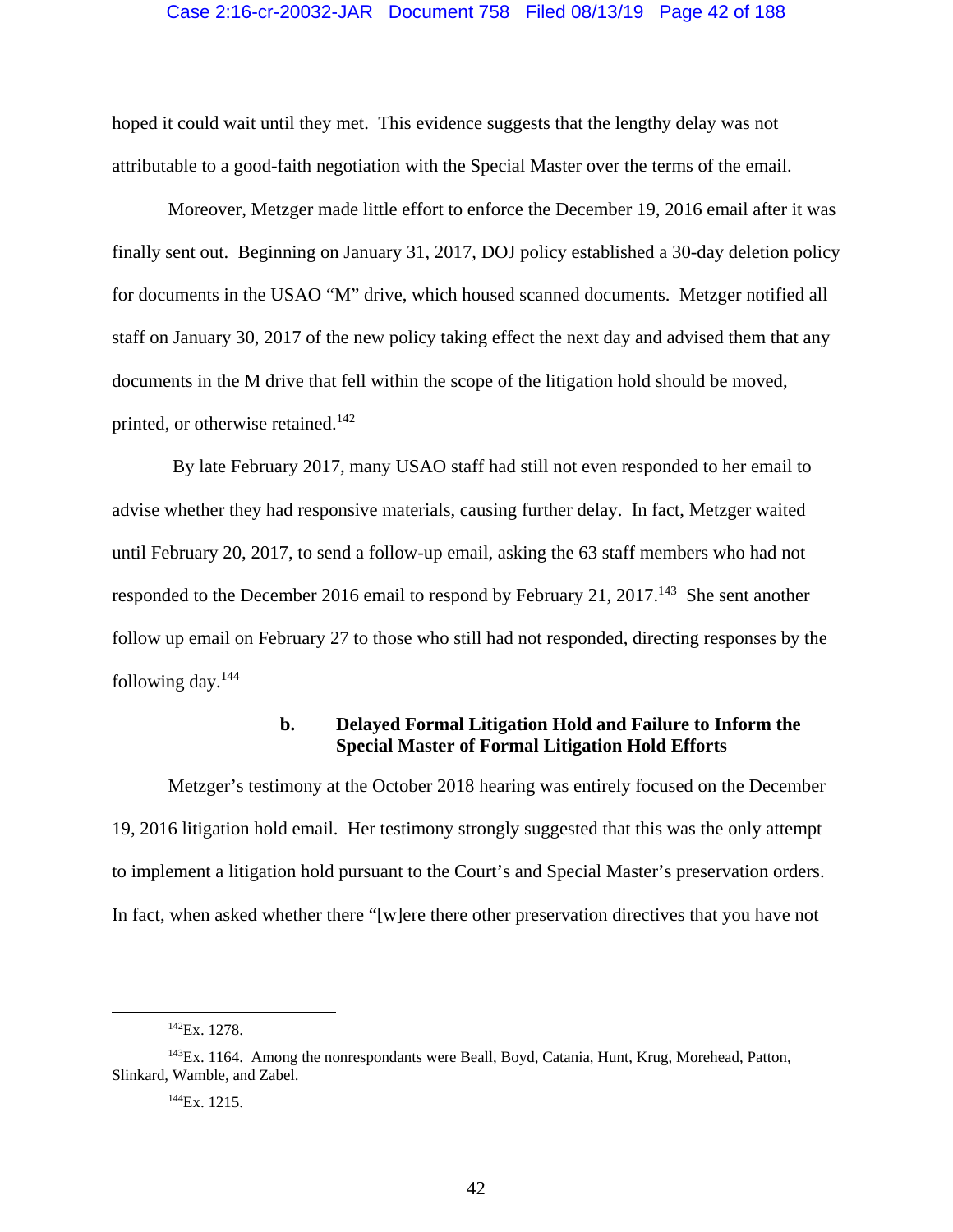hoped it could wait until they met. This evidence suggests that the lengthy delay was not attributable to a good-faith negotiation with the Special Master over the terms of the email.

Moreover, Metzger made little effort to enforce the December 19, 2016 email after it was finally sent out. Beginning on January 31, 2017, DOJ policy established a 30-day deletion policy for documents in the USAO "M" drive, which housed scanned documents. Metzger notified all staff on January 30, 2017 of the new policy taking effect the next day and advised them that any documents in the M drive that fell within the scope of the litigation hold should be moved, printed, or otherwise retained.[142]

By late February 2017, many USAO staff had still not even responded to her email to advise whether they had responsive materials, causing further delay. In fact, Metzger waited until February 20, 2017, to send a follow-up email, asking the 63 staff members who had not responded to the December 2016 email to respond by February 21, 2017.[143] She sent another follow up email on February 27 to those who still had not responded, directing responses by the following day.[144]

#### b. Delayed Formal Litigation Hold and Failure to Inform the Special Master of Formal Litigation Hold Efforts

Metzger's testimony at the October 2018 hearing was entirely focused on the December 19, 2016 litigation hold email. Her testimony strongly suggested that this was the only attempt to implement a litigation hold pursuant to the Court's and Special Master's preservation orders. In fact, when asked whether there "[w]ere there other preservation directives that you have not

---

[142] Ex. 1278.

[143] Ex. 1164. Among the nonrespondants were Beall, Boyd, Catania, Hunt, Krug, Morehead, Patton, Slinkard, Wamble, and Zabel.

[144] Ex. 1215.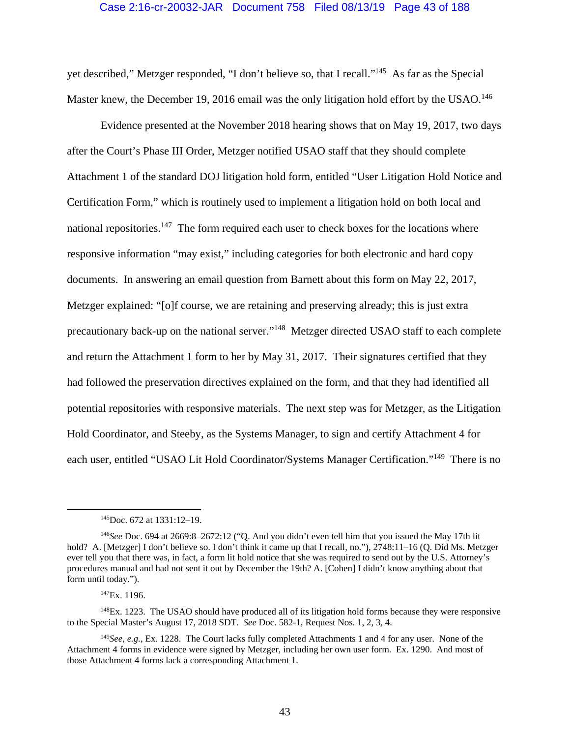yet described," Metzger responded, "I don't believe so, that I recall."[145] As far as the Special Master knew, the December 19, 2016 email was the only litigation hold effort by the USAO.[146]

Evidence presented at the November 2018 hearing shows that on May 19, 2017, two days after the Court's Phase III Order, Metzger notified USAO staff that they should complete Attachment 1 of the standard DOJ litigation hold form, entitled "User Litigation Hold Notice and Certification Form," which is routinely used to implement a litigation hold on both local and national repositories.[147] The form required each user to check boxes for the locations where responsive information "may exist," including categories for both electronic and hard copy documents. In answering an email question from Barnett about this form on May 22, 2017, Metzger explained: "[o]f course, we are retaining and preserving already; this is just extra precautionary back-up on the national server."[148] Metzger directed USAO staff to each complete and return the Attachment 1 form to her by May 31, 2017. Their signatures certified that they had followed the preservation directives explained on the form, and that they had identified all potential repositories with responsive materials. The next step was for Metzger, as the Litigation Hold Coordinator, and Steeby, as the Systems Manager, to sign and certify Attachment 4 for each user, entitled "USAO Lit Hold Coordinator/Systems Manager Certification."[149] There is no

---

[145] Doc. 672 at 1331:12–19.

[146] *See* Doc. 694 at 2669:8–2672:12 ("Q. And you didn't even tell him that you issued the May 17th lit hold? A. [Metzger] I don't believe so. I don't think it came up that I recall, no."), 2748:11–16 (Q. Did Ms. Metzger ever tell you that there was, in fact, a form lit hold notice that she was required to send out by the U.S. Attorney's procedures manual and had not sent it out by December the 19th? A. [Cohen] I didn't know anything about that form until today.").

[147] Ex. 1196.

[148] Ex. 1223. The USAO should have produced all of its litigation hold forms because they were responsive to the Special Master's August 17, 2018 SDT. *See* Doc. 582-1, Request Nos. 1, 2, 3, 4.

[149] *See, e.g.*, Ex. 1228. The Court lacks fully completed Attachments 1 and 4 for any user. None of the Attachment 4 forms in evidence were signed by Metzger, including her own user form. Ex. 1290. And most of those Attachment 4 forms lack a corresponding Attachment 1.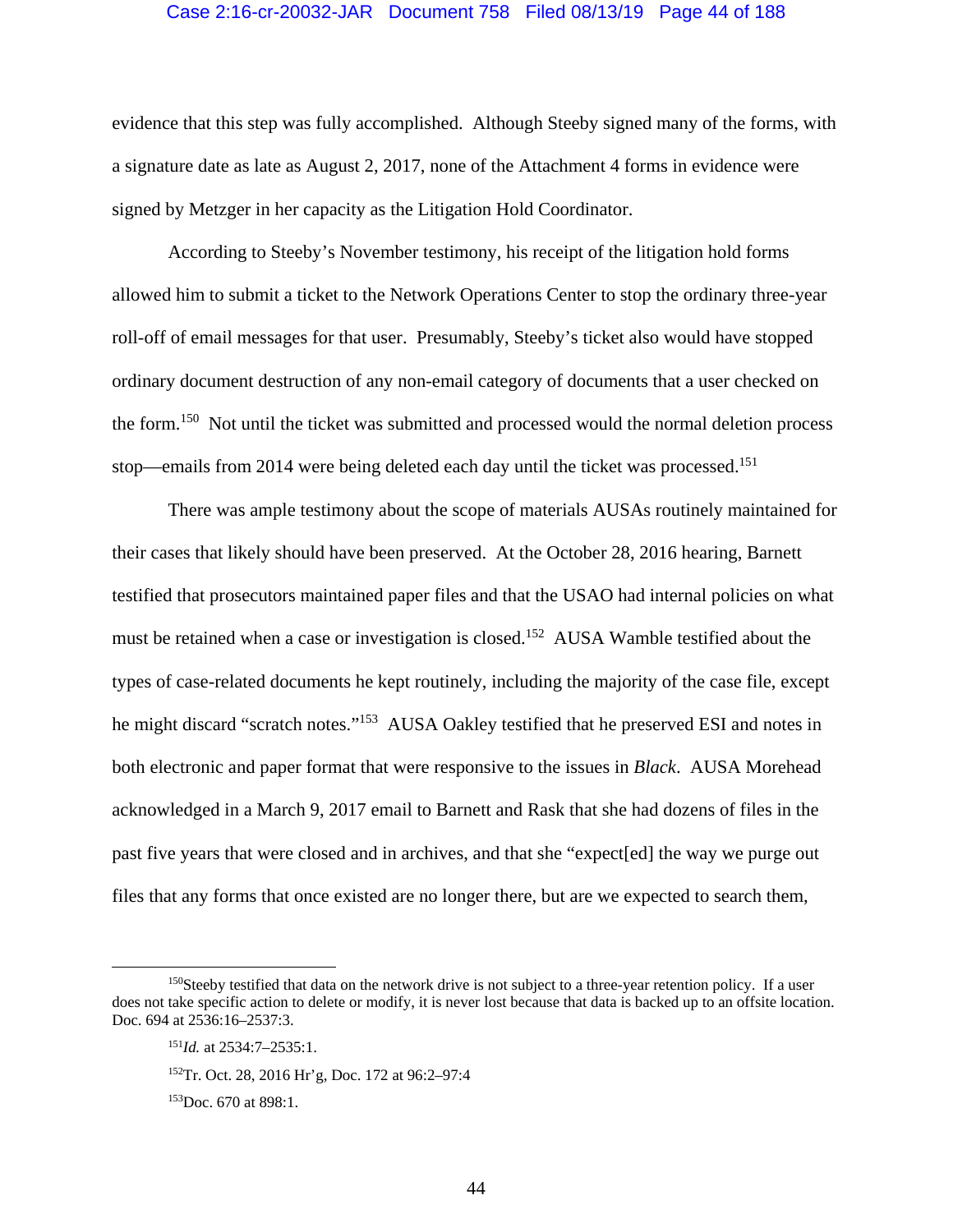evidence that this step was fully accomplished. Although Steeby signed many of the forms, with a signature date as late as August 2, 2017, none of the Attachment 4 forms in evidence were signed by Metzger in her capacity as the Litigation Hold Coordinator.

According to Steeby's November testimony, his receipt of the litigation hold forms allowed him to submit a ticket to the Network Operations Center to stop the ordinary three-year roll-off of email messages for that user. Presumably, Steeby's ticket also would have stopped ordinary document destruction of any non-email category of documents that a user checked on the form.[150] Not until the ticket was submitted and processed would the normal deletion process stop—emails from 2014 were being deleted each day until the ticket was processed.[151]

There was ample testimony about the scope of materials AUSAs routinely maintained for their cases that likely should have been preserved. At the October 28, 2016 hearing, Barnett testified that prosecutors maintained paper files and that the USAO had internal policies on what must be retained when a case or investigation is closed.[152] AUSA Wamble testified about the types of case-related documents he kept routinely, including the majority of the case file, except he might discard "scratch notes."[153] AUSA Oakley testified that he preserved ESI and notes in both electronic and paper format that were responsive to the issues in *Black*. AUSA Morehead acknowledged in a March 9, 2017 email to Barnett and Rask that she had dozens of files in the past five years that were closed and in archives, and that she "expect[ed] the way we purge out files that any forms that once existed are no longer there, but are we expected to search them,

---

[150] Steeby testified that data on the network drive is not subject to a three-year retention policy. If a user does not take specific action to delete or modify, it is never lost because that data is backed up to an offsite location. Doc. 694 at 2536:16–2537:3.

[151] *Id.* at 2534:7–2535:1.

[152] Tr. Oct. 28, 2016 Hr'g, Doc. 172 at 96:2–97:4

[153] Doc. 670 at 898:1.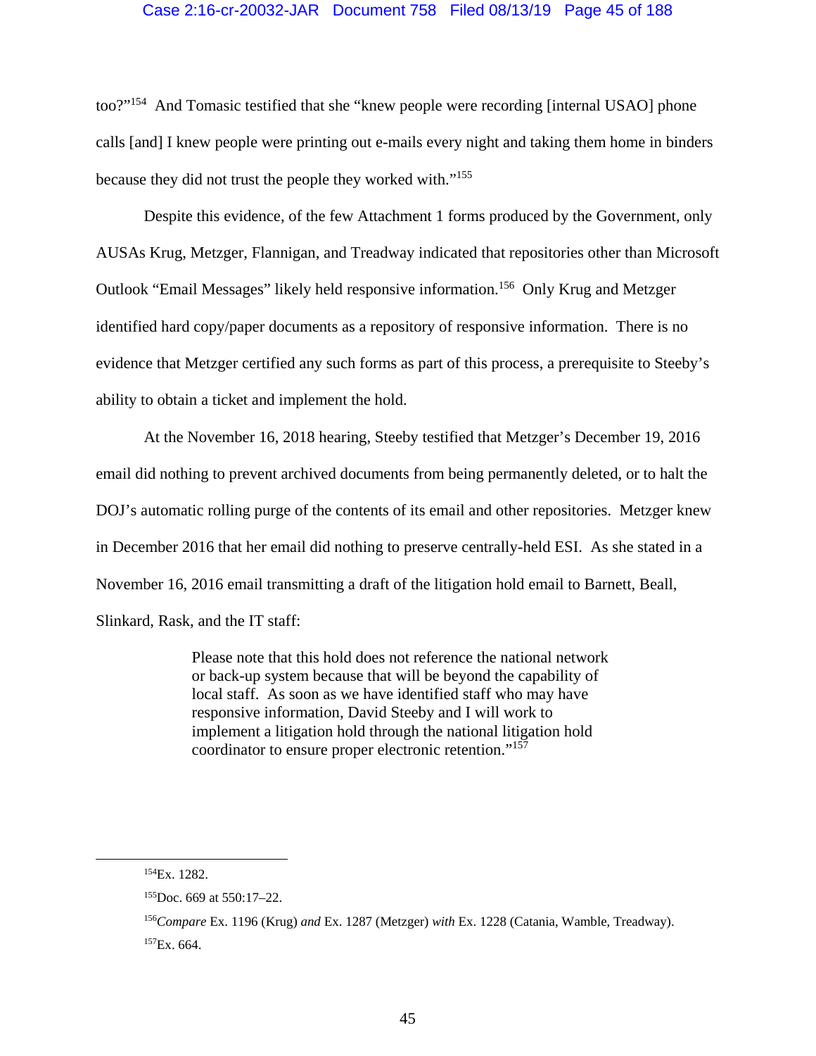too?"[154] And Tomasic testified that she "knew people were recording [internal USAO] phone calls [and] I knew people were printing out e-mails every night and taking them home in binders because they did not trust the people they worked with."[155]

Despite this evidence, of the few Attachment 1 forms produced by the Government, only AUSAs Krug, Metzger, Flannigan, and Treadway indicated that repositories other than Microsoft Outlook "Email Messages" likely held responsive information.[156] Only Krug and Metzger identified hard copy/paper documents as a repository of responsive information. There is no evidence that Metzger certified any such forms as part of this process, a prerequisite to Steeby's ability to obtain a ticket and implement the hold.

At the November 16, 2018 hearing, Steeby testified that Metzger's December 19, 2016 email did nothing to prevent archived documents from being permanently deleted, or to halt the DOJ's automatic rolling purge of the contents of its email and other repositories. Metzger knew in December 2016 that her email did nothing to preserve centrally-held ESI. As she stated in a November 16, 2016 email transmitting a draft of the litigation hold email to Barnett, Beall, Slinkard, Rask, and the IT staff:

> Please note that this hold does not reference the national network or back-up system because that will be beyond the capability of local staff. As soon as we have identified staff who may have responsive information, David Steeby and I will work to implement a litigation hold through the national litigation hold coordinator to ensure proper electronic retention."[157]

---

[154] Ex. 1282.

[155] Doc. 669 at 550:17–22.

[156] *Compare* Ex. 1196 (Krug) *and* Ex. 1287 (Metzger) *with* Ex. 1228 (Catania, Wamble, Treadway).

[157] Ex. 664.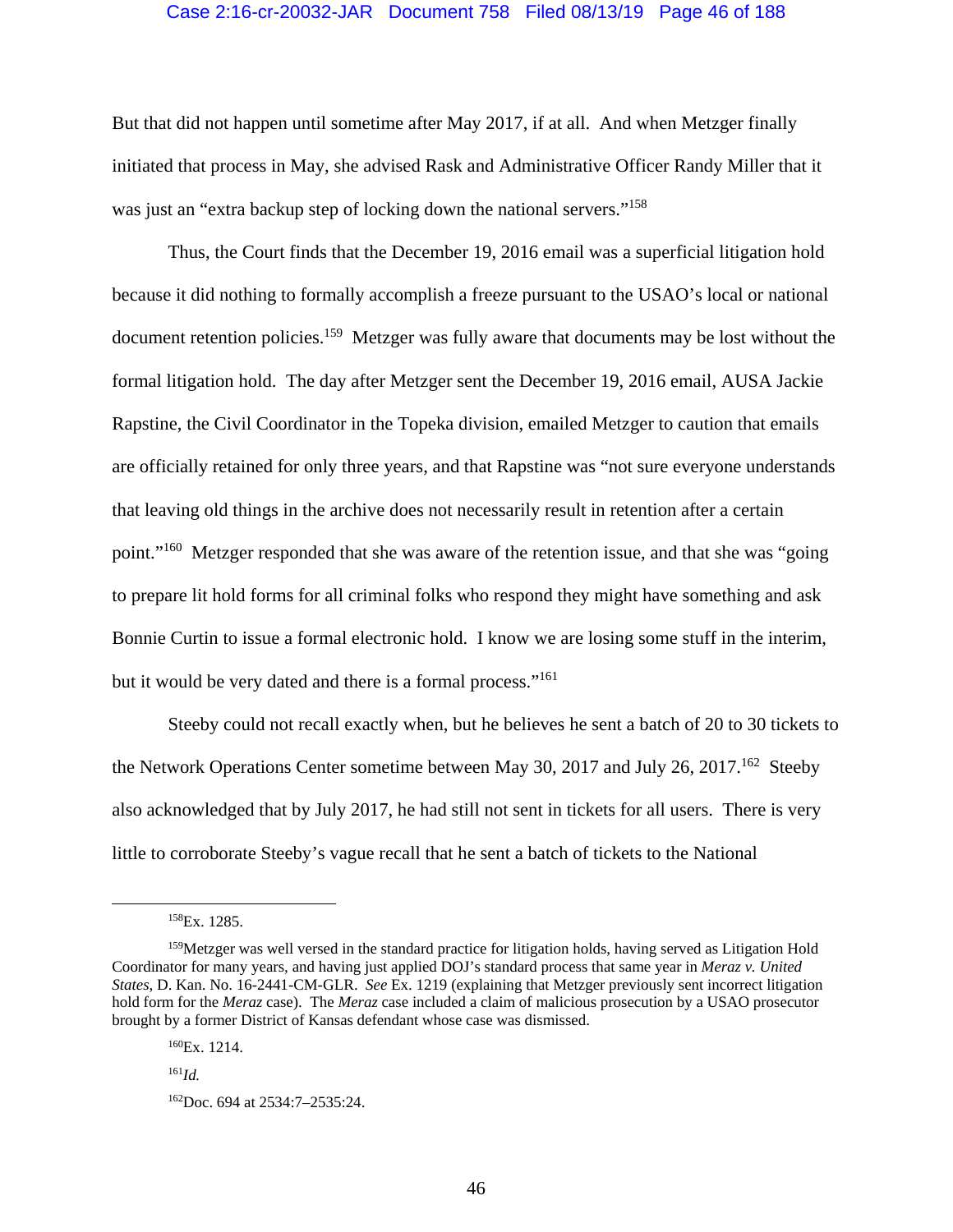But that did not happen until sometime after May 2017, if at all. And when Metzger finally initiated that process in May, she advised Rask and Administrative Officer Randy Miller that it was just an "extra backup step of locking down the national servers."[158]

Thus, the Court finds that the December 19, 2016 email was a superficial litigation hold because it did nothing to formally accomplish a freeze pursuant to the USAO's local or national document retention policies.[159] Metzger was fully aware that documents may be lost without the formal litigation hold. The day after Metzger sent the December 19, 2016 email, AUSA Jackie Rapstine, the Civil Coordinator in the Topeka division, emailed Metzger to caution that emails are officially retained for only three years, and that Rapstine was "not sure everyone understands that leaving old things in the archive does not necessarily result in retention after a certain point."[160] Metzger responded that she was aware of the retention issue, and that she was "going to prepare lit hold forms for all criminal folks who respond they might have something and ask Bonnie Curtin to issue a formal electronic hold. I know we are losing some stuff in the interim, but it would be very dated and there is a formal process."[161]

Steeby could not recall exactly when, but he believes he sent a batch of 20 to 30 tickets to the Network Operations Center sometime between May 30, 2017 and July 26, 2017.[162] Steeby also acknowledged that by July 2017, he had still not sent in tickets for all users. There is very little to corroborate Steeby's vague recall that he sent a batch of tickets to the National

---

[158] Ex. 1285.

[159] Metzger was well versed in the standard practice for litigation holds, having served as Litigation Hold Coordinator for many years, and having just applied DOJ's standard process that same year in *Meraz v. United States*, D. Kan. No. 16-2441-CM-GLR. *See* Ex. 1219 (explaining that Metzger previously sent incorrect litigation hold form for the *Meraz* case). The *Meraz* case included a claim of malicious prosecution by a USAO prosecutor brought by a former District of Kansas defendant whose case was dismissed.

[160] Ex. 1214.

[161] *Id.*

[162] Doc. 694 at 2534:7–2535:24.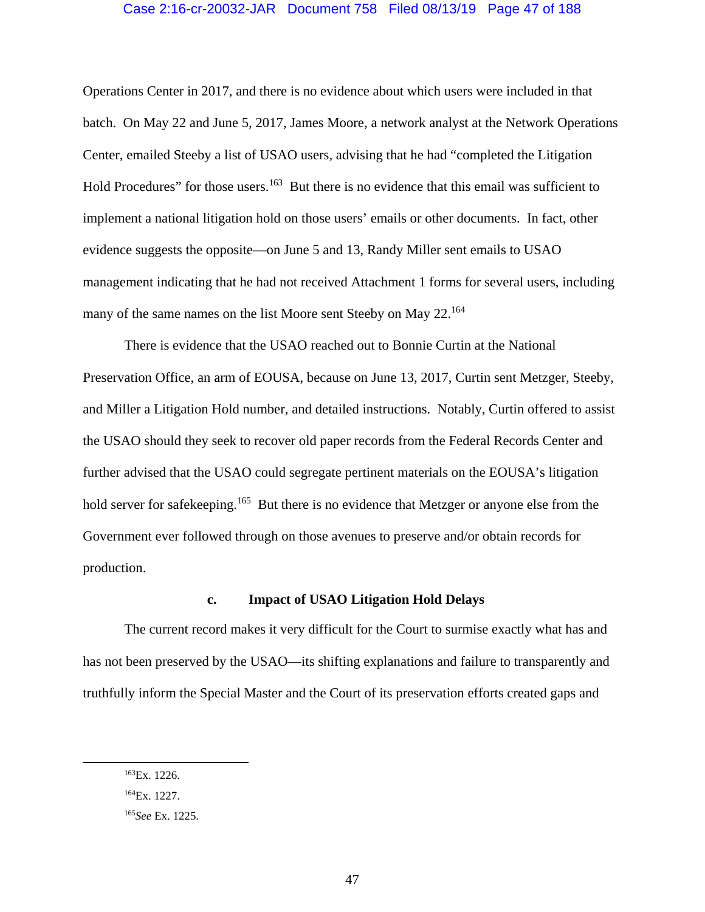Operations Center in 2017, and there is no evidence about which users were included in that batch. On May 22 and June 5, 2017, James Moore, a network analyst at the Network Operations Center, emailed Steeby a list of USAO users, advising that he had "completed the Litigation Hold Procedures" for those users.[163] But there is no evidence that this email was sufficient to implement a national litigation hold on those users' emails or other documents. In fact, other evidence suggests the opposite—on June 5 and 13, Randy Miller sent emails to USAO management indicating that he had not received Attachment 1 forms for several users, including many of the same names on the list Moore sent Steeby on May 22.[164]

There is evidence that the USAO reached out to Bonnie Curtin at the National Preservation Office, an arm of EOUSA, because on June 13, 2017, Curtin sent Metzger, Steeby, and Miller a Litigation Hold number, and detailed instructions. Notably, Curtin offered to assist the USAO should they seek to recover old paper records from the Federal Records Center and further advised that the USAO could segregate pertinent materials on the EOUSA's litigation hold server for safekeeping.[165] But there is no evidence that Metzger or anyone else from the Government ever followed through on those avenues to preserve and/or obtain records for production.

**c. Impact of USAO Litigation Hold Delays**

The current record makes it very difficult for the Court to surmise exactly what has and has not been preserved by the USAO—its shifting explanations and failure to transparently and truthfully inform the Special Master and the Court of its preservation efforts created gaps and

---

[163] Ex. 1226.

[164] Ex. 1227.

[165] *See* Ex. 1225.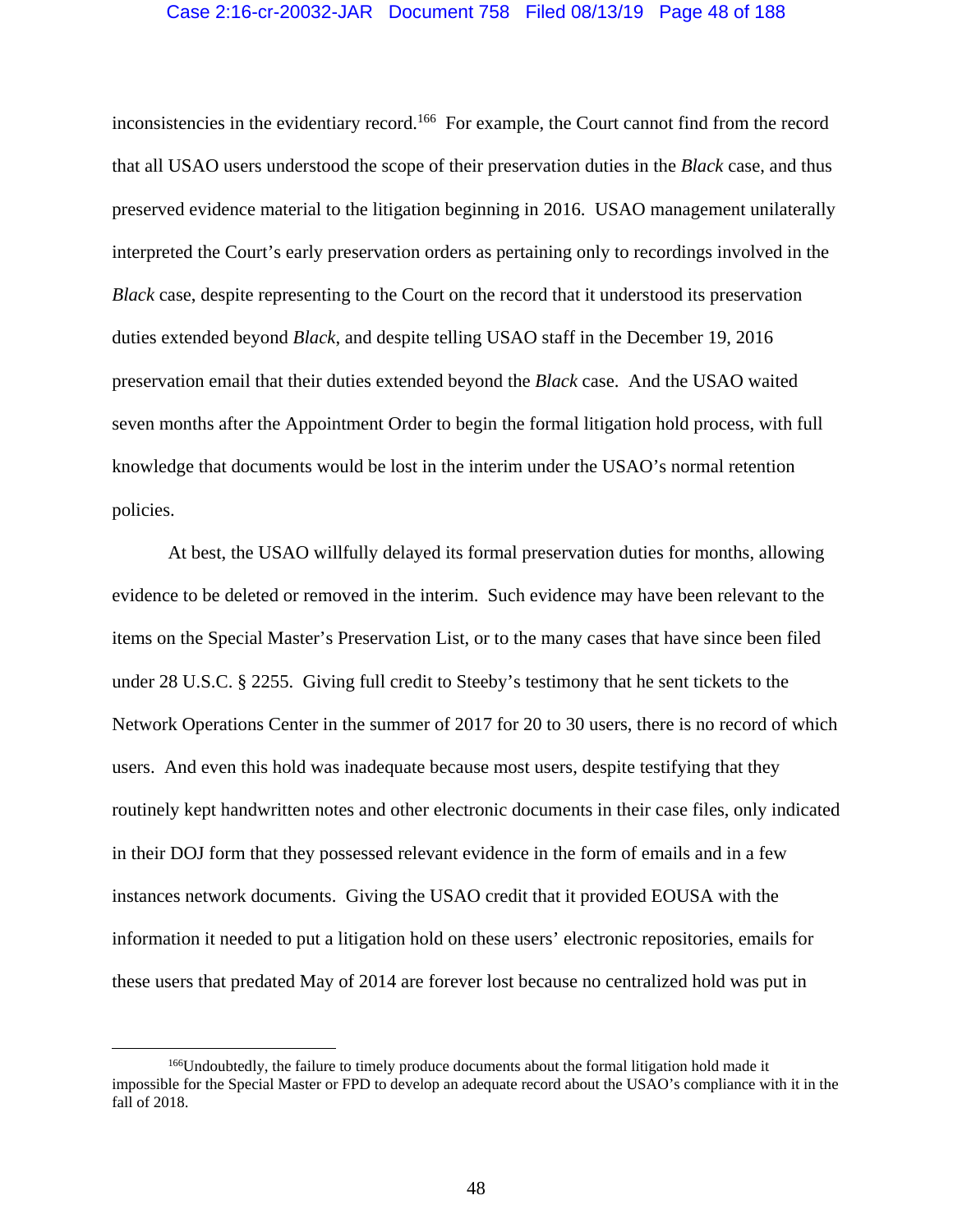inconsistencies in the evidentiary record.[166] For example, the Court cannot find from the record that all USAO users understood the scope of their preservation duties in the *Black* case, and thus preserved evidence material to the litigation beginning in 2016. USAO management unilaterally interpreted the Court's early preservation orders as pertaining only to recordings involved in the *Black* case, despite representing to the Court on the record that it understood its preservation duties extended beyond *Black*, and despite telling USAO staff in the December 19, 2016 preservation email that their duties extended beyond the *Black* case. And the USAO waited seven months after the Appointment Order to begin the formal litigation hold process, with full knowledge that documents would be lost in the interim under the USAO's normal retention policies.

At best, the USAO willfully delayed its formal preservation duties for months, allowing evidence to be deleted or removed in the interim. Such evidence may have been relevant to the items on the Special Master's Preservation List, or to the many cases that have since been filed under 28 U.S.C. § 2255. Giving full credit to Steeby's testimony that he sent tickets to the Network Operations Center in the summer of 2017 for 20 to 30 users, there is no record of which users. And even this hold was inadequate because most users, despite testifying that they routinely kept handwritten notes and other electronic documents in their case files, only indicated in their DOJ form that they possessed relevant evidence in the form of emails and in a few instances network documents. Giving the USAO credit that it provided EOUSA with the information it needed to put a litigation hold on these users' electronic repositories, emails for these users that predated May of 2014 are forever lost because no centralized hold was put in

[166]Undoubtedly, the failure to timely produce documents about the formal litigation hold made it impossible for the Special Master or FPD to develop an adequate record about the USAO's compliance with it in the fall of 2018.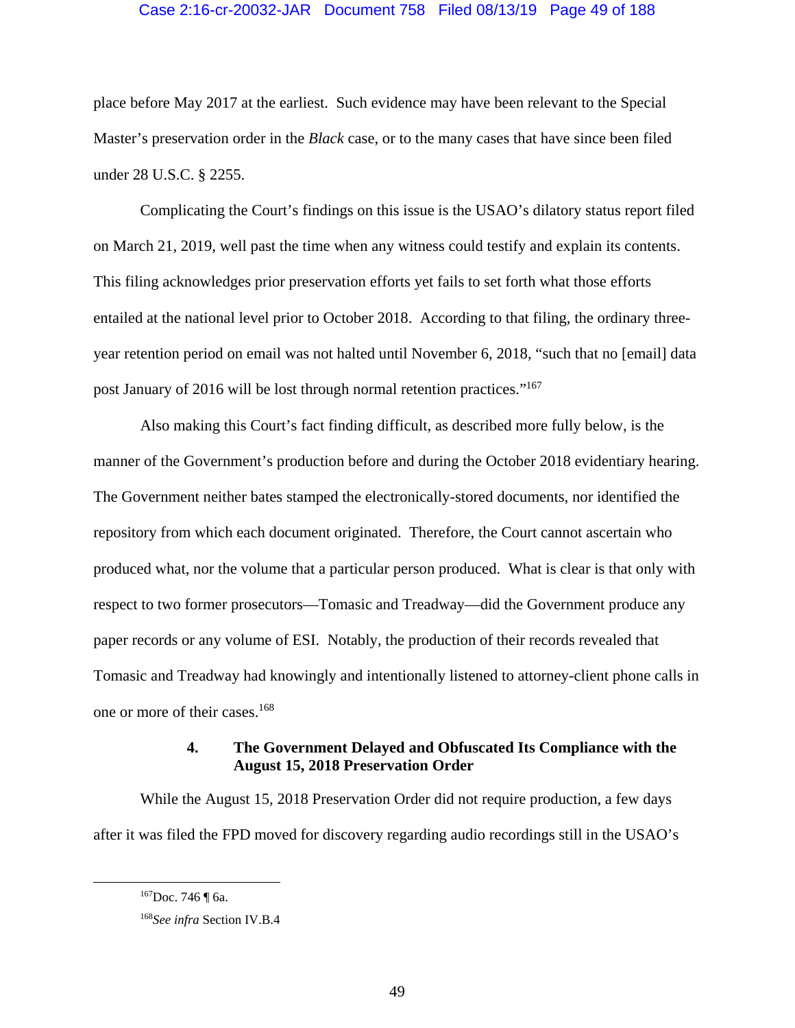place before May 2017 at the earliest. Such evidence may have been relevant to the Special Master's preservation order in the *Black* case, or to the many cases that have since been filed under 28 U.S.C. § 2255.

Complicating the Court's findings on this issue is the USAO's dilatory status report filed on March 21, 2019, well past the time when any witness could testify and explain its contents. This filing acknowledges prior preservation efforts yet fails to set forth what those efforts entailed at the national level prior to October 2018. According to that filing, the ordinary three-year retention period on email was not halted until November 6, 2018, "such that no [email] data post January of 2016 will be lost through normal retention practices."[167]

Also making this Court's fact finding difficult, as described more fully below, is the manner of the Government's production before and during the October 2018 evidentiary hearing. The Government neither bates stamped the electronically-stored documents, nor identified the repository from which each document originated. Therefore, the Court cannot ascertain who produced what, nor the volume that a particular person produced. What is clear is that only with respect to two former prosecutors—Tomasic and Treadway—did the Government produce any paper records or any volume of ESI. Notably, the production of their records revealed that Tomasic and Treadway had knowingly and intentionally listened to attorney-client phone calls in one or more of their cases.[168]

#### 4. The Government Delayed and Obfuscated Its Compliance with the August 15, 2018 Preservation Order

While the August 15, 2018 Preservation Order did not require production, a few days after it was filed the FPD moved for discovery regarding audio recordings still in the USAO's

---

[167] Doc. 746 ¶ 6a.

[168] *See infra* Section IV.B.4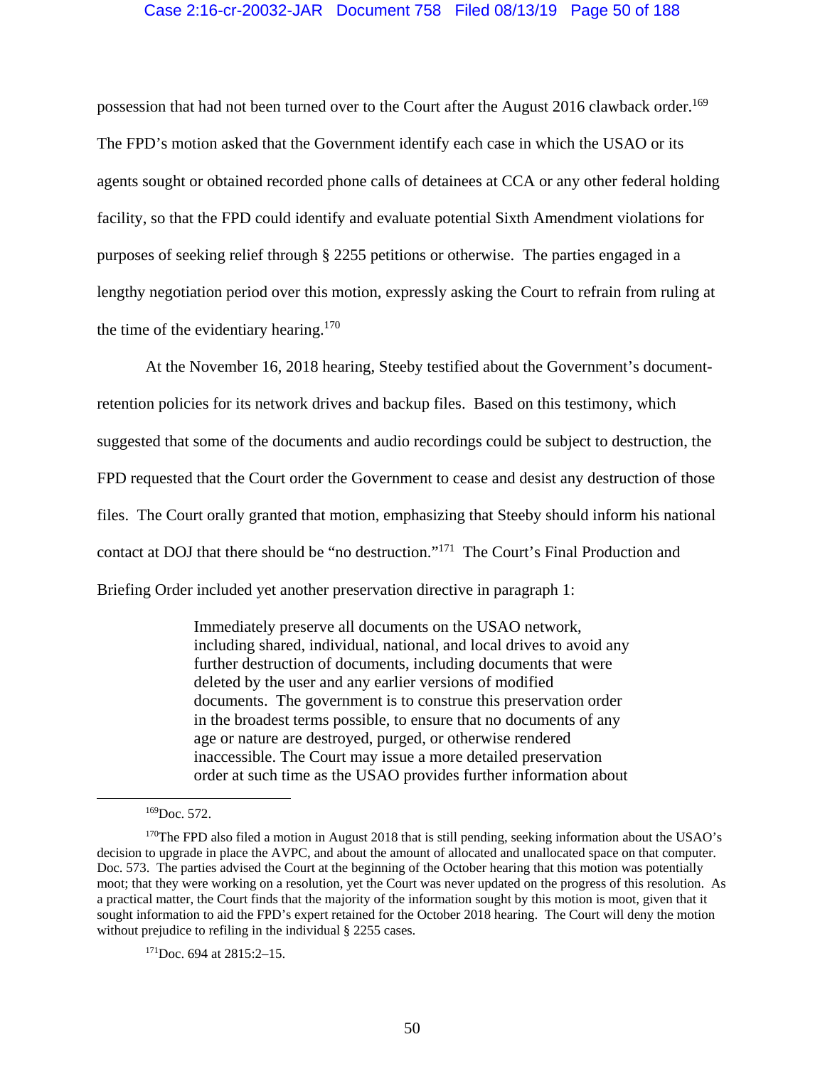possession that had not been turned over to the Court after the August 2016 clawback order.[169] The FPD's motion asked that the Government identify each case in which the USAO or its agents sought or obtained recorded phone calls of detainees at CCA or any other federal holding facility, so that the FPD could identify and evaluate potential Sixth Amendment violations for purposes of seeking relief through § 2255 petitions or otherwise. The parties engaged in a lengthy negotiation period over this motion, expressly asking the Court to refrain from ruling at the time of the evidentiary hearing.[170]

At the November 16, 2018 hearing, Steeby testified about the Government's document-retention policies for its network drives and backup files. Based on this testimony, which suggested that some of the documents and audio recordings could be subject to destruction, the FPD requested that the Court order the Government to cease and desist any destruction of those files. The Court orally granted that motion, emphasizing that Steeby should inform his national contact at DOJ that there should be "no destruction."[171] The Court's Final Production and Briefing Order included yet another preservation directive in paragraph 1:

> Immediately preserve all documents on the USAO network, including shared, individual, national, and local drives to avoid any further destruction of documents, including documents that were deleted by the user and any earlier versions of modified documents. The government is to construe this preservation order in the broadest terms possible, to ensure that no documents of any age or nature are destroyed, purged, or otherwise rendered inaccessible. The Court may issue a more detailed preservation order at such time as the USAO provides further information about

---

[169] Doc. 572.

[170] The FPD also filed a motion in August 2018 that is still pending, seeking information about the USAO's decision to upgrade in place the AVPC, and about the amount of allocated and unallocated space on that computer. Doc. 573. The parties advised the Court at the beginning of the October hearing that this motion was potentially moot; that they were working on a resolution, yet the Court was never updated on the progress of this resolution. As a practical matter, the Court finds that the majority of the information sought by this motion is moot, given that it sought information to aid the FPD's expert retained for the October 2018 hearing. The Court will deny the motion without prejudice to refiling in the individual § 2255 cases.

[171] Doc. 694 at 2815:2–15.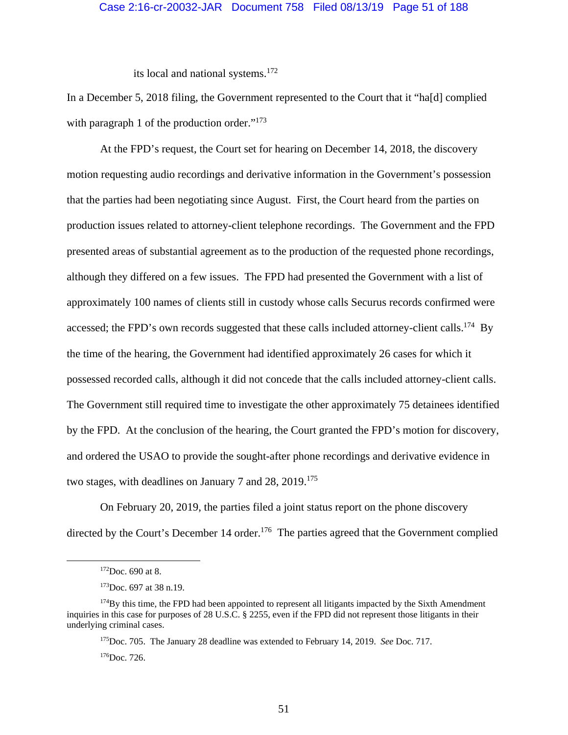its local and national systems.[172]

In a December 5, 2018 filing, the Government represented to the Court that it "ha[d] complied with paragraph 1 of the production order."[173]

At the FPD's request, the Court set for hearing on December 14, 2018, the discovery motion requesting audio recordings and derivative information in the Government's possession that the parties had been negotiating since August. First, the Court heard from the parties on production issues related to attorney-client telephone recordings. The Government and the FPD presented areas of substantial agreement as to the production of the requested phone recordings, although they differed on a few issues. The FPD had presented the Government with a list of approximately 100 names of clients still in custody whose calls Securus records confirmed were accessed; the FPD's own records suggested that these calls included attorney-client calls.[174] By the time of the hearing, the Government had identified approximately 26 cases for which it possessed recorded calls, although it did not concede that the calls included attorney-client calls. The Government still required time to investigate the other approximately 75 detainees identified by the FPD. At the conclusion of the hearing, the Court granted the FPD's motion for discovery, and ordered the USAO to provide the sought-after phone recordings and derivative evidence in two stages, with deadlines on January 7 and 28, 2019.[175]

On February 20, 2019, the parties filed a joint status report on the phone discovery directed by the Court's December 14 order.[176] The parties agreed that the Government complied

---

[172] Doc. 690 at 8.

[173] Doc. 697 at 38 n.19.

[174] By this time, the FPD had been appointed to represent all litigants impacted by the Sixth Amendment inquiries in this case for purposes of 28 U.S.C. § 2255, even if the FPD did not represent those litigants in their underlying criminal cases.

[175] Doc. 705. The January 28 deadline was extended to February 14, 2019. *See* Doc. 717.

[176] Doc. 726.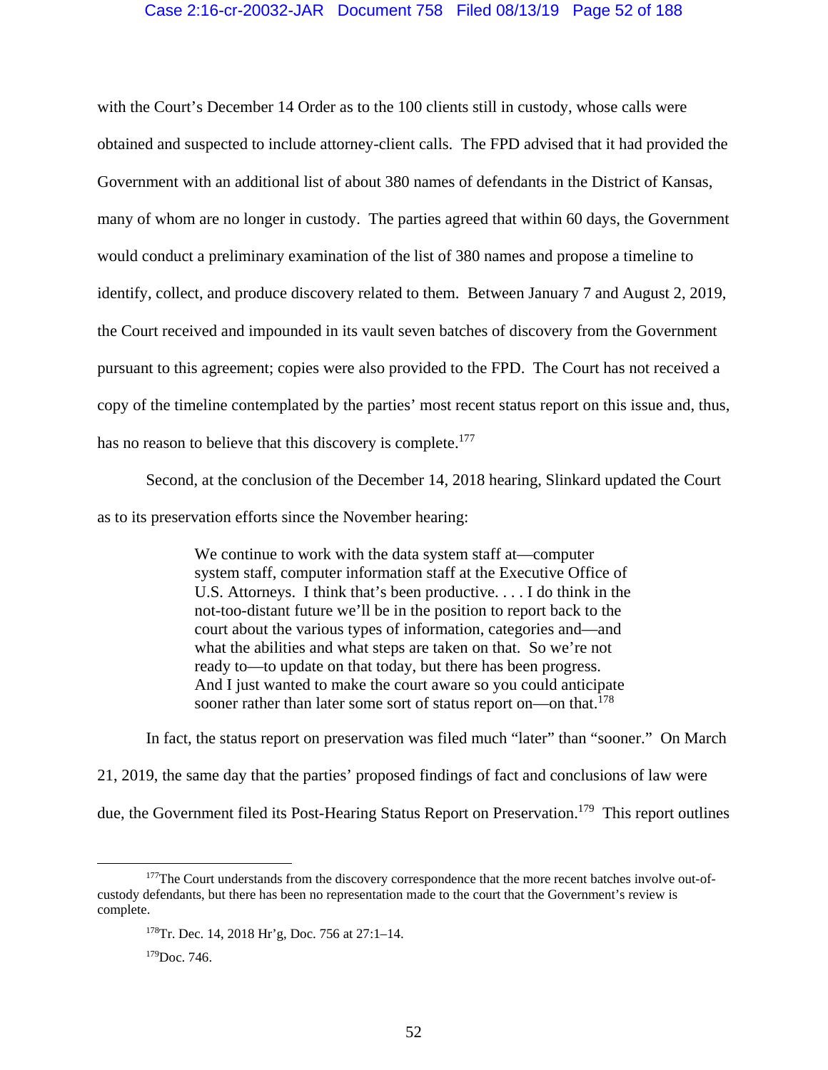with the Court's December 14 Order as to the 100 clients still in custody, whose calls were obtained and suspected to include attorney-client calls. The FPD advised that it had provided the Government with an additional list of about 380 names of defendants in the District of Kansas, many of whom are no longer in custody. The parties agreed that within 60 days, the Government would conduct a preliminary examination of the list of 380 names and propose a timeline to identify, collect, and produce discovery related to them. Between January 7 and August 2, 2019, the Court received and impounded in its vault seven batches of discovery from the Government pursuant to this agreement; copies were also provided to the FPD. The Court has not received a copy of the timeline contemplated by the parties' most recent status report on this issue and, thus, has no reason to believe that this discovery is complete.[177]

Second, at the conclusion of the December 14, 2018 hearing, Slinkard updated the Court as to its preservation efforts since the November hearing:

> We continue to work with the data system staff at—computer system staff, computer information staff at the Executive Office of U.S. Attorneys. I think that's been productive. . . . I do think in the not-too-distant future we'll be in the position to report back to the court about the various types of information, categories and—and what the abilities and what steps are taken on that. So we're not ready to—to update on that today, but there has been progress. And I just wanted to make the court aware so you could anticipate sooner rather than later some sort of status report on—on that.[178]

In fact, the status report on preservation was filed much "later" than "sooner." On March 21, 2019, the same day that the parties' proposed findings of fact and conclusions of law were due, the Government filed its Post-Hearing Status Report on Preservation.[179] This report outlines

---

[177]The Court understands from the discovery correspondence that the more recent batches involve out-of-custody defendants, but there has been no representation made to the court that the Government's review is complete.

[178]Tr. Dec. 14, 2018 Hr'g, Doc. 756 at 27:1–14.

[179]Doc. 746.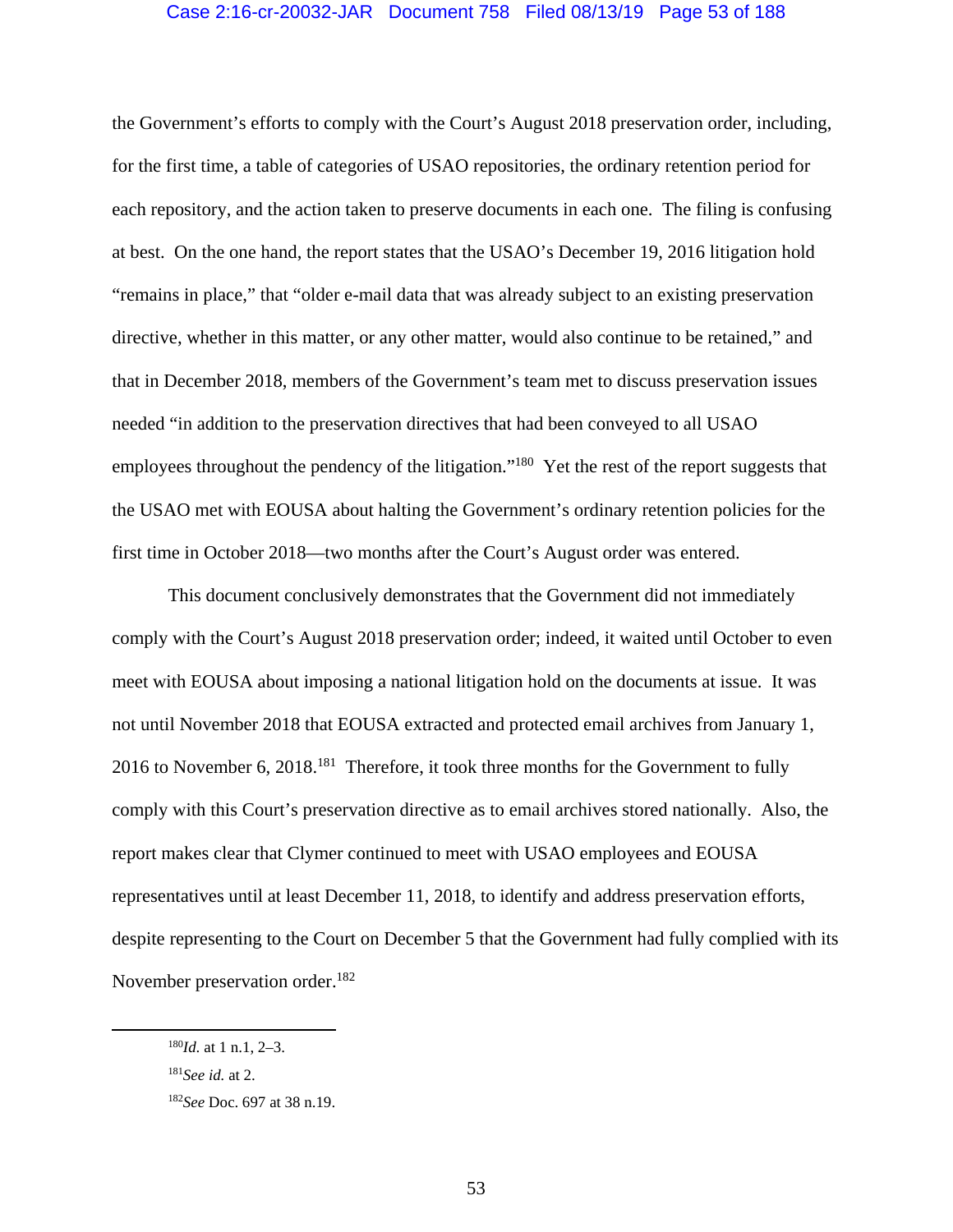the Government's efforts to comply with the Court's August 2018 preservation order, including, for the first time, a table of categories of USAO repositories, the ordinary retention period for each repository, and the action taken to preserve documents in each one. The filing is confusing at best. On the one hand, the report states that the USAO's December 19, 2016 litigation hold "remains in place," that "older e-mail data that was already subject to an existing preservation directive, whether in this matter, or any other matter, would also continue to be retained," and that in December 2018, members of the Government's team met to discuss preservation issues needed "in addition to the preservation directives that had been conveyed to all USAO employees throughout the pendency of the litigation."[180] Yet the rest of the report suggests that the USAO met with EOUSA about halting the Government's ordinary retention policies for the first time in October 2018—two months after the Court's August order was entered.

This document conclusively demonstrates that the Government did not immediately comply with the Court's August 2018 preservation order; indeed, it waited until October to even meet with EOUSA about imposing a national litigation hold on the documents at issue. It was not until November 2018 that EOUSA extracted and protected email archives from January 1, 2016 to November 6, 2018.[181] Therefore, it took three months for the Government to fully comply with this Court's preservation directive as to email archives stored nationally. Also, the report makes clear that Clymer continued to meet with USAO employees and EOUSA representatives until at least December 11, 2018, to identify and address preservation efforts, despite representing to the Court on December 5 that the Government had fully complied with its November preservation order.[182]

---

[180] *Id.* at 1 n.1, 2–3.

[181] *See id.* at 2.

[182] *See* Doc. 697 at 38 n.19.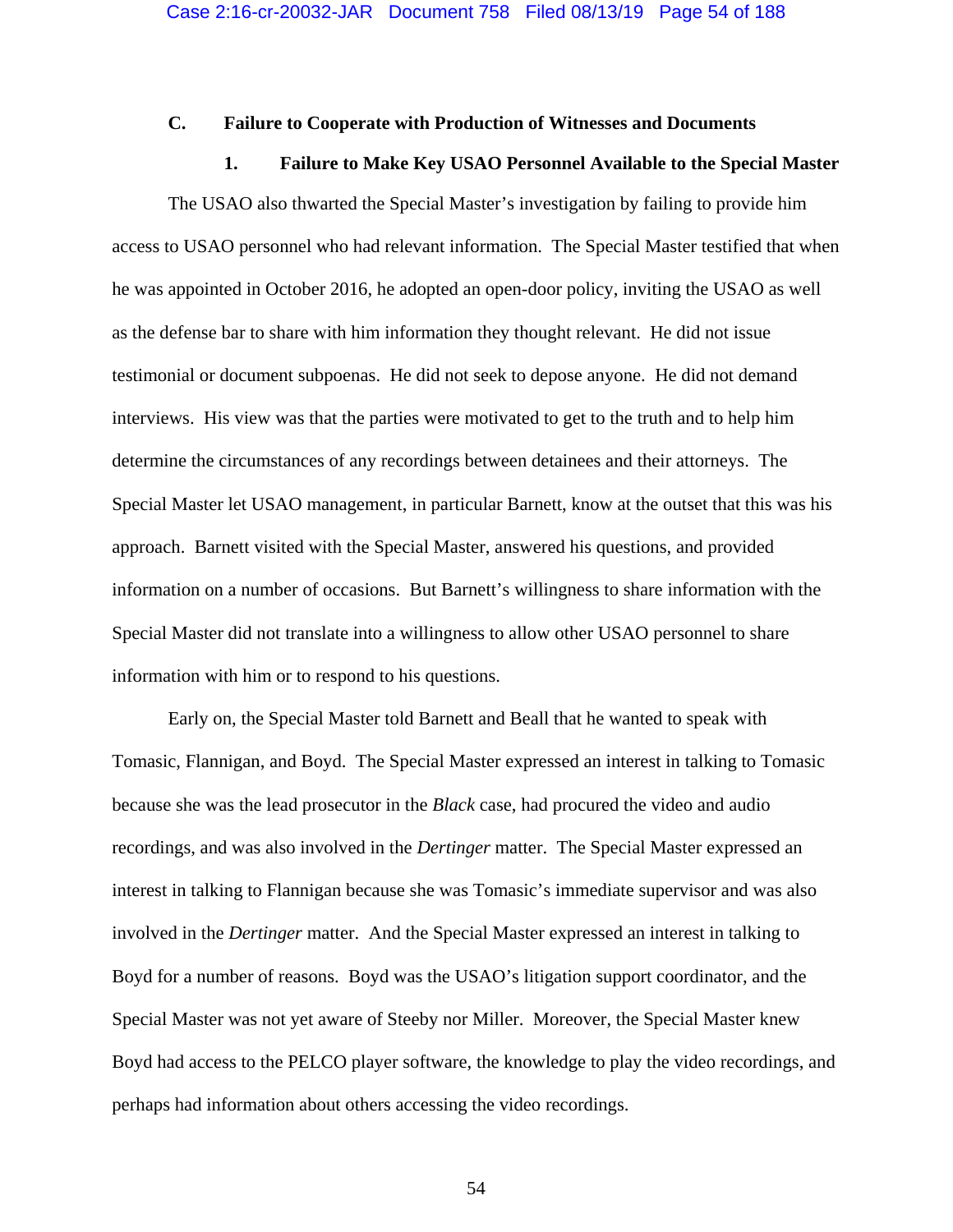### C. Failure to Cooperate with Production of Witnesses and Documents

#### 1. Failure to Make Key USAO Personnel Available to the Special Master

The USAO also thwarted the Special Master's investigation by failing to provide him access to USAO personnel who had relevant information. The Special Master testified that when he was appointed in October 2016, he adopted an open-door policy, inviting the USAO as well as the defense bar to share with him information they thought relevant. He did not issue testimonial or document subpoenas. He did not seek to depose anyone. He did not demand interviews. His view was that the parties were motivated to get to the truth and to help him determine the circumstances of any recordings between detainees and their attorneys. The Special Master let USAO management, in particular Barnett, know at the outset that this was his approach. Barnett visited with the Special Master, answered his questions, and provided information on a number of occasions. But Barnett's willingness to share information with the Special Master did not translate into a willingness to allow other USAO personnel to share information with him or to respond to his questions.

Early on, the Special Master told Barnett and Beall that he wanted to speak with Tomasic, Flannigan, and Boyd. The Special Master expressed an interest in talking to Tomasic because she was the lead prosecutor in the *Black* case, had procured the video and audio recordings, and was also involved in the *Dertinger* matter. The Special Master expressed an interest in talking to Flannigan because she was Tomasic's immediate supervisor and was also involved in the *Dertinger* matter. And the Special Master expressed an interest in talking to Boyd for a number of reasons. Boyd was the USAO's litigation support coordinator, and the Special Master was not yet aware of Steeby nor Miller. Moreover, the Special Master knew Boyd had access to the PELCO player software, the knowledge to play the video recordings, and perhaps had information about others accessing the video recordings.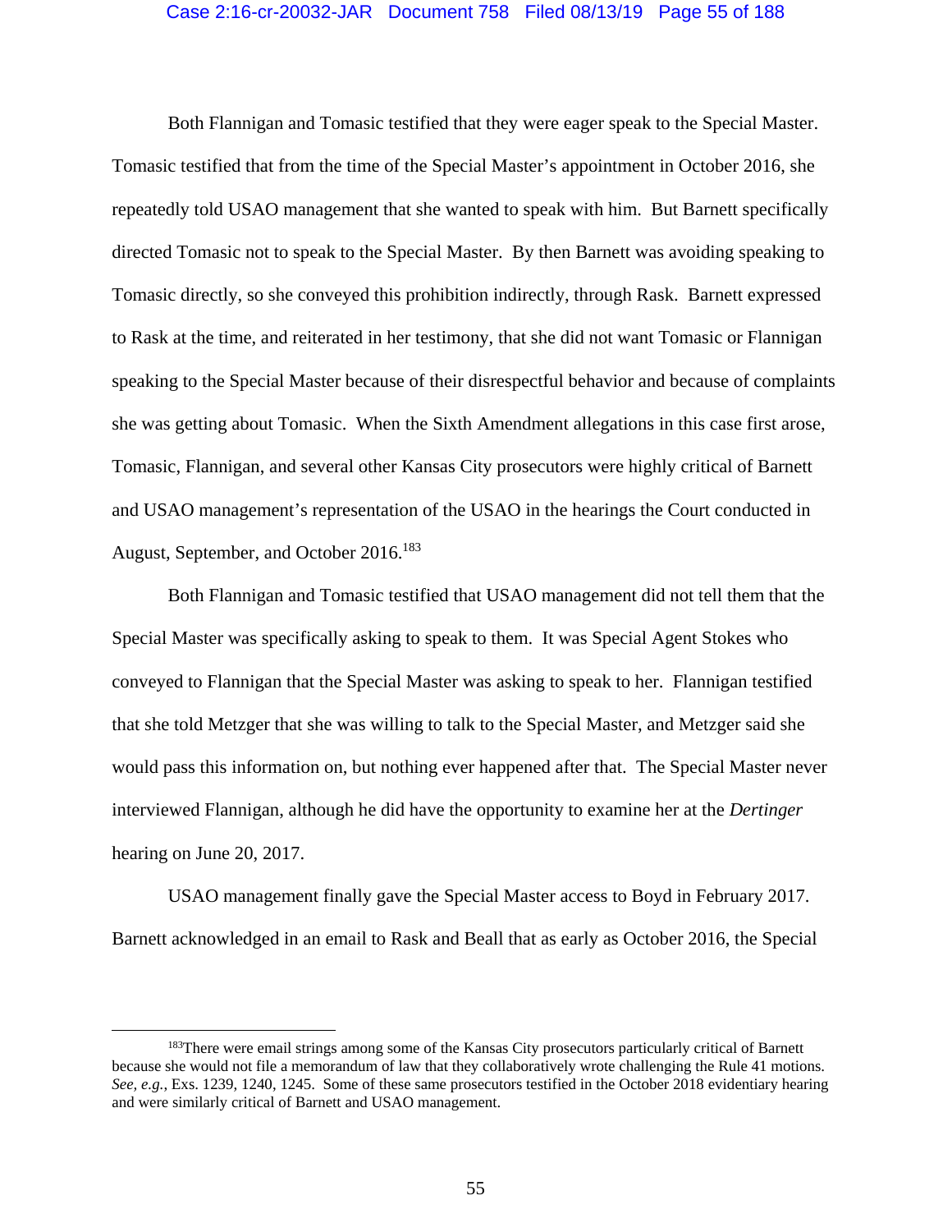Both Flannigan and Tomasic testified that they were eager speak to the Special Master. Tomasic testified that from the time of the Special Master's appointment in October 2016, she repeatedly told USAO management that she wanted to speak with him. But Barnett specifically directed Tomasic not to speak to the Special Master. By then Barnett was avoiding speaking to Tomasic directly, so she conveyed this prohibition indirectly, through Rask. Barnett expressed to Rask at the time, and reiterated in her testimony, that she did not want Tomasic or Flannigan speaking to the Special Master because of their disrespectful behavior and because of complaints she was getting about Tomasic. When the Sixth Amendment allegations in this case first arose, Tomasic, Flannigan, and several other Kansas City prosecutors were highly critical of Barnett and USAO management's representation of the USAO in the hearings the Court conducted in August, September, and October 2016.[183]

Both Flannigan and Tomasic testified that USAO management did not tell them that the Special Master was specifically asking to speak to them. It was Special Agent Stokes who conveyed to Flannigan that the Special Master was asking to speak to her. Flannigan testified that she told Metzger that she was willing to talk to the Special Master, and Metzger said she would pass this information on, but nothing ever happened after that. The Special Master never interviewed Flannigan, although he did have the opportunity to examine her at the *Dertinger* hearing on June 20, 2017.

USAO management finally gave the Special Master access to Boyd in February 2017. Barnett acknowledged in an email to Rask and Beall that as early as October 2016, the Special

---

[183]There were email strings among some of the Kansas City prosecutors particularly critical of Barnett because she would not file a memorandum of law that they collaboratively wrote challenging the Rule 41 motions. *See, e.g.*, Exs. 1239, 1240, 1245. Some of these same prosecutors testified in the October 2018 evidentiary hearing and were similarly critical of Barnett and USAO management.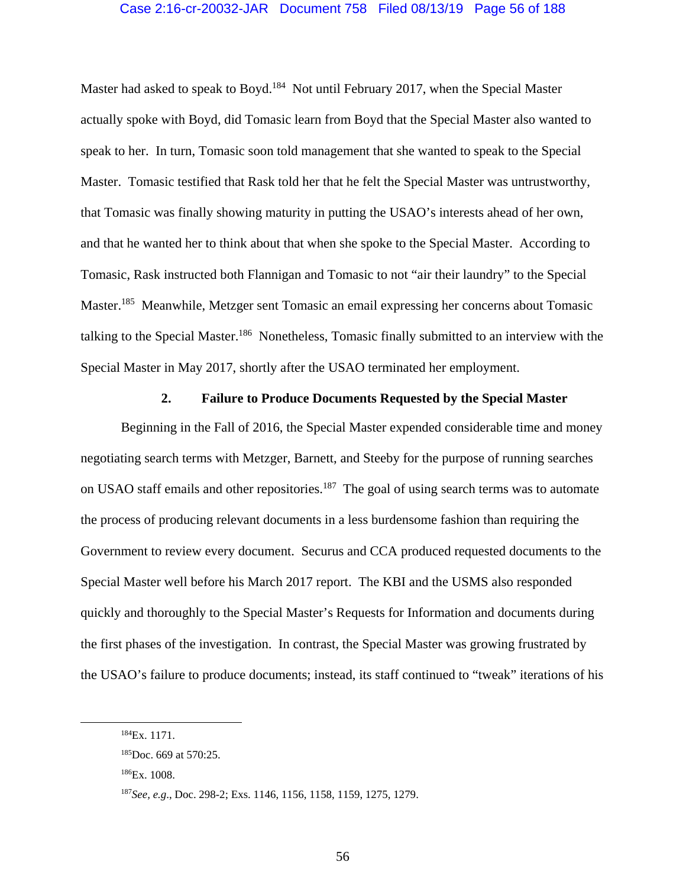Master had asked to speak to Boyd.[184] Not until February 2017, when the Special Master actually spoke with Boyd, did Tomasic learn from Boyd that the Special Master also wanted to speak to her. In turn, Tomasic soon told management that she wanted to speak to the Special Master. Tomasic testified that Rask told her that he felt the Special Master was untrustworthy, that Tomasic was finally showing maturity in putting the USAO's interests ahead of her own, and that he wanted her to think about that when she spoke to the Special Master. According to Tomasic, Rask instructed both Flannigan and Tomasic to not "air their laundry" to the Special Master.[185] Meanwhile, Metzger sent Tomasic an email expressing her concerns about Tomasic talking to the Special Master.[186] Nonetheless, Tomasic finally submitted to an interview with the Special Master in May 2017, shortly after the USAO terminated her employment.

#### 2. Failure to Produce Documents Requested by the Special Master

Beginning in the Fall of 2016, the Special Master expended considerable time and money negotiating search terms with Metzger, Barnett, and Steeby for the purpose of running searches on USAO staff emails and other repositories.[187] The goal of using search terms was to automate the process of producing relevant documents in a less burdensome fashion than requiring the Government to review every document. Securus and CCA produced requested documents to the Special Master well before his March 2017 report. The KBI and the USMS also responded quickly and thoroughly to the Special Master's Requests for Information and documents during the first phases of the investigation. In contrast, the Special Master was growing frustrated by the USAO's failure to produce documents; instead, its staff continued to "tweak" iterations of his

---

[184] Ex. 1171.

[185] Doc. 669 at 570:25.

[186] Ex. 1008.

[187] *See, e.g.*, Doc. 298-2; Exs. 1146, 1156, 1158, 1159, 1275, 1279.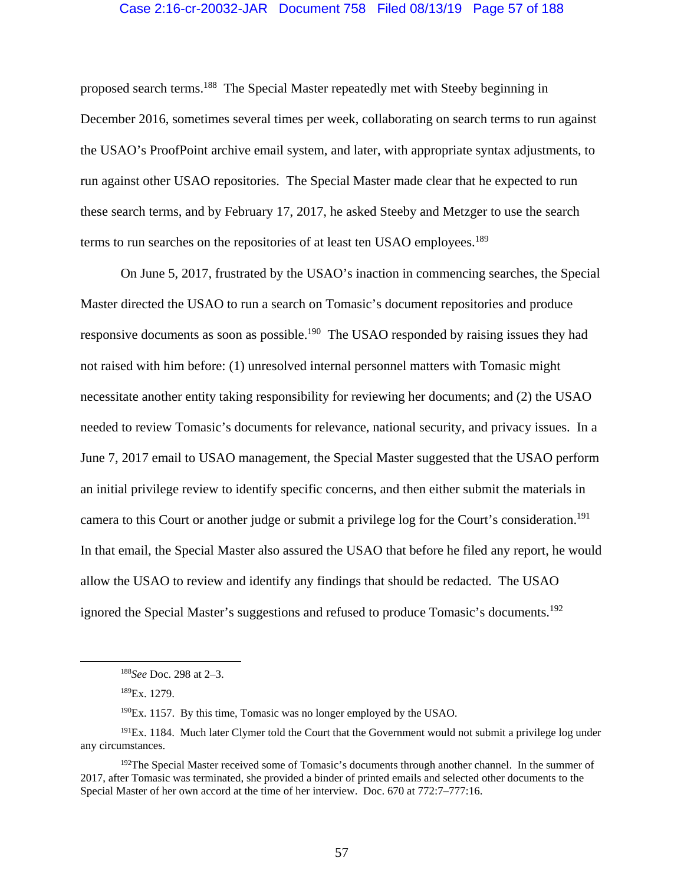proposed search terms.[188] The Special Master repeatedly met with Steeby beginning in December 2016, sometimes several times per week, collaborating on search terms to run against the USAO's ProofPoint archive email system, and later, with appropriate syntax adjustments, to run against other USAO repositories. The Special Master made clear that he expected to run these search terms, and by February 17, 2017, he asked Steeby and Metzger to use the search terms to run searches on the repositories of at least ten USAO employees.[189]

On June 5, 2017, frustrated by the USAO's inaction in commencing searches, the Special Master directed the USAO to run a search on Tomasic's document repositories and produce responsive documents as soon as possible.[190] The USAO responded by raising issues they had not raised with him before: (1) unresolved internal personnel matters with Tomasic might necessitate another entity taking responsibility for reviewing her documents; and (2) the USAO needed to review Tomasic's documents for relevance, national security, and privacy issues. In a June 7, 2017 email to USAO management, the Special Master suggested that the USAO perform an initial privilege review to identify specific concerns, and then either submit the materials in camera to this Court or another judge or submit a privilege log for the Court's consideration.[191] In that email, the Special Master also assured the USAO that before he filed any report, he would allow the USAO to review and identify any findings that should be redacted. The USAO ignored the Special Master's suggestions and refused to produce Tomasic's documents.[192]

---

[188] *See* Doc. 298 at 2–3.

[189] Ex. 1279.

[190] Ex. 1157. By this time, Tomasic was no longer employed by the USAO.

[191] Ex. 1184. Much later Clymer told the Court that the Government would not submit a privilege log under any circumstances.

[192] The Special Master received some of Tomasic's documents through another channel. In the summer of 2017, after Tomasic was terminated, she provided a binder of printed emails and selected other documents to the Special Master of her own accord at the time of her interview. Doc. 670 at 772:7–777:16.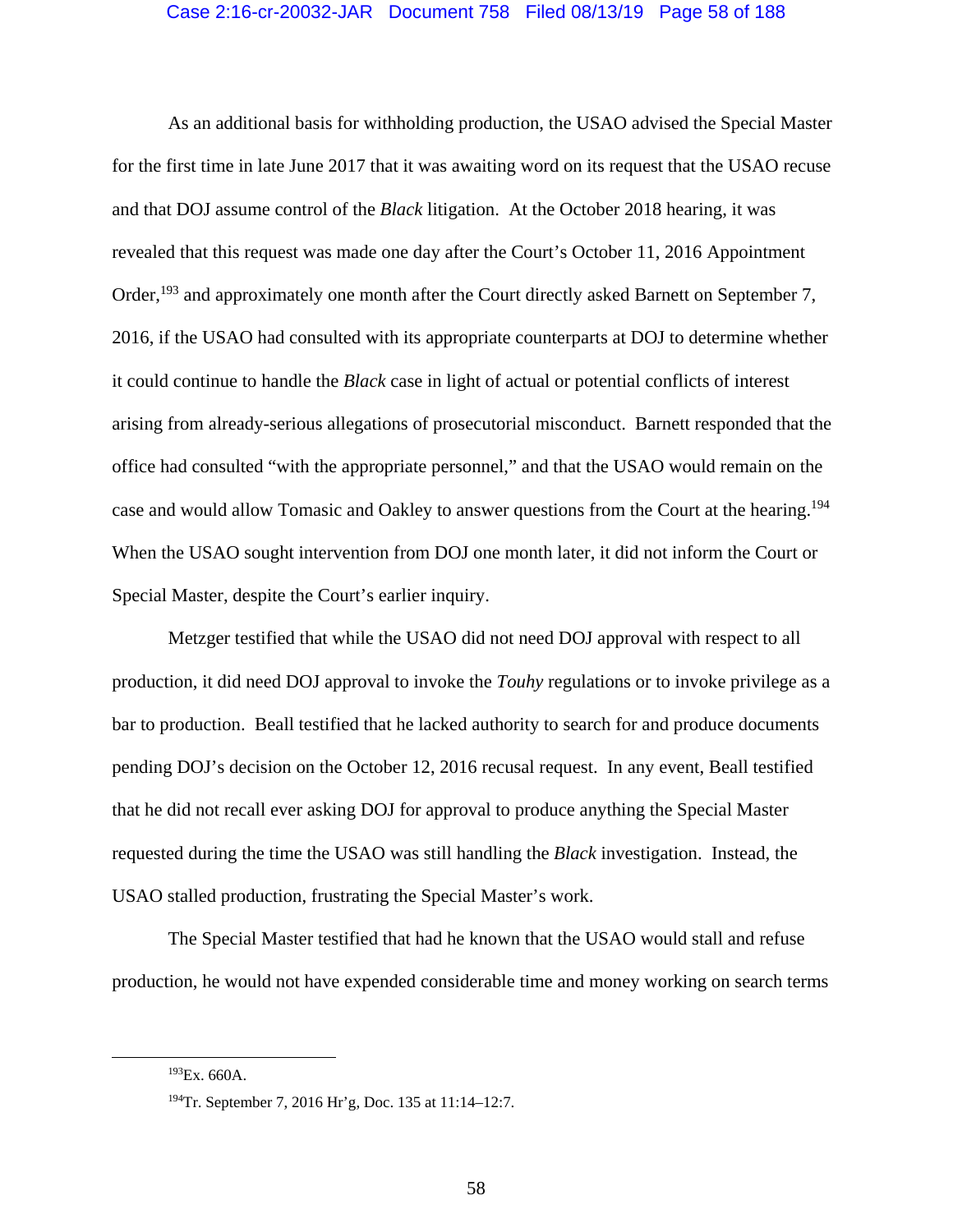As an additional basis for withholding production, the USAO advised the Special Master for the first time in late June 2017 that it was awaiting word on its request that the USAO recuse and that DOJ assume control of the *Black* litigation. At the October 2018 hearing, it was revealed that this request was made one day after the Court's October 11, 2016 Appointment Order,[193] and approximately one month after the Court directly asked Barnett on September 7, 2016, if the USAO had consulted with its appropriate counterparts at DOJ to determine whether it could continue to handle the *Black* case in light of actual or potential conflicts of interest arising from already-serious allegations of prosecutorial misconduct. Barnett responded that the office had consulted "with the appropriate personnel," and that the USAO would remain on the case and would allow Tomasic and Oakley to answer questions from the Court at the hearing.[194] When the USAO sought intervention from DOJ one month later, it did not inform the Court or Special Master, despite the Court's earlier inquiry.

Metzger testified that while the USAO did not need DOJ approval with respect to all production, it did need DOJ approval to invoke the *Touhy* regulations or to invoke privilege as a bar to production. Beall testified that he lacked authority to search for and produce documents pending DOJ's decision on the October 12, 2016 recusal request. In any event, Beall testified that he did not recall ever asking DOJ for approval to produce anything the Special Master requested during the time the USAO was still handling the *Black* investigation. Instead, the USAO stalled production, frustrating the Special Master's work.

The Special Master testified that had he known that the USAO would stall and refuse production, he would not have expended considerable time and money working on search terms

---

[193] Ex. 660A.

[194] Tr. September 7, 2016 Hr'g, Doc. 135 at 11:14–12:7.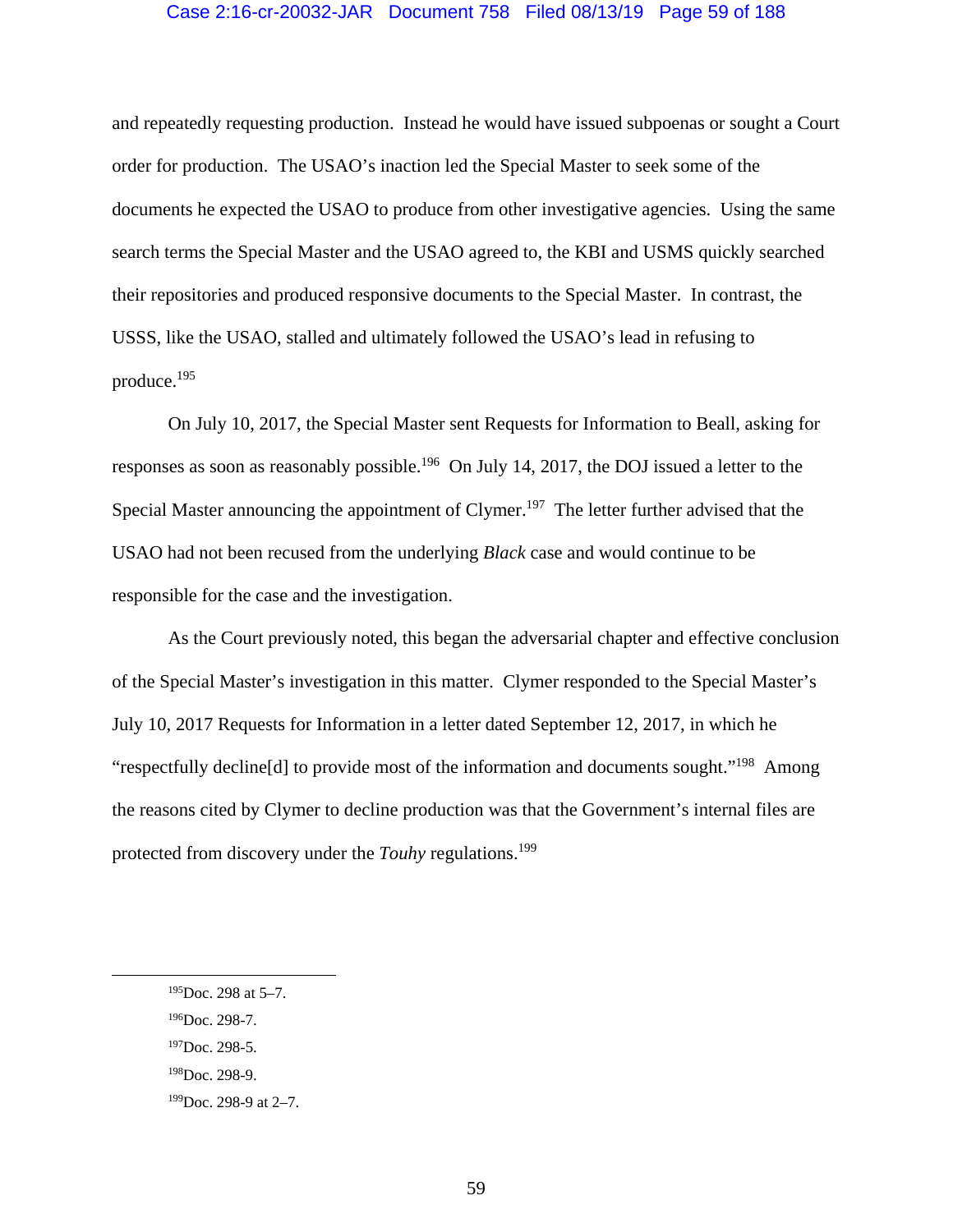and repeatedly requesting production. Instead he would have issued subpoenas or sought a Court order for production. The USAO's inaction led the Special Master to seek some of the documents he expected the USAO to produce from other investigative agencies. Using the same search terms the Special Master and the USAO agreed to, the KBI and USMS quickly searched their repositories and produced responsive documents to the Special Master. In contrast, the USSS, like the USAO, stalled and ultimately followed the USAO's lead in refusing to produce.[195]

On July 10, 2017, the Special Master sent Requests for Information to Beall, asking for responses as soon as reasonably possible.[196] On July 14, 2017, the DOJ issued a letter to the Special Master announcing the appointment of Clymer.[197] The letter further advised that the USAO had not been recused from the underlying *Black* case and would continue to be responsible for the case and the investigation.

As the Court previously noted, this began the adversarial chapter and effective conclusion of the Special Master's investigation in this matter. Clymer responded to the Special Master's July 10, 2017 Requests for Information in a letter dated September 12, 2017, in which he "respectfully decline[d] to provide most of the information and documents sought."[198] Among the reasons cited by Clymer to decline production was that the Government's internal files are protected from discovery under the *Touhy* regulations.[199]

---

[195]Doc. 298 at 5–7.

[196]Doc. 298-7.

[197]Doc. 298-5.

[198]Doc. 298-9.

[199]Doc. 298-9 at 2–7.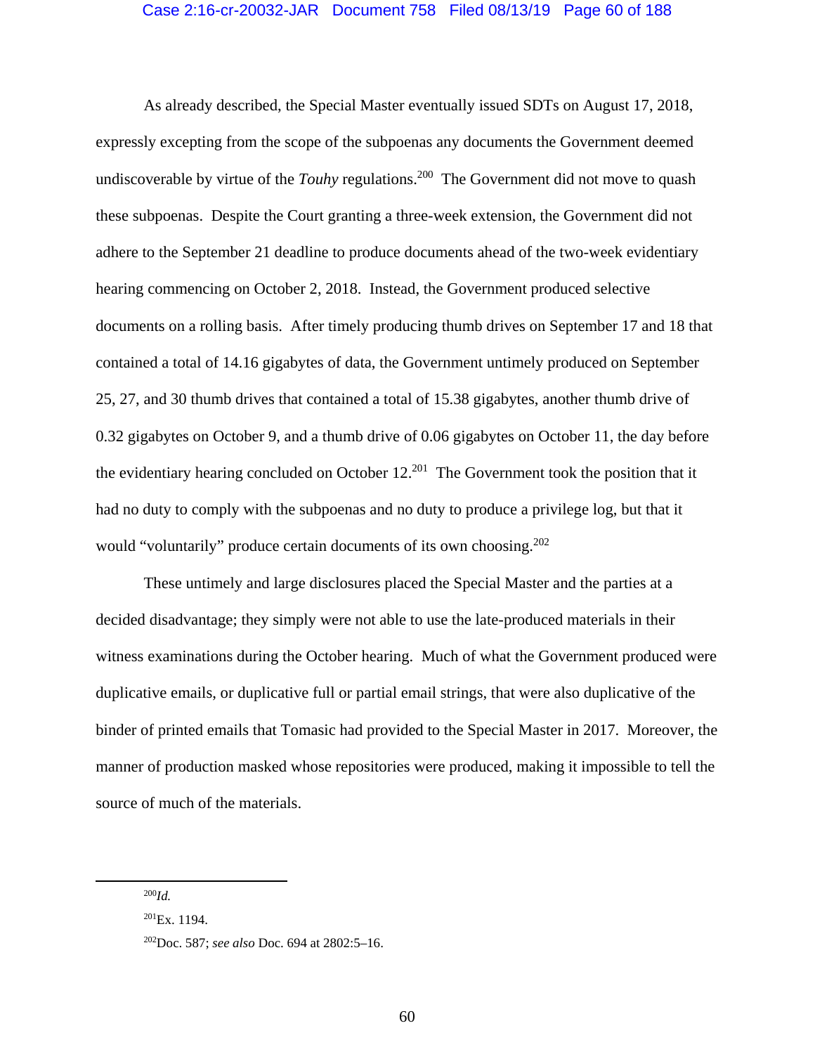As already described, the Special Master eventually issued SDTs on August 17, 2018, expressly excepting from the scope of the subpoenas any documents the Government deemed undiscoverable by virtue of the *Touhy* regulations.[200] The Government did not move to quash these subpoenas. Despite the Court granting a three-week extension, the Government did not adhere to the September 21 deadline to produce documents ahead of the two-week evidentiary hearing commencing on October 2, 2018. Instead, the Government produced selective documents on a rolling basis. After timely producing thumb drives on September 17 and 18 that contained a total of 14.16 gigabytes of data, the Government untimely produced on September 25, 27, and 30 thumb drives that contained a total of 15.38 gigabytes, another thumb drive of 0.32 gigabytes on October 9, and a thumb drive of 0.06 gigabytes on October 11, the day before the evidentiary hearing concluded on October 12.[201] The Government took the position that it had no duty to comply with the subpoenas and no duty to produce a privilege log, but that it would "voluntarily" produce certain documents of its own choosing.[202]

These untimely and large disclosures placed the Special Master and the parties at a decided disadvantage; they simply were not able to use the late-produced materials in their witness examinations during the October hearing. Much of what the Government produced were duplicative emails, or duplicative full or partial email strings, that were also duplicative of the binder of printed emails that Tomasic had provided to the Special Master in 2017. Moreover, the manner of production masked whose repositories were produced, making it impossible to tell the source of much of the materials.

---

[200]*Id.*

[201]Ex. 1194.

[202]Doc. 587; *see also* Doc. 694 at 2802:5–16.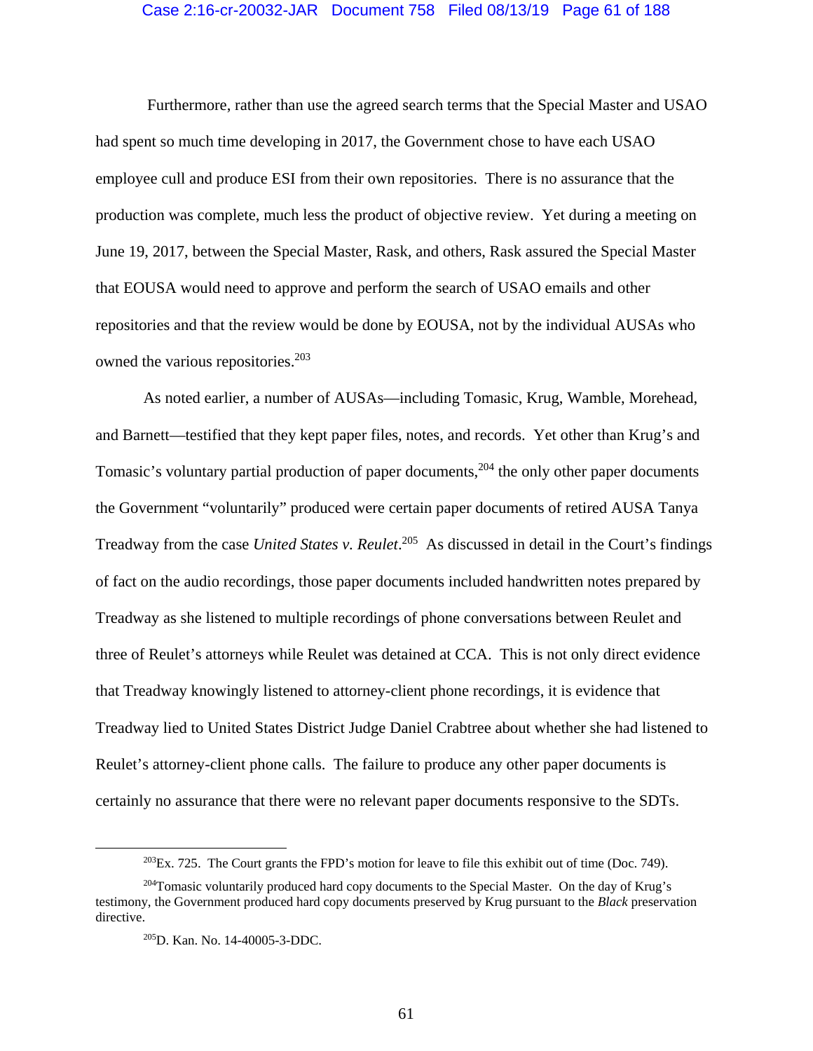Furthermore, rather than use the agreed search terms that the Special Master and USAO had spent so much time developing in 2017, the Government chose to have each USAO employee cull and produce ESI from their own repositories. There is no assurance that the production was complete, much less the product of objective review. Yet during a meeting on June 19, 2017, between the Special Master, Rask, and others, Rask assured the Special Master that EOUSA would need to approve and perform the search of USAO emails and other repositories and that the review would be done by EOUSA, not by the individual AUSAs who owned the various repositories.[203]

As noted earlier, a number of AUSAs—including Tomasic, Krug, Wamble, Morehead, and Barnett—testified that they kept paper files, notes, and records. Yet other than Krug's and Tomasic's voluntary partial production of paper documents,[204] the only other paper documents the Government "voluntarily" produced were certain paper documents of retired AUSA Tanya Treadway from the case *United States v. Reulet*.[205] As discussed in detail in the Court's findings of fact on the audio recordings, those paper documents included handwritten notes prepared by Treadway as she listened to multiple recordings of phone conversations between Reulet and three of Reulet's attorneys while Reulet was detained at CCA. This is not only direct evidence that Treadway knowingly listened to attorney-client phone recordings, it is evidence that Treadway lied to United States District Judge Daniel Crabtree about whether she had listened to Reulet's attorney-client phone calls. The failure to produce any other paper documents is certainly no assurance that there were no relevant paper documents responsive to the SDTs.

---

[203]Ex. 725. The Court grants the FPD's motion for leave to file this exhibit out of time (Doc. 749).

[204]Tomasic voluntarily produced hard copy documents to the Special Master. On the day of Krug's testimony, the Government produced hard copy documents preserved by Krug pursuant to the *Black* preservation directive.

[205]D. Kan. No. 14-40005-3-DDC.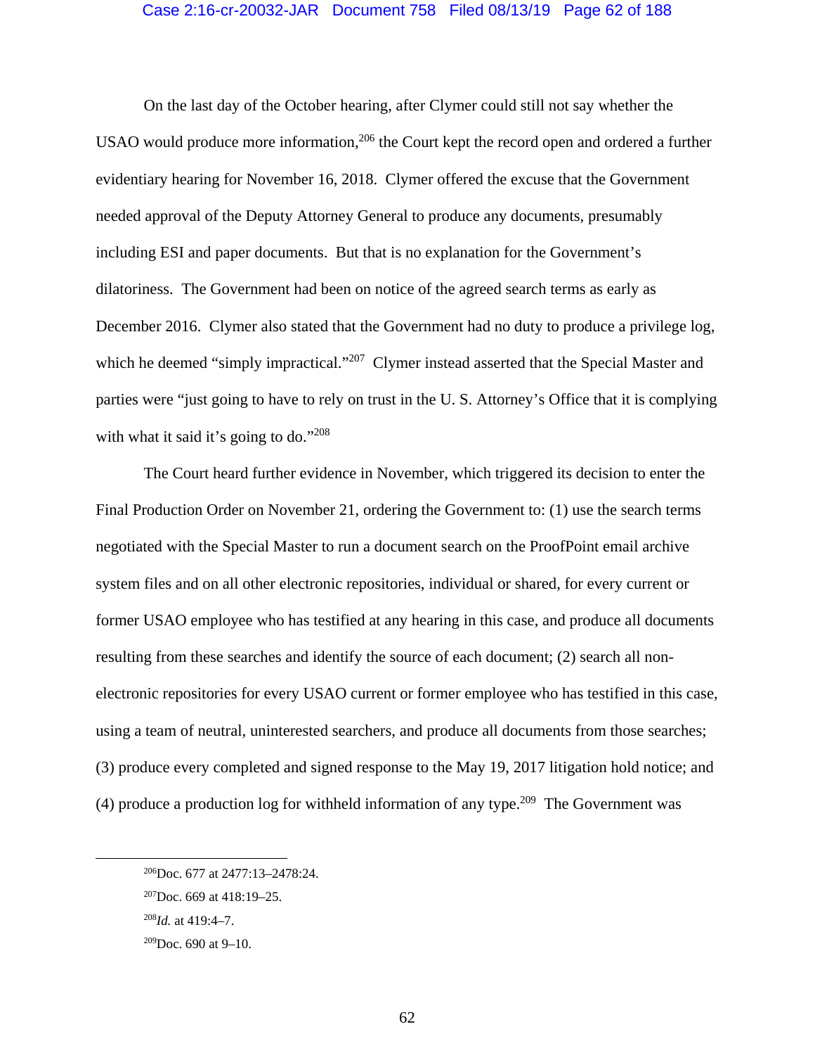On the last day of the October hearing, after Clymer could still not say whether the USAO would produce more information,[206] the Court kept the record open and ordered a further evidentiary hearing for November 16, 2018. Clymer offered the excuse that the Government needed approval of the Deputy Attorney General to produce any documents, presumably including ESI and paper documents. But that is no explanation for the Government's dilatoriness. The Government had been on notice of the agreed search terms as early as December 2016. Clymer also stated that the Government had no duty to produce a privilege log, which he deemed "simply impractical."[207] Clymer instead asserted that the Special Master and parties were "just going to have to rely on trust in the U. S. Attorney's Office that it is complying with what it said it's going to do."[208]

The Court heard further evidence in November, which triggered its decision to enter the Final Production Order on November 21, ordering the Government to: (1) use the search terms negotiated with the Special Master to run a document search on the ProofPoint email archive system files and on all other electronic repositories, individual or shared, for every current or former USAO employee who has testified at any hearing in this case, and produce all documents resulting from these searches and identify the source of each document; (2) search all non-electronic repositories for every USAO current or former employee who has testified in this case, using a team of neutral, uninterested searchers, and produce all documents from those searches; (3) produce every completed and signed response to the May 19, 2017 litigation hold notice; and (4) produce a production log for withheld information of any type.[209] The Government was

---

[206] Doc. 677 at 2477:13–2478:24.

[207] Doc. 669 at 418:19–25.

[208] *Id.* at 419:4–7.

[209] Doc. 690 at 9–10.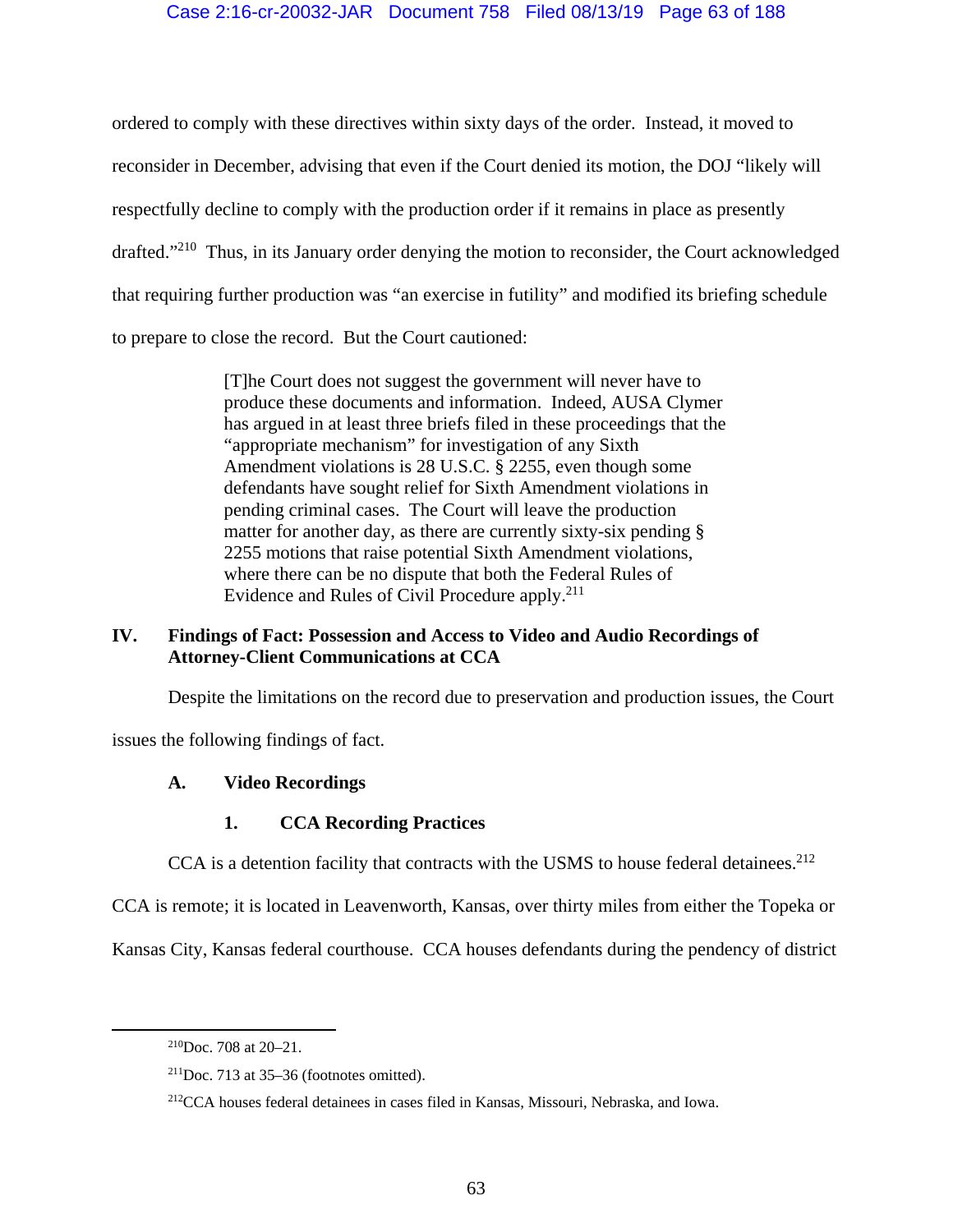ordered to comply with these directives within sixty days of the order. Instead, it moved to reconsider in December, advising that even if the Court denied its motion, the DOJ "likely will respectfully decline to comply with the production order if it remains in place as presently drafted."[210] Thus, in its January order denying the motion to reconsider, the Court acknowledged that requiring further production was "an exercise in futility" and modified its briefing schedule to prepare to close the record. But the Court cautioned:

> [T]he Court does not suggest the government will never have to produce these documents and information. Indeed, AUSA Clymer has argued in at least three briefs filed in these proceedings that the "appropriate mechanism" for investigation of any Sixth Amendment violations is 28 U.S.C. § 2255, even though some defendants have sought relief for Sixth Amendment violations in pending criminal cases. The Court will leave the production matter for another day, as there are currently sixty-six pending § 2255 motions that raise potential Sixth Amendment violations, where there can be no dispute that both the Federal Rules of Evidence and Rules of Civil Procedure apply.[211]

## IV. Findings of Fact: Possession and Access to Video and Audio Recordings of Attorney-Client Communications at CCA

Despite the limitations on the record due to preservation and production issues, the Court issues the following findings of fact.

### A. Video Recordings

#### 1. CCA Recording Practices

CCA is a detention facility that contracts with the USMS to house federal detainees.[212] CCA is remote; it is located in Leavenworth, Kansas, over thirty miles from either the Topeka or Kansas City, Kansas federal courthouse. CCA houses defendants during the pendency of district

---

[210] Doc. 708 at 20–21.

[211] Doc. 713 at 35–36 (footnotes omitted).

[212] CCA houses federal detainees in cases filed in Kansas, Missouri, Nebraska, and Iowa.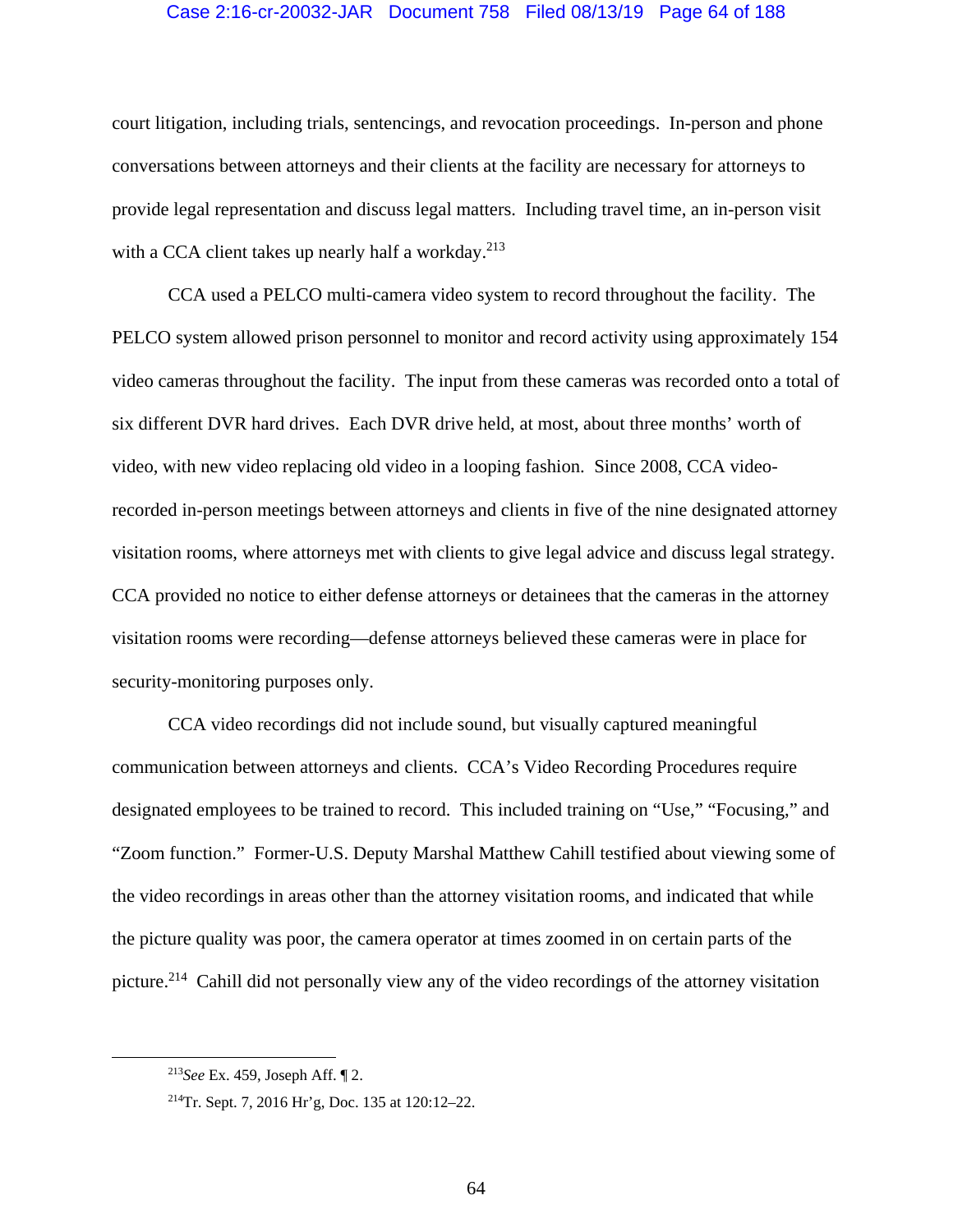court litigation, including trials, sentencings, and revocation proceedings. In-person and phone conversations between attorneys and their clients at the facility are necessary for attorneys to provide legal representation and discuss legal matters. Including travel time, an in-person visit with a CCA client takes up nearly half a workday.[213]

CCA used a PELCO multi-camera video system to record throughout the facility. The PELCO system allowed prison personnel to monitor and record activity using approximately 154 video cameras throughout the facility. The input from these cameras was recorded onto a total of six different DVR hard drives. Each DVR drive held, at most, about three months' worth of video, with new video replacing old video in a looping fashion. Since 2008, CCA video-recorded in-person meetings between attorneys and clients in five of the nine designated attorney visitation rooms, where attorneys met with clients to give legal advice and discuss legal strategy. CCA provided no notice to either defense attorneys or detainees that the cameras in the attorney visitation rooms were recording—defense attorneys believed these cameras were in place for security-monitoring purposes only.

CCA video recordings did not include sound, but visually captured meaningful communication between attorneys and clients. CCA's Video Recording Procedures require designated employees to be trained to record. This included training on "Use," "Focusing," and "Zoom function." Former-U.S. Deputy Marshal Matthew Cahill testified about viewing some of the video recordings in areas other than the attorney visitation rooms, and indicated that while the picture quality was poor, the camera operator at times zoomed in on certain parts of the picture.[214] Cahill did not personally view any of the video recordings of the attorney visitation

---

[213] *See* Ex. 459, Joseph Aff. ¶ 2.

[214] Tr. Sept. 7, 2016 Hr'g, Doc. 135 at 120:12–22.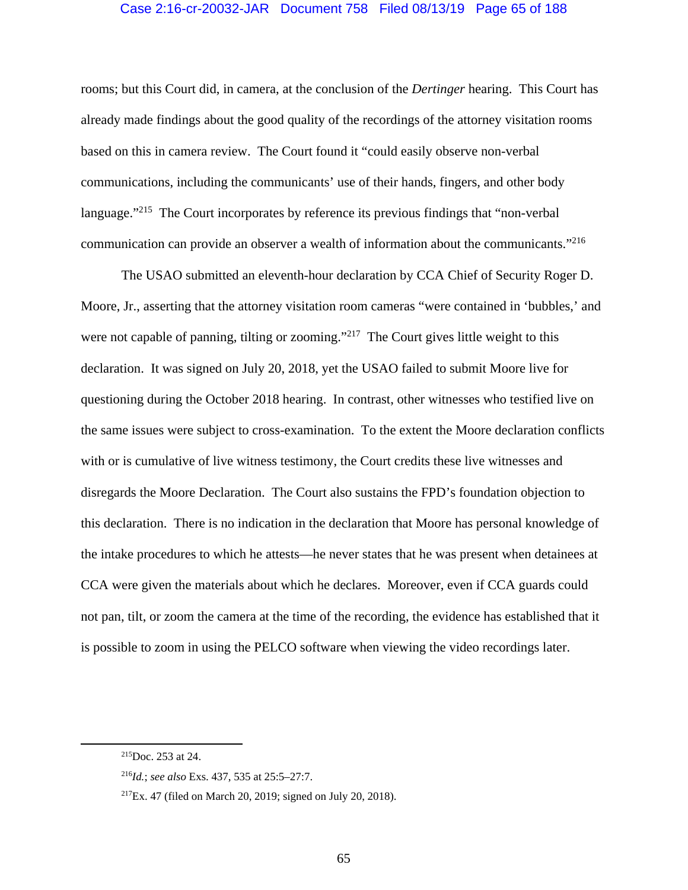rooms; but this Court did, in camera, at the conclusion of the *Dertinger* hearing. This Court has already made findings about the good quality of the recordings of the attorney visitation rooms based on this in camera review. The Court found it "could easily observe non-verbal communications, including the communicants' use of their hands, fingers, and other body language."[215] The Court incorporates by reference its previous findings that "non-verbal communication can provide an observer a wealth of information about the communicants."[216]

The USAO submitted an eleventh-hour declaration by CCA Chief of Security Roger D. Moore, Jr., asserting that the attorney visitation room cameras "were contained in 'bubbles,' and were not capable of panning, tilting or zooming."[217] The Court gives little weight to this declaration. It was signed on July 20, 2018, yet the USAO failed to submit Moore live for questioning during the October 2018 hearing. In contrast, other witnesses who testified live on the same issues were subject to cross-examination. To the extent the Moore declaration conflicts with or is cumulative of live witness testimony, the Court credits these live witnesses and disregards the Moore Declaration. The Court also sustains the FPD's foundation objection to this declaration. There is no indication in the declaration that Moore has personal knowledge of the intake procedures to which he attests—he never states that he was present when detainees at CCA were given the materials about which he declares. Moreover, even if CCA guards could not pan, tilt, or zoom the camera at the time of the recording, the evidence has established that it is possible to zoom in using the PELCO software when viewing the video recordings later.

---

[215] Doc. 253 at 24.

[216] *Id.*; *see also* Exs. 437, 535 at 25:5–27:7.

[217] Ex. 47 (filed on March 20, 2019; signed on July 20, 2018).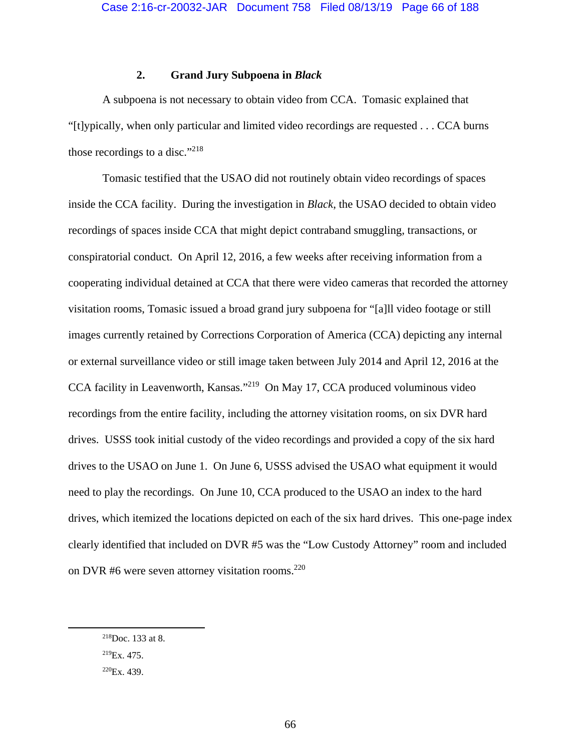### 2. Grand Jury Subpoena in *Black*

A subpoena is not necessary to obtain video from CCA. Tomasic explained that "[t]ypically, when only particular and limited video recordings are requested . . . CCA burns those recordings to a disc."[218]

Tomasic testified that the USAO did not routinely obtain video recordings of spaces inside the CCA facility. During the investigation in *Black*, the USAO decided to obtain video recordings of spaces inside CCA that might depict contraband smuggling, transactions, or conspiratorial conduct. On April 12, 2016, a few weeks after receiving information from a cooperating individual detained at CCA that there were video cameras that recorded the attorney visitation rooms, Tomasic issued a broad grand jury subpoena for "[a]ll video footage or still images currently retained by Corrections Corporation of America (CCA) depicting any internal or external surveillance video or still image taken between July 2014 and April 12, 2016 at the CCA facility in Leavenworth, Kansas."[219] On May 17, CCA produced voluminous video recordings from the entire facility, including the attorney visitation rooms, on six DVR hard drives. USSS took initial custody of the video recordings and provided a copy of the six hard drives to the USAO on June 1. On June 6, USSS advised the USAO what equipment it would need to play the recordings. On June 10, CCA produced to the USAO an index to the hard drives, which itemized the locations depicted on each of the six hard drives. This one-page index clearly identified that included on DVR #5 was the "Low Custody Attorney" room and included on DVR #6 were seven attorney visitation rooms.[220]

---

[218] Doc. 133 at 8.

[219] Ex. 475.

[220] Ex. 439.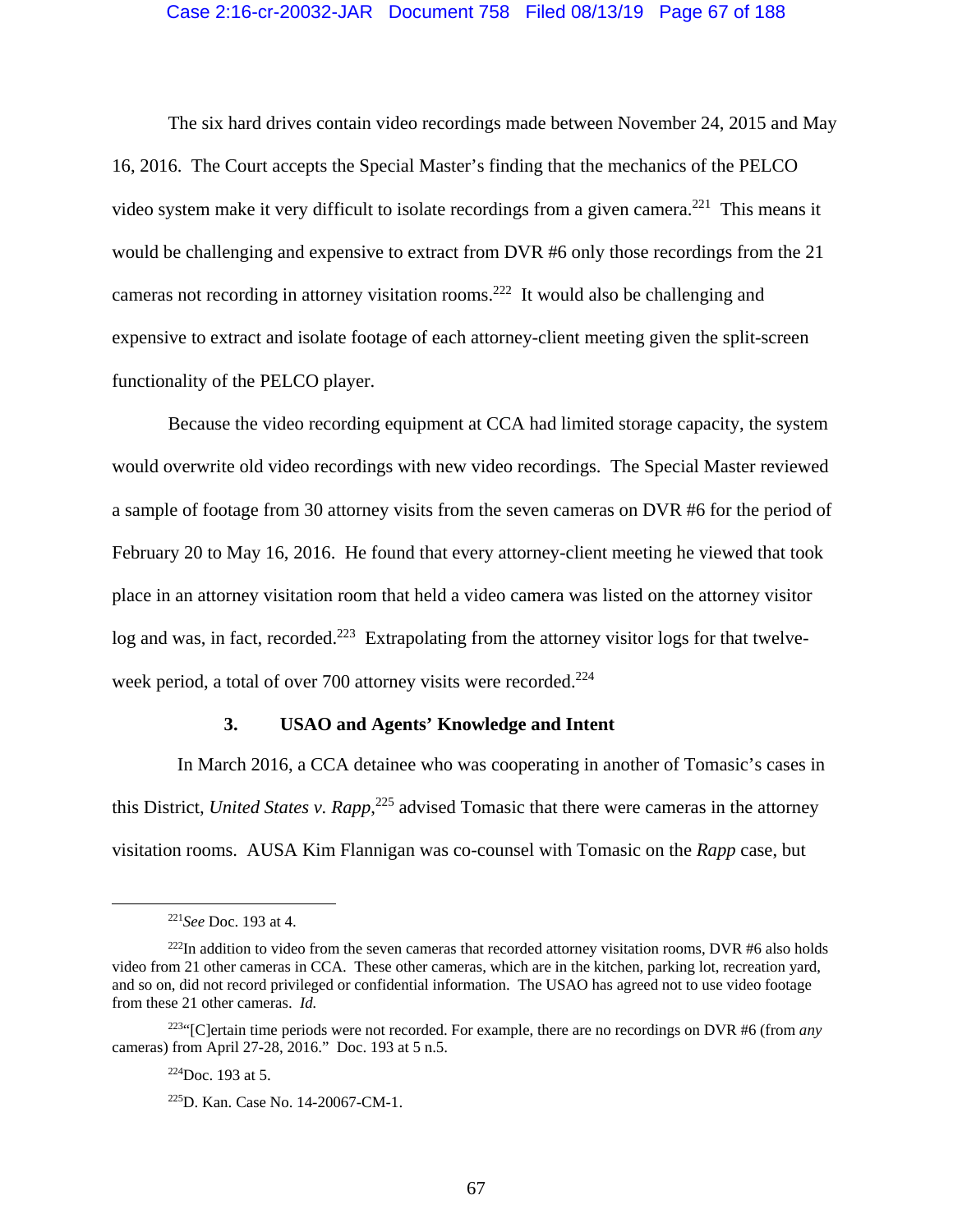The six hard drives contain video recordings made between November 24, 2015 and May 16, 2016. The Court accepts the Special Master's finding that the mechanics of the PELCO video system make it very difficult to isolate recordings from a given camera.[221] This means it would be challenging and expensive to extract from DVR #6 only those recordings from the 21 cameras not recording in attorney visitation rooms.[222] It would also be challenging and expensive to extract and isolate footage of each attorney-client meeting given the split-screen functionality of the PELCO player.

Because the video recording equipment at CCA had limited storage capacity, the system would overwrite old video recordings with new video recordings. The Special Master reviewed a sample of footage from 30 attorney visits from the seven cameras on DVR #6 for the period of February 20 to May 16, 2016. He found that every attorney-client meeting he viewed that took place in an attorney visitation room that held a video camera was listed on the attorney visitor log and was, in fact, recorded.[223] Extrapolating from the attorney visitor logs for that twelve-week period, a total of over 700 attorney visits were recorded.[224]

### 3. USAO and Agents' Knowledge and Intent

In March 2016, a CCA detainee who was cooperating in another of Tomasic's cases in this District, *United States v. Rapp*,[225] advised Tomasic that there were cameras in the attorney visitation rooms. AUSA Kim Flannigan was co-counsel with Tomasic on the *Rapp* case, but

---

[221] *See* Doc. 193 at 4.

[222] In addition to video from the seven cameras that recorded attorney visitation rooms, DVR #6 also holds video from 21 other cameras in CCA. These other cameras, which are in the kitchen, parking lot, recreation yard, and so on, did not record privileged or confidential information. The USAO has agreed not to use video footage from these 21 other cameras. *Id.*

[223] "[C]ertain time periods were not recorded. For example, there are no recordings on DVR #6 (from *any* cameras) from April 27-28, 2016." Doc. 193 at 5 n.5.

[224] Doc. 193 at 5.

[225] D. Kan. Case No. 14-20067-CM-1.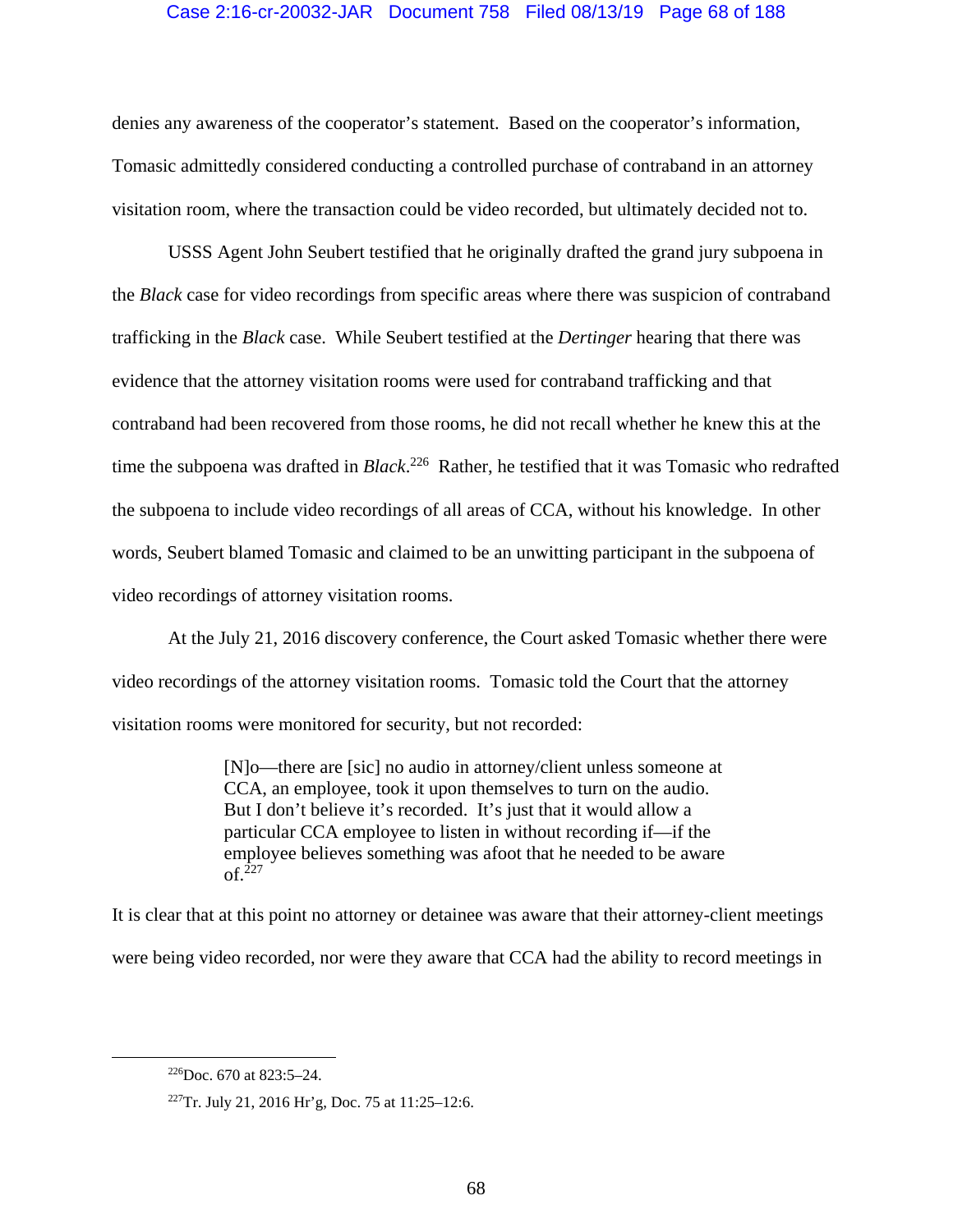denies any awareness of the cooperator's statement. Based on the cooperator's information, Tomasic admittedly considered conducting a controlled purchase of contraband in an attorney visitation room, where the transaction could be video recorded, but ultimately decided not to.

USSS Agent John Seubert testified that he originally drafted the grand jury subpoena in the *Black* case for video recordings from specific areas where there was suspicion of contraband trafficking in the *Black* case. While Seubert testified at the *Dertinger* hearing that there was evidence that the attorney visitation rooms were used for contraband trafficking and that contraband had been recovered from those rooms, he did not recall whether he knew this at the time the subpoena was drafted in *Black*.[226] Rather, he testified that it was Tomasic who redrafted the subpoena to include video recordings of all areas of CCA, without his knowledge. In other words, Seubert blamed Tomasic and claimed to be an unwitting participant in the subpoena of video recordings of attorney visitation rooms.

At the July 21, 2016 discovery conference, the Court asked Tomasic whether there were video recordings of the attorney visitation rooms. Tomasic told the Court that the attorney visitation rooms were monitored for security, but not recorded:

> [N]o—there are [sic] no audio in attorney/client unless someone at CCA, an employee, took it upon themselves to turn on the audio. But I don't believe it's recorded. It's just that it would allow a particular CCA employee to listen in without recording if—if the employee believes something was afoot that he needed to be aware of.[227]

It is clear that at this point no attorney or detainee was aware that their attorney-client meetings were being video recorded, nor were they aware that CCA had the ability to record meetings in

---

[226] Doc. 670 at 823:5–24.

[227] Tr. July 21, 2016 Hr'g, Doc. 75 at 11:25–12:6.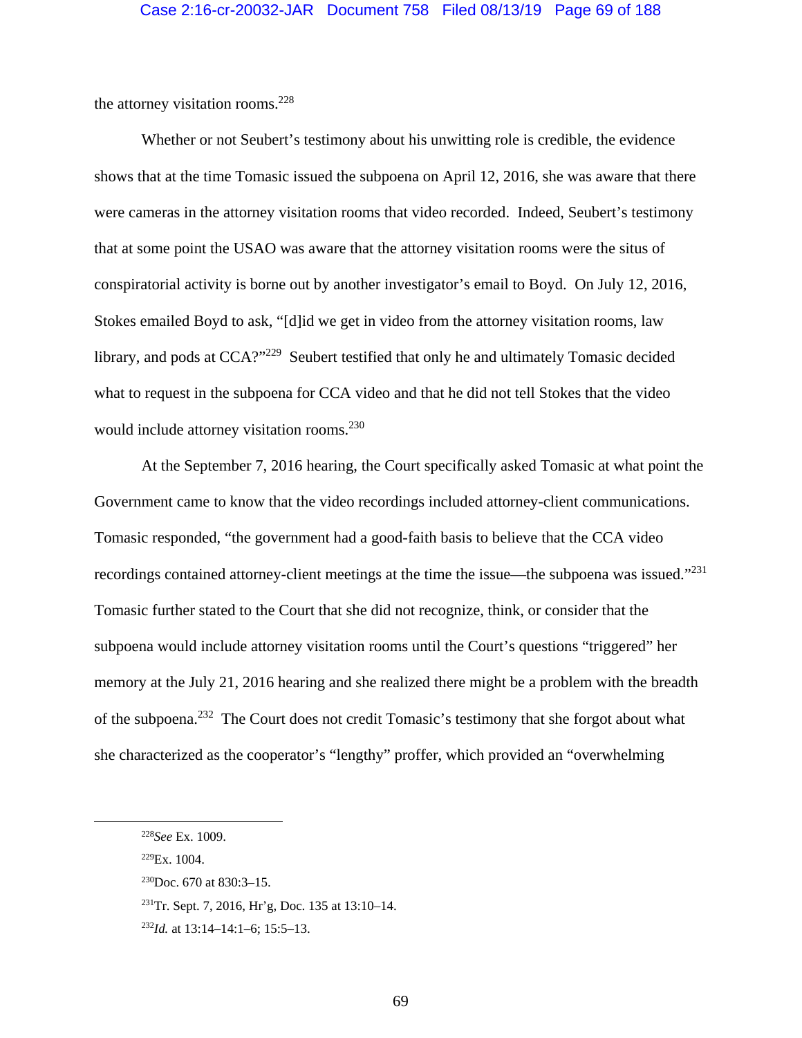the attorney visitation rooms.[228]

Whether or not Seubert's testimony about his unwitting role is credible, the evidence shows that at the time Tomasic issued the subpoena on April 12, 2016, she was aware that there were cameras in the attorney visitation rooms that video recorded. Indeed, Seubert's testimony that at some point the USAO was aware that the attorney visitation rooms were the situs of conspiratorial activity is borne out by another investigator's email to Boyd. On July 12, 2016, Stokes emailed Boyd to ask, "[d]id we get in video from the attorney visitation rooms, law library, and pods at CCA?"[229] Seubert testified that only he and ultimately Tomasic decided what to request in the subpoena for CCA video and that he did not tell Stokes that the video would include attorney visitation rooms.[230]

At the September 7, 2016 hearing, the Court specifically asked Tomasic at what point the Government came to know that the video recordings included attorney-client communications. Tomasic responded, "the government had a good-faith basis to believe that the CCA video recordings contained attorney-client meetings at the time the issue—the subpoena was issued."[231] Tomasic further stated to the Court that she did not recognize, think, or consider that the subpoena would include attorney visitation rooms until the Court's questions "triggered" her memory at the July 21, 2016 hearing and she realized there might be a problem with the breadth of the subpoena.[232] The Court does not credit Tomasic's testimony that she forgot about what she characterized as the cooperator's "lengthy" proffer, which provided an "overwhelming

---

[228] *See* Ex. 1009.

[229] Ex. 1004.

[230] Doc. 670 at 830:3–15.

[231] Tr. Sept. 7, 2016, Hr'g, Doc. 135 at 13:10–14.

[232] *Id.* at 13:14–14:1–6; 15:5–13.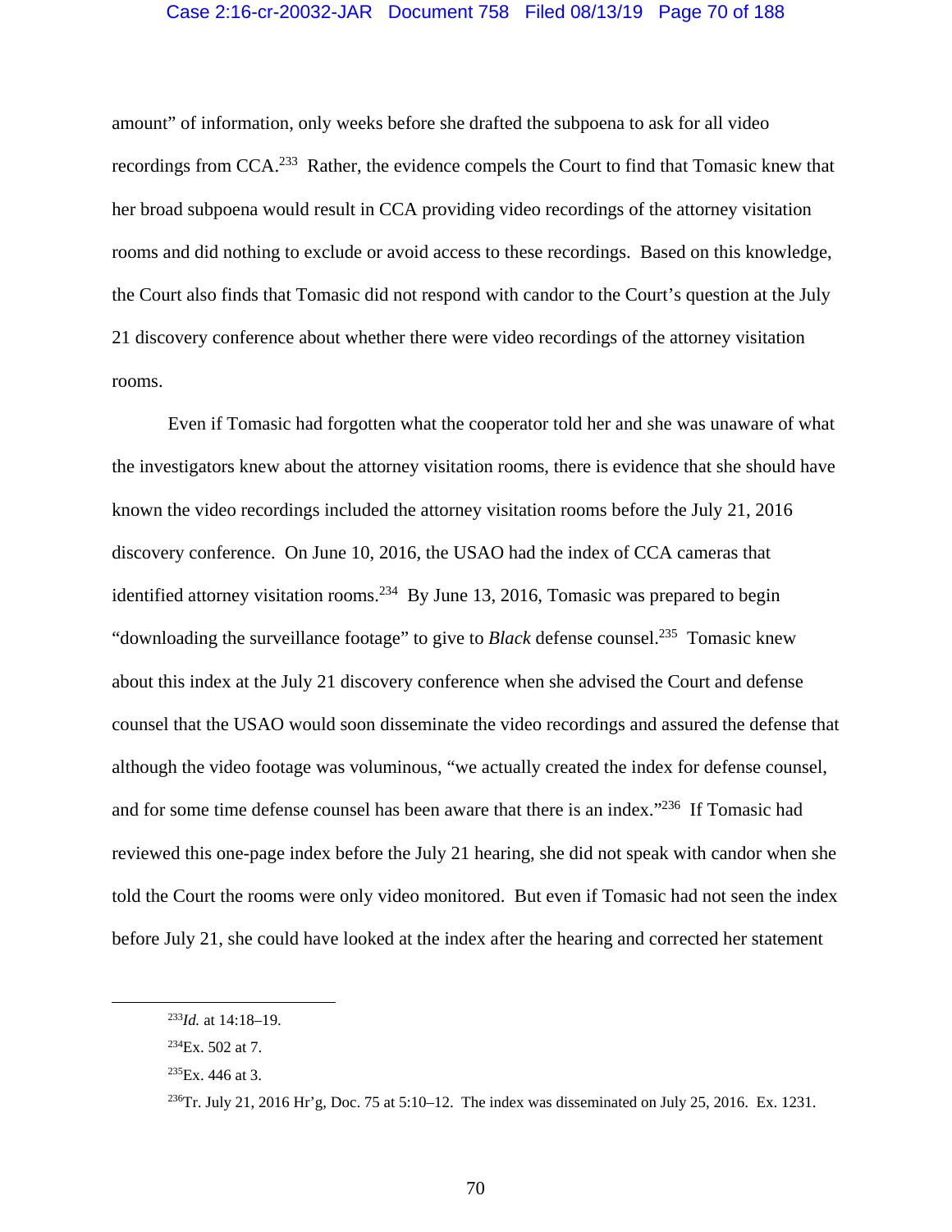amount" of information, only weeks before she drafted the subpoena to ask for all video recordings from CCA.[233] Rather, the evidence compels the Court to find that Tomasic knew that her broad subpoena would result in CCA providing video recordings of the attorney visitation rooms and did nothing to exclude or avoid access to these recordings. Based on this knowledge, the Court also finds that Tomasic did not respond with candor to the Court's question at the July 21 discovery conference about whether there were video recordings of the attorney visitation rooms.

Even if Tomasic had forgotten what the cooperator told her and she was unaware of what the investigators knew about the attorney visitation rooms, there is evidence that she should have known the video recordings included the attorney visitation rooms before the July 21, 2016 discovery conference. On June 10, 2016, the USAO had the index of CCA cameras that identified attorney visitation rooms.[234] By June 13, 2016, Tomasic was prepared to begin "downloading the surveillance footage" to give to *Black* defense counsel.[235] Tomasic knew about this index at the July 21 discovery conference when she advised the Court and defense counsel that the USAO would soon disseminate the video recordings and assured the defense that although the video footage was voluminous, "we actually created the index for defense counsel, and for some time defense counsel has been aware that there is an index."[236] If Tomasic had reviewed this one-page index before the July 21 hearing, she did not speak with candor when she told the Court the rooms were only video monitored. But even if Tomasic had not seen the index before July 21, she could have looked at the index after the hearing and corrected her statement

[233]*Id.* at 14:18–19.

[234]Ex. 502 at 7.

[235]Ex. 446 at 3.

[236]Tr. July 21, 2016 Hr'g, Doc. 75 at 5:10–12. The index was disseminated on July 25, 2016. Ex. 1231.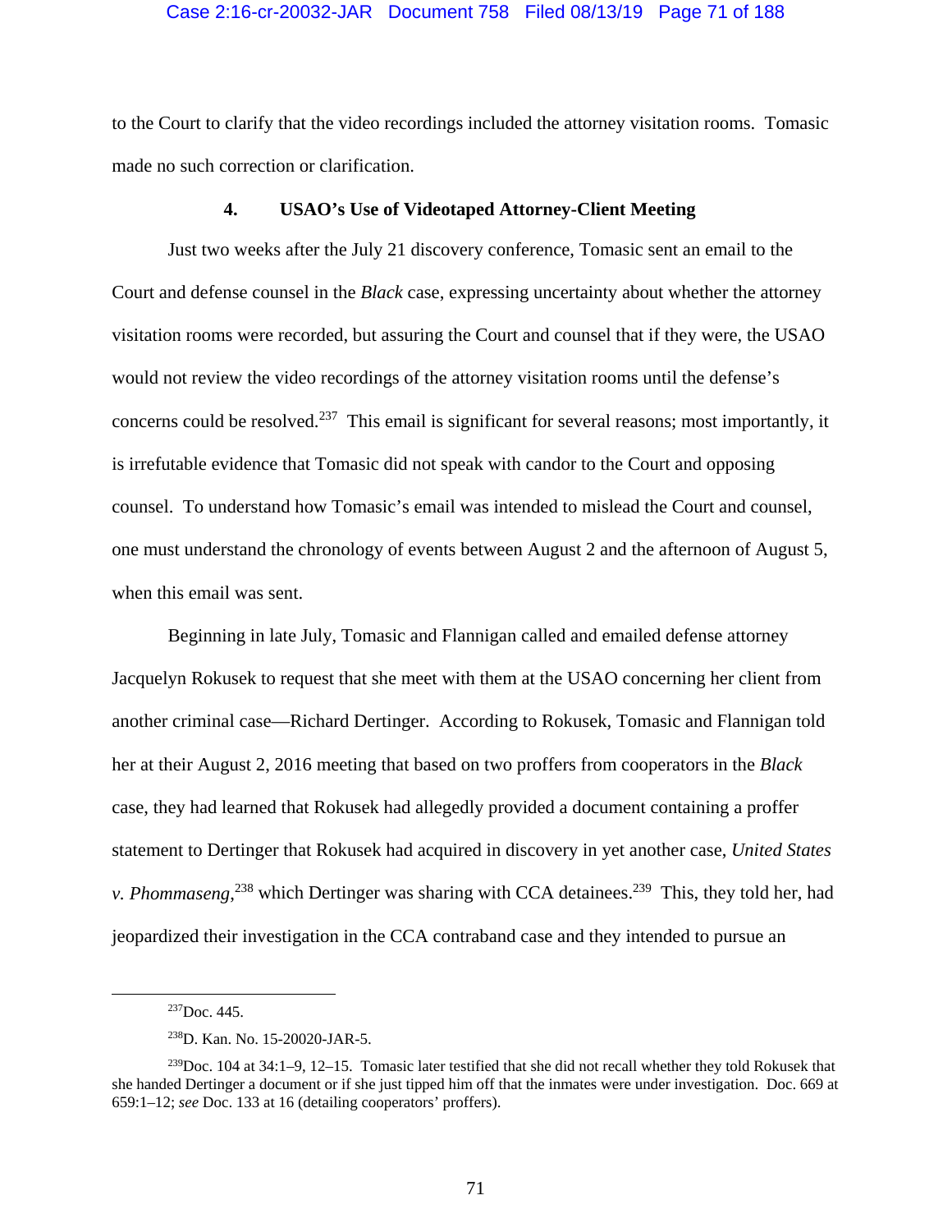to the Court to clarify that the video recordings included the attorney visitation rooms. Tomasic made no such correction or clarification.

#### 4. USAO's Use of Videotaped Attorney-Client Meeting

Just two weeks after the July 21 discovery conference, Tomasic sent an email to the Court and defense counsel in the *Black* case, expressing uncertainty about whether the attorney visitation rooms were recorded, but assuring the Court and counsel that if they were, the USAO would not review the video recordings of the attorney visitation rooms until the defense's concerns could be resolved.[237] This email is significant for several reasons; most importantly, it is irrefutable evidence that Tomasic did not speak with candor to the Court and opposing counsel. To understand how Tomasic's email was intended to mislead the Court and counsel, one must understand the chronology of events between August 2 and the afternoon of August 5, when this email was sent.

Beginning in late July, Tomasic and Flannigan called and emailed defense attorney Jacquelyn Rokusek to request that she meet with them at the USAO concerning her client from another criminal case—Richard Dertinger. According to Rokusek, Tomasic and Flannigan told her at their August 2, 2016 meeting that based on two proffers from cooperators in the *Black* case, they had learned that Rokusek had allegedly provided a document containing a proffer statement to Dertinger that Rokusek had acquired in discovery in yet another case, *United States v. Phommaseng*,[238] which Dertinger was sharing with CCA detainees.[239] This, they told her, had jeopardized their investigation in the CCA contraband case and they intended to pursue an

---

[237] Doc. 445.

[238] D. Kan. No. 15-20020-JAR-5.

[239] Doc. 104 at 34:1–9, 12–15. Tomasic later testified that she did not recall whether they told Rokusek that she handed Dertinger a document or if she just tipped him off that the inmates were under investigation. Doc. 669 at 659:1–12; *see* Doc. 133 at 16 (detailing cooperators' proffers).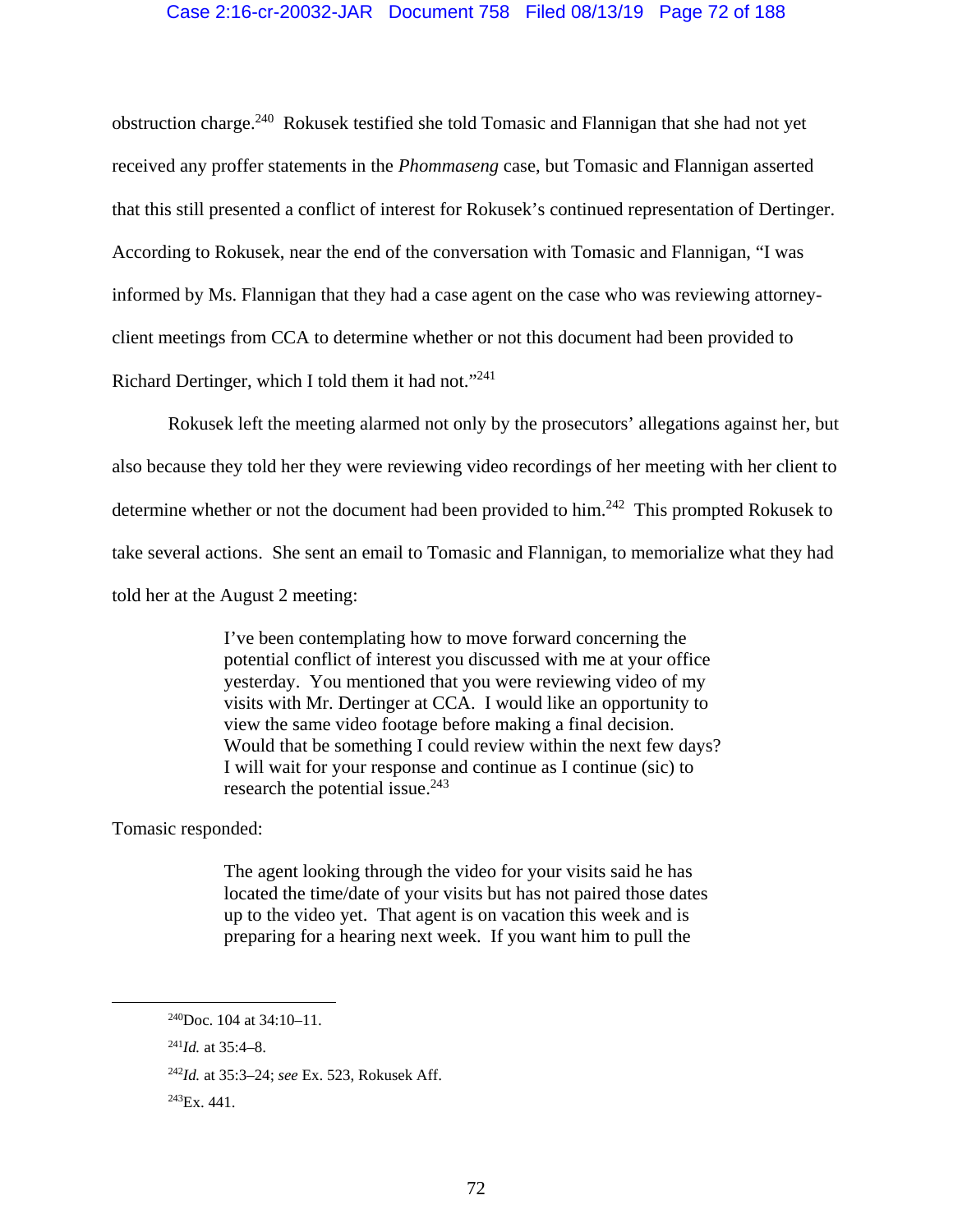obstruction charge.[240] Rokusek testified she told Tomasic and Flannigan that she had not yet received any proffer statements in the *Phommaseng* case, but Tomasic and Flannigan asserted that this still presented a conflict of interest for Rokusek's continued representation of Dertinger. According to Rokusek, near the end of the conversation with Tomasic and Flannigan, "I was informed by Ms. Flannigan that they had a case agent on the case who was reviewing attorney-client meetings from CCA to determine whether or not this document had been provided to Richard Dertinger, which I told them it had not."[241]

Rokusek left the meeting alarmed not only by the prosecutors' allegations against her, but also because they told her they were reviewing video recordings of her meeting with her client to determine whether or not the document had been provided to him.[242] This prompted Rokusek to take several actions. She sent an email to Tomasic and Flannigan, to memorialize what they had told her at the August 2 meeting:

> I've been contemplating how to move forward concerning the potential conflict of interest you discussed with me at your office yesterday. You mentioned that you were reviewing video of my visits with Mr. Dertinger at CCA. I would like an opportunity to view the same video footage before making a final decision. Would that be something I could review within the next few days? I will wait for your response and continue as I continue (sic) to research the potential issue.[243]

Tomasic responded:

> The agent looking through the video for your visits said he has located the time/date of your visits but has not paired those dates up to the video yet. That agent is on vacation this week and is preparing for a hearing next week. If you want him to pull the

---

[240] Doc. 104 at 34:10–11.

[241] *Id.* at 35:4–8.

[242] *Id.* at 35:3–24; *see* Ex. 523, Rokusek Aff.

[243] Ex. 441.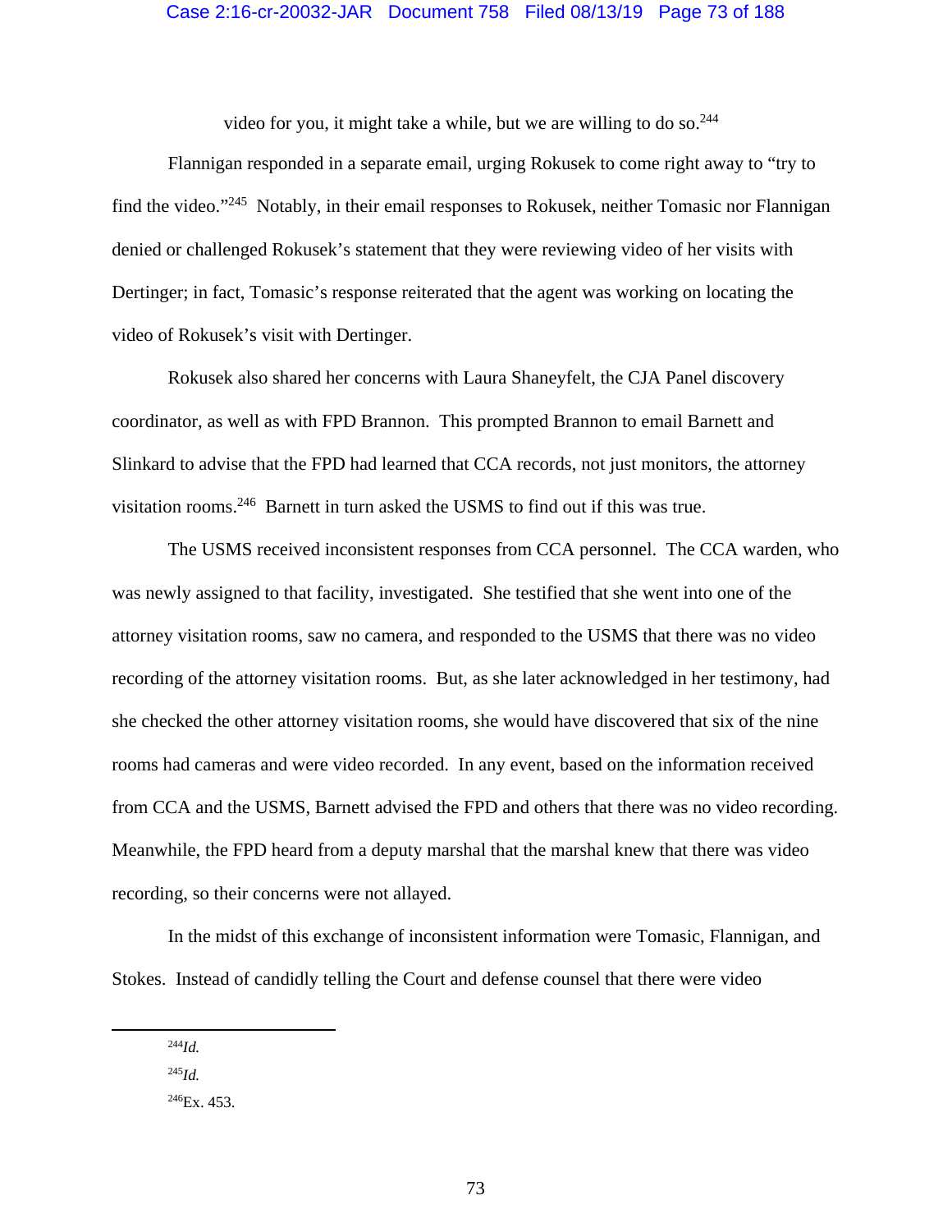video for you, it might take a while, but we are willing to do so.[244]

Flannigan responded in a separate email, urging Rokusek to come right away to "try to find the video."[245] Notably, in their email responses to Rokusek, neither Tomasic nor Flannigan denied or challenged Rokusek's statement that they were reviewing video of her visits with Dertinger; in fact, Tomasic's response reiterated that the agent was working on locating the video of Rokusek's visit with Dertinger.

Rokusek also shared her concerns with Laura Shaneyfelt, the CJA Panel discovery coordinator, as well as with FPD Brannon. This prompted Brannon to email Barnett and Slinkard to advise that the FPD had learned that CCA records, not just monitors, the attorney visitation rooms.[246] Barnett in turn asked the USMS to find out if this was true.

The USMS received inconsistent responses from CCA personnel. The CCA warden, who was newly assigned to that facility, investigated. She testified that she went into one of the attorney visitation rooms, saw no camera, and responded to the USMS that there was no video recording of the attorney visitation rooms. But, as she later acknowledged in her testimony, had she checked the other attorney visitation rooms, she would have discovered that six of the nine rooms had cameras and were video recorded. In any event, based on the information received from CCA and the USMS, Barnett advised the FPD and others that there was no video recording. Meanwhile, the FPD heard from a deputy marshal that the marshal knew that there was video recording, so their concerns were not allayed.

In the midst of this exchange of inconsistent information were Tomasic, Flannigan, and Stokes. Instead of candidly telling the Court and defense counsel that there were video

---

[244] *Id.*

[245] *Id.*

[246] Ex. 453.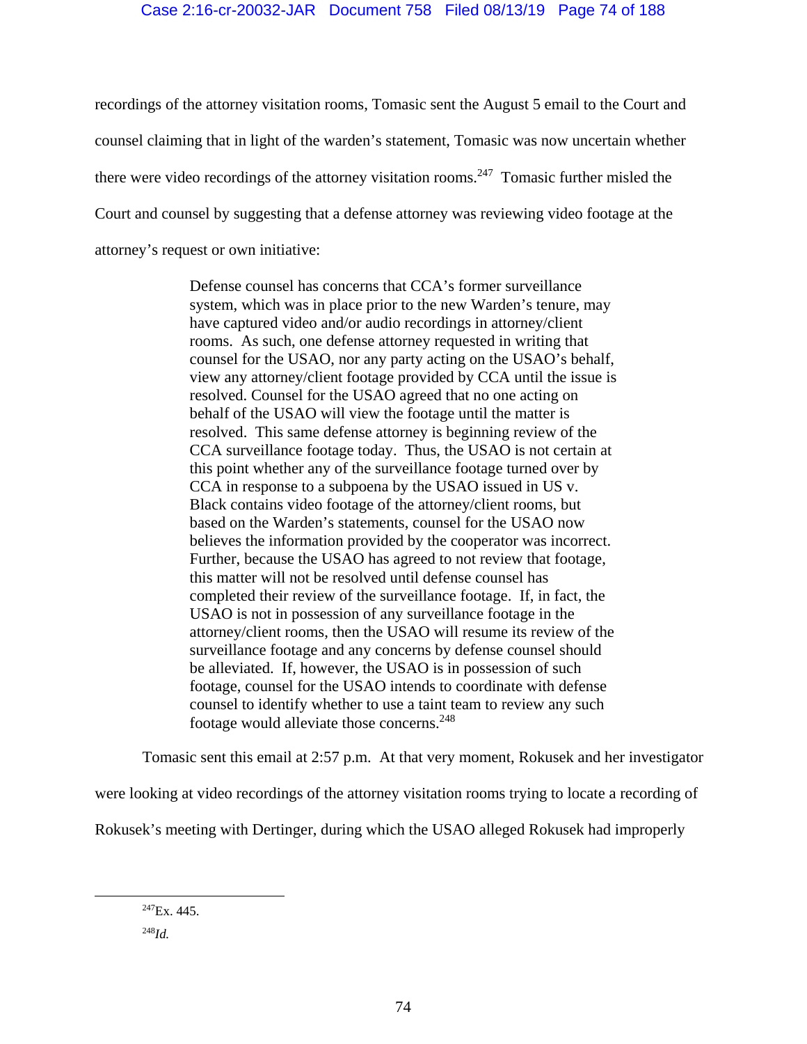recordings of the attorney visitation rooms, Tomasic sent the August 5 email to the Court and counsel claiming that in light of the warden's statement, Tomasic was now uncertain whether there were video recordings of the attorney visitation rooms.[247] Tomasic further misled the Court and counsel by suggesting that a defense attorney was reviewing video footage at the attorney's request or own initiative:

> Defense counsel has concerns that CCA's former surveillance system, which was in place prior to the new Warden's tenure, may have captured video and/or audio recordings in attorney/client rooms. As such, one defense attorney requested in writing that counsel for the USAO, nor any party acting on the USAO's behalf, view any attorney/client footage provided by CCA until the issue is resolved. Counsel for the USAO agreed that no one acting on behalf of the USAO will view the footage until the matter is resolved. This same defense attorney is beginning review of the CCA surveillance footage today. Thus, the USAO is not certain at this point whether any of the surveillance footage turned over by CCA in response to a subpoena by the USAO issued in US v. Black contains video footage of the attorney/client rooms, but based on the Warden's statements, counsel for the USAO now believes the information provided by the cooperator was incorrect. Further, because the USAO has agreed to not review that footage, this matter will not be resolved until defense counsel has completed their review of the surveillance footage. If, in fact, the USAO is not in possession of any surveillance footage in the attorney/client rooms, then the USAO will resume its review of the surveillance footage and any concerns by defense counsel should be alleviated. If, however, the USAO is in possession of such footage, counsel for the USAO intends to coordinate with defense counsel to identify whether to use a taint team to review any such footage would alleviate those concerns.[248]

Tomasic sent this email at 2:57 p.m. At that very moment, Rokusek and her investigator were looking at video recordings of the attorney visitation rooms trying to locate a recording of Rokusek's meeting with Dertinger, during which the USAO alleged Rokusek had improperly

---

[247] Ex. 445.

[248] *Id.*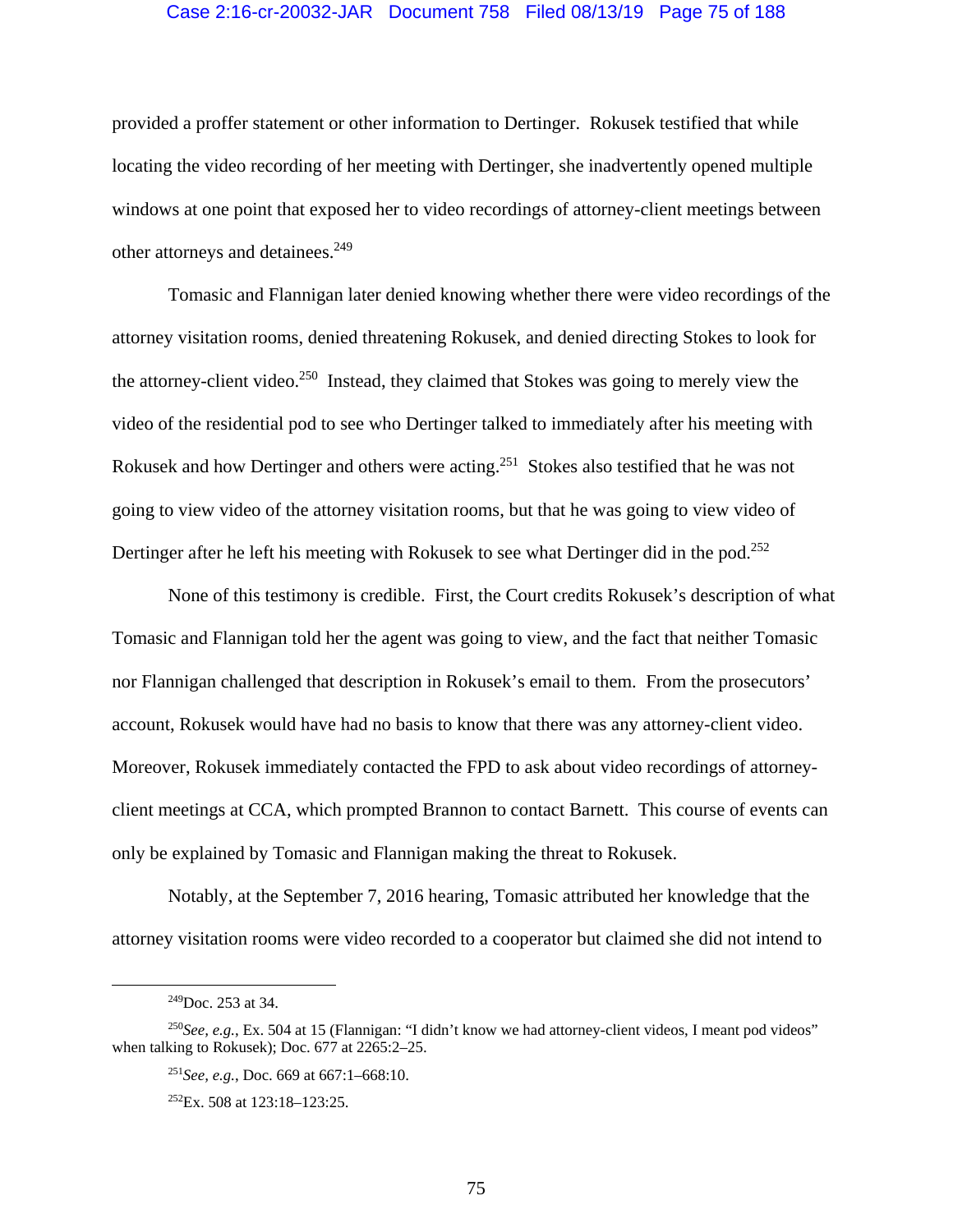provided a proffer statement or other information to Dertinger. Rokusek testified that while locating the video recording of her meeting with Dertinger, she inadvertently opened multiple windows at one point that exposed her to video recordings of attorney-client meetings between other attorneys and detainees.[249]

Tomasic and Flannigan later denied knowing whether there were video recordings of the attorney visitation rooms, denied threatening Rokusek, and denied directing Stokes to look for the attorney-client video.[250] Instead, they claimed that Stokes was going to merely view the video of the residential pod to see who Dertinger talked to immediately after his meeting with Rokusek and how Dertinger and others were acting.[251] Stokes also testified that he was not going to view video of the attorney visitation rooms, but that he was going to view video of Dertinger after he left his meeting with Rokusek to see what Dertinger did in the pod.[252]

None of this testimony is credible. First, the Court credits Rokusek's description of what Tomasic and Flannigan told her the agent was going to view, and the fact that neither Tomasic nor Flannigan challenged that description in Rokusek's email to them. From the prosecutors' account, Rokusek would have had no basis to know that there was any attorney-client video. Moreover, Rokusek immediately contacted the FPD to ask about video recordings of attorney-client meetings at CCA, which prompted Brannon to contact Barnett. This course of events can only be explained by Tomasic and Flannigan making the threat to Rokusek.

Notably, at the September 7, 2016 hearing, Tomasic attributed her knowledge that the attorney visitation rooms were video recorded to a cooperator but claimed she did not intend to

---

[249]Doc. 253 at 34.

[250]*See, e.g.*, Ex. 504 at 15 (Flannigan: "I didn't know we had attorney-client videos, I meant pod videos" when talking to Rokusek); Doc. 677 at 2265:2–25.

[251]*See, e.g.*, Doc. 669 at 667:1–668:10.

[252]Ex. 508 at 123:18–123:25.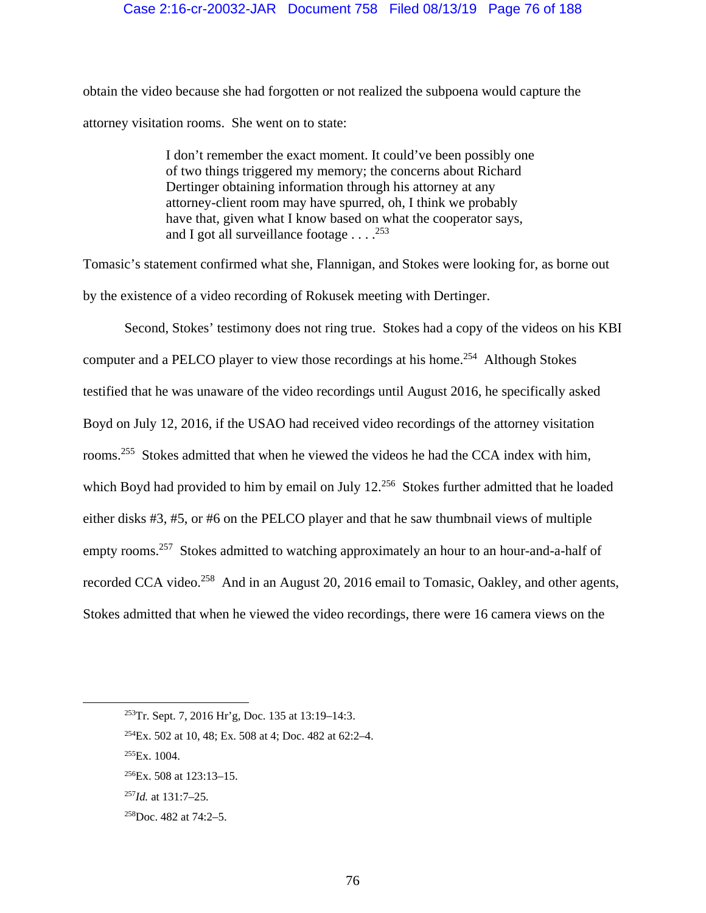obtain the video because she had forgotten or not realized the subpoena would capture the attorney visitation rooms. She went on to state:

> I don't remember the exact moment. It could've been possibly one of two things triggered my memory; the concerns about Richard Dertinger obtaining information through his attorney at any attorney-client room may have spurred, oh, I think we probably have that, given what I know based on what the cooperator says, and I got all surveillance footage . . . .[253]

Tomasic's statement confirmed what she, Flannigan, and Stokes were looking for, as borne out by the existence of a video recording of Rokusek meeting with Dertinger.

Second, Stokes' testimony does not ring true. Stokes had a copy of the videos on his KBI computer and a PELCO player to view those recordings at his home.[254] Although Stokes testified that he was unaware of the video recordings until August 2016, he specifically asked Boyd on July 12, 2016, if the USAO had received video recordings of the attorney visitation rooms.[255] Stokes admitted that when he viewed the videos he had the CCA index with him, which Boyd had provided to him by email on July 12.[256] Stokes further admitted that he loaded either disks #3, #5, or #6 on the PELCO player and that he saw thumbnail views of multiple empty rooms.[257] Stokes admitted to watching approximately an hour to an hour-and-a-half of recorded CCA video.[258] And in an August 20, 2016 email to Tomasic, Oakley, and other agents, Stokes admitted that when he viewed the video recordings, there were 16 camera views on the

---

[253] Tr. Sept. 7, 2016 Hr'g, Doc. 135 at 13:19–14:3.

[254] Ex. 502 at 10, 48; Ex. 508 at 4; Doc. 482 at 62:2–4.

[255] Ex. 1004.

[256] Ex. 508 at 123:13–15.

[257] *Id.* at 131:7–25.

[258] Doc. 482 at 74:2–5.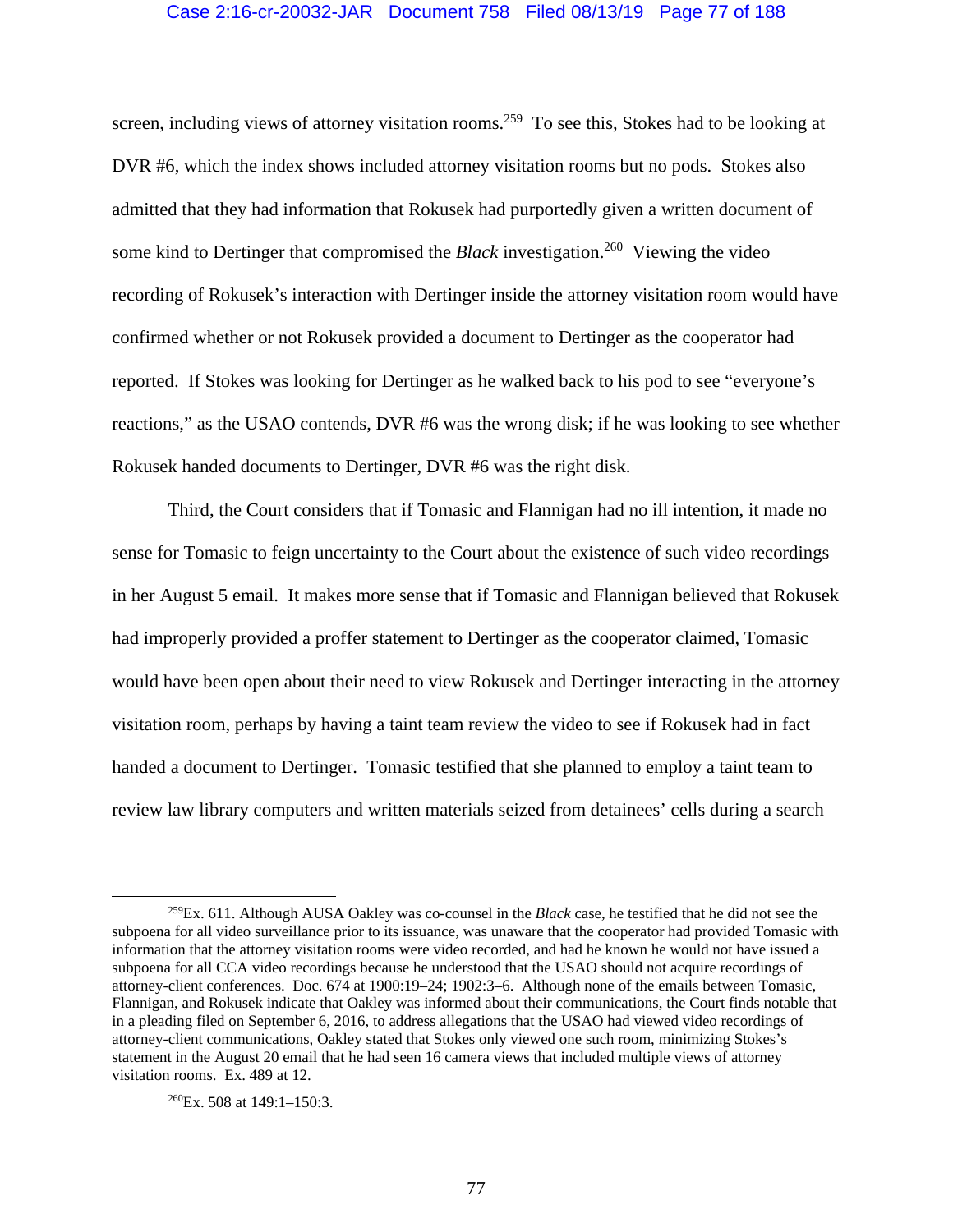screen, including views of attorney visitation rooms.[259] To see this, Stokes had to be looking at DVR #6, which the index shows included attorney visitation rooms but no pods. Stokes also admitted that they had information that Rokusek had purportedly given a written document of some kind to Dertinger that compromised the *Black* investigation.[260] Viewing the video recording of Rokusek's interaction with Dertinger inside the attorney visitation room would have confirmed whether or not Rokusek provided a document to Dertinger as the cooperator had reported. If Stokes was looking for Dertinger as he walked back to his pod to see "everyone's reactions," as the USAO contends, DVR #6 was the wrong disk; if he was looking to see whether Rokusek handed documents to Dertinger, DVR #6 was the right disk.

Third, the Court considers that if Tomasic and Flannigan had no ill intention, it made no sense for Tomasic to feign uncertainty to the Court about the existence of such video recordings in her August 5 email. It makes more sense that if Tomasic and Flannigan believed that Rokusek had improperly provided a proffer statement to Dertinger as the cooperator claimed, Tomasic would have been open about their need to view Rokusek and Dertinger interacting in the attorney visitation room, perhaps by having a taint team review the video to see if Rokusek had in fact handed a document to Dertinger. Tomasic testified that she planned to employ a taint team to review law library computers and written materials seized from detainees' cells during a search

---

[259]Ex. 611. Although AUSA Oakley was co-counsel in the *Black* case, he testified that he did not see the subpoena for all video surveillance prior to its issuance, was unaware that the cooperator had provided Tomasic with information that the attorney visitation rooms were video recorded, and had he known he would not have issued a subpoena for all CCA video recordings because he understood that the USAO should not acquire recordings of attorney-client conferences. Doc. 674 at 1900:19–24; 1902:3–6. Although none of the emails between Tomasic, Flannigan, and Rokusek indicate that Oakley was informed about their communications, the Court finds notable that in a pleading filed on September 6, 2016, to address allegations that the USAO had viewed video recordings of attorney-client communications, Oakley stated that Stokes only viewed one such room, minimizing Stokes's statement in the August 20 email that he had seen 16 camera views that included multiple views of attorney visitation rooms. Ex. 489 at 12.

[260]Ex. 508 at 149:1–150:3.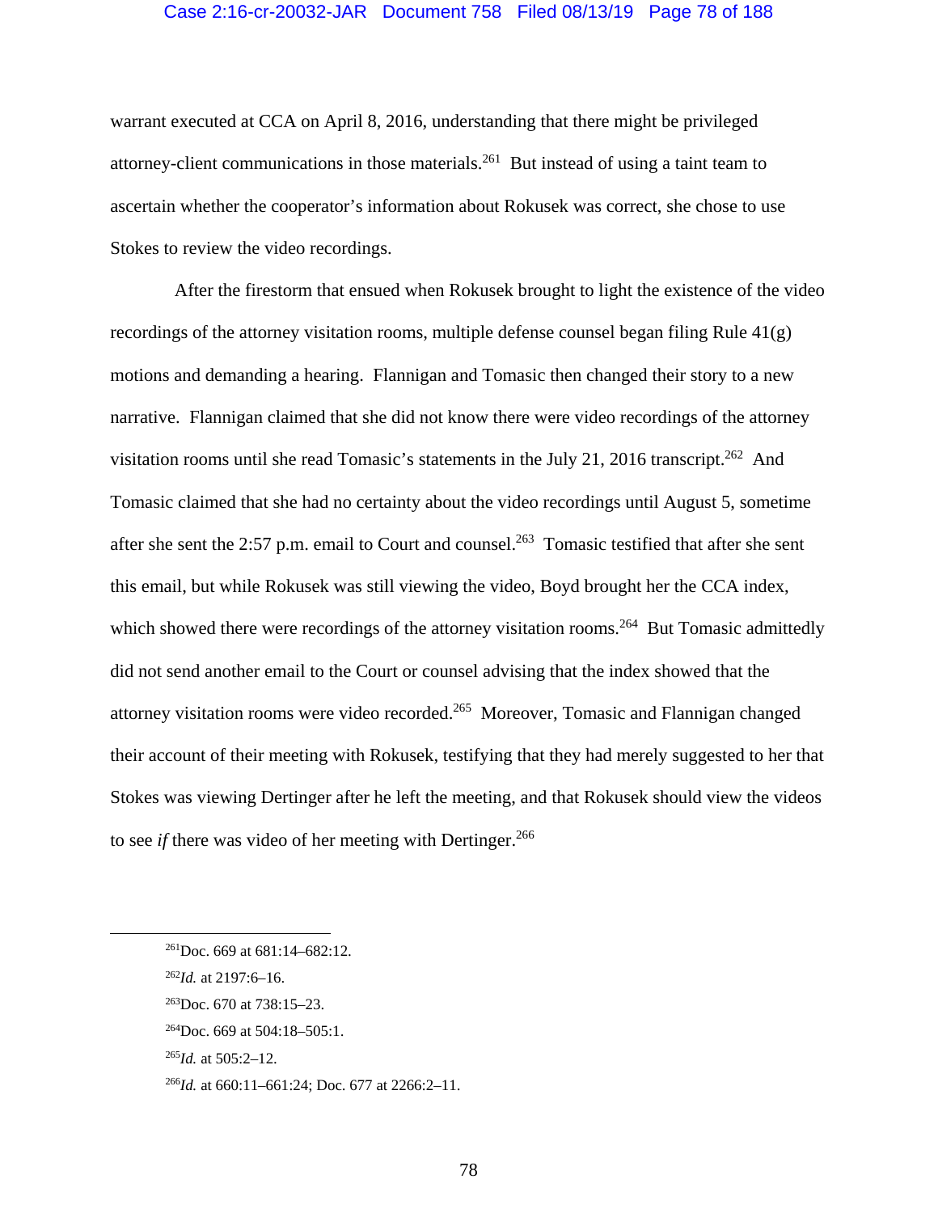warrant executed at CCA on April 8, 2016, understanding that there might be privileged attorney-client communications in those materials.[261] But instead of using a taint team to ascertain whether the cooperator's information about Rokusek was correct, she chose to use Stokes to review the video recordings.

After the firestorm that ensued when Rokusek brought to light the existence of the video recordings of the attorney visitation rooms, multiple defense counsel began filing Rule 41(g) motions and demanding a hearing. Flannigan and Tomasic then changed their story to a new narrative. Flannigan claimed that she did not know there were video recordings of the attorney visitation rooms until she read Tomasic's statements in the July 21, 2016 transcript.[262] And Tomasic claimed that she had no certainty about the video recordings until August 5, sometime after she sent the 2:57 p.m. email to Court and counsel.[263] Tomasic testified that after she sent this email, but while Rokusek was still viewing the video, Boyd brought her the CCA index, which showed there were recordings of the attorney visitation rooms.[264] But Tomasic admittedly did not send another email to the Court or counsel advising that the index showed that the attorney visitation rooms were video recorded.[265] Moreover, Tomasic and Flannigan changed their account of their meeting with Rokusek, testifying that they had merely suggested to her that Stokes was viewing Dertinger after he left the meeting, and that Rokusek should view the videos to see *if* there was video of her meeting with Dertinger.[266]

---

[261] Doc. 669 at 681:14–682:12.

[262] *Id.* at 2197:6–16.

[263] Doc. 670 at 738:15–23.

[264] Doc. 669 at 504:18–505:1.

[265] *Id.* at 505:2–12.

[266] *Id.* at 660:11–661:24; Doc. 677 at 2266:2–11.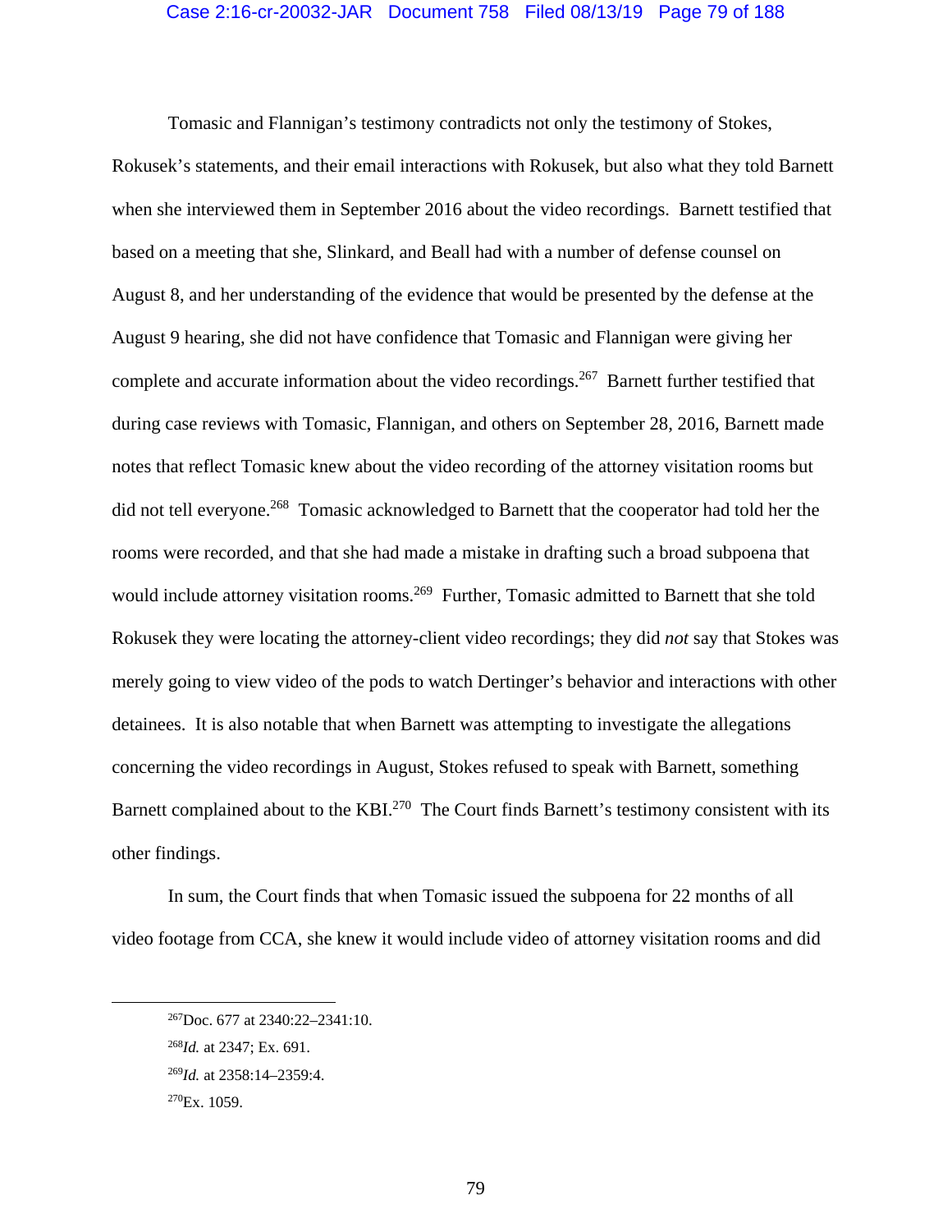Tomasic and Flannigan's testimony contradicts not only the testimony of Stokes, Rokusek's statements, and their email interactions with Rokusek, but also what they told Barnett when she interviewed them in September 2016 about the video recordings. Barnett testified that based on a meeting that she, Slinkard, and Beall had with a number of defense counsel on August 8, and her understanding of the evidence that would be presented by the defense at the August 9 hearing, she did not have confidence that Tomasic and Flannigan were giving her complete and accurate information about the video recordings.[267] Barnett further testified that during case reviews with Tomasic, Flannigan, and others on September 28, 2016, Barnett made notes that reflect Tomasic knew about the video recording of the attorney visitation rooms but did not tell everyone.[268] Tomasic acknowledged to Barnett that the cooperator had told her the rooms were recorded, and that she had made a mistake in drafting such a broad subpoena that would include attorney visitation rooms.[269] Further, Tomasic admitted to Barnett that she told Rokusek they were locating the attorney-client video recordings; they did *not* say that Stokes was merely going to view video of the pods to watch Dertinger's behavior and interactions with other detainees. It is also notable that when Barnett was attempting to investigate the allegations concerning the video recordings in August, Stokes refused to speak with Barnett, something Barnett complained about to the KBI.[270] The Court finds Barnett's testimony consistent with its other findings.

In sum, the Court finds that when Tomasic issued the subpoena for 22 months of all video footage from CCA, she knew it would include video of attorney visitation rooms and did

---

[267] Doc. 677 at 2340:22–2341:10.

[268] *Id.* at 2347; Ex. 691.

[269] *Id.* at 2358:14–2359:4.

[270] Ex. 1059.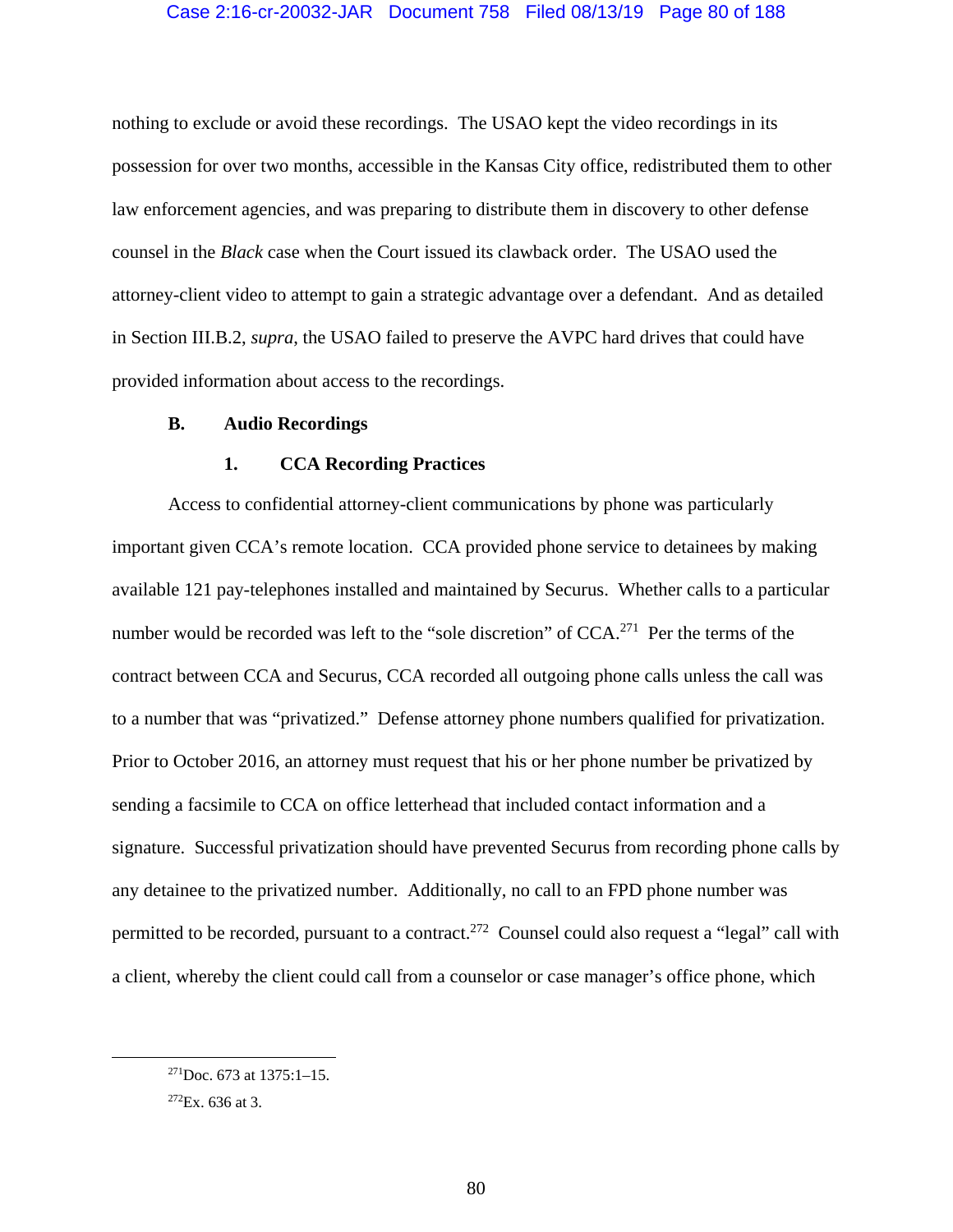nothing to exclude or avoid these recordings. The USAO kept the video recordings in its possession for over two months, accessible in the Kansas City office, redistributed them to other law enforcement agencies, and was preparing to distribute them in discovery to other defense counsel in the *Black* case when the Court issued its clawback order. The USAO used the attorney-client video to attempt to gain a strategic advantage over a defendant. And as detailed in Section III.B.2, *supra*, the USAO failed to preserve the AVPC hard drives that could have provided information about access to the recordings.

### B. Audio Recordings

#### 1. CCA Recording Practices

Access to confidential attorney-client communications by phone was particularly important given CCA's remote location. CCA provided phone service to detainees by making available 121 pay-telephones installed and maintained by Securus. Whether calls to a particular number would be recorded was left to the "sole discretion" of CCA.[271] Per the terms of the contract between CCA and Securus, CCA recorded all outgoing phone calls unless the call was to a number that was "privatized." Defense attorney phone numbers qualified for privatization. Prior to October 2016, an attorney must request that his or her phone number be privatized by sending a facsimile to CCA on office letterhead that included contact information and a signature. Successful privatization should have prevented Securus from recording phone calls by any detainee to the privatized number. Additionally, no call to an FPD phone number was permitted to be recorded, pursuant to a contract.[272] Counsel could also request a "legal" call with a client, whereby the client could call from a counselor or case manager's office phone, which

[271] Doc. 673 at 1375:1–15.

[272] Ex. 636 at 3.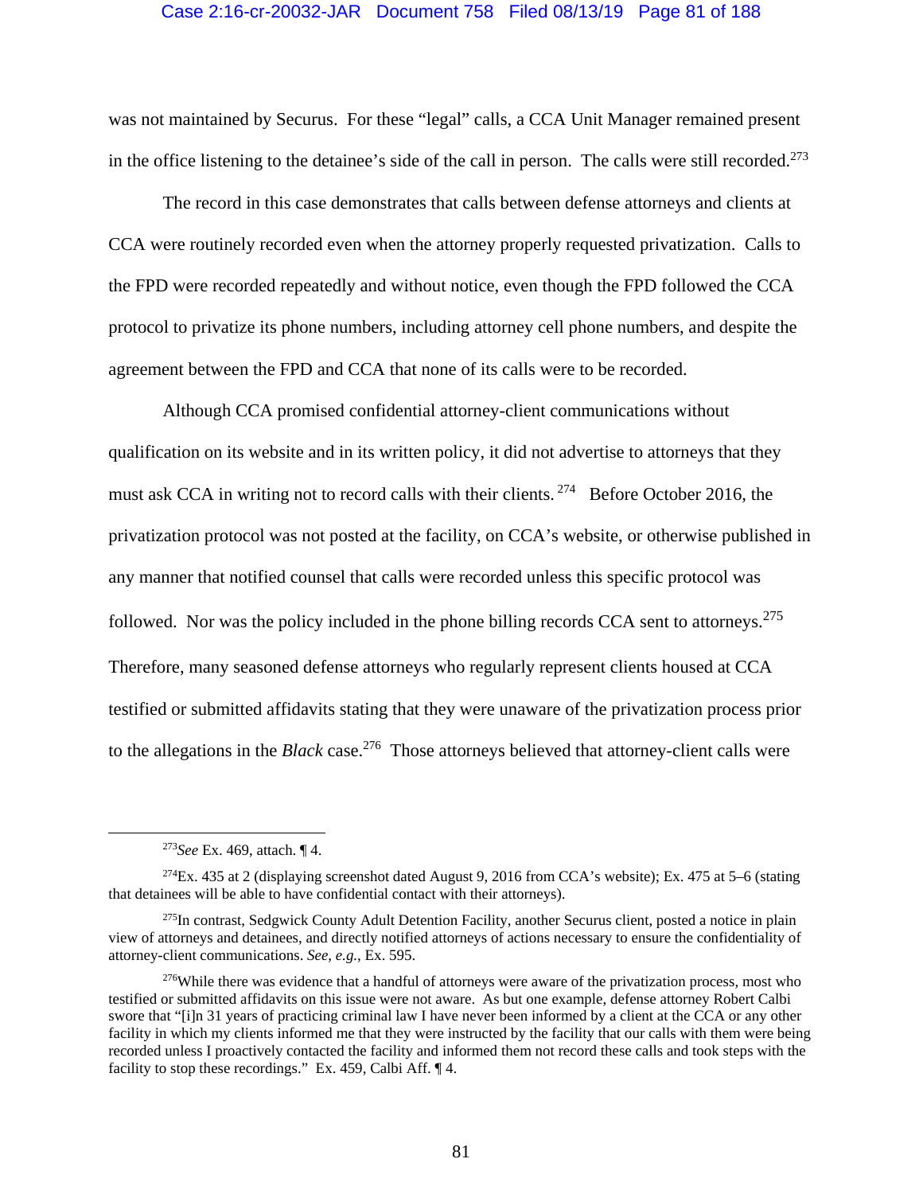was not maintained by Securus. For these "legal" calls, a CCA Unit Manager remained present in the office listening to the detainee's side of the call in person. The calls were still recorded.[273]

The record in this case demonstrates that calls between defense attorneys and clients at CCA were routinely recorded even when the attorney properly requested privatization. Calls to the FPD were recorded repeatedly and without notice, even though the FPD followed the CCA protocol to privatize its phone numbers, including attorney cell phone numbers, and despite the agreement between the FPD and CCA that none of its calls were to be recorded.

Although CCA promised confidential attorney-client communications without qualification on its website and in its written policy, it did not advertise to attorneys that they must ask CCA in writing not to record calls with their clients.[274] Before October 2016, the privatization protocol was not posted at the facility, on CCA's website, or otherwise published in any manner that notified counsel that calls were recorded unless this specific protocol was followed. Nor was the policy included in the phone billing records CCA sent to attorneys.[275] Therefore, many seasoned defense attorneys who regularly represent clients housed at CCA testified or submitted affidavits stating that they were unaware of the privatization process prior to the allegations in the *Black* case.[276] Those attorneys believed that attorney-client calls were

---

[273]*See* Ex. 469, attach. ¶ 4.

[274]Ex. 435 at 2 (displaying screenshot dated August 9, 2016 from CCA's website); Ex. 475 at 5–6 (stating that detainees will be able to have confidential contact with their attorneys).

[275]In contrast, Sedgwick County Adult Detention Facility, another Securus client, posted a notice in plain view of attorneys and detainees, and directly notified attorneys of actions necessary to ensure the confidentiality of attorney-client communications. *See, e.g.*, Ex. 595.

[276]While there was evidence that a handful of attorneys were aware of the privatization process, most who testified or submitted affidavits on this issue were not aware. As but one example, defense attorney Robert Calbi swore that "[i]n 31 years of practicing criminal law I have never been informed by a client at the CCA or any other facility in which my clients informed me that they were instructed by the facility that our calls with them were being recorded unless I proactively contacted the facility and informed them not record these calls and took steps with the facility to stop these recordings." Ex. 459, Calbi Aff. ¶ 4.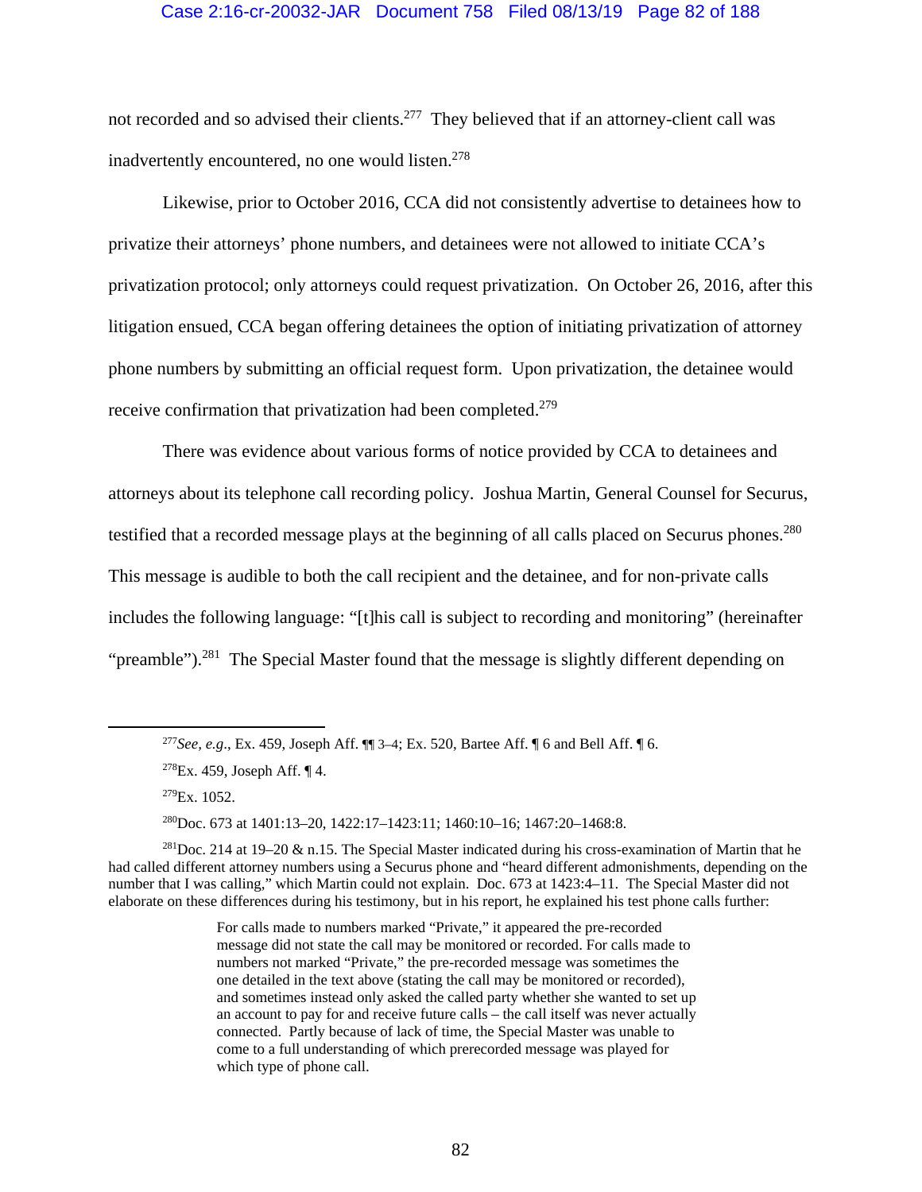not recorded and so advised their clients.[277] They believed that if an attorney-client call was inadvertently encountered, no one would listen.[278]

Likewise, prior to October 2016, CCA did not consistently advertise to detainees how to privatize their attorneys' phone numbers, and detainees were not allowed to initiate CCA's privatization protocol; only attorneys could request privatization. On October 26, 2016, after this litigation ensued, CCA began offering detainees the option of initiating privatization of attorney phone numbers by submitting an official request form. Upon privatization, the detainee would receive confirmation that privatization had been completed.[279]

There was evidence about various forms of notice provided by CCA to detainees and attorneys about its telephone call recording policy. Joshua Martin, General Counsel for Securus, testified that a recorded message plays at the beginning of all calls placed on Securus phones.[280] This message is audible to both the call recipient and the detainee, and for non-private calls includes the following language: "[t]his call is subject to recording and monitoring" (hereinafter "preamble").[281] The Special Master found that the message is slightly different depending on

---

[277] *See, e.g.*, Ex. 459, Joseph Aff. ¶¶ 3–4; Ex. 520, Bartee Aff. ¶ 6 and Bell Aff. ¶ 6.

[278] Ex. 459, Joseph Aff. ¶ 4.

[279] Ex. 1052.

[280] Doc. 673 at 1401:13–20, 1422:17–1423:11; 1460:10–16; 1467:20–1468:8.

[281] Doc. 214 at 19–20 & n.15. The Special Master indicated during his cross-examination of Martin that he had called different attorney numbers using a Securus phone and "heard different admonishments, depending on the number that I was calling," which Martin could not explain. Doc. 673 at 1423:4–11. The Special Master did not elaborate on these differences during his testimony, but in his report, he explained his test phone calls further:

> For calls made to numbers marked "Private," it appeared the pre-recorded message did not state the call may be monitored or recorded. For calls made to numbers not marked "Private," the pre-recorded message was sometimes the one detailed in the text above (stating the call may be monitored or recorded), and sometimes instead only asked the called party whether she wanted to set up an account to pay for and receive future calls – the call itself was never actually connected. Partly because of lack of time, the Special Master was unable to come to a full understanding of which prerecorded message was played for which type of phone call.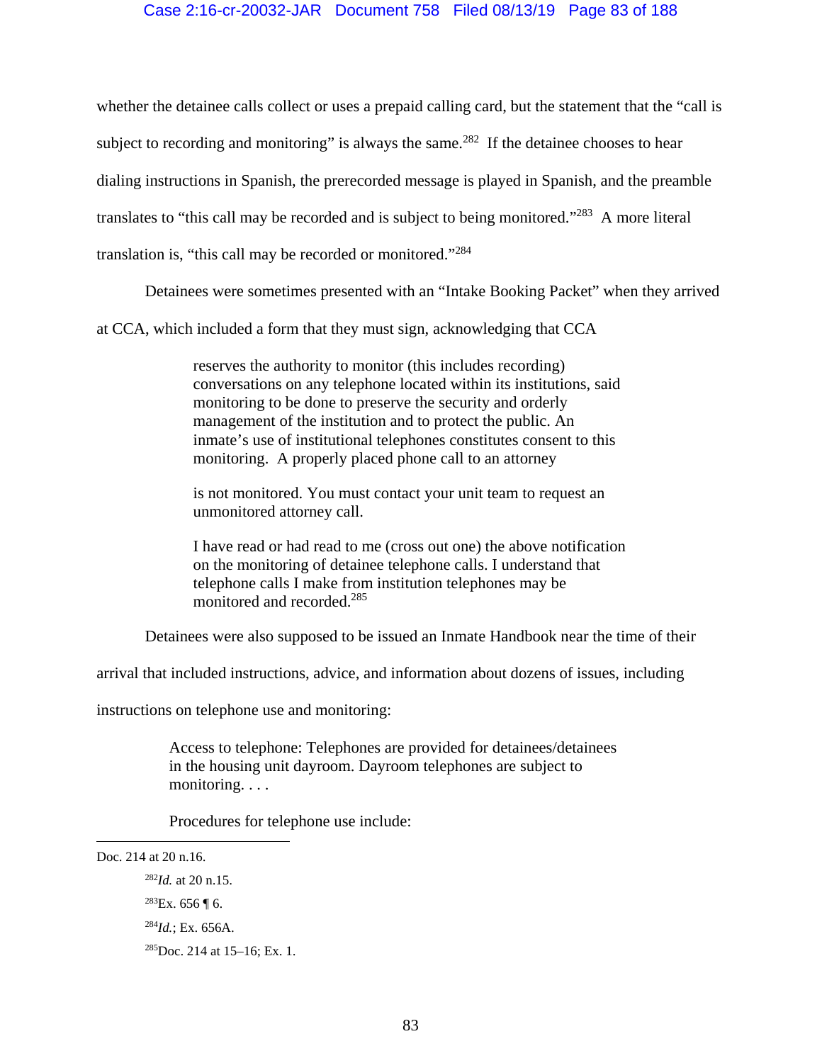whether the detainee calls collect or uses a prepaid calling card, but the statement that the "call is subject to recording and monitoring" is always the same.[282] If the detainee chooses to hear dialing instructions in Spanish, the prerecorded message is played in Spanish, and the preamble translates to "this call may be recorded and is subject to being monitored."[283] A more literal translation is, "this call may be recorded or monitored."[284]

Detainees were sometimes presented with an "Intake Booking Packet" when they arrived at CCA, which included a form that they must sign, acknowledging that CCA

> reserves the authority to monitor (this includes recording) conversations on any telephone located within its institutions, said monitoring to be done to preserve the security and orderly management of the institution and to protect the public. An inmate's use of institutional telephones constitutes consent to this monitoring. A properly placed phone call to an attorney
>
> is not monitored. You must contact your unit team to request an unmonitored attorney call.
>
> I have read or had read to me (cross out one) the above notification on the monitoring of detainee telephone calls. I understand that telephone calls I make from institution telephones may be monitored and recorded.[285]

Detainees were also supposed to be issued an Inmate Handbook near the time of their arrival that included instructions, advice, and information about dozens of issues, including instructions on telephone use and monitoring:

> Access to telephone: Telephones are provided for detainees/detainees in the housing unit dayroom. Dayroom telephones are subject to monitoring. . . .
>
> Procedures for telephone use include:

---

Doc. 214 at 20 n.16.

[282] *Id.* at 20 n.15.

[283] Ex. 656 ¶ 6.

[284] *Id.*; Ex. 656A.

[285] Doc. 214 at 15–16; Ex. 1.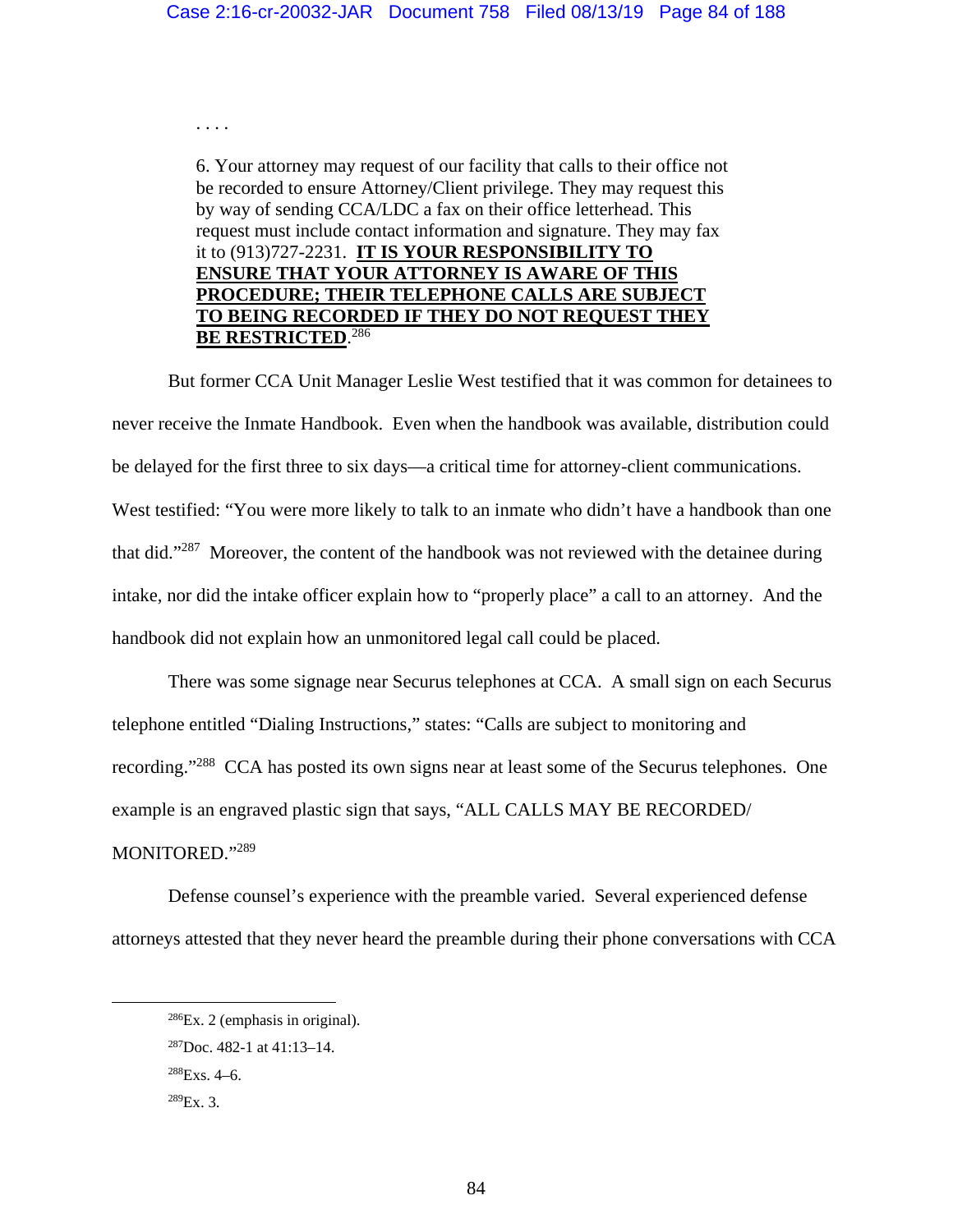> . . . .
>
> 6. Your attorney may request of our facility that calls to their office not be recorded to ensure Attorney/Client privilege. They may request this by way of sending CCA/LDC a fax on their office letterhead. This request must include contact information and signature. They may fax it to (913)727-2231. **<u>IT IS YOUR RESPONSIBILITY TO ENSURE THAT YOUR ATTORNEY IS AWARE OF THIS PROCEDURE; THEIR TELEPHONE CALLS ARE SUBJECT TO BEING RECORDED IF THEY DO NOT REQUEST THEY BE RESTRICTED</u>**.[286]

But former CCA Unit Manager Leslie West testified that it was common for detainees to never receive the Inmate Handbook. Even when the handbook was available, distribution could be delayed for the first three to six days—a critical time for attorney-client communications. West testified: "You were more likely to talk to an inmate who didn't have a handbook than one that did."[287] Moreover, the content of the handbook was not reviewed with the detainee during intake, nor did the intake officer explain how to "properly place" a call to an attorney. And the handbook did not explain how an unmonitored legal call could be placed.

There was some signage near Securus telephones at CCA. A small sign on each Securus telephone entitled "Dialing Instructions," states: "Calls are subject to monitoring and recording."[288] CCA has posted its own signs near at least some of the Securus telephones. One example is an engraved plastic sign that says, "ALL CALLS MAY BE RECORDED/ MONITORED."[289]

Defense counsel's experience with the preamble varied. Several experienced defense attorneys attested that they never heard the preamble during their phone conversations with CCA

---

[286] Ex. 2 (emphasis in original).

[287] Doc. 482-1 at 41:13–14.

[288] Exs. 4–6.

[289] Ex. 3.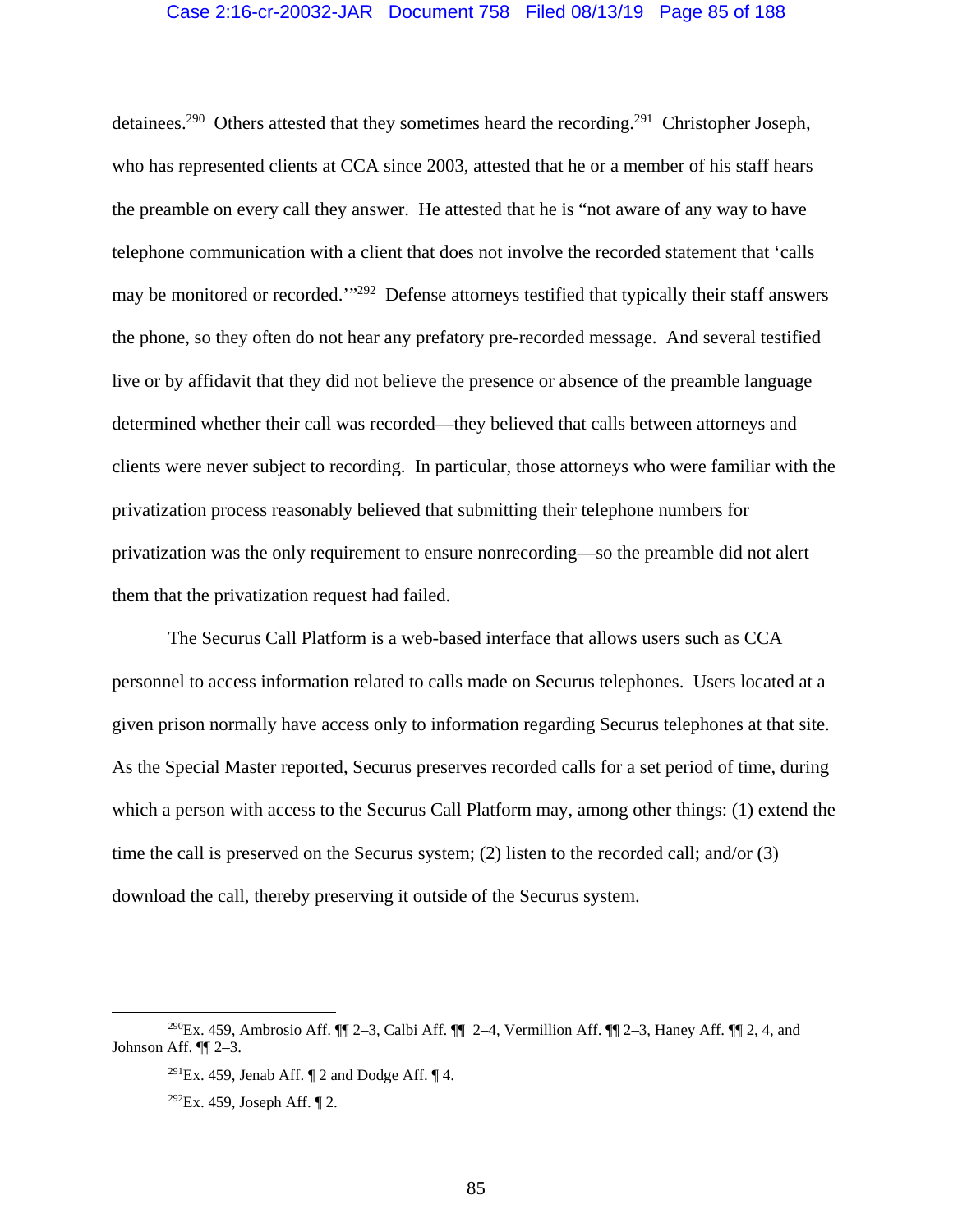detainees.[290] Others attested that they sometimes heard the recording.[291] Christopher Joseph, who has represented clients at CCA since 2003, attested that he or a member of his staff hears the preamble on every call they answer. He attested that he is "not aware of any way to have telephone communication with a client that does not involve the recorded statement that 'calls may be monitored or recorded.'"[292] Defense attorneys testified that typically their staff answers the phone, so they often do not hear any prefatory pre-recorded message. And several testified live or by affidavit that they did not believe the presence or absence of the preamble language determined whether their call was recorded—they believed that calls between attorneys and clients were never subject to recording. In particular, those attorneys who were familiar with the privatization process reasonably believed that submitting their telephone numbers for privatization was the only requirement to ensure nonrecording—so the preamble did not alert them that the privatization request had failed.

The Securus Call Platform is a web-based interface that allows users such as CCA personnel to access information related to calls made on Securus telephones. Users located at a given prison normally have access only to information regarding Securus telephones at that site. As the Special Master reported, Securus preserves recorded calls for a set period of time, during which a person with access to the Securus Call Platform may, among other things: (1) extend the time the call is preserved on the Securus system; (2) listen to the recorded call; and/or (3) download the call, thereby preserving it outside of the Securus system.

---

[290] Ex. 459, Ambrosio Aff. ¶¶ 2–3, Calbi Aff. ¶¶ 2–4, Vermillion Aff. ¶¶ 2–3, Haney Aff. ¶¶ 2, 4, and Johnson Aff. ¶¶ 2–3.

[291] Ex. 459, Jenab Aff. ¶ 2 and Dodge Aff. ¶ 4.

[292] Ex. 459, Joseph Aff. ¶ 2.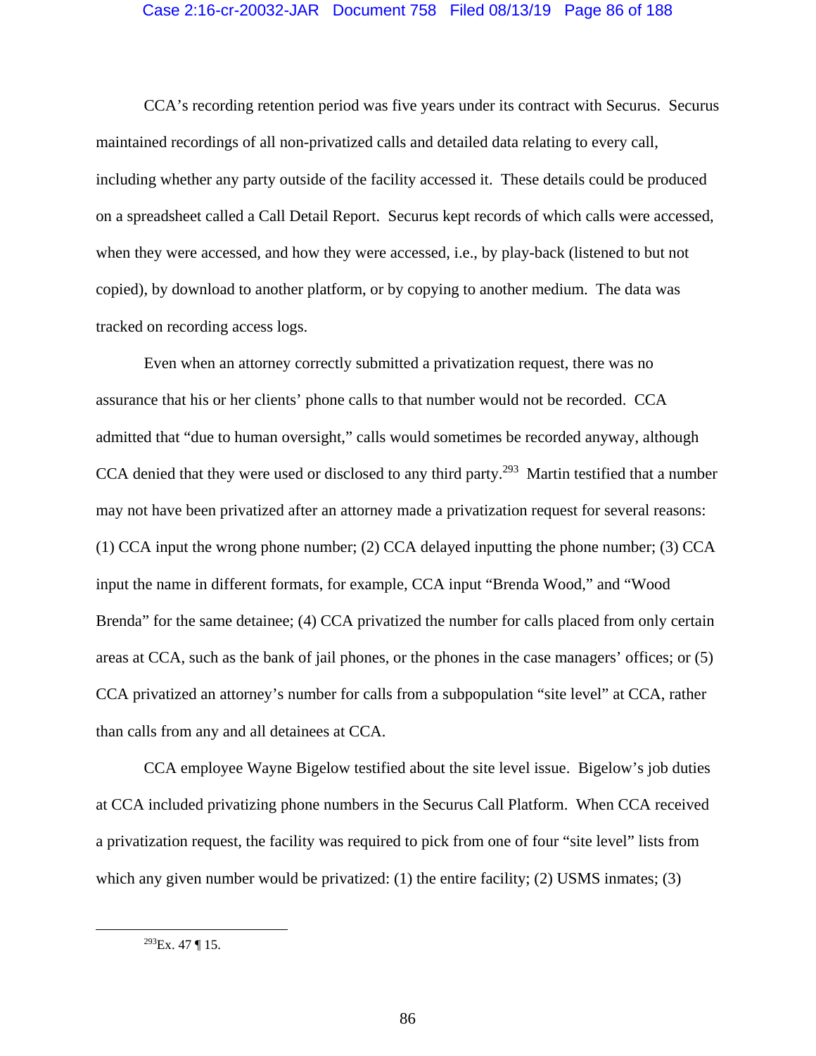CCA's recording retention period was five years under its contract with Securus. Securus maintained recordings of all non-privatized calls and detailed data relating to every call, including whether any party outside of the facility accessed it. These details could be produced on a spreadsheet called a Call Detail Report. Securus kept records of which calls were accessed, when they were accessed, and how they were accessed, i.e., by play-back (listened to but not copied), by download to another platform, or by copying to another medium. The data was tracked on recording access logs.

Even when an attorney correctly submitted a privatization request, there was no assurance that his or her clients' phone calls to that number would not be recorded. CCA admitted that "due to human oversight," calls would sometimes be recorded anyway, although CCA denied that they were used or disclosed to any third party.[293] Martin testified that a number may not have been privatized after an attorney made a privatization request for several reasons: (1) CCA input the wrong phone number; (2) CCA delayed inputting the phone number; (3) CCA input the name in different formats, for example, CCA input "Brenda Wood," and "Wood Brenda" for the same detainee; (4) CCA privatized the number for calls placed from only certain areas at CCA, such as the bank of jail phones, or the phones in the case managers' offices; or (5) CCA privatized an attorney's number for calls from a subpopulation "site level" at CCA, rather than calls from any and all detainees at CCA.

CCA employee Wayne Bigelow testified about the site level issue. Bigelow's job duties at CCA included privatizing phone numbers in the Securus Call Platform. When CCA received a privatization request, the facility was required to pick from one of four "site level" lists from which any given number would be privatized: (1) the entire facility; (2) USMS inmates; (3)

---

[293] Ex. 47 ¶ 15.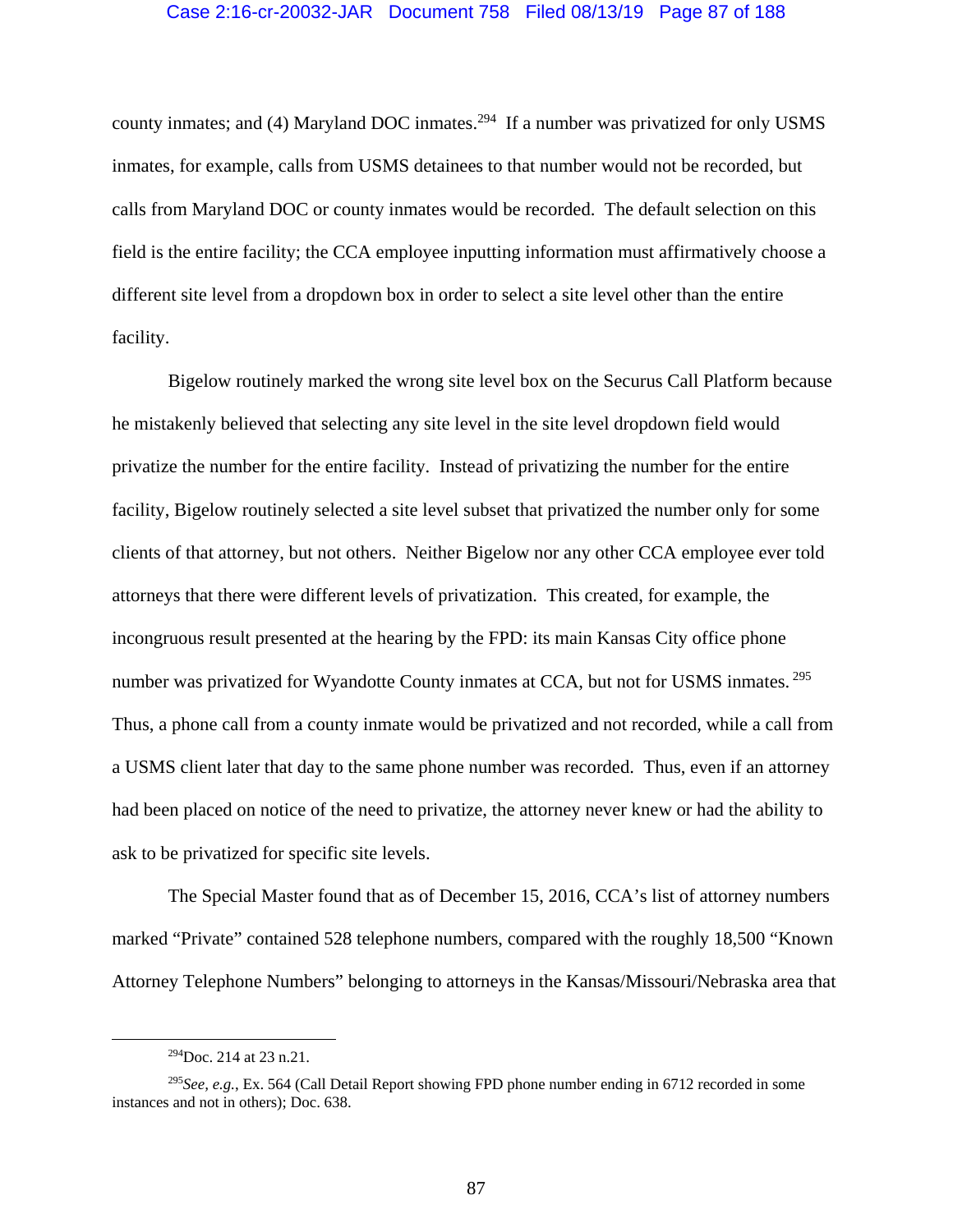county inmates; and (4) Maryland DOC inmates.[294] If a number was privatized for only USMS inmates, for example, calls from USMS detainees to that number would not be recorded, but calls from Maryland DOC or county inmates would be recorded. The default selection on this field is the entire facility; the CCA employee inputting information must affirmatively choose a different site level from a dropdown box in order to select a site level other than the entire facility.

Bigelow routinely marked the wrong site level box on the Securus Call Platform because he mistakenly believed that selecting any site level in the site level dropdown field would privatize the number for the entire facility. Instead of privatizing the number for the entire facility, Bigelow routinely selected a site level subset that privatized the number only for some clients of that attorney, but not others. Neither Bigelow nor any other CCA employee ever told attorneys that there were different levels of privatization. This created, for example, the incongruous result presented at the hearing by the FPD: its main Kansas City office phone number was privatized for Wyandotte County inmates at CCA, but not for USMS inmates.[295] Thus, a phone call from a county inmate would be privatized and not recorded, while a call from a USMS client later that day to the same phone number was recorded. Thus, even if an attorney had been placed on notice of the need to privatize, the attorney never knew or had the ability to ask to be privatized for specific site levels.

The Special Master found that as of December 15, 2016, CCA's list of attorney numbers marked "Private" contained 528 telephone numbers, compared with the roughly 18,500 "Known Attorney Telephone Numbers" belonging to attorneys in the Kansas/Missouri/Nebraska area that

---

[294] Doc. 214 at 23 n.21.

[295] *See, e.g.*, Ex. 564 (Call Detail Report showing FPD phone number ending in 6712 recorded in some instances and not in others); Doc. 638.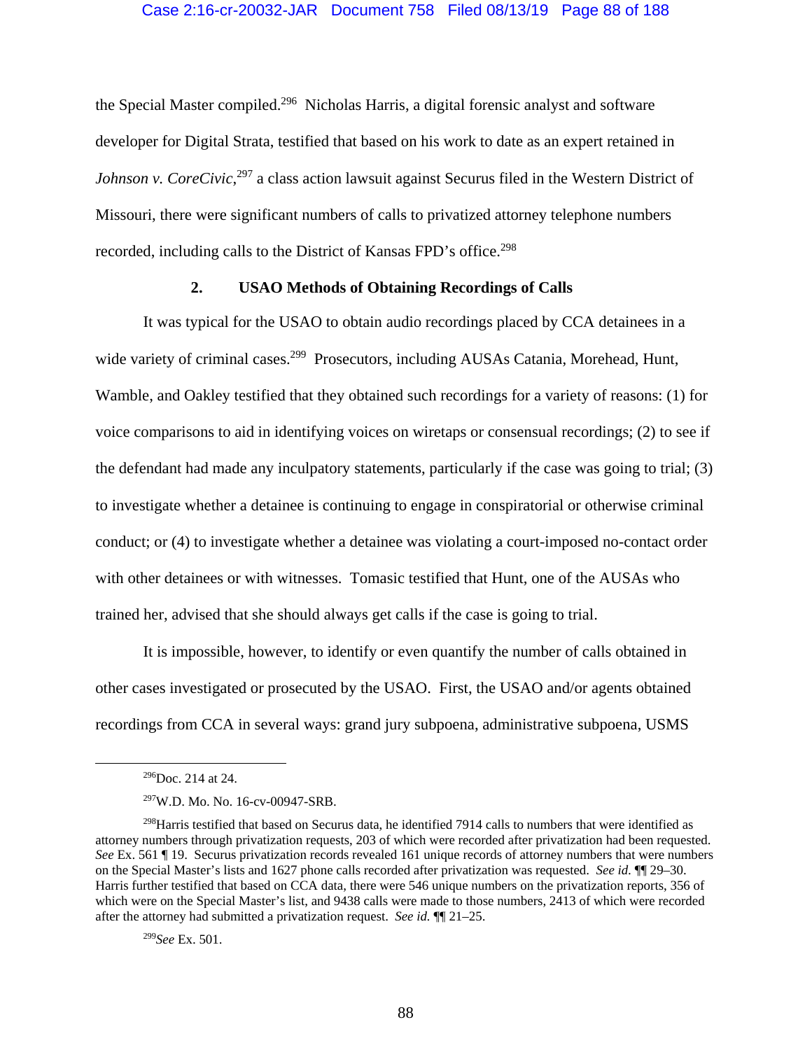the Special Master compiled.[296] Nicholas Harris, a digital forensic analyst and software developer for Digital Strata, testified that based on his work to date as an expert retained in *Johnson v. CoreCivic*,[297] a class action lawsuit against Securus filed in the Western District of Missouri, there were significant numbers of calls to privatized attorney telephone numbers recorded, including calls to the District of Kansas FPD's office.[298]

### 2. USAO Methods of Obtaining Recordings of Calls

It was typical for the USAO to obtain audio recordings placed by CCA detainees in a wide variety of criminal cases.[299] Prosecutors, including AUSAs Catania, Morehead, Hunt, Wamble, and Oakley testified that they obtained such recordings for a variety of reasons: (1) for voice comparisons to aid in identifying voices on wiretaps or consensual recordings; (2) to see if the defendant had made any inculpatory statements, particularly if the case was going to trial; (3) to investigate whether a detainee is continuing to engage in conspiratorial or otherwise criminal conduct; or (4) to investigate whether a detainee was violating a court-imposed no-contact order with other detainees or with witnesses. Tomasic testified that Hunt, one of the AUSAs who trained her, advised that she should always get calls if the case is going to trial.

It is impossible, however, to identify or even quantify the number of calls obtained in other cases investigated or prosecuted by the USAO. First, the USAO and/or agents obtained recordings from CCA in several ways: grand jury subpoena, administrative subpoena, USMS

---

[296] Doc. 214 at 24.

[297] W.D. Mo. No. 16-cv-00947-SRB.

[298] Harris testified that based on Securus data, he identified 7914 calls to numbers that were identified as attorney numbers through privatization requests, 203 of which were recorded after privatization had been requested. *See* Ex. 561 ¶ 19. Securus privatization records revealed 161 unique records of attorney numbers that were numbers on the Special Master's lists and 1627 phone calls recorded after privatization was requested. *See id*. ¶¶ 29–30. Harris further testified that based on CCA data, there were 546 unique numbers on the privatization reports, 356 of which were on the Special Master's list, and 9438 calls were made to those numbers, 2413 of which were recorded after the attorney had submitted a privatization request. *See id.* ¶¶ 21–25.

[299] *See* Ex. 501.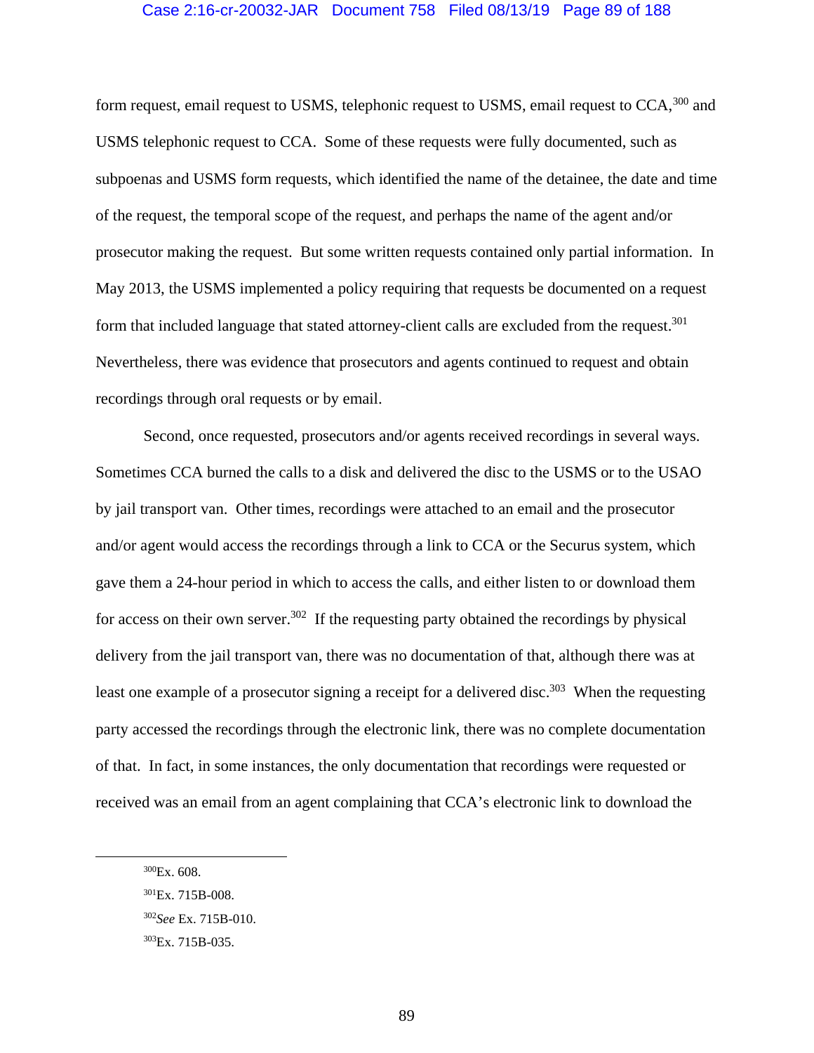form request, email request to USMS, telephonic request to USMS, email request to CCA,[300] and USMS telephonic request to CCA. Some of these requests were fully documented, such as subpoenas and USMS form requests, which identified the name of the detainee, the date and time of the request, the temporal scope of the request, and perhaps the name of the agent and/or prosecutor making the request. But some written requests contained only partial information. In May 2013, the USMS implemented a policy requiring that requests be documented on a request form that included language that stated attorney-client calls are excluded from the request.[301] Nevertheless, there was evidence that prosecutors and agents continued to request and obtain recordings through oral requests or by email.

Second, once requested, prosecutors and/or agents received recordings in several ways. Sometimes CCA burned the calls to a disk and delivered the disc to the USMS or to the USAO by jail transport van. Other times, recordings were attached to an email and the prosecutor and/or agent would access the recordings through a link to CCA or the Securus system, which gave them a 24-hour period in which to access the calls, and either listen to or download them for access on their own server.[302] If the requesting party obtained the recordings by physical delivery from the jail transport van, there was no documentation of that, although there was at least one example of a prosecutor signing a receipt for a delivered disc.[303] When the requesting party accessed the recordings through the electronic link, there was no complete documentation of that. In fact, in some instances, the only documentation that recordings were requested or received was an email from an agent complaining that CCA's electronic link to download the

---

[300] Ex. 608.

[301] Ex. 715B-008.

[302] *See* Ex. 715B-010.

[303] Ex. 715B-035.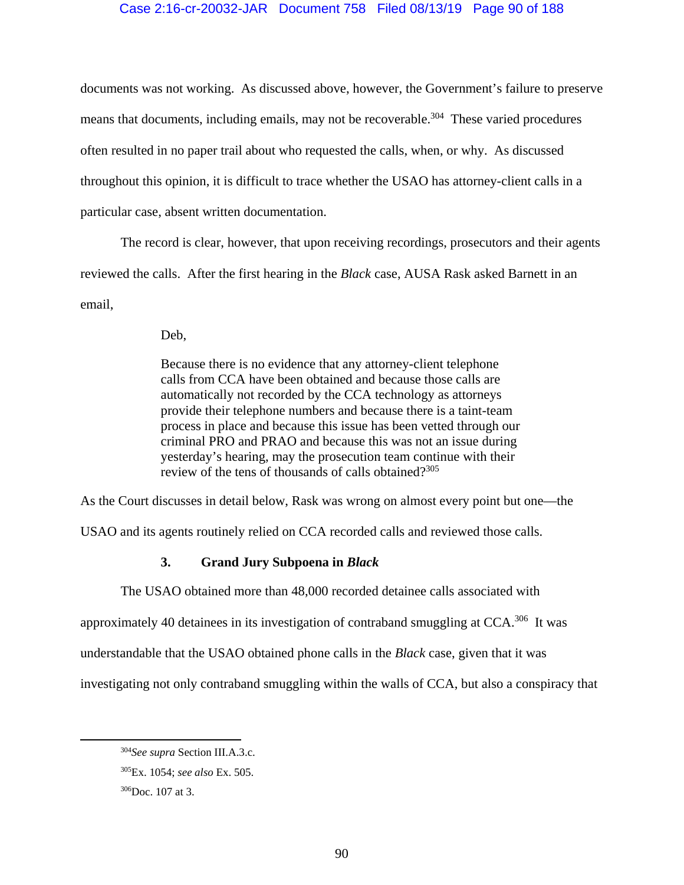documents was not working. As discussed above, however, the Government's failure to preserve means that documents, including emails, may not be recoverable.[304] These varied procedures often resulted in no paper trail about who requested the calls, when, or why. As discussed throughout this opinion, it is difficult to trace whether the USAO has attorney-client calls in a particular case, absent written documentation.

The record is clear, however, that upon receiving recordings, prosecutors and their agents reviewed the calls. After the first hearing in the *Black* case, AUSA Rask asked Barnett in an email,

> Deb,
>
> Because there is no evidence that any attorney-client telephone calls from CCA have been obtained and because those calls are automatically not recorded by the CCA technology as attorneys provide their telephone numbers and because there is a taint-team process in place and because this issue has been vetted through our criminal PRO and PRAO and because this was not an issue during yesterday's hearing, may the prosecution team continue with their review of the tens of thousands of calls obtained?[305]

As the Court discusses in detail below, Rask was wrong on almost every point but one—the USAO and its agents routinely relied on CCA recorded calls and reviewed those calls.

### 3. Grand Jury Subpoena in *Black*

The USAO obtained more than 48,000 recorded detainee calls associated with approximately 40 detainees in its investigation of contraband smuggling at CCA.[306] It was understandable that the USAO obtained phone calls in the *Black* case, given that it was investigating not only contraband smuggling within the walls of CCA, but also a conspiracy that

---

[304] *See supra* Section III.A.3.c.

[305] Ex. 1054; *see also* Ex. 505.

[306] Doc. 107 at 3.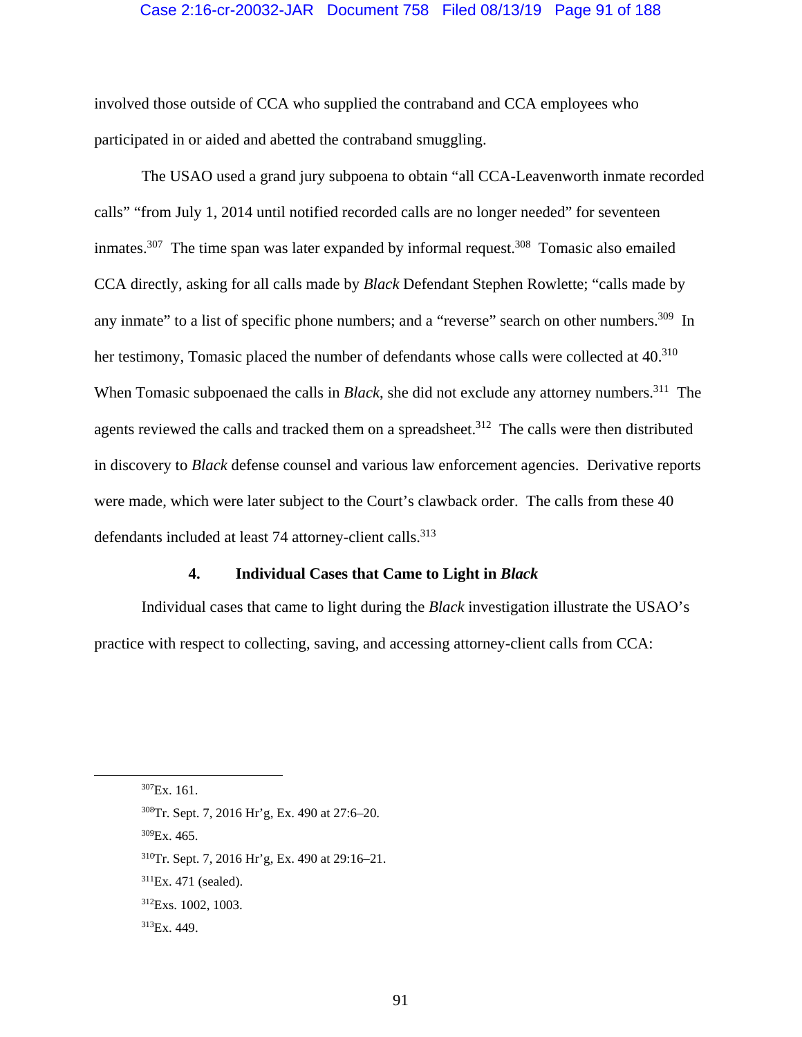involved those outside of CCA who supplied the contraband and CCA employees who participated in or aided and abetted the contraband smuggling.

The USAO used a grand jury subpoena to obtain "all CCA-Leavenworth inmate recorded calls" "from July 1, 2014 until notified recorded calls are no longer needed" for seventeen inmates.[307] The time span was later expanded by informal request.[308] Tomasic also emailed CCA directly, asking for all calls made by *Black* Defendant Stephen Rowlette; "calls made by any inmate" to a list of specific phone numbers; and a "reverse" search on other numbers.[309] In her testimony, Tomasic placed the number of defendants whose calls were collected at 40.[310] When Tomasic subpoenaed the calls in *Black*, she did not exclude any attorney numbers.[311] The agents reviewed the calls and tracked them on a spreadsheet.[312] The calls were then distributed in discovery to *Black* defense counsel and various law enforcement agencies. Derivative reports were made, which were later subject to the Court's clawback order. The calls from these 40 defendants included at least 74 attorney-client calls.[313]

#### 4. Individual Cases that Came to Light in *Black*

Individual cases that came to light during the *Black* investigation illustrate the USAO's practice with respect to collecting, saving, and accessing attorney-client calls from CCA:

---

[307] Ex. 161.

[308] Tr. Sept. 7, 2016 Hr'g, Ex. 490 at 27:6–20.

[309] Ex. 465.

[310] Tr. Sept. 7, 2016 Hr'g, Ex. 490 at 29:16–21.

[311] Ex. 471 (sealed).

[312] Exs. 1002, 1003.

[313] Ex. 449.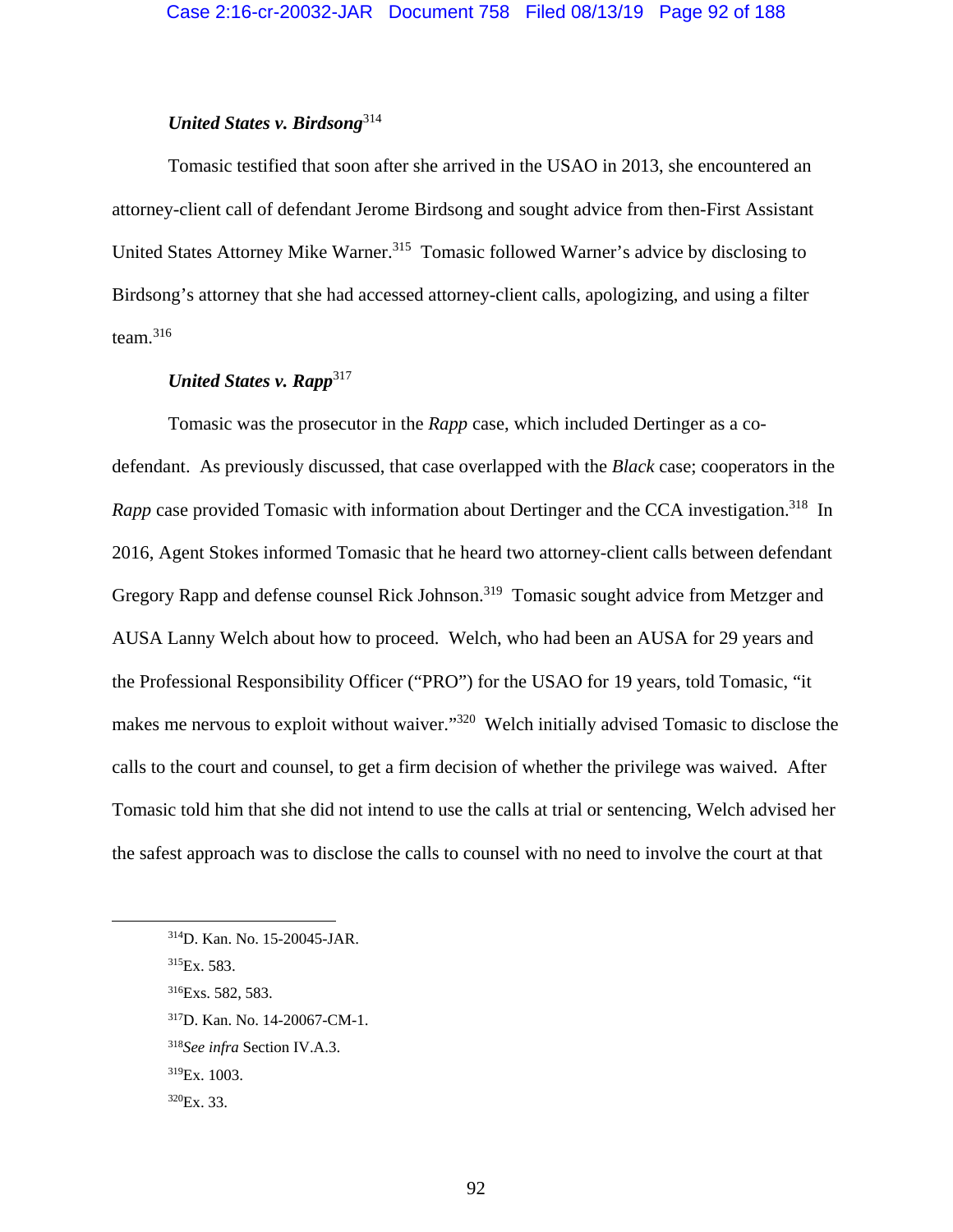***United States v. Birdsong***[314]

Tomasic testified that soon after she arrived in the USAO in 2013, she encountered an attorney-client call of defendant Jerome Birdsong and sought advice from then-First Assistant United States Attorney Mike Warner.[315] Tomasic followed Warner's advice by disclosing to Birdsong's attorney that she had accessed attorney-client calls, apologizing, and using a filter team.[316]

***United States v. Rapp***[317]

Tomasic was the prosecutor in the *Rapp* case, which included Dertinger as a co-defendant. As previously discussed, that case overlapped with the *Black* case; cooperators in the *Rapp* case provided Tomasic with information about Dertinger and the CCA investigation.[318] In 2016, Agent Stokes informed Tomasic that he heard two attorney-client calls between defendant Gregory Rapp and defense counsel Rick Johnson.[319] Tomasic sought advice from Metzger and AUSA Lanny Welch about how to proceed. Welch, who had been an AUSA for 29 years and the Professional Responsibility Officer ("PRO") for the USAO for 19 years, told Tomasic, "it makes me nervous to exploit without waiver."[320] Welch initially advised Tomasic to disclose the calls to the court and counsel, to get a firm decision of whether the privilege was waived. After Tomasic told him that she did not intend to use the calls at trial or sentencing, Welch advised her the safest approach was to disclose the calls to counsel with no need to involve the court at that

---

[314] D. Kan. No. 15-20045-JAR.

[315] Ex. 583.

[316] Exs. 582, 583.

[317] D. Kan. No. 14-20067-CM-1.

[318] *See infra* Section IV.A.3.

[319] Ex. 1003.

[320] Ex. 33.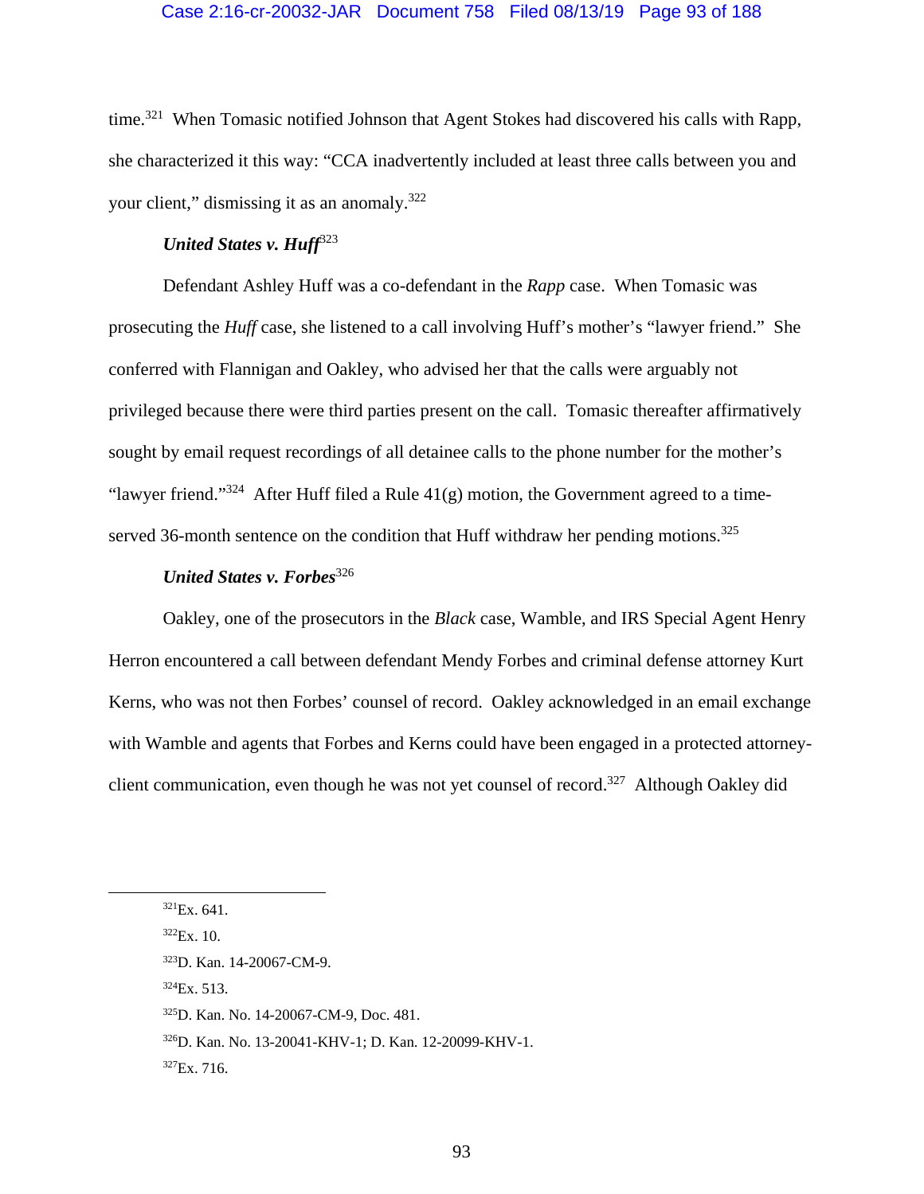time.[321] When Tomasic notified Johnson that Agent Stokes had discovered his calls with Rapp, she characterized it this way: "CCA inadvertently included at least three calls between you and your client," dismissing it as an anomaly.[322]

***United States v. Huff***[323]

Defendant Ashley Huff was a co-defendant in the *Rapp* case. When Tomasic was prosecuting the *Huff* case, she listened to a call involving Huff's mother's "lawyer friend." She conferred with Flannigan and Oakley, who advised her that the calls were arguably not privileged because there were third parties present on the call. Tomasic thereafter affirmatively sought by email request recordings of all detainee calls to the phone number for the mother's "lawyer friend."[324] After Huff filed a Rule 41(g) motion, the Government agreed to a time-served 36-month sentence on the condition that Huff withdraw her pending motions.[325]

***United States v. Forbes***[326]

Oakley, one of the prosecutors in the *Black* case, Wamble, and IRS Special Agent Henry Herron encountered a call between defendant Mendy Forbes and criminal defense attorney Kurt Kerns, who was not then Forbes' counsel of record. Oakley acknowledged in an email exchange with Wamble and agents that Forbes and Kerns could have been engaged in a protected attorney-client communication, even though he was not yet counsel of record.[327] Although Oakley did

---

[321] Ex. 641.

[322] Ex. 10.

[323] D. Kan. 14-20067-CM-9.

[324] Ex. 513.

[325] D. Kan. No. 14-20067-CM-9, Doc. 481.

[326] D. Kan. No. 13-20041-KHV-1; D. Kan. 12-20099-KHV-1.

[327] Ex. 716.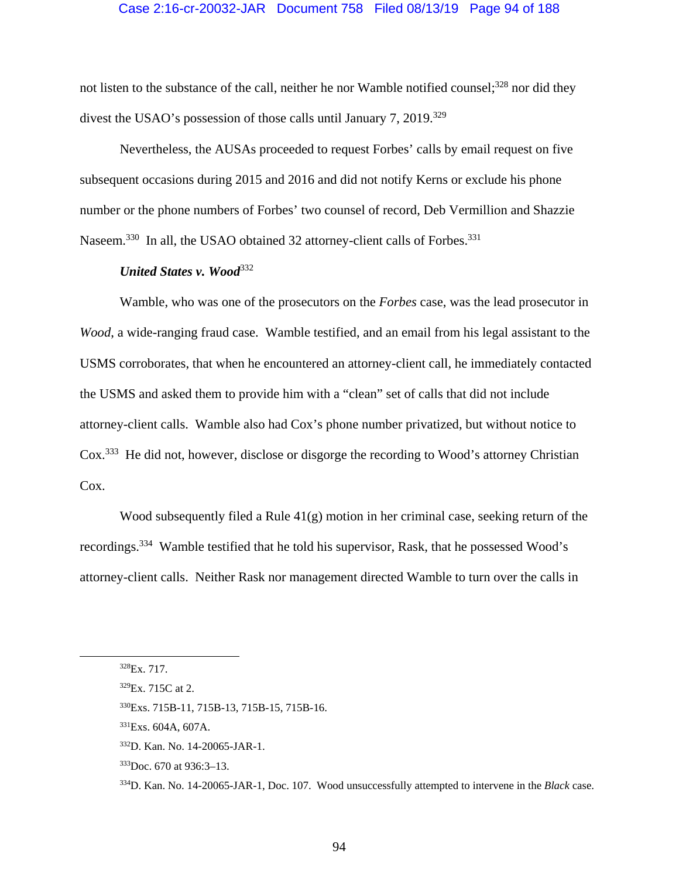not listen to the substance of the call, neither he nor Wamble notified counsel;[328] nor did they divest the USAO's possession of those calls until January 7, 2019.[329]

Nevertheless, the AUSAs proceeded to request Forbes' calls by email request on five subsequent occasions during 2015 and 2016 and did not notify Kerns or exclude his phone number or the phone numbers of Forbes' two counsel of record, Deb Vermillion and Shazzie Naseem.[330] In all, the USAO obtained 32 attorney-client calls of Forbes.[331]

***United States v. Wood***[332]

Wamble, who was one of the prosecutors on the *Forbes* case, was the lead prosecutor in *Wood*, a wide-ranging fraud case. Wamble testified, and an email from his legal assistant to the USMS corroborates, that when he encountered an attorney-client call, he immediately contacted the USMS and asked them to provide him with a "clean" set of calls that did not include attorney-client calls. Wamble also had Cox's phone number privatized, but without notice to Cox.[333] He did not, however, disclose or disgorge the recording to Wood's attorney Christian Cox.

Wood subsequently filed a Rule 41(g) motion in her criminal case, seeking return of the recordings.[334] Wamble testified that he told his supervisor, Rask, that he possessed Wood's attorney-client calls. Neither Rask nor management directed Wamble to turn over the calls in

---

[328]Ex. 717.

[329]Ex. 715C at 2.

[330]Exs. 715B-11, 715B-13, 715B-15, 715B-16.

[331]Exs. 604A, 607A.

[332]D. Kan. No. 14-20065-JAR-1.

[333]Doc. 670 at 936:3–13.

[334]D. Kan. No. 14-20065-JAR-1, Doc. 107. Wood unsuccessfully attempted to intervene in the *Black* case.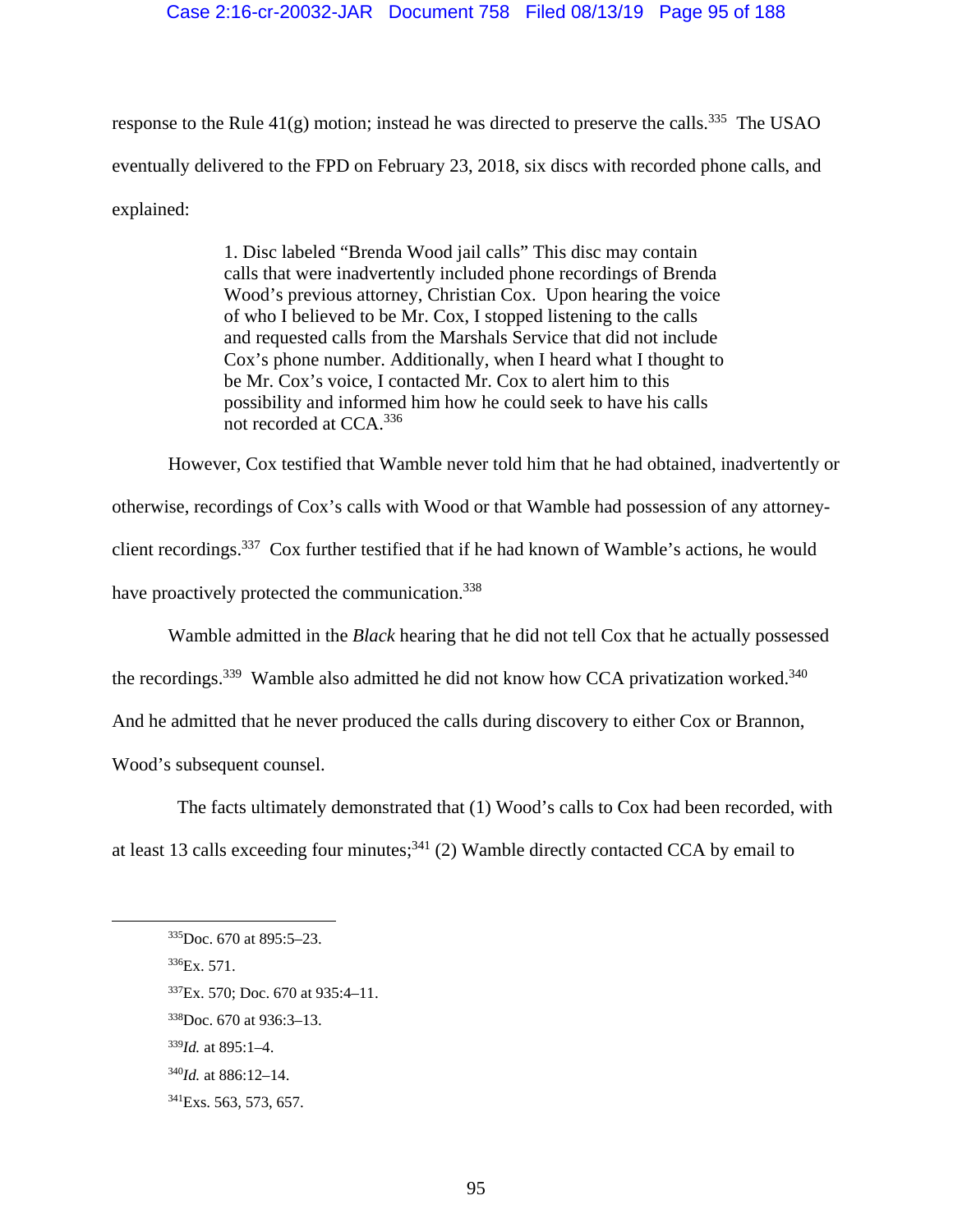response to the Rule 41(g) motion; instead he was directed to preserve the calls.[335] The USAO eventually delivered to the FPD on February 23, 2018, six discs with recorded phone calls, and explained:

> 1. Disc labeled "Brenda Wood jail calls" This disc may contain calls that were inadvertently included phone recordings of Brenda Wood's previous attorney, Christian Cox. Upon hearing the voice of who I believed to be Mr. Cox, I stopped listening to the calls and requested calls from the Marshals Service that did not include Cox's phone number. Additionally, when I heard what I thought to be Mr. Cox's voice, I contacted Mr. Cox to alert him to this possibility and informed him how he could seek to have his calls not recorded at CCA.[336]

However, Cox testified that Wamble never told him that he had obtained, inadvertently or otherwise, recordings of Cox's calls with Wood or that Wamble had possession of any attorney-client recordings.[337] Cox further testified that if he had known of Wamble's actions, he would have proactively protected the communication.[338]

Wamble admitted in the *Black* hearing that he did not tell Cox that he actually possessed the recordings.[339] Wamble also admitted he did not know how CCA privatization worked.[340] And he admitted that he never produced the calls during discovery to either Cox or Brannon, Wood's subsequent counsel.

The facts ultimately demonstrated that (1) Wood's calls to Cox had been recorded, with at least 13 calls exceeding four minutes;[341] (2) Wamble directly contacted CCA by email to

---

[335] Doc. 670 at 895:5–23.

[336] Ex. 571.

[337] Ex. 570; Doc. 670 at 935:4–11.

[338] Doc. 670 at 936:3–13.

[339] *Id.* at 895:1–4.

[340] *Id.* at 886:12–14.

[341] Exs. 563, 573, 657.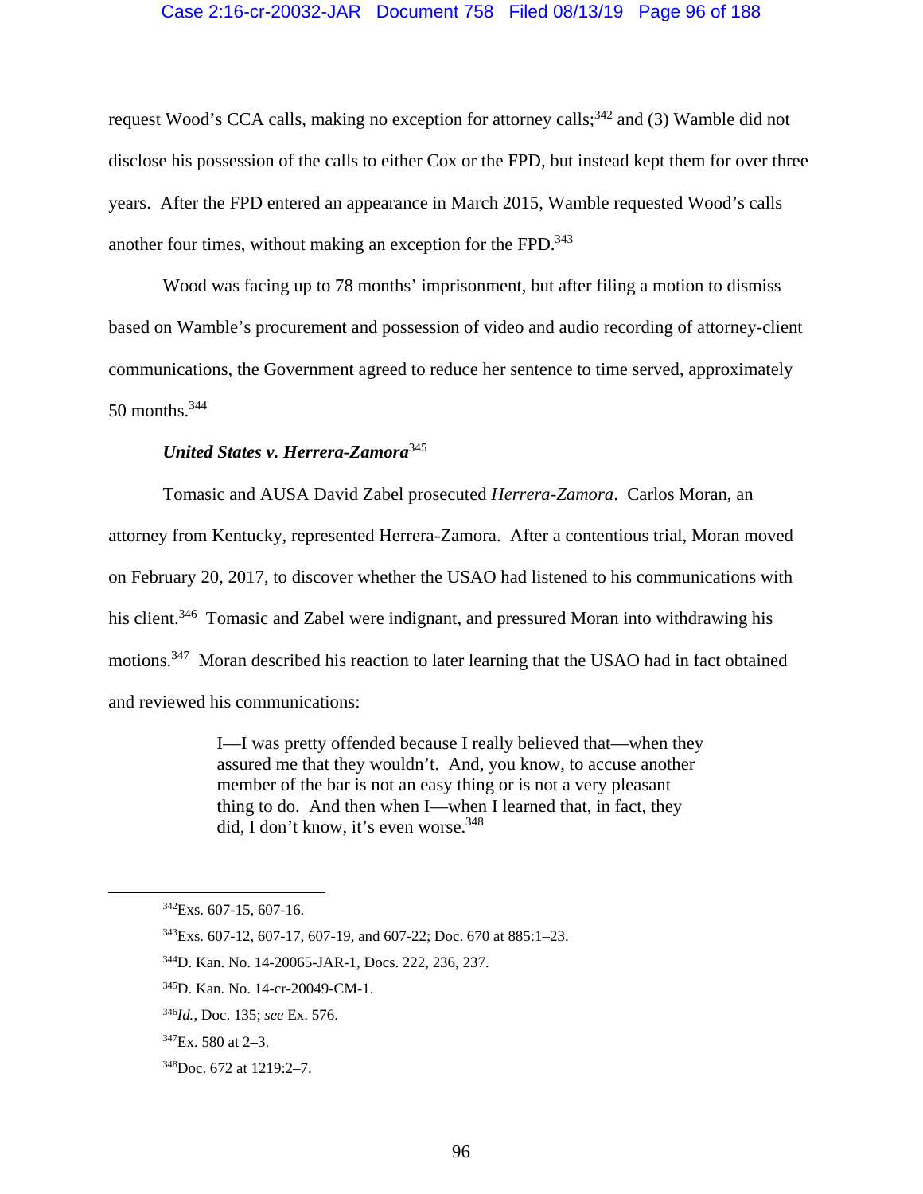request Wood's CCA calls, making no exception for attorney calls;[342] and (3) Wamble did not disclose his possession of the calls to either Cox or the FPD, but instead kept them for over three years. After the FPD entered an appearance in March 2015, Wamble requested Wood's calls another four times, without making an exception for the FPD.[343]

Wood was facing up to 78 months' imprisonment, but after filing a motion to dismiss based on Wamble's procurement and possession of video and audio recording of attorney-client communications, the Government agreed to reduce her sentence to time served, approximately 50 months.[344]

***United States v. Herrera-Zamora***[345]

Tomasic and AUSA David Zabel prosecuted *Herrera-Zamora*. Carlos Moran, an attorney from Kentucky, represented Herrera-Zamora. After a contentious trial, Moran moved on February 20, 2017, to discover whether the USAO had listened to his communications with his client.[346] Tomasic and Zabel were indignant, and pressured Moran into withdrawing his motions.[347] Moran described his reaction to later learning that the USAO had in fact obtained and reviewed his communications:

> I—I was pretty offended because I really believed that—when they assured me that they wouldn't. And, you know, to accuse another member of the bar is not an easy thing or is not a very pleasant thing to do. And then when I—when I learned that, in fact, they did, I don't know, it's even worse.[348]

---

[342] Exs. 607-15, 607-16.

[343] Exs. 607-12, 607-17, 607-19, and 607-22; Doc. 670 at 885:1–23.

[344] D. Kan. No. 14-20065-JAR-1, Docs. 222, 236, 237.

[345] D. Kan. No. 14-cr-20049-CM-1.

[346] *Id.*, Doc. 135; *see* Ex. 576.

[347] Ex. 580 at 2–3.

[348] Doc. 672 at 1219:2–7.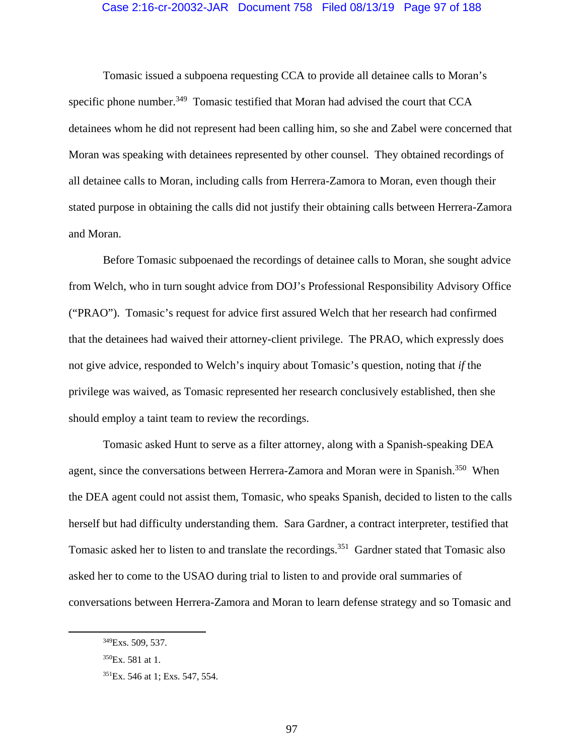Tomasic issued a subpoena requesting CCA to provide all detainee calls to Moran's specific phone number.[349] Tomasic testified that Moran had advised the court that CCA detainees whom he did not represent had been calling him, so she and Zabel were concerned that Moran was speaking with detainees represented by other counsel. They obtained recordings of all detainee calls to Moran, including calls from Herrera-Zamora to Moran, even though their stated purpose in obtaining the calls did not justify their obtaining calls between Herrera-Zamora and Moran.

Before Tomasic subpoenaed the recordings of detainee calls to Moran, she sought advice from Welch, who in turn sought advice from DOJ's Professional Responsibility Advisory Office ("PRAO"). Tomasic's request for advice first assured Welch that her research had confirmed that the detainees had waived their attorney-client privilege. The PRAO, which expressly does not give advice, responded to Welch's inquiry about Tomasic's question, noting that *if* the privilege was waived, as Tomasic represented her research conclusively established, then she should employ a taint team to review the recordings.

Tomasic asked Hunt to serve as a filter attorney, along with a Spanish-speaking DEA agent, since the conversations between Herrera-Zamora and Moran were in Spanish.[350] When the DEA agent could not assist them, Tomasic, who speaks Spanish, decided to listen to the calls herself but had difficulty understanding them. Sara Gardner, a contract interpreter, testified that Tomasic asked her to listen to and translate the recordings.[351] Gardner stated that Tomasic also asked her to come to the USAO during trial to listen to and provide oral summaries of conversations between Herrera-Zamora and Moran to learn defense strategy and so Tomasic and

---

[349] Exs. 509, 537.

[350] Ex. 581 at 1.

[351] Ex. 546 at 1; Exs. 547, 554.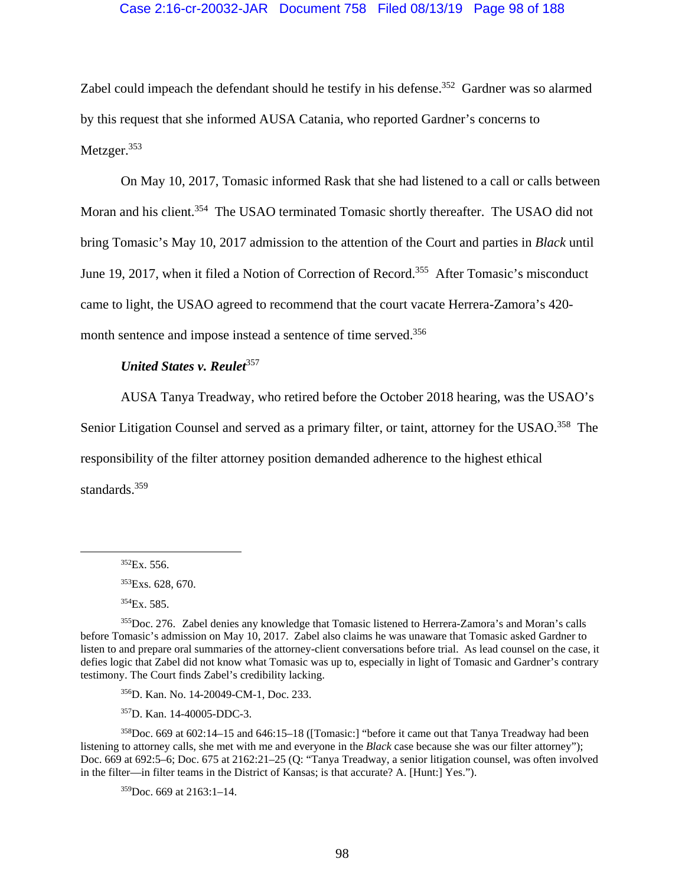Zabel could impeach the defendant should he testify in his defense.[352] Gardner was so alarmed by this request that she informed AUSA Catania, who reported Gardner's concerns to Metzger.[353]

On May 10, 2017, Tomasic informed Rask that she had listened to a call or calls between Moran and his client.[354] The USAO terminated Tomasic shortly thereafter. The USAO did not bring Tomasic's May 10, 2017 admission to the attention of the Court and parties in *Black* until June 19, 2017, when it filed a Notion of Correction of Record.[355] After Tomasic's misconduct came to light, the USAO agreed to recommend that the court vacate Herrera-Zamora's 420-month sentence and impose instead a sentence of time served.[356]

***United States v. Reulet***[357]

AUSA Tanya Treadway, who retired before the October 2018 hearing, was the USAO's Senior Litigation Counsel and served as a primary filter, or taint, attorney for the USAO.[358] The responsibility of the filter attorney position demanded adherence to the highest ethical standards.[359]

---

[352]Ex. 556.

[353]Exs. 628, 670.

[354]Ex. 585.

[355]Doc. 276. Zabel denies any knowledge that Tomasic listened to Herrera-Zamora's and Moran's calls before Tomasic's admission on May 10, 2017. Zabel also claims he was unaware that Tomasic asked Gardner to listen to and prepare oral summaries of the attorney-client conversations before trial. As lead counsel on the case, it defies logic that Zabel did not know what Tomasic was up to, especially in light of Tomasic and Gardner's contrary testimony. The Court finds Zabel's credibility lacking.

[356]D. Kan. No. 14-20049-CM-1, Doc. 233.

[357]D. Kan. 14-40005-DDC-3.

[358]Doc. 669 at 602:14–15 and 646:15–18 ([Tomasic:] "before it came out that Tanya Treadway had been listening to attorney calls, she met with me and everyone in the *Black* case because she was our filter attorney"); Doc. 669 at 692:5–6; Doc. 675 at 2162:21–25 (Q: "Tanya Treadway, a senior litigation counsel, was often involved in the filter—in filter teams in the District of Kansas; is that accurate? A. [Hunt:] Yes.").

[359]Doc. 669 at 2163:1–14.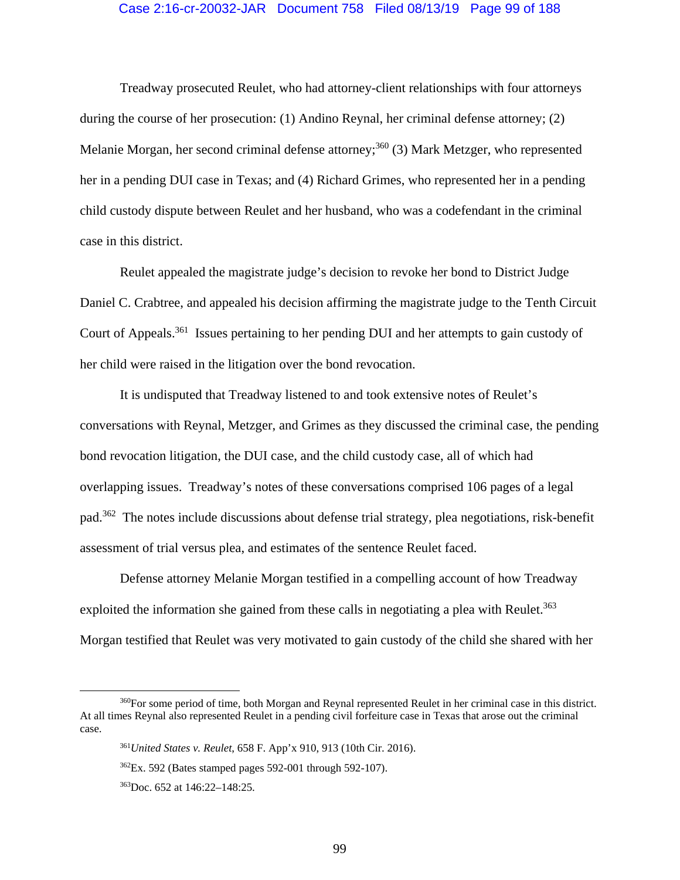Treadway prosecuted Reulet, who had attorney-client relationships with four attorneys during the course of her prosecution: (1) Andino Reynal, her criminal defense attorney; (2) Melanie Morgan, her second criminal defense attorney;[360] (3) Mark Metzger, who represented her in a pending DUI case in Texas; and (4) Richard Grimes, who represented her in a pending child custody dispute between Reulet and her husband, who was a codefendant in the criminal case in this district.

Reulet appealed the magistrate judge's decision to revoke her bond to District Judge Daniel C. Crabtree, and appealed his decision affirming the magistrate judge to the Tenth Circuit Court of Appeals.[361] Issues pertaining to her pending DUI and her attempts to gain custody of her child were raised in the litigation over the bond revocation.

It is undisputed that Treadway listened to and took extensive notes of Reulet's conversations with Reynal, Metzger, and Grimes as they discussed the criminal case, the pending bond revocation litigation, the DUI case, and the child custody case, all of which had overlapping issues. Treadway's notes of these conversations comprised 106 pages of a legal pad.[362] The notes include discussions about defense trial strategy, plea negotiations, risk-benefit assessment of trial versus plea, and estimates of the sentence Reulet faced.

Defense attorney Melanie Morgan testified in a compelling account of how Treadway exploited the information she gained from these calls in negotiating a plea with Reulet.[363] Morgan testified that Reulet was very motivated to gain custody of the child she shared with her

---

[360] For some period of time, both Morgan and Reynal represented Reulet in her criminal case in this district. At all times Reynal also represented Reulet in a pending civil forfeiture case in Texas that arose out the criminal case.

[361] *United States v. Reulet*, 658 F. App'x 910, 913 (10th Cir. 2016).

[362] Ex. 592 (Bates stamped pages 592-001 through 592-107).

[363] Doc. 652 at 146:22–148:25.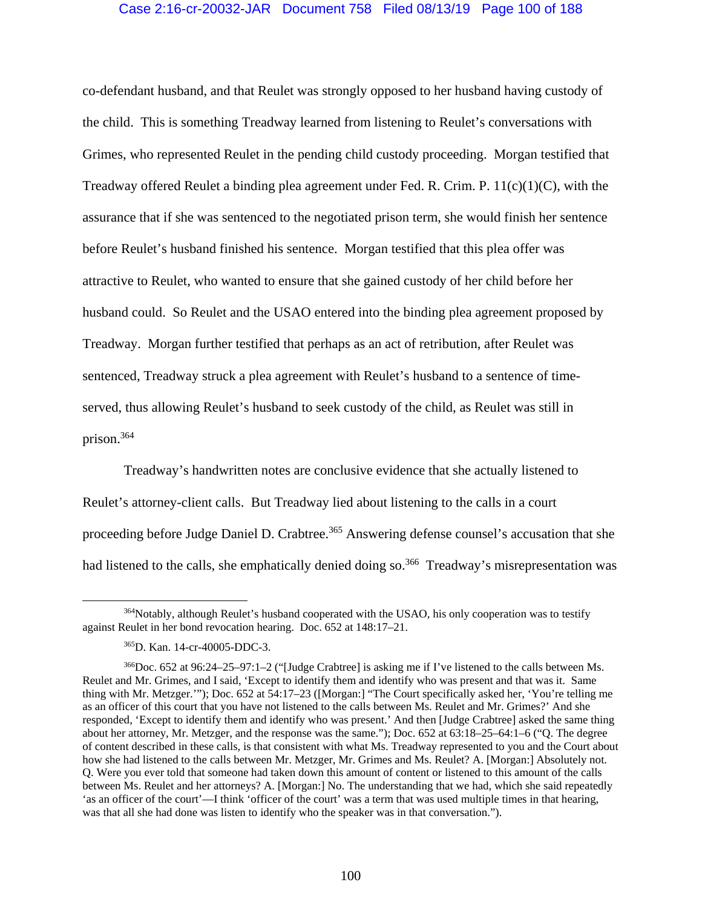co-defendant husband, and that Reulet was strongly opposed to her husband having custody of the child. This is something Treadway learned from listening to Reulet's conversations with Grimes, who represented Reulet in the pending child custody proceeding. Morgan testified that Treadway offered Reulet a binding plea agreement under Fed. R. Crim. P. 11(c)(1)(C), with the assurance that if she was sentenced to the negotiated prison term, she would finish her sentence before Reulet's husband finished his sentence. Morgan testified that this plea offer was attractive to Reulet, who wanted to ensure that she gained custody of her child before her husband could. So Reulet and the USAO entered into the binding plea agreement proposed by Treadway. Morgan further testified that perhaps as an act of retribution, after Reulet was sentenced, Treadway struck a plea agreement with Reulet's husband to a sentence of time-served, thus allowing Reulet's husband to seek custody of the child, as Reulet was still in prison.[364]

Treadway's handwritten notes are conclusive evidence that she actually listened to Reulet's attorney-client calls. But Treadway lied about listening to the calls in a court proceeding before Judge Daniel D. Crabtree.[365] Answering defense counsel's accusation that she had listened to the calls, she emphatically denied doing so.[366] Treadway's misrepresentation was

---

[364]Notably, although Reulet's husband cooperated with the USAO, his only cooperation was to testify against Reulet in her bond revocation hearing. Doc. 652 at 148:17–21.

[365]D. Kan. 14-cr-40005-DDC-3.

[366]Doc. 652 at 96:24–25–97:1–2 ("[Judge Crabtree] is asking me if I've listened to the calls between Ms. Reulet and Mr. Grimes, and I said, 'Except to identify them and identify who was present and that was it. Same thing with Mr. Metzger.'"); Doc. 652 at 54:17–23 ([Morgan:] "The Court specifically asked her, 'You're telling me as an officer of this court that you have not listened to the calls between Ms. Reulet and Mr. Grimes?' And she responded, 'Except to identify them and identify who was present.' And then [Judge Crabtree] asked the same thing about her attorney, Mr. Metzger, and the response was the same."); Doc. 652 at 63:18–25–64:1–6 ("Q. The degree of content described in these calls, is that consistent with what Ms. Treadway represented to you and the Court about how she had listened to the calls between Mr. Metzger, Mr. Grimes and Ms. Reulet? A. [Morgan:] Absolutely not. Q. Were you ever told that someone had taken down this amount of content or listened to this amount of the calls between Ms. Reulet and her attorneys? A. [Morgan:] No. The understanding that we had, which she said repeatedly 'as an officer of the court'—I think 'officer of the court' was a term that was used multiple times in that hearing, was that all she had done was listen to identify who the speaker was in that conversation.").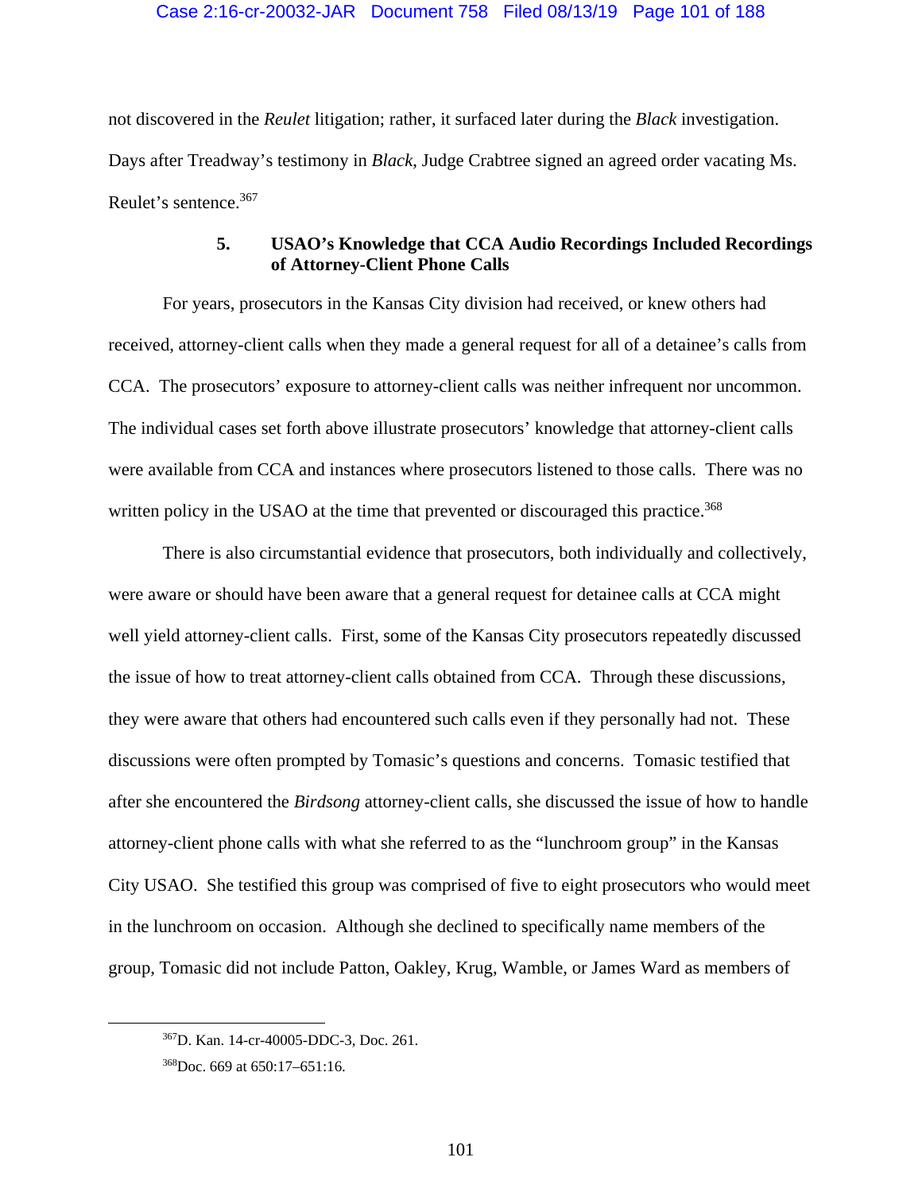not discovered in the *Reulet* litigation; rather, it surfaced later during the *Black* investigation. Days after Treadway's testimony in *Black*, Judge Crabtree signed an agreed order vacating Ms. Reulet's sentence.[367]

### 5. USAO's Knowledge that CCA Audio Recordings Included Recordings of Attorney-Client Phone Calls

For years, prosecutors in the Kansas City division had received, or knew others had received, attorney-client calls when they made a general request for all of a detainee's calls from CCA. The prosecutors' exposure to attorney-client calls was neither infrequent nor uncommon. The individual cases set forth above illustrate prosecutors' knowledge that attorney-client calls were available from CCA and instances where prosecutors listened to those calls. There was no written policy in the USAO at the time that prevented or discouraged this practice.[368]

There is also circumstantial evidence that prosecutors, both individually and collectively, were aware or should have been aware that a general request for detainee calls at CCA might well yield attorney-client calls. First, some of the Kansas City prosecutors repeatedly discussed the issue of how to treat attorney-client calls obtained from CCA. Through these discussions, they were aware that others had encountered such calls even if they personally had not. These discussions were often prompted by Tomasic's questions and concerns. Tomasic testified that after she encountered the *Birdsong* attorney-client calls, she discussed the issue of how to handle attorney-client phone calls with what she referred to as the "lunchroom group" in the Kansas City USAO. She testified this group was comprised of five to eight prosecutors who would meet in the lunchroom on occasion. Although she declined to specifically name members of the group, Tomasic did not include Patton, Oakley, Krug, Wamble, or James Ward as members of

---

[367] D. Kan. 14-cr-40005-DDC-3, Doc. 261.

[368] Doc. 669 at 650:17–651:16.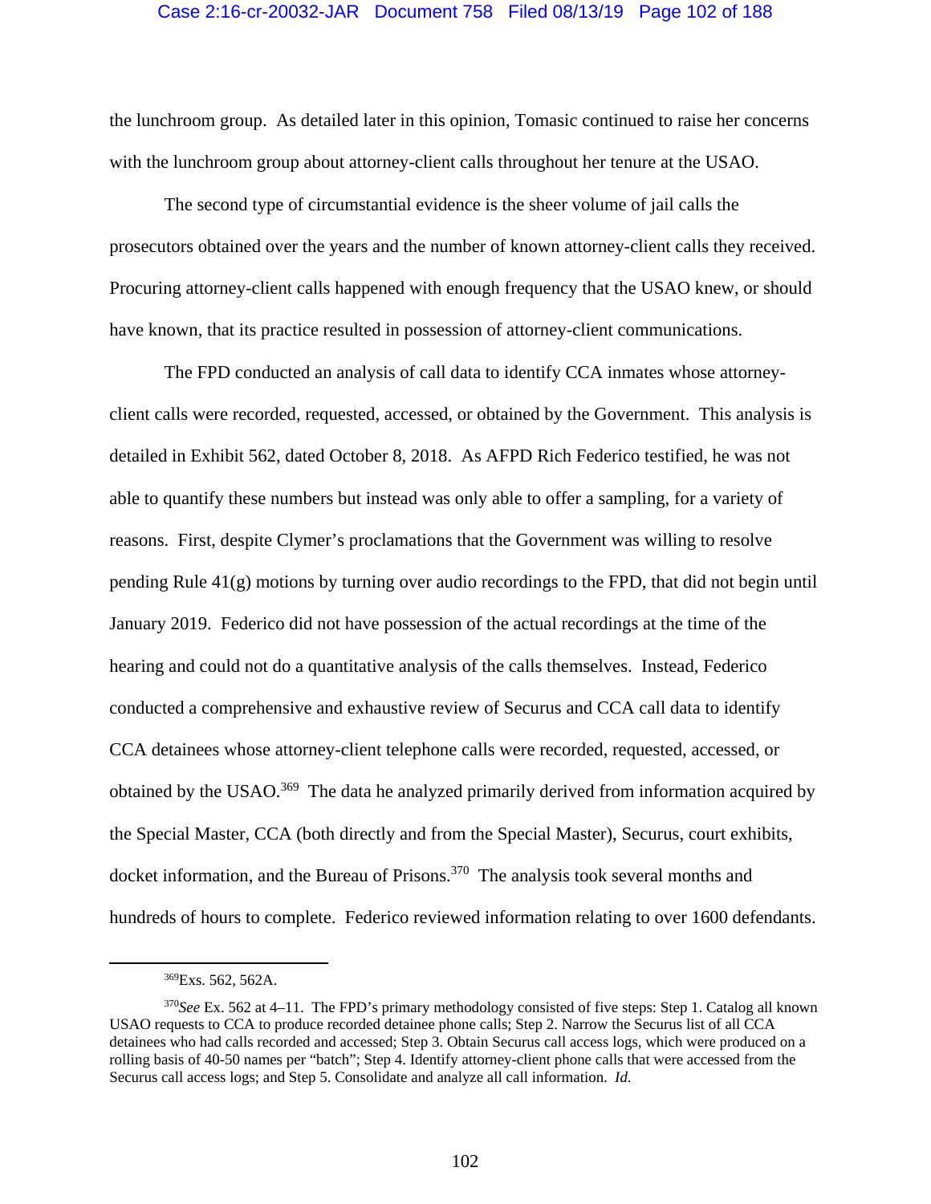the lunchroom group. As detailed later in this opinion, Tomasic continued to raise her concerns with the lunchroom group about attorney-client calls throughout her tenure at the USAO.

The second type of circumstantial evidence is the sheer volume of jail calls the prosecutors obtained over the years and the number of known attorney-client calls they received. Procuring attorney-client calls happened with enough frequency that the USAO knew, or should have known, that its practice resulted in possession of attorney-client communications.

The FPD conducted an analysis of call data to identify CCA inmates whose attorney-client calls were recorded, requested, accessed, or obtained by the Government. This analysis is detailed in Exhibit 562, dated October 8, 2018. As AFPD Rich Federico testified, he was not able to quantify these numbers but instead was only able to offer a sampling, for a variety of reasons. First, despite Clymer's proclamations that the Government was willing to resolve pending Rule 41(g) motions by turning over audio recordings to the FPD, that did not begin until January 2019. Federico did not have possession of the actual recordings at the time of the hearing and could not do a quantitative analysis of the calls themselves. Instead, Federico conducted a comprehensive and exhaustive review of Securus and CCA call data to identify CCA detainees whose attorney-client telephone calls were recorded, requested, accessed, or obtained by the USAO.[369] The data he analyzed primarily derived from information acquired by the Special Master, CCA (both directly and from the Special Master), Securus, court exhibits, docket information, and the Bureau of Prisons.[370] The analysis took several months and hundreds of hours to complete. Federico reviewed information relating to over 1600 defendants.

---

[369]Exs. 562, 562A.

[370]*See* Ex. 562 at 4–11. The FPD's primary methodology consisted of five steps: Step 1. Catalog all known USAO requests to CCA to produce recorded detainee phone calls; Step 2. Narrow the Securus list of all CCA detainees who had calls recorded and accessed; Step 3. Obtain Securus call access logs, which were produced on a rolling basis of 40-50 names per "batch"; Step 4. Identify attorney-client phone calls that were accessed from the Securus call access logs; and Step 5. Consolidate and analyze all call information. *Id.*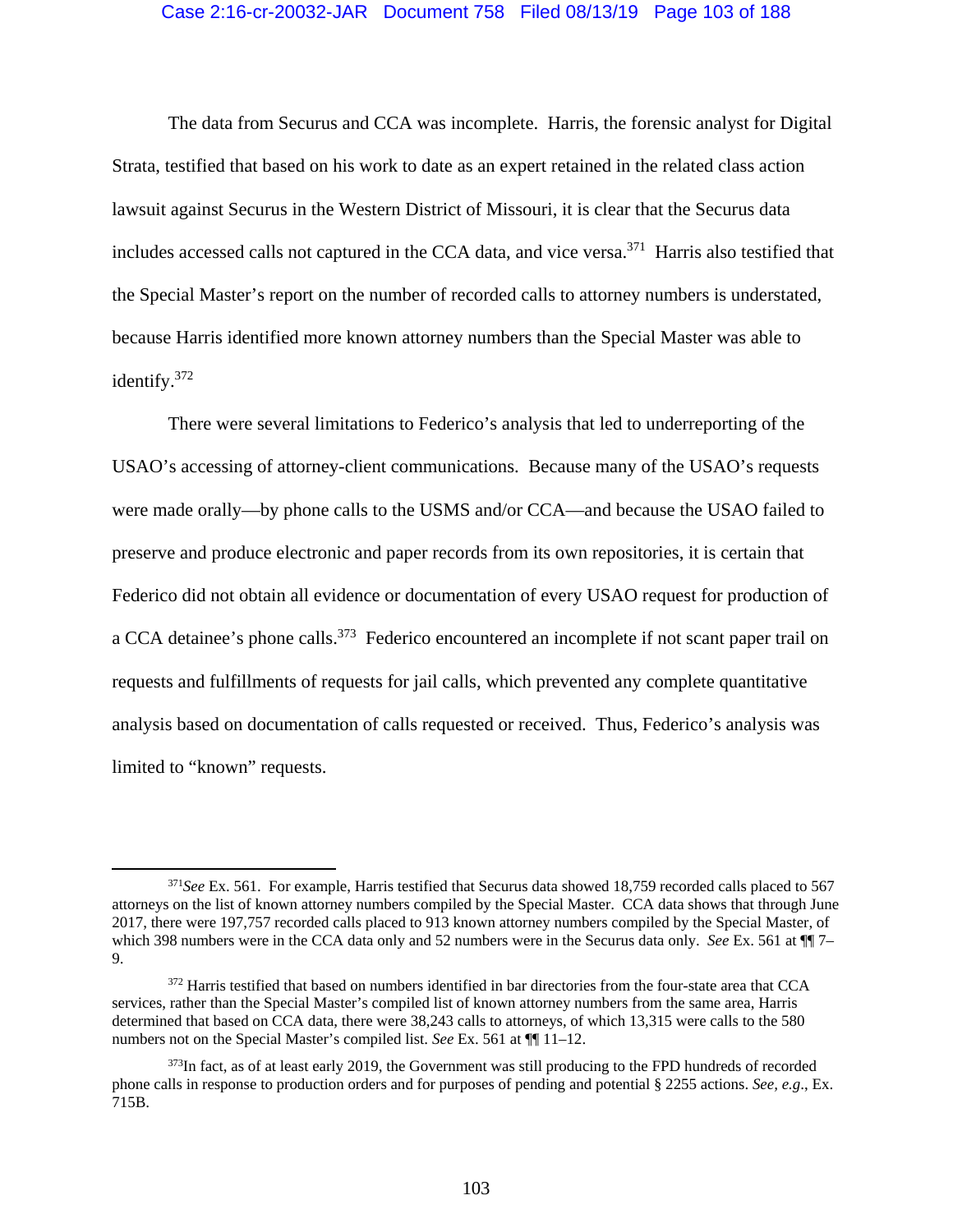The data from Securus and CCA was incomplete. Harris, the forensic analyst for Digital Strata, testified that based on his work to date as an expert retained in the related class action lawsuit against Securus in the Western District of Missouri, it is clear that the Securus data includes accessed calls not captured in the CCA data, and vice versa.[371] Harris also testified that the Special Master's report on the number of recorded calls to attorney numbers is understated, because Harris identified more known attorney numbers than the Special Master was able to identify.[372]

There were several limitations to Federico's analysis that led to underreporting of the USAO's accessing of attorney-client communications. Because many of the USAO's requests were made orally—by phone calls to the USMS and/or CCA—and because the USAO failed to preserve and produce electronic and paper records from its own repositories, it is certain that Federico did not obtain all evidence or documentation of every USAO request for production of a CCA detainee's phone calls.[373] Federico encountered an incomplete if not scant paper trail on requests and fulfillments of requests for jail calls, which prevented any complete quantitative analysis based on documentation of calls requested or received. Thus, Federico's analysis was limited to "known" requests.

---

[371] *See* Ex. 561. For example, Harris testified that Securus data showed 18,759 recorded calls placed to 567 attorneys on the list of known attorney numbers compiled by the Special Master. CCA data shows that through June 2017, there were 197,757 recorded calls placed to 913 known attorney numbers compiled by the Special Master, of which 398 numbers were in the CCA data only and 52 numbers were in the Securus data only. *See* Ex. 561 at ¶¶ 7–9.

[372] Harris testified that based on numbers identified in bar directories from the four-state area that CCA services, rather than the Special Master's compiled list of known attorney numbers from the same area, Harris determined that based on CCA data, there were 38,243 calls to attorneys, of which 13,315 were calls to the 580 numbers not on the Special Master's compiled list. *See* Ex. 561 at ¶¶ 11–12.

[373] In fact, as of at least early 2019, the Government was still producing to the FPD hundreds of recorded phone calls in response to production orders and for purposes of pending and potential § 2255 actions. *See, e.g.*, Ex. 715B.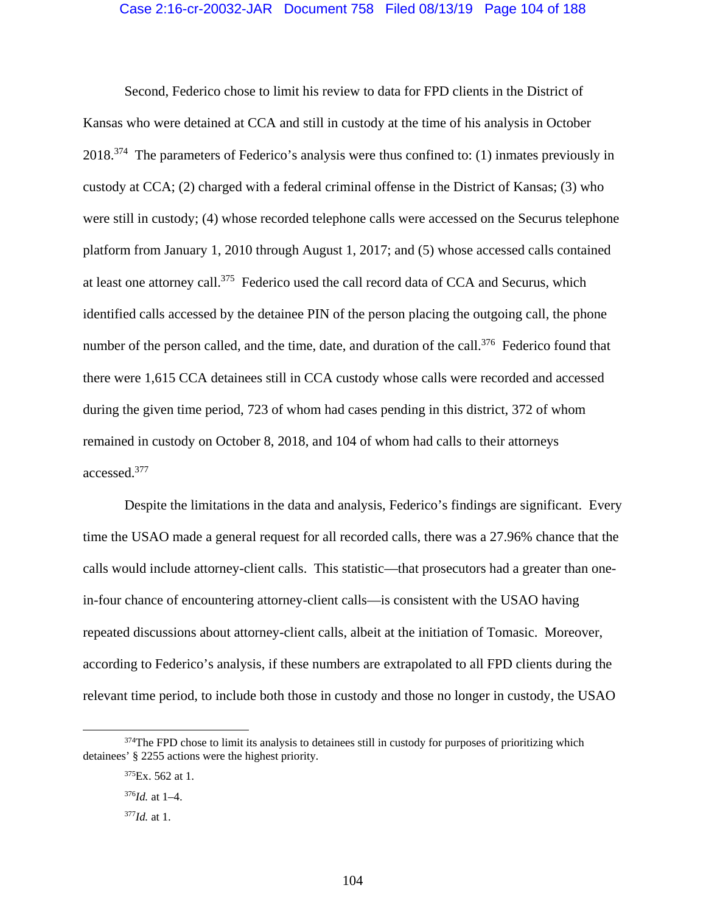Second, Federico chose to limit his review to data for FPD clients in the District of Kansas who were detained at CCA and still in custody at the time of his analysis in October 2018.[374] The parameters of Federico's analysis were thus confined to: (1) inmates previously in custody at CCA; (2) charged with a federal criminal offense in the District of Kansas; (3) who were still in custody; (4) whose recorded telephone calls were accessed on the Securus telephone platform from January 1, 2010 through August 1, 2017; and (5) whose accessed calls contained at least one attorney call.[375] Federico used the call record data of CCA and Securus, which identified calls accessed by the detainee PIN of the person placing the outgoing call, the phone number of the person called, and the time, date, and duration of the call.[376] Federico found that there were 1,615 CCA detainees still in CCA custody whose calls were recorded and accessed during the given time period, 723 of whom had cases pending in this district, 372 of whom remained in custody on October 8, 2018, and 104 of whom had calls to their attorneys accessed.[377]

Despite the limitations in the data and analysis, Federico's findings are significant. Every time the USAO made a general request for all recorded calls, there was a 27.96% chance that the calls would include attorney-client calls. This statistic—that prosecutors had a greater than one-in-four chance of encountering attorney-client calls—is consistent with the USAO having repeated discussions about attorney-client calls, albeit at the initiation of Tomasic. Moreover, according to Federico's analysis, if these numbers are extrapolated to all FPD clients during the relevant time period, to include both those in custody and those no longer in custody, the USAO

---

[374]The FPD chose to limit its analysis to detainees still in custody for purposes of prioritizing which detainees' § 2255 actions were the highest priority.

[375]Ex. 562 at 1.

[376]*Id.* at 1–4.

[377]*Id.* at 1.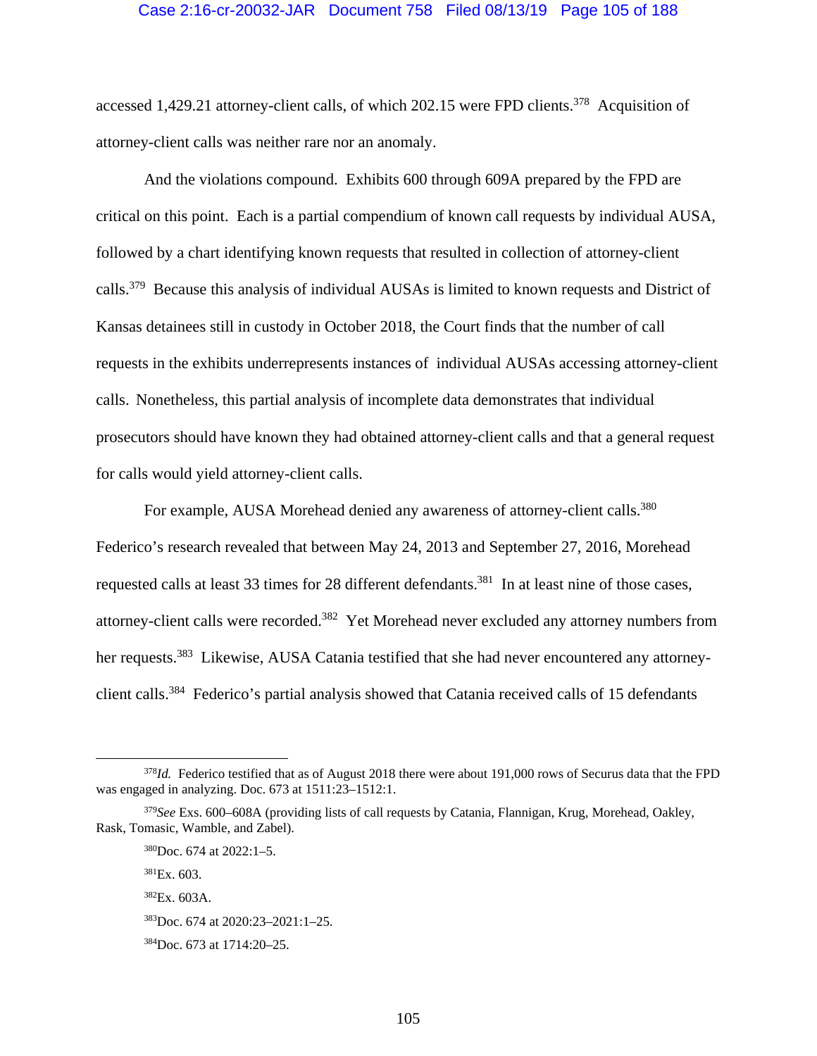accessed 1,429.21 attorney-client calls, of which 202.15 were FPD clients.[378] Acquisition of attorney-client calls was neither rare nor an anomaly.

And the violations compound. Exhibits 600 through 609A prepared by the FPD are critical on this point. Each is a partial compendium of known call requests by individual AUSA, followed by a chart identifying known requests that resulted in collection of attorney-client calls.[379] Because this analysis of individual AUSAs is limited to known requests and District of Kansas detainees still in custody in October 2018, the Court finds that the number of call requests in the exhibits underrepresents instances of individual AUSAs accessing attorney-client calls. Nonetheless, this partial analysis of incomplete data demonstrates that individual prosecutors should have known they had obtained attorney-client calls and that a general request for calls would yield attorney-client calls.

For example, AUSA Morehead denied any awareness of attorney-client calls.[380] Federico's research revealed that between May 24, 2013 and September 27, 2016, Morehead requested calls at least 33 times for 28 different defendants.[381] In at least nine of those cases, attorney-client calls were recorded.[382] Yet Morehead never excluded any attorney numbers from her requests.[383] Likewise, AUSA Catania testified that she had never encountered any attorney-client calls.[384] Federico's partial analysis showed that Catania received calls of 15 defendants

---

[378] *Id.* Federico testified that as of August 2018 there were about 191,000 rows of Securus data that the FPD was engaged in analyzing. Doc. 673 at 1511:23–1512:1.

[379] *See* Exs. 600–608A (providing lists of call requests by Catania, Flannigan, Krug, Morehead, Oakley, Rask, Tomasic, Wamble, and Zabel).

[380] Doc. 674 at 2022:1–5.

[381] Ex. 603.

[382] Ex. 603A.

[383] Doc. 674 at 2020:23–2021:1–25.

[384] Doc. 673 at 1714:20–25.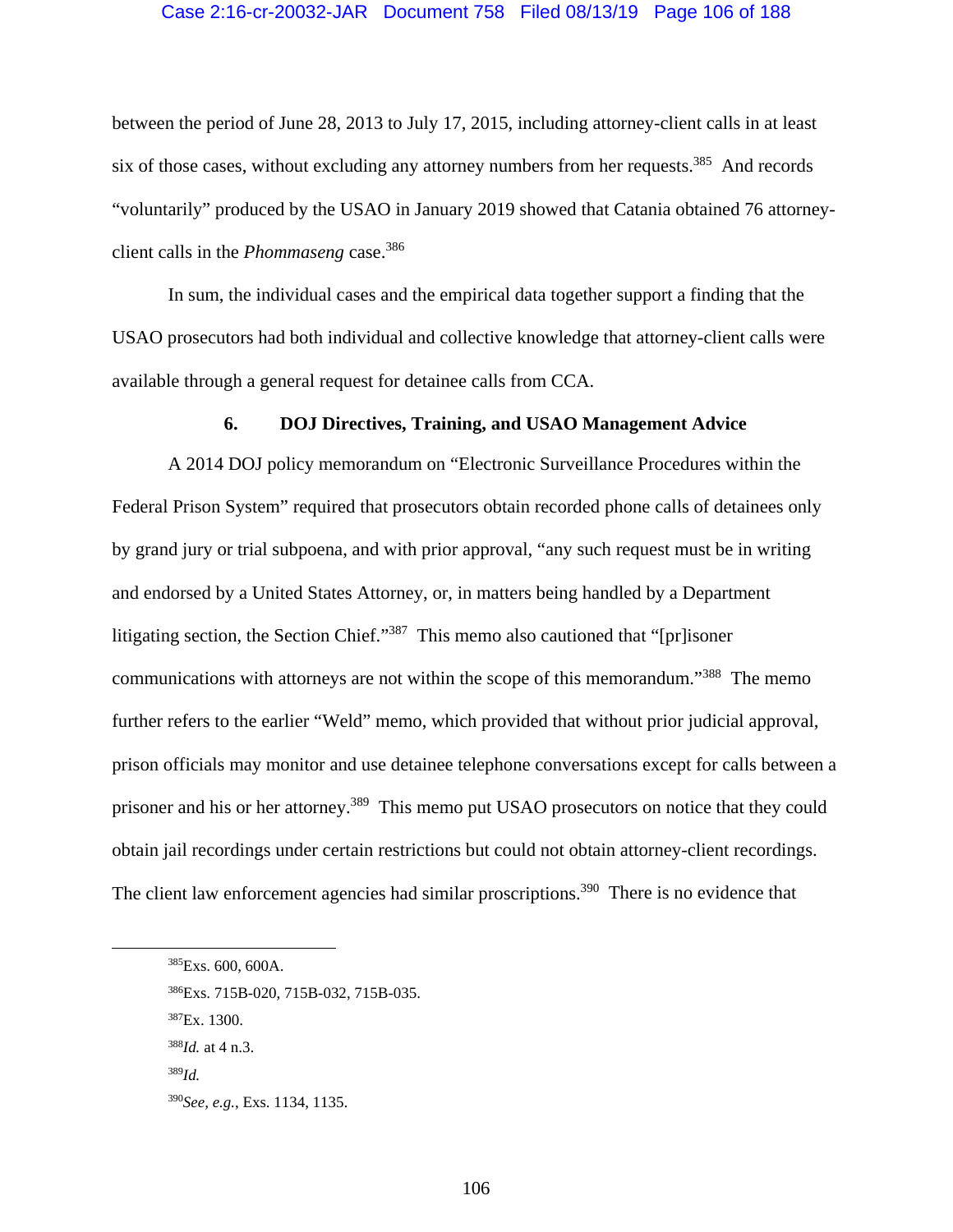between the period of June 28, 2013 to July 17, 2015, including attorney-client calls in at least six of those cases, without excluding any attorney numbers from her requests.[385] And records "voluntarily" produced by the USAO in January 2019 showed that Catania obtained 76 attorney-client calls in the *Phommaseng* case.[386]

In sum, the individual cases and the empirical data together support a finding that the USAO prosecutors had both individual and collective knowledge that attorney-client calls were available through a general request for detainee calls from CCA.

### 6. DOJ Directives, Training, and USAO Management Advice

A 2014 DOJ policy memorandum on "Electronic Surveillance Procedures within the Federal Prison System" required that prosecutors obtain recorded phone calls of detainees only by grand jury or trial subpoena, and with prior approval, "any such request must be in writing and endorsed by a United States Attorney, or, in matters being handled by a Department litigating section, the Section Chief."[387] This memo also cautioned that "[pr]isoner communications with attorneys are not within the scope of this memorandum."[388] The memo further refers to the earlier "Weld" memo, which provided that without prior judicial approval, prison officials may monitor and use detainee telephone conversations except for calls between a prisoner and his or her attorney.[389] This memo put USAO prosecutors on notice that they could obtain jail recordings under certain restrictions but could not obtain attorney-client recordings. The client law enforcement agencies had similar proscriptions.[390] There is no evidence that

---

[385] Exs. 600, 600A.

[386] Exs. 715B-020, 715B-032, 715B-035.

[387] Ex. 1300.

[388] *Id.* at 4 n.3.

[389] *Id.*

[390] *See, e.g.*, Exs. 1134, 1135.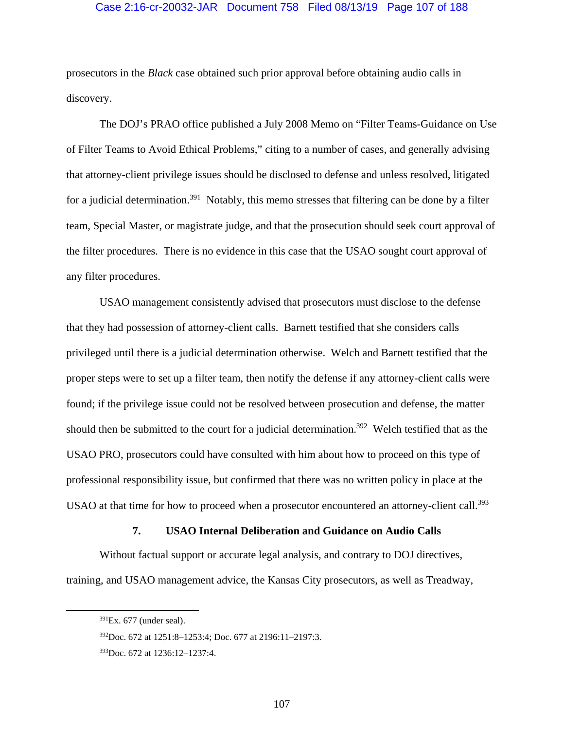prosecutors in the *Black* case obtained such prior approval before obtaining audio calls in discovery.

The DOJ's PRAO office published a July 2008 Memo on "Filter Teams-Guidance on Use of Filter Teams to Avoid Ethical Problems," citing to a number of cases, and generally advising that attorney-client privilege issues should be disclosed to defense and unless resolved, litigated for a judicial determination.[391] Notably, this memo stresses that filtering can be done by a filter team, Special Master, or magistrate judge, and that the prosecution should seek court approval of the filter procedures. There is no evidence in this case that the USAO sought court approval of any filter procedures.

USAO management consistently advised that prosecutors must disclose to the defense that they had possession of attorney-client calls. Barnett testified that she considers calls privileged until there is a judicial determination otherwise. Welch and Barnett testified that the proper steps were to set up a filter team, then notify the defense if any attorney-client calls were found; if the privilege issue could not be resolved between prosecution and defense, the matter should then be submitted to the court for a judicial determination.[392] Welch testified that as the USAO PRO, prosecutors could have consulted with him about how to proceed on this type of professional responsibility issue, but confirmed that there was no written policy in place at the USAO at that time for how to proceed when a prosecutor encountered an attorney-client call.[393]

### 7. USAO Internal Deliberation and Guidance on Audio Calls

Without factual support or accurate legal analysis, and contrary to DOJ directives, training, and USAO management advice, the Kansas City prosecutors, as well as Treadway,

---

[391] Ex. 677 (under seal).

[392] Doc. 672 at 1251:8–1253:4; Doc. 677 at 2196:11–2197:3.

[393] Doc. 672 at 1236:12–1237:4.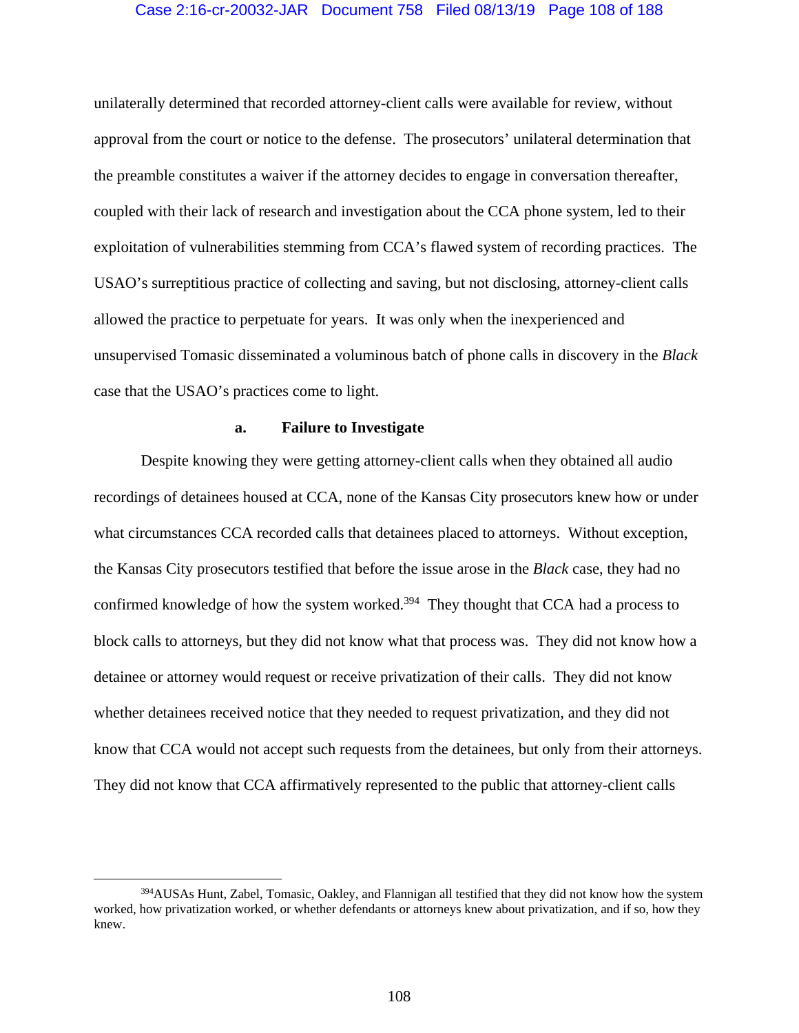unilaterally determined that recorded attorney-client calls were available for review, without approval from the court or notice to the defense. The prosecutors' unilateral determination that the preamble constitutes a waiver if the attorney decides to engage in conversation thereafter, coupled with their lack of research and investigation about the CCA phone system, led to their exploitation of vulnerabilities stemming from CCA's flawed system of recording practices. The USAO's surreptitious practice of collecting and saving, but not disclosing, attorney-client calls allowed the practice to perpetuate for years. It was only when the inexperienced and unsupervised Tomasic disseminated a voluminous batch of phone calls in discovery in the *Black* case that the USAO's practices come to light.

#### a. Failure to Investigate

Despite knowing they were getting attorney-client calls when they obtained all audio recordings of detainees housed at CCA, none of the Kansas City prosecutors knew how or under what circumstances CCA recorded calls that detainees placed to attorneys. Without exception, the Kansas City prosecutors testified that before the issue arose in the *Black* case, they had no confirmed knowledge of how the system worked.[394] They thought that CCA had a process to block calls to attorneys, but they did not know what that process was. They did not know how a detainee or attorney would request or receive privatization of their calls. They did not know whether detainees received notice that they needed to request privatization, and they did not know that CCA would not accept such requests from the detainees, but only from their attorneys. They did not know that CCA affirmatively represented to the public that attorney-client calls

[394] AUSAs Hunt, Zabel, Tomasic, Oakley, and Flannigan all testified that they did not know how the system worked, how privatization worked, or whether defendants or attorneys knew about privatization, and if so, how they knew.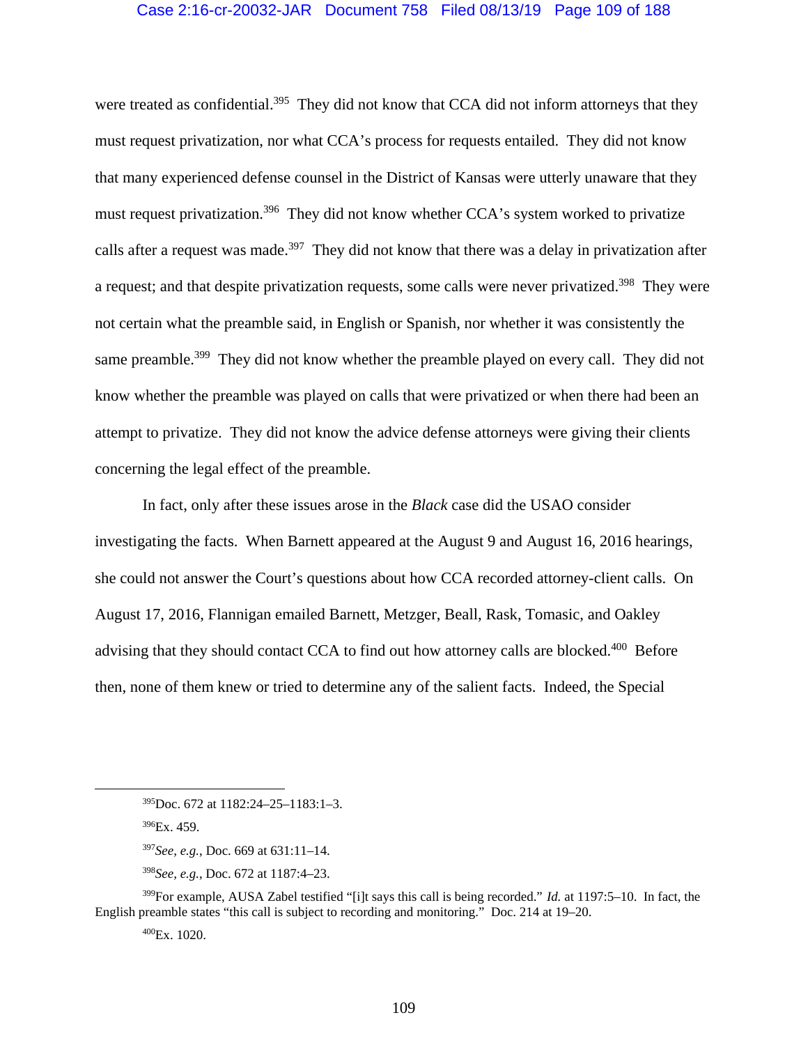were treated as confidential.[395] They did not know that CCA did not inform attorneys that they must request privatization, nor what CCA's process for requests entailed. They did not know that many experienced defense counsel in the District of Kansas were utterly unaware that they must request privatization.[396] They did not know whether CCA's system worked to privatize calls after a request was made.[397] They did not know that there was a delay in privatization after a request; and that despite privatization requests, some calls were never privatized.[398] They were not certain what the preamble said, in English or Spanish, nor whether it was consistently the same preamble.[399] They did not know whether the preamble played on every call. They did not know whether the preamble was played on calls that were privatized or when there had been an attempt to privatize. They did not know the advice defense attorneys were giving their clients concerning the legal effect of the preamble.

In fact, only after these issues arose in the *Black* case did the USAO consider investigating the facts. When Barnett appeared at the August 9 and August 16, 2016 hearings, she could not answer the Court's questions about how CCA recorded attorney-client calls. On August 17, 2016, Flannigan emailed Barnett, Metzger, Beall, Rask, Tomasic, and Oakley advising that they should contact CCA to find out how attorney calls are blocked.[400] Before then, none of them knew or tried to determine any of the salient facts. Indeed, the Special

---

[395]Doc. 672 at 1182:24–25–1183:1–3.

[396]Ex. 459.

[397]*See, e.g.*, Doc. 669 at 631:11–14.

[398]*See, e.g.*, Doc. 672 at 1187:4–23.

[399]For example, AUSA Zabel testified "[i]t says this call is being recorded." *Id.* at 1197:5–10. In fact, the English preamble states "this call is subject to recording and monitoring." Doc. 214 at 19–20.

[400]Ex. 1020.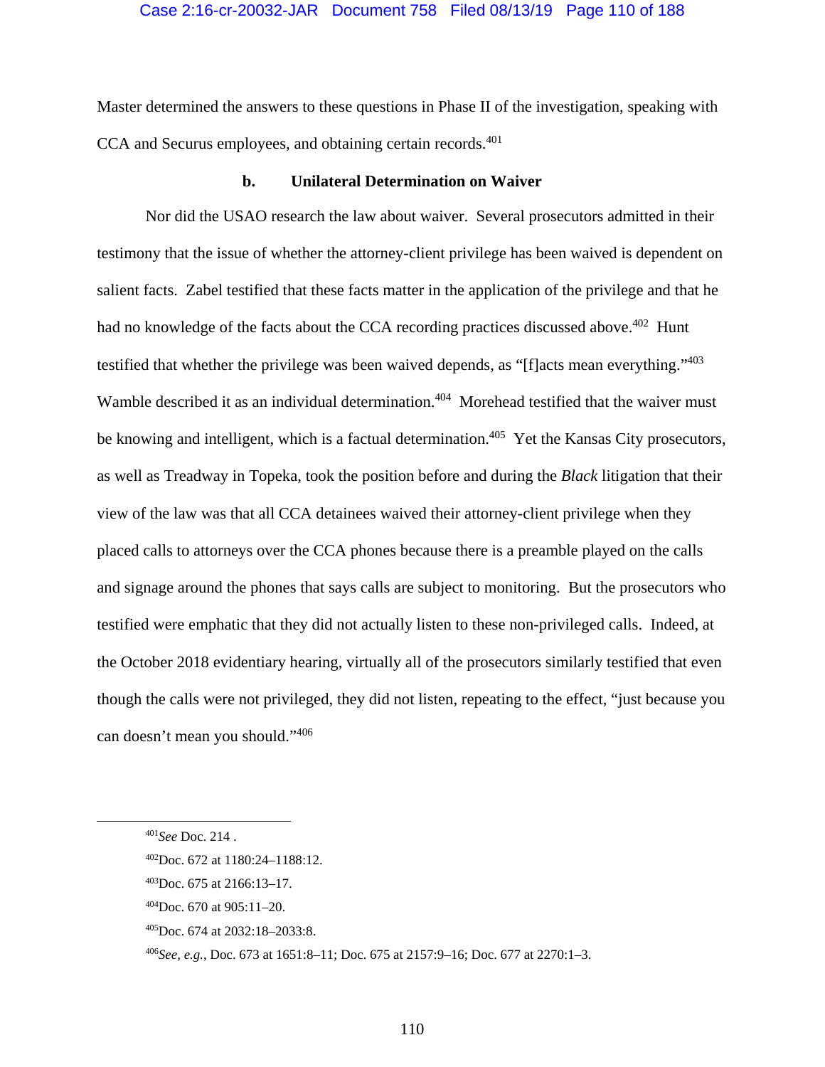Master determined the answers to these questions in Phase II of the investigation, speaking with CCA and Securus employees, and obtaining certain records.[401]

#### b. Unilateral Determination on Waiver

Nor did the USAO research the law about waiver. Several prosecutors admitted in their testimony that the issue of whether the attorney-client privilege has been waived is dependent on salient facts. Zabel testified that these facts matter in the application of the privilege and that he had no knowledge of the facts about the CCA recording practices discussed above.[402] Hunt testified that whether the privilege was been waived depends, as "[f]acts mean everything."[403] Wamble described it as an individual determination.[404] Morehead testified that the waiver must be knowing and intelligent, which is a factual determination.[405] Yet the Kansas City prosecutors, as well as Treadway in Topeka, took the position before and during the *Black* litigation that their view of the law was that all CCA detainees waived their attorney-client privilege when they placed calls to attorneys over the CCA phones because there is a preamble played on the calls and signage around the phones that says calls are subject to monitoring. But the prosecutors who testified were emphatic that they did not actually listen to these non-privileged calls. Indeed, at the October 2018 evidentiary hearing, virtually all of the prosecutors similarly testified that even though the calls were not privileged, they did not listen, repeating to the effect, "just because you can doesn't mean you should."[406]

---

[401] *See* Doc. 214 .

[402] Doc. 672 at 1180:24–1188:12.

[403] Doc. 675 at 2166:13–17.

[404] Doc. 670 at 905:11–20.

[405] Doc. 674 at 2032:18–2033:8.

[406] *See, e.g.*, Doc. 673 at 1651:8–11; Doc. 675 at 2157:9–16; Doc. 677 at 2270:1–3.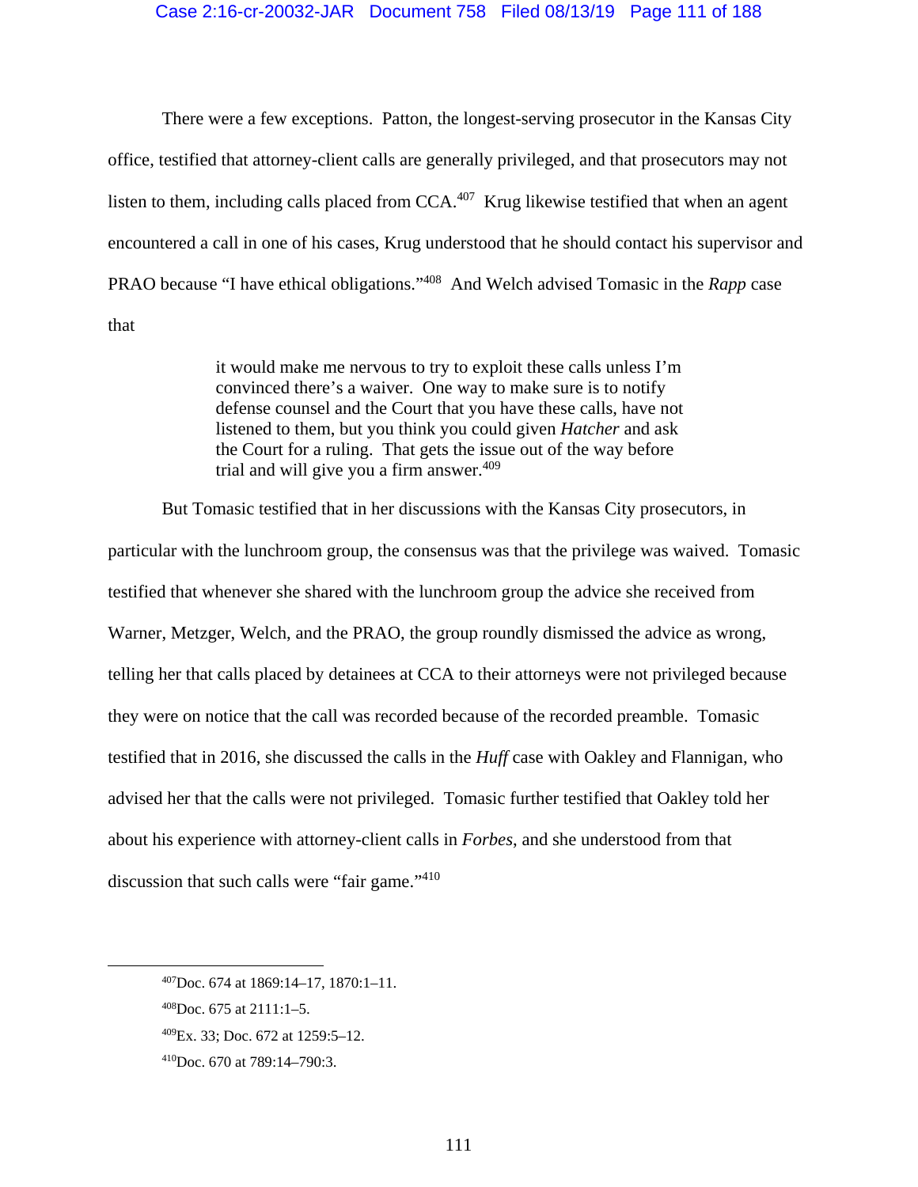There were a few exceptions. Patton, the longest-serving prosecutor in the Kansas City office, testified that attorney-client calls are generally privileged, and that prosecutors may not listen to them, including calls placed from CCA.[407] Krug likewise testified that when an agent encountered a call in one of his cases, Krug understood that he should contact his supervisor and PRAO because "I have ethical obligations."[408] And Welch advised Tomasic in the *Rapp* case that

> it would make me nervous to try to exploit these calls unless I'm convinced there's a waiver. One way to make sure is to notify defense counsel and the Court that you have these calls, have not listened to them, but you think you could given *Hatcher* and ask the Court for a ruling. That gets the issue out of the way before trial and will give you a firm answer.[409]

But Tomasic testified that in her discussions with the Kansas City prosecutors, in particular with the lunchroom group, the consensus was that the privilege was waived. Tomasic testified that whenever she shared with the lunchroom group the advice she received from Warner, Metzger, Welch, and the PRAO, the group roundly dismissed the advice as wrong, telling her that calls placed by detainees at CCA to their attorneys were not privileged because they were on notice that the call was recorded because of the recorded preamble. Tomasic testified that in 2016, she discussed the calls in the *Huff* case with Oakley and Flannigan, who advised her that the calls were not privileged. Tomasic further testified that Oakley told her about his experience with attorney-client calls in *Forbes*, and she understood from that discussion that such calls were "fair game."[410]

---

[407] Doc. 674 at 1869:14–17, 1870:1–11.

[408] Doc. 675 at 2111:1–5.

[409] Ex. 33; Doc. 672 at 1259:5–12.

[410] Doc. 670 at 789:14–790:3.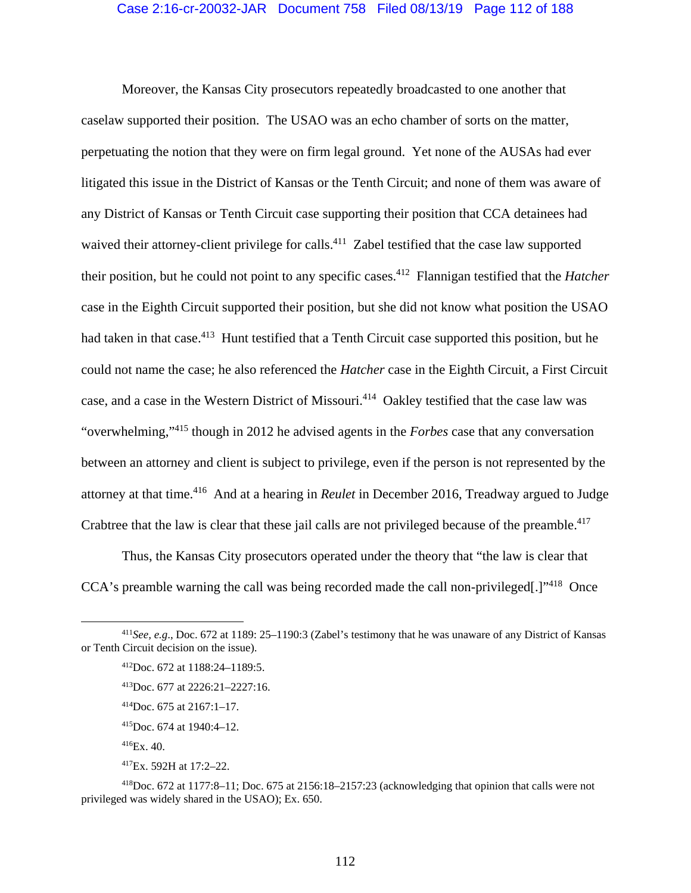Moreover, the Kansas City prosecutors repeatedly broadcasted to one another that caselaw supported their position. The USAO was an echo chamber of sorts on the matter, perpetuating the notion that they were on firm legal ground. Yet none of the AUSAs had ever litigated this issue in the District of Kansas or the Tenth Circuit; and none of them was aware of any District of Kansas or Tenth Circuit case supporting their position that CCA detainees had waived their attorney-client privilege for calls.[411] Zabel testified that the case law supported their position, but he could not point to any specific cases.[412] Flannigan testified that the *Hatcher* case in the Eighth Circuit supported their position, but she did not know what position the USAO had taken in that case.[413] Hunt testified that a Tenth Circuit case supported this position, but he could not name the case; he also referenced the *Hatcher* case in the Eighth Circuit, a First Circuit case, and a case in the Western District of Missouri.[414] Oakley testified that the case law was "overwhelming,"[415] though in 2012 he advised agents in the *Forbes* case that any conversation between an attorney and client is subject to privilege, even if the person is not represented by the attorney at that time.[416] And at a hearing in *Reulet* in December 2016, Treadway argued to Judge Crabtree that the law is clear that these jail calls are not privileged because of the preamble.[417]

Thus, the Kansas City prosecutors operated under the theory that "the law is clear that CCA's preamble warning the call was being recorded made the call non-privileged[.]"[418] Once

---

[411] *See, e.g.*, Doc. 672 at 1189: 25–1190:3 (Zabel's testimony that he was unaware of any District of Kansas or Tenth Circuit decision on the issue).

[412] Doc. 672 at 1188:24–1189:5.

[413] Doc. 677 at 2226:21–2227:16.

[414] Doc. 675 at 2167:1–17.

[415] Doc. 674 at 1940:4–12.

[416] Ex. 40.

[417] Ex. 592H at 17:2–22.

[418] Doc. 672 at 1177:8–11; Doc. 675 at 2156:18–2157:23 (acknowledging that opinion that calls were not privileged was widely shared in the USAO); Ex. 650.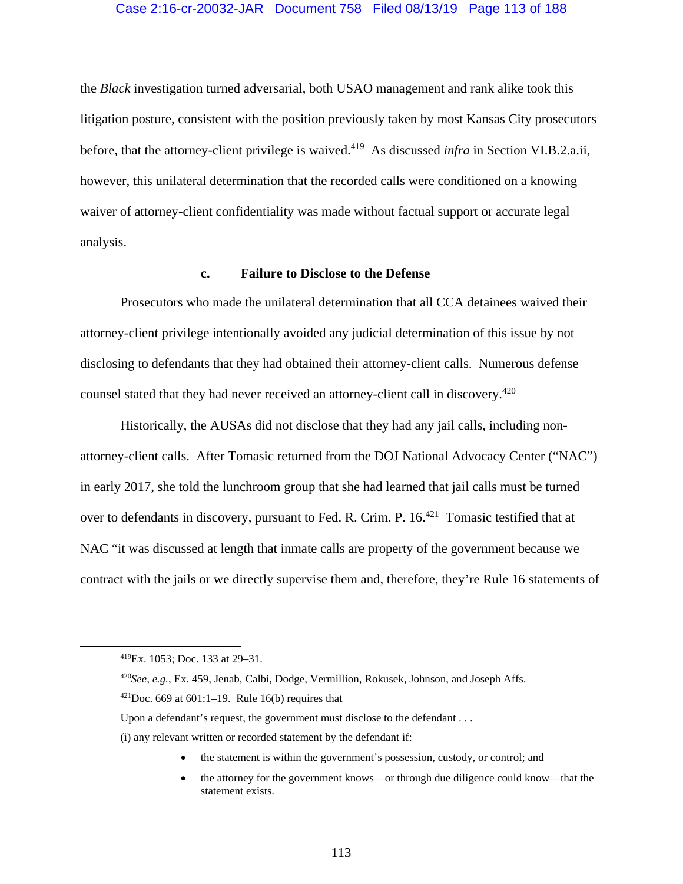the *Black* investigation turned adversarial, both USAO management and rank alike took this litigation posture, consistent with the position previously taken by most Kansas City prosecutors before, that the attorney-client privilege is waived.[419] As discussed *infra* in Section VI.B.2.a.ii, however, this unilateral determination that the recorded calls were conditioned on a knowing waiver of attorney-client confidentiality was made without factual support or accurate legal analysis.

#### c. Failure to Disclose to the Defense

Prosecutors who made the unilateral determination that all CCA detainees waived their attorney-client privilege intentionally avoided any judicial determination of this issue by not disclosing to defendants that they had obtained their attorney-client calls. Numerous defense counsel stated that they had never received an attorney-client call in discovery.[420]

Historically, the AUSAs did not disclose that they had any jail calls, including non-attorney-client calls. After Tomasic returned from the DOJ National Advocacy Center ("NAC") in early 2017, she told the lunchroom group that she had learned that jail calls must be turned over to defendants in discovery, pursuant to Fed. R. Crim. P. 16.[421] Tomasic testified that at NAC "it was discussed at length that inmate calls are property of the government because we contract with the jails or we directly supervise them and, therefore, they're Rule 16 statements of

---

[419] Ex. 1053; Doc. 133 at 29–31.

[420] *See, e.g.*, Ex. 459, Jenab, Calbi, Dodge, Vermillion, Rokusek, Johnson, and Joseph Affs.

[421] Doc. 669 at 601:1–19. Rule 16(b) requires that

Upon a defendant's request, the government must disclose to the defendant . . .

(i) any relevant written or recorded statement by the defendant if:

- the statement is within the government's possession, custody, or control; and
- the attorney for the government knows—or through due diligence could know—that the statement exists.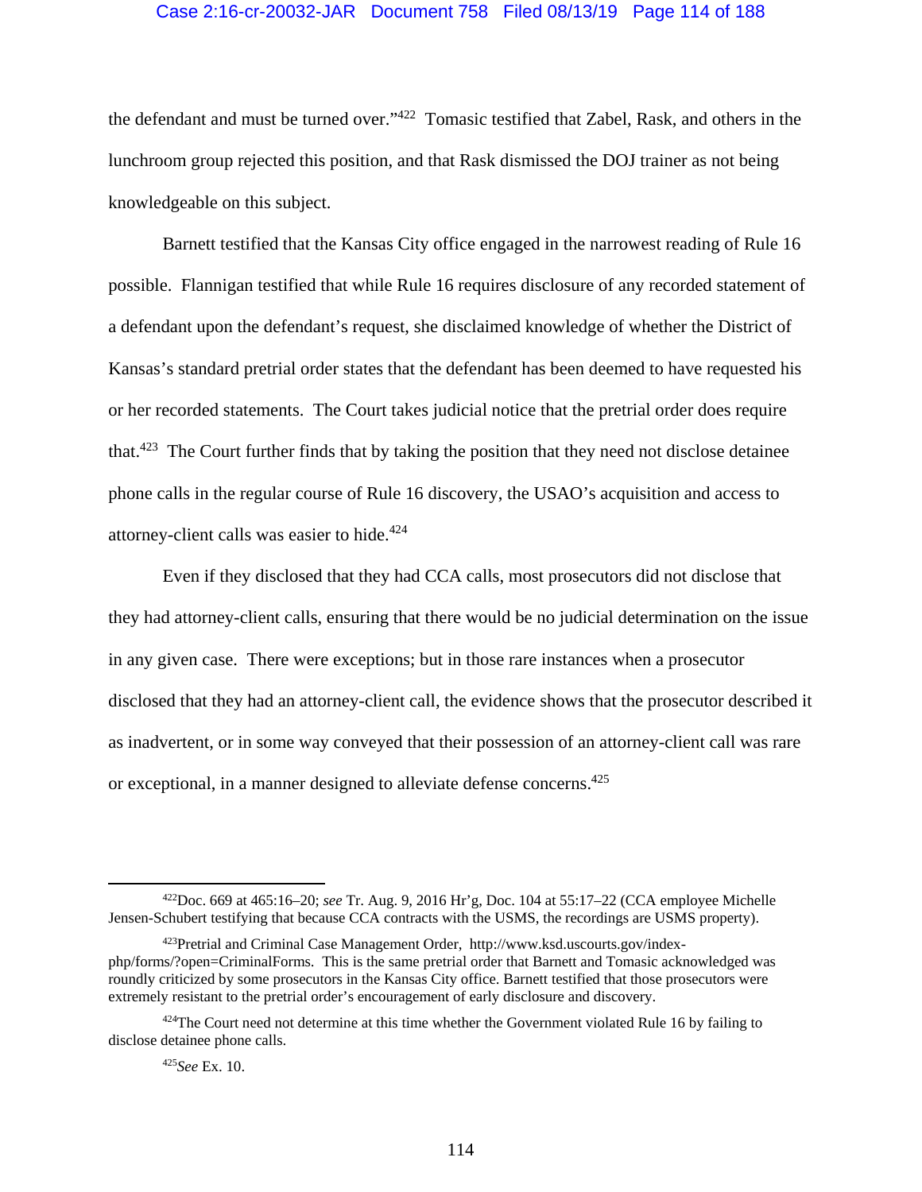the defendant and must be turned over."[422] Tomasic testified that Zabel, Rask, and others in the lunchroom group rejected this position, and that Rask dismissed the DOJ trainer as not being knowledgeable on this subject.

Barnett testified that the Kansas City office engaged in the narrowest reading of Rule 16 possible. Flannigan testified that while Rule 16 requires disclosure of any recorded statement of a defendant upon the defendant's request, she disclaimed knowledge of whether the District of Kansas's standard pretrial order states that the defendant has been deemed to have requested his or her recorded statements. The Court takes judicial notice that the pretrial order does require that.[423] The Court further finds that by taking the position that they need not disclose detainee phone calls in the regular course of Rule 16 discovery, the USAO's acquisition and access to attorney-client calls was easier to hide.[424]

Even if they disclosed that they had CCA calls, most prosecutors did not disclose that they had attorney-client calls, ensuring that there would be no judicial determination on the issue in any given case. There were exceptions; but in those rare instances when a prosecutor disclosed that they had an attorney-client call, the evidence shows that the prosecutor described it as inadvertent, or in some way conveyed that their possession of an attorney-client call was rare or exceptional, in a manner designed to alleviate defense concerns.[425]

---

[422] Doc. 669 at 465:16–20; *see* Tr. Aug. 9, 2016 Hr'g, Doc. 104 at 55:17–22 (CCA employee Michelle Jensen-Schubert testifying that because CCA contracts with the USMS, the recordings are USMS property).

[423] Pretrial and Criminal Case Management Order, http://www.ksd.uscourts.gov/index-php/forms/?open=CriminalForms. This is the same pretrial order that Barnett and Tomasic acknowledged was roundly criticized by some prosecutors in the Kansas City office. Barnett testified that those prosecutors were extremely resistant to the pretrial order's encouragement of early disclosure and discovery.

[424] The Court need not determine at this time whether the Government violated Rule 16 by failing to disclose detainee phone calls.

[425] *See* Ex. 10.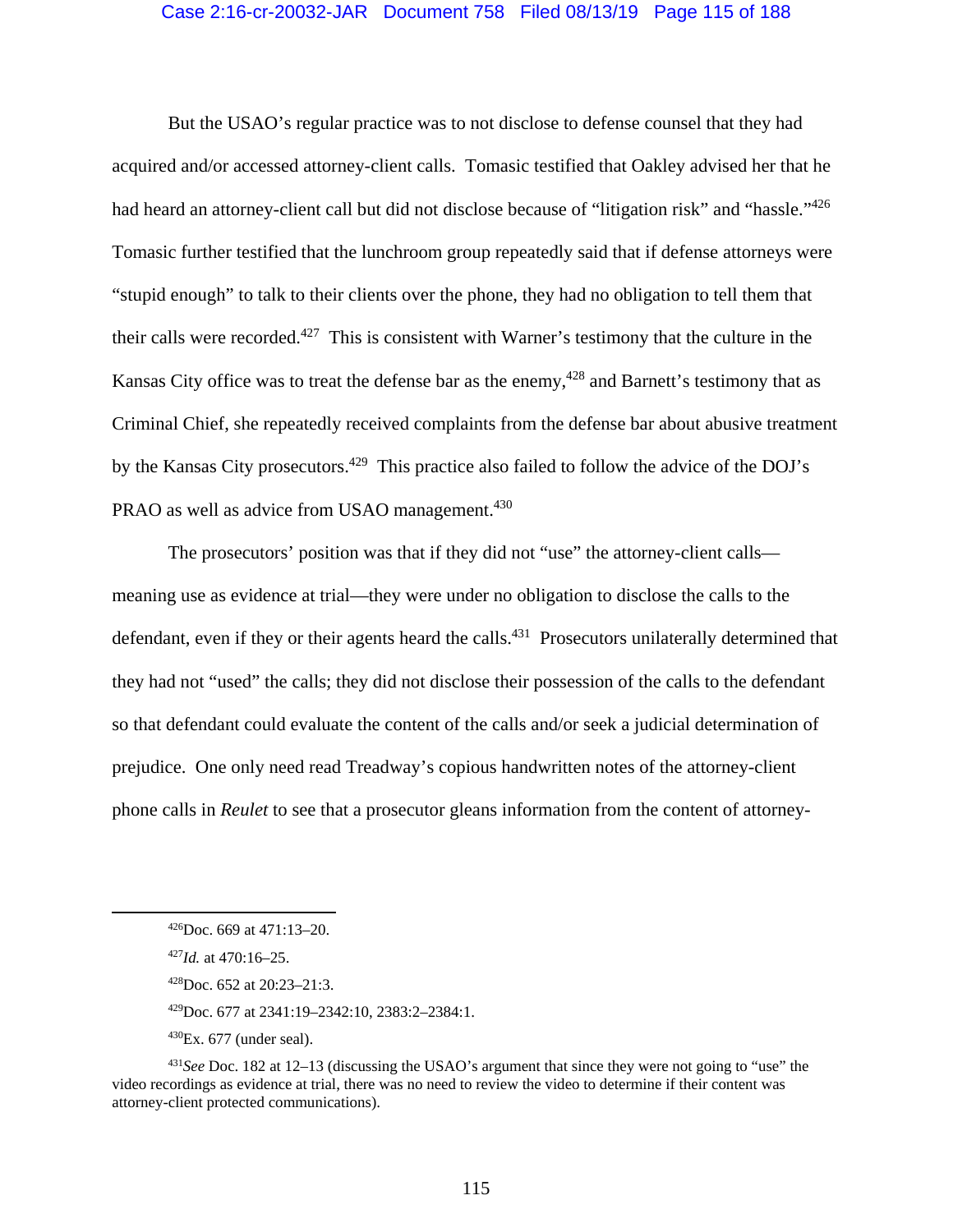But the USAO's regular practice was to not disclose to defense counsel that they had acquired and/or accessed attorney-client calls. Tomasic testified that Oakley advised her that he had heard an attorney-client call but did not disclose because of "litigation risk" and "hassle."[426] Tomasic further testified that the lunchroom group repeatedly said that if defense attorneys were "stupid enough" to talk to their clients over the phone, they had no obligation to tell them that their calls were recorded.[427] This is consistent with Warner's testimony that the culture in the Kansas City office was to treat the defense bar as the enemy,[428] and Barnett's testimony that as Criminal Chief, she repeatedly received complaints from the defense bar about abusive treatment by the Kansas City prosecutors.[429] This practice also failed to follow the advice of the DOJ's PRAO as well as advice from USAO management.[430]

The prosecutors' position was that if they did not "use" the attorney-client calls—meaning use as evidence at trial—they were under no obligation to disclose the calls to the defendant, even if they or their agents heard the calls.[431] Prosecutors unilaterally determined that they had not "used" the calls; they did not disclose their possession of the calls to the defendant so that defendant could evaluate the content of the calls and/or seek a judicial determination of prejudice. One only need read Treadway's copious handwritten notes of the attorney-client phone calls in *Reulet* to see that a prosecutor gleans information from the content of attorney-

---

[426] Doc. 669 at 471:13–20.

[427] *Id.* at 470:16–25.

[428] Doc. 652 at 20:23–21:3.

[429] Doc. 677 at 2341:19–2342:10, 2383:2–2384:1.

[430] Ex. 677 (under seal).

[431] *See* Doc. 182 at 12–13 (discussing the USAO's argument that since they were not going to "use" the video recordings as evidence at trial, there was no need to review the video to determine if their content was attorney-client protected communications).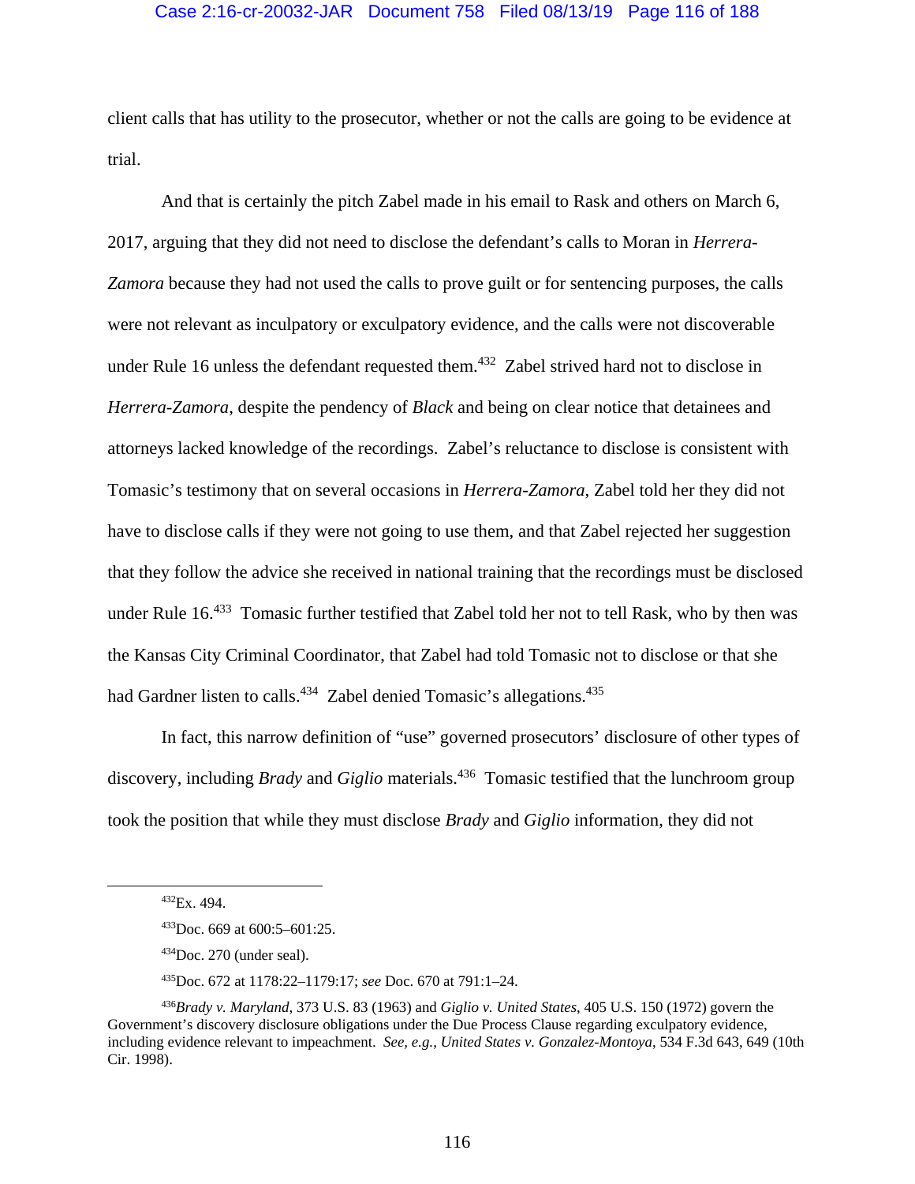client calls that has utility to the prosecutor, whether or not the calls are going to be evidence at trial.

And that is certainly the pitch Zabel made in his email to Rask and others on March 6, 2017, arguing that they did not need to disclose the defendant's calls to Moran in *Herrera-Zamora* because they had not used the calls to prove guilt or for sentencing purposes, the calls were not relevant as inculpatory or exculpatory evidence, and the calls were not discoverable under Rule 16 unless the defendant requested them.[432] Zabel strived hard not to disclose in *Herrera-Zamora*, despite the pendency of *Black* and being on clear notice that detainees and attorneys lacked knowledge of the recordings. Zabel's reluctance to disclose is consistent with Tomasic's testimony that on several occasions in *Herrera-Zamora*, Zabel told her they did not have to disclose calls if they were not going to use them, and that Zabel rejected her suggestion that they follow the advice she received in national training that the recordings must be disclosed under Rule 16.[433] Tomasic further testified that Zabel told her not to tell Rask, who by then was the Kansas City Criminal Coordinator, that Zabel had told Tomasic not to disclose or that she had Gardner listen to calls.[434] Zabel denied Tomasic's allegations.[435]

In fact, this narrow definition of "use" governed prosecutors' disclosure of other types of discovery, including *Brady* and *Giglio* materials.[436] Tomasic testified that the lunchroom group took the position that while they must disclose *Brady* and *Giglio* information, they did not

---

[432] Ex. 494.

[433] Doc. 669 at 600:5–601:25.

[434] Doc. 270 (under seal).

[435] Doc. 672 at 1178:22–1179:17; *see* Doc. 670 at 791:1–24.

[436] *Brady v. Maryland*, 373 U.S. 83 (1963) and *Giglio v. United States*, 405 U.S. 150 (1972) govern the Government's discovery disclosure obligations under the Due Process Clause regarding exculpatory evidence, including evidence relevant to impeachment. *See, e.g.*, *United States v. Gonzalez-Montoya*, 534 F.3d 643, 649 (10th Cir. 1998).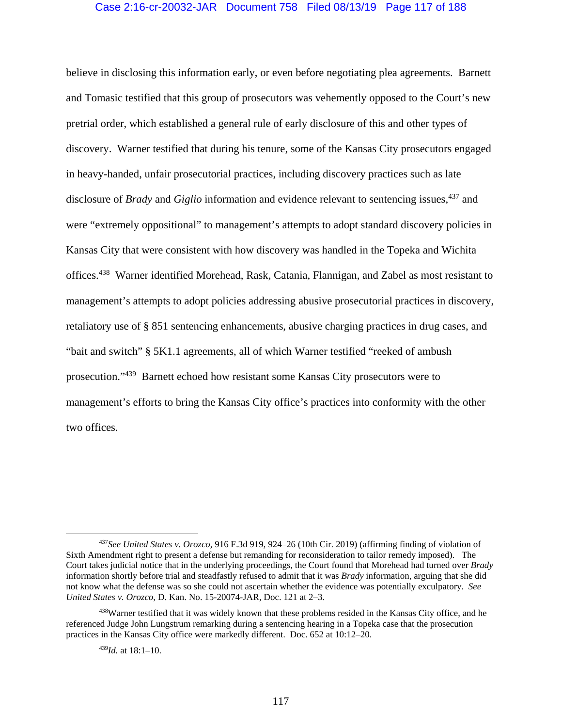believe in disclosing this information early, or even before negotiating plea agreements. Barnett and Tomasic testified that this group of prosecutors was vehemently opposed to the Court's new pretrial order, which established a general rule of early disclosure of this and other types of discovery. Warner testified that during his tenure, some of the Kansas City prosecutors engaged in heavy-handed, unfair prosecutorial practices, including discovery practices such as late disclosure of *Brady* and *Giglio* information and evidence relevant to sentencing issues,[437] and were "extremely oppositional" to management's attempts to adopt standard discovery policies in Kansas City that were consistent with how discovery was handled in the Topeka and Wichita offices.[438] Warner identified Morehead, Rask, Catania, Flannigan, and Zabel as most resistant to management's attempts to adopt policies addressing abusive prosecutorial practices in discovery, retaliatory use of § 851 sentencing enhancements, abusive charging practices in drug cases, and "bait and switch" § 5K1.1 agreements, all of which Warner testified "reeked of ambush prosecution."[439] Barnett echoed how resistant some Kansas City prosecutors were to management's efforts to bring the Kansas City office's practices into conformity with the other two offices.

---

[437] *See United States v. Orozco*, 916 F.3d 919, 924–26 (10th Cir. 2019) (affirming finding of violation of Sixth Amendment right to present a defense but remanding for reconsideration to tailor remedy imposed). The Court takes judicial notice that in the underlying proceedings, the Court found that Morehead had turned over *Brady* information shortly before trial and steadfastly refused to admit that it was *Brady* information, arguing that she did not know what the defense was so she could not ascertain whether the evidence was potentially exculpatory. *See United States v. Orozco*, D. Kan. No. 15-20074-JAR, Doc. 121 at 2–3.

[438] Warner testified that it was widely known that these problems resided in the Kansas City office, and he referenced Judge John Lungstrum remarking during a sentencing hearing in a Topeka case that the prosecution practices in the Kansas City office were markedly different. Doc. 652 at 10:12–20.

[439] *Id.* at 18:1–10.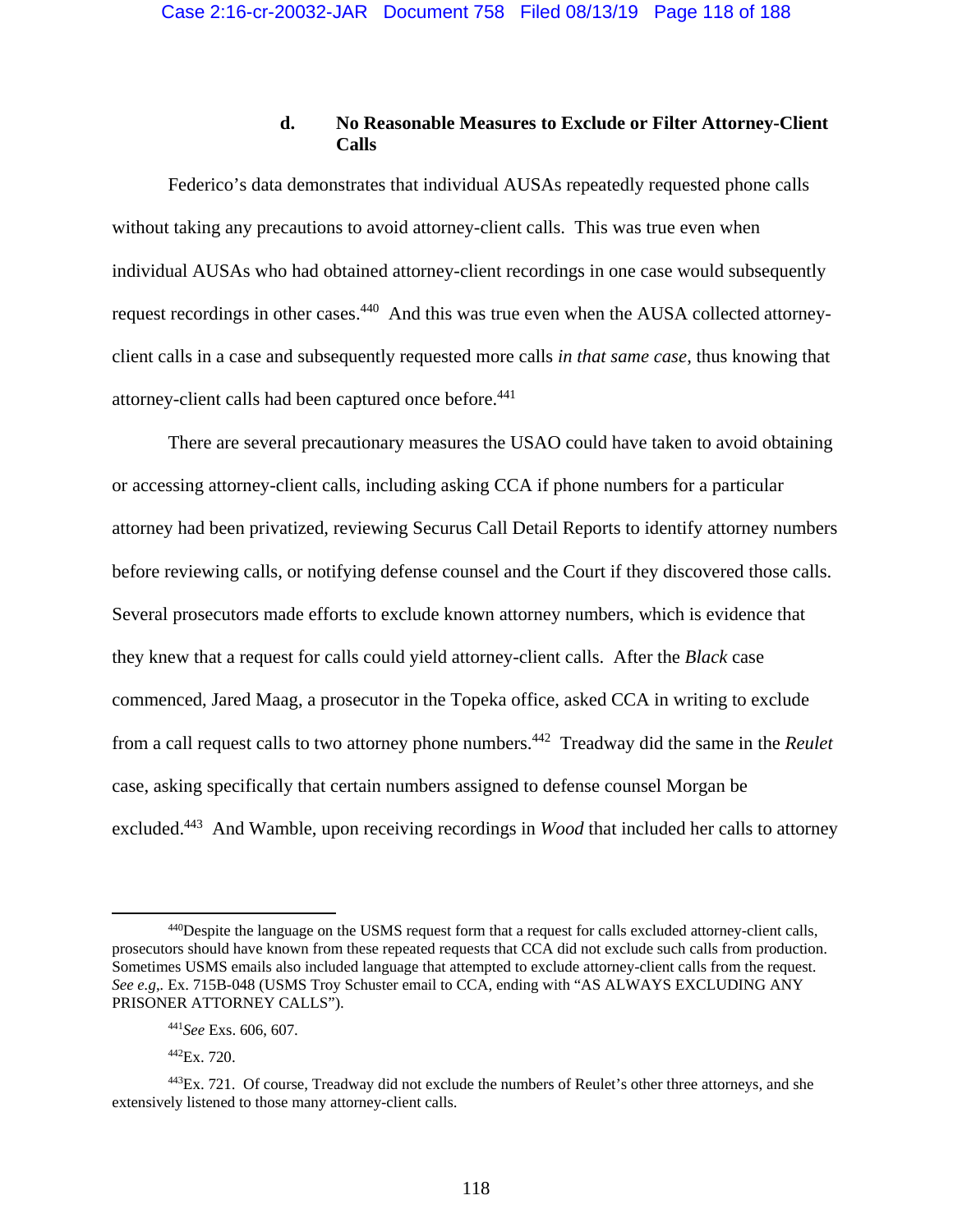#### d. No Reasonable Measures to Exclude or Filter Attorney-Client Calls

Federico's data demonstrates that individual AUSAs repeatedly requested phone calls without taking any precautions to avoid attorney-client calls. This was true even when individual AUSAs who had obtained attorney-client recordings in one case would subsequently request recordings in other cases.[440] And this was true even when the AUSA collected attorney-client calls in a case and subsequently requested more calls *in that same case*, thus knowing that attorney-client calls had been captured once before.[441]

There are several precautionary measures the USAO could have taken to avoid obtaining or accessing attorney-client calls, including asking CCA if phone numbers for a particular attorney had been privatized, reviewing Securus Call Detail Reports to identify attorney numbers before reviewing calls, or notifying defense counsel and the Court if they discovered those calls. Several prosecutors made efforts to exclude known attorney numbers, which is evidence that they knew that a request for calls could yield attorney-client calls. After the *Black* case commenced, Jared Maag, a prosecutor in the Topeka office, asked CCA in writing to exclude from a call request calls to two attorney phone numbers.[442] Treadway did the same in the *Reulet* case, asking specifically that certain numbers assigned to defense counsel Morgan be excluded.[443] And Wamble, upon receiving recordings in *Wood* that included her calls to attorney

---

[440]Despite the language on the USMS request form that a request for calls excluded attorney-client calls, prosecutors should have known from these repeated requests that CCA did not exclude such calls from production. Sometimes USMS emails also included language that attempted to exclude attorney-client calls from the request. *See e.g*,. Ex. 715B-048 (USMS Troy Schuster email to CCA, ending with "AS ALWAYS EXCLUDING ANY PRISONER ATTORNEY CALLS").

[441]*See* Exs. 606, 607.

[442]Ex. 720.

[443]Ex. 721. Of course, Treadway did not exclude the numbers of Reulet's other three attorneys, and she extensively listened to those many attorney-client calls.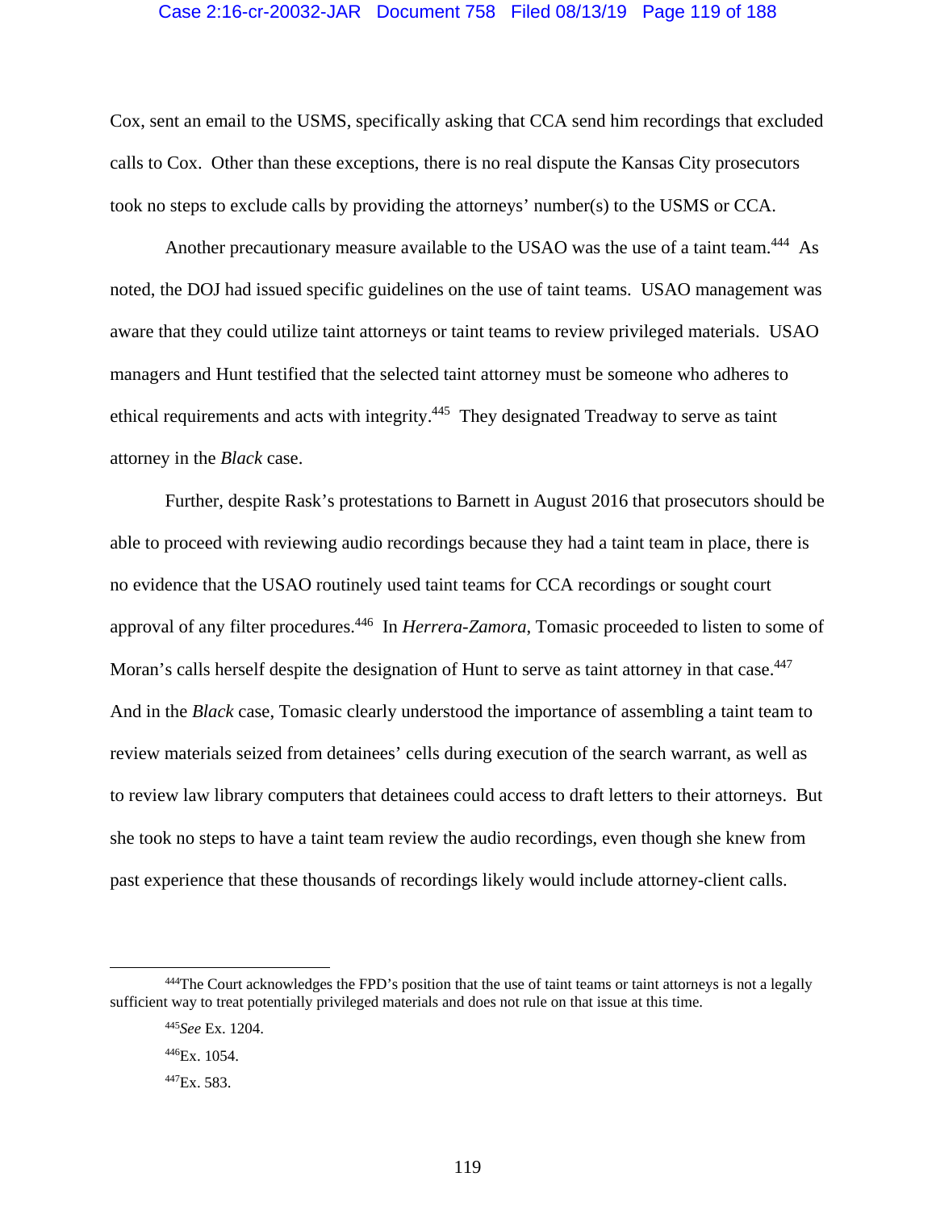Cox, sent an email to the USMS, specifically asking that CCA send him recordings that excluded calls to Cox. Other than these exceptions, there is no real dispute the Kansas City prosecutors took no steps to exclude calls by providing the attorneys' number(s) to the USMS or CCA.

Another precautionary measure available to the USAO was the use of a taint team.[444] As noted, the DOJ had issued specific guidelines on the use of taint teams. USAO management was aware that they could utilize taint attorneys or taint teams to review privileged materials. USAO managers and Hunt testified that the selected taint attorney must be someone who adheres to ethical requirements and acts with integrity.[445] They designated Treadway to serve as taint attorney in the *Black* case.

Further, despite Rask's protestations to Barnett in August 2016 that prosecutors should be able to proceed with reviewing audio recordings because they had a taint team in place, there is no evidence that the USAO routinely used taint teams for CCA recordings or sought court approval of any filter procedures.[446] In *Herrera-Zamora*, Tomasic proceeded to listen to some of Moran's calls herself despite the designation of Hunt to serve as taint attorney in that case.[447] And in the *Black* case, Tomasic clearly understood the importance of assembling a taint team to review materials seized from detainees' cells during execution of the search warrant, as well as to review law library computers that detainees could access to draft letters to their attorneys. But she took no steps to have a taint team review the audio recordings, even though she knew from past experience that these thousands of recordings likely would include attorney-client calls.

---

[444]The Court acknowledges the FPD's position that the use of taint teams or taint attorneys is not a legally sufficient way to treat potentially privileged materials and does not rule on that issue at this time.

[445]*See* Ex. 1204.

[446]Ex. 1054.

[447]Ex. 583.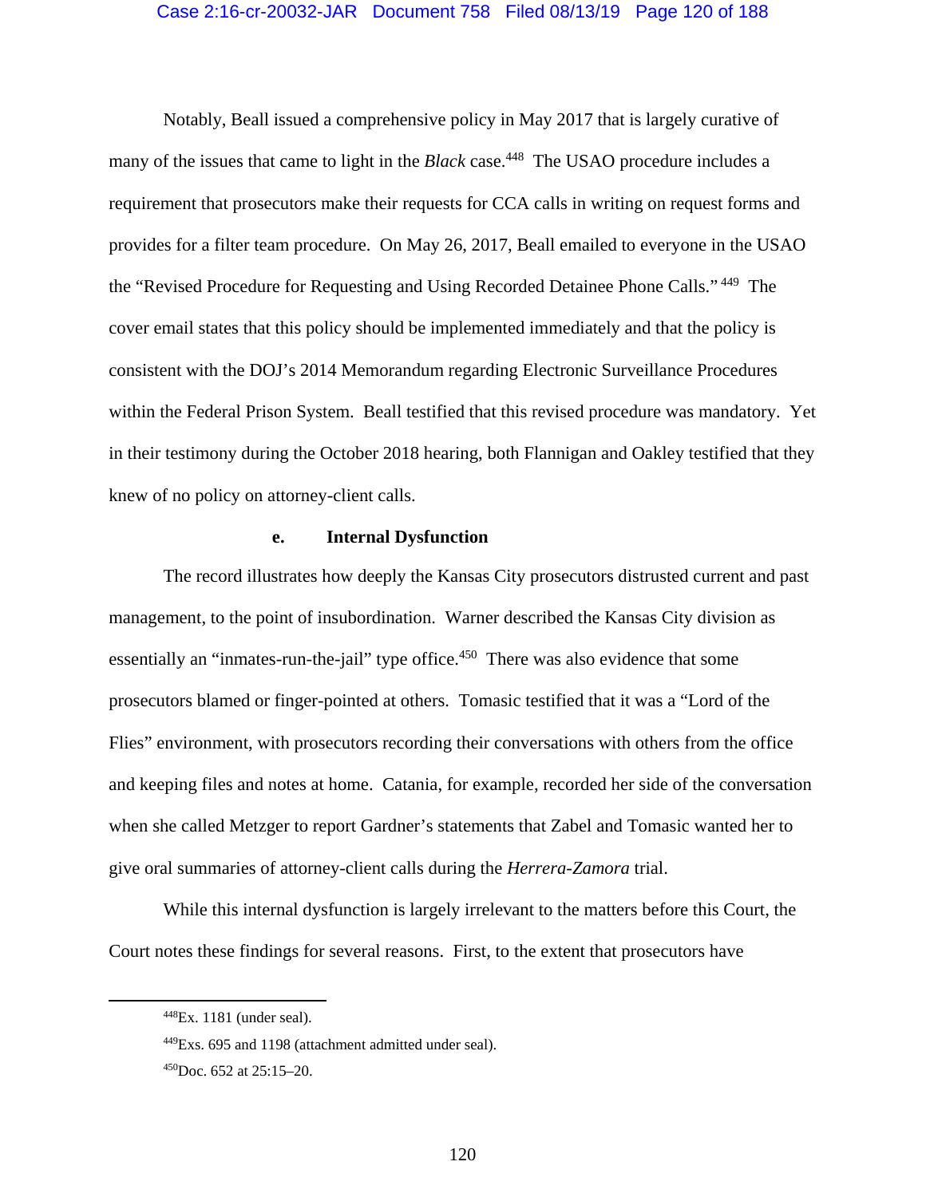Notably, Beall issued a comprehensive policy in May 2017 that is largely curative of many of the issues that came to light in the *Black* case.[448] The USAO procedure includes a requirement that prosecutors make their requests for CCA calls in writing on request forms and provides for a filter team procedure. On May 26, 2017, Beall emailed to everyone in the USAO the "Revised Procedure for Requesting and Using Recorded Detainee Phone Calls."[449] The cover email states that this policy should be implemented immediately and that the policy is consistent with the DOJ's 2014 Memorandum regarding Electronic Surveillance Procedures within the Federal Prison System. Beall testified that this revised procedure was mandatory. Yet in their testimony during the October 2018 hearing, both Flannigan and Oakley testified that they knew of no policy on attorney-client calls.

**e. Internal Dysfunction**

The record illustrates how deeply the Kansas City prosecutors distrusted current and past management, to the point of insubordination. Warner described the Kansas City division as essentially an "inmates-run-the-jail" type office.[450] There was also evidence that some prosecutors blamed or finger-pointed at others. Tomasic testified that it was a "Lord of the Flies" environment, with prosecutors recording their conversations with others from the office and keeping files and notes at home. Catania, for example, recorded her side of the conversation when she called Metzger to report Gardner's statements that Zabel and Tomasic wanted her to give oral summaries of attorney-client calls during the *Herrera-Zamora* trial.

While this internal dysfunction is largely irrelevant to the matters before this Court, the Court notes these findings for several reasons. First, to the extent that prosecutors have

---

[448] Ex. 1181 (under seal).

[449] Exs. 695 and 1198 (attachment admitted under seal).

[450] Doc. 652 at 25:15–20.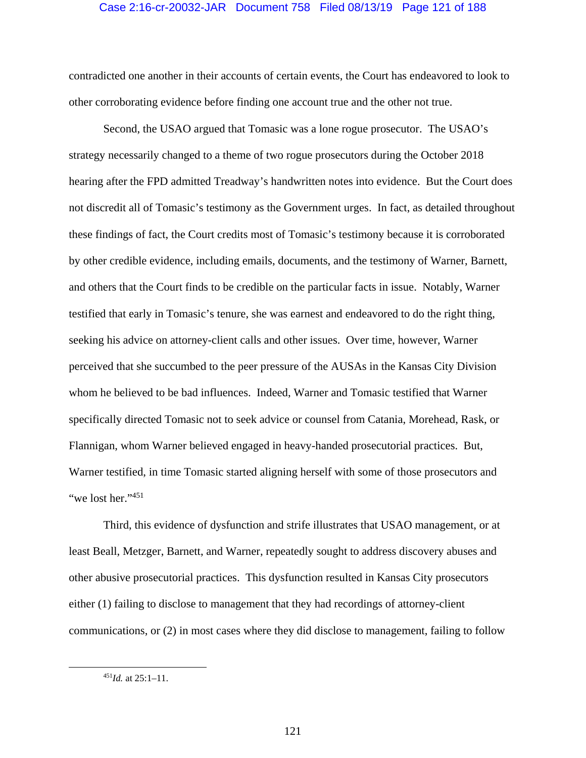contradicted one another in their accounts of certain events, the Court has endeavored to look to other corroborating evidence before finding one account true and the other not true.

Second, the USAO argued that Tomasic was a lone rogue prosecutor. The USAO's strategy necessarily changed to a theme of two rogue prosecutors during the October 2018 hearing after the FPD admitted Treadway's handwritten notes into evidence. But the Court does not discredit all of Tomasic's testimony as the Government urges. In fact, as detailed throughout these findings of fact, the Court credits most of Tomasic's testimony because it is corroborated by other credible evidence, including emails, documents, and the testimony of Warner, Barnett, and others that the Court finds to be credible on the particular facts in issue. Notably, Warner testified that early in Tomasic's tenure, she was earnest and endeavored to do the right thing, seeking his advice on attorney-client calls and other issues. Over time, however, Warner perceived that she succumbed to the peer pressure of the AUSAs in the Kansas City Division whom he believed to be bad influences. Indeed, Warner and Tomasic testified that Warner specifically directed Tomasic not to seek advice or counsel from Catania, Morehead, Rask, or Flannigan, whom Warner believed engaged in heavy-handed prosecutorial practices. But, Warner testified, in time Tomasic started aligning herself with some of those prosecutors and "we lost her."[451]

Third, this evidence of dysfunction and strife illustrates that USAO management, or at least Beall, Metzger, Barnett, and Warner, repeatedly sought to address discovery abuses and other abusive prosecutorial practices. This dysfunction resulted in Kansas City prosecutors either (1) failing to disclose to management that they had recordings of attorney-client communications, or (2) in most cases where they did disclose to management, failing to follow

---

[451] *Id.* at 25:1–11.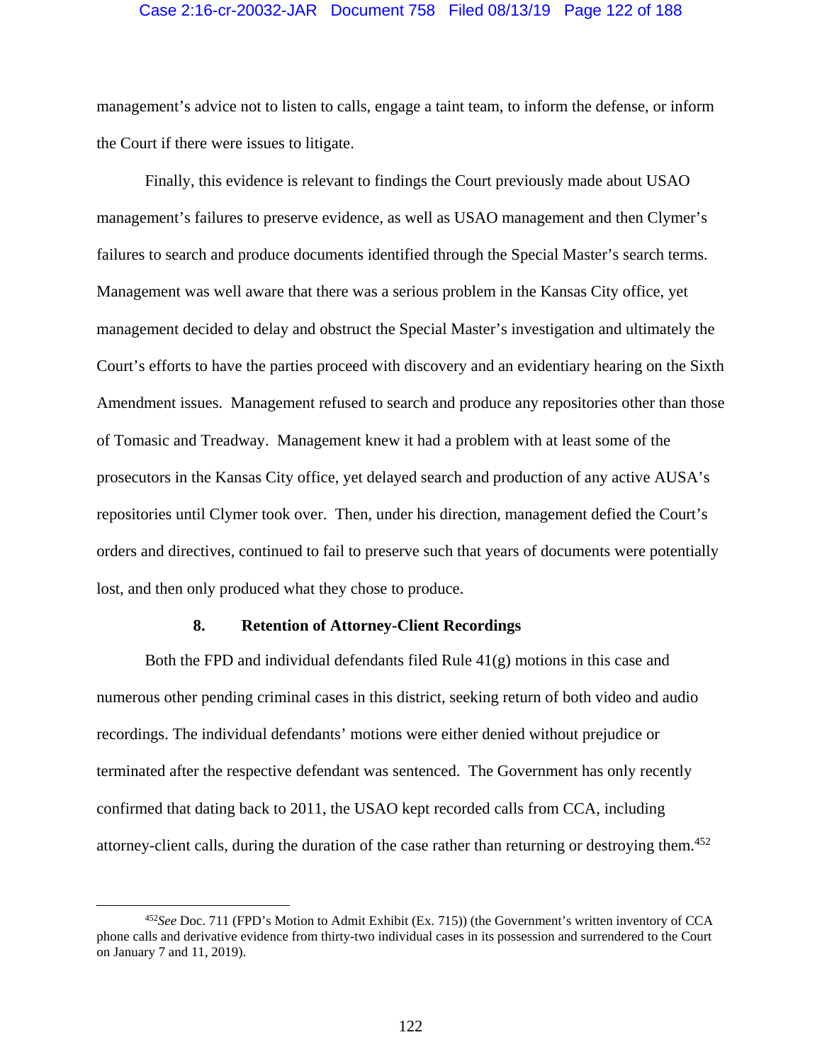management's advice not to listen to calls, engage a taint team, to inform the defense, or inform the Court if there were issues to litigate.

Finally, this evidence is relevant to findings the Court previously made about USAO management's failures to preserve evidence, as well as USAO management and then Clymer's failures to search and produce documents identified through the Special Master's search terms. Management was well aware that there was a serious problem in the Kansas City office, yet management decided to delay and obstruct the Special Master's investigation and ultimately the Court's efforts to have the parties proceed with discovery and an evidentiary hearing on the Sixth Amendment issues. Management refused to search and produce any repositories other than those of Tomasic and Treadway. Management knew it had a problem with at least some of the prosecutors in the Kansas City office, yet delayed search and production of any active AUSA's repositories until Clymer took over. Then, under his direction, management defied the Court's orders and directives, continued to fail to preserve such that years of documents were potentially lost, and then only produced what they chose to produce.

#### 8. Retention of Attorney-Client Recordings

Both the FPD and individual defendants filed Rule 41(g) motions in this case and numerous other pending criminal cases in this district, seeking return of both video and audio recordings. The individual defendants' motions were either denied without prejudice or terminated after the respective defendant was sentenced. The Government has only recently confirmed that dating back to 2011, the USAO kept recorded calls from CCA, including attorney-client calls, during the duration of the case rather than returning or destroying them.[452]

---

[452] *See* Doc. 711 (FPD's Motion to Admit Exhibit (Ex. 715)) (the Government's written inventory of CCA phone calls and derivative evidence from thirty-two individual cases in its possession and surrendered to the Court on January 7 and 11, 2019).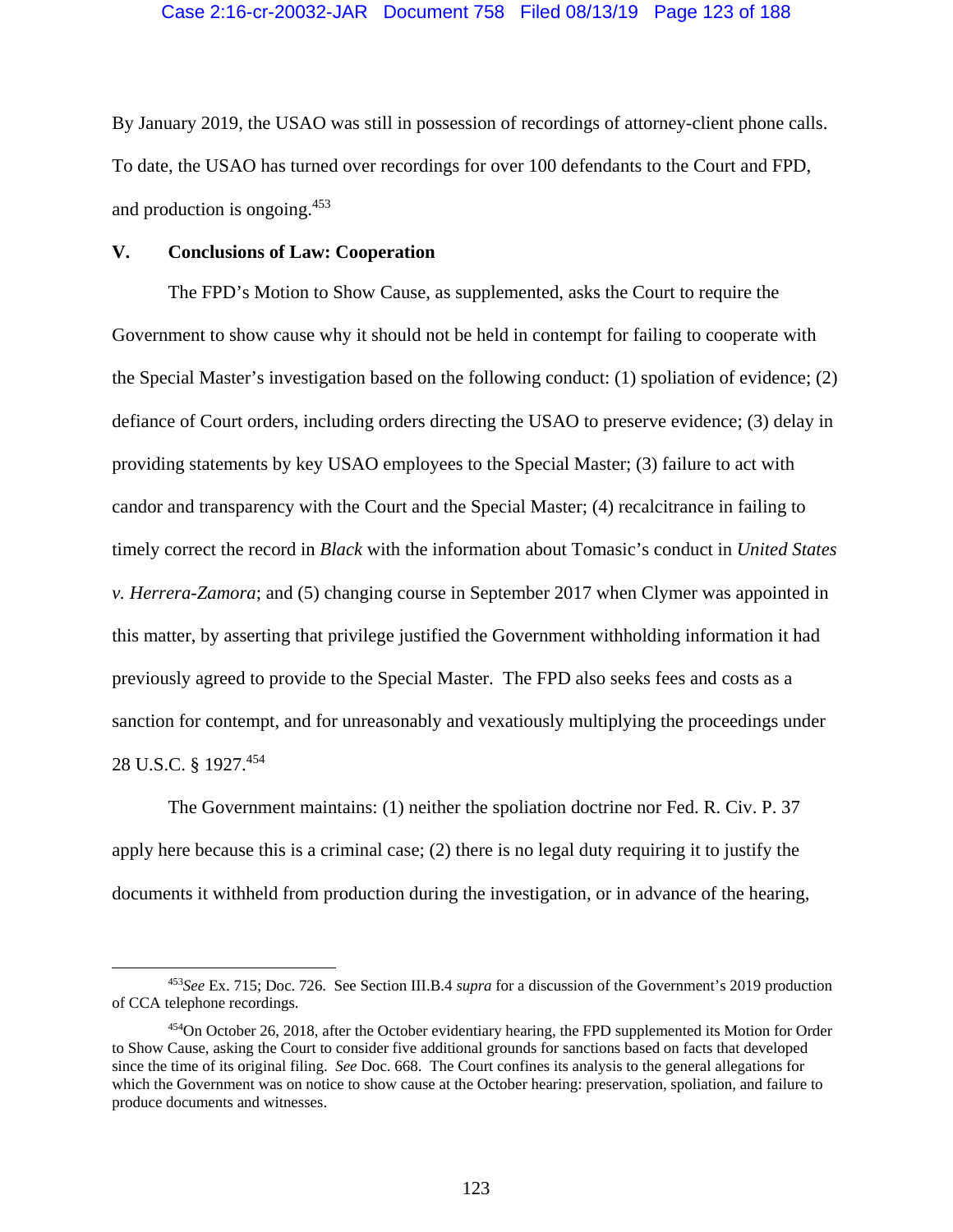By January 2019, the USAO was still in possession of recordings of attorney-client phone calls. To date, the USAO has turned over recordings for over 100 defendants to the Court and FPD, and production is ongoing.[453]

## V. Conclusions of Law: Cooperation

The FPD's Motion to Show Cause, as supplemented, asks the Court to require the Government to show cause why it should not be held in contempt for failing to cooperate with the Special Master's investigation based on the following conduct: (1) spoliation of evidence; (2) defiance of Court orders, including orders directing the USAO to preserve evidence; (3) delay in providing statements by key USAO employees to the Special Master; (3) failure to act with candor and transparency with the Court and the Special Master; (4) recalcitrance in failing to timely correct the record in *Black* with the information about Tomasic's conduct in *United States v. Herrera-Zamora*; and (5) changing course in September 2017 when Clymer was appointed in this matter, by asserting that privilege justified the Government withholding information it had previously agreed to provide to the Special Master. The FPD also seeks fees and costs as a sanction for contempt, and for unreasonably and vexatiously multiplying the proceedings under 28 U.S.C. § 1927.[454]

The Government maintains: (1) neither the spoliation doctrine nor Fed. R. Civ. P. 37 apply here because this is a criminal case; (2) there is no legal duty requiring it to justify the documents it withheld from production during the investigation, or in advance of the hearing,

---

[453] *See* Ex. 715; Doc. 726. See Section III.B.4 *supra* for a discussion of the Government's 2019 production of CCA telephone recordings.

[454] On October 26, 2018, after the October evidentiary hearing, the FPD supplemented its Motion for Order to Show Cause, asking the Court to consider five additional grounds for sanctions based on facts that developed since the time of its original filing. *See* Doc. 668. The Court confines its analysis to the general allegations for which the Government was on notice to show cause at the October hearing: preservation, spoliation, and failure to produce documents and witnesses.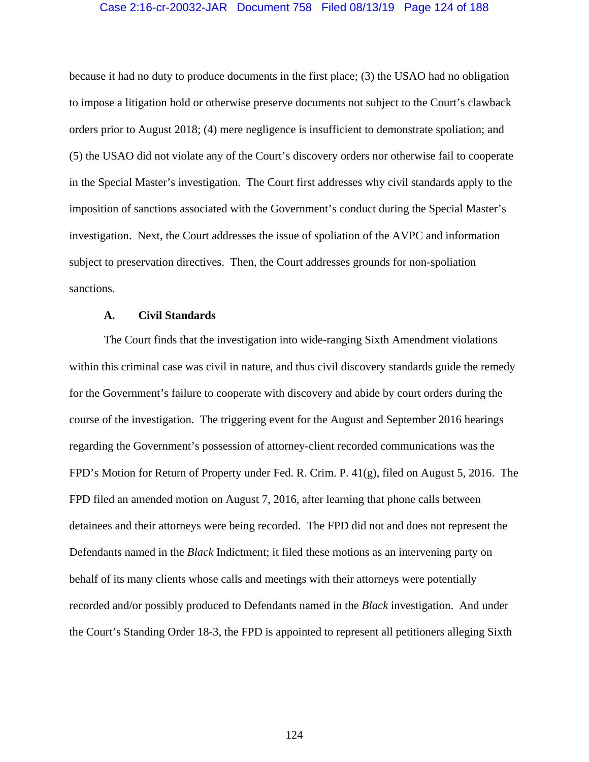because it had no duty to produce documents in the first place; (3) the USAO had no obligation to impose a litigation hold or otherwise preserve documents not subject to the Court's clawback orders prior to August 2018; (4) mere negligence is insufficient to demonstrate spoliation; and (5) the USAO did not violate any of the Court's discovery orders nor otherwise fail to cooperate in the Special Master's investigation. The Court first addresses why civil standards apply to the imposition of sanctions associated with the Government's conduct during the Special Master's investigation. Next, the Court addresses the issue of spoliation of the AVPC and information subject to preservation directives. Then, the Court addresses grounds for non-spoliation sanctions.

### A. Civil Standards

The Court finds that the investigation into wide-ranging Sixth Amendment violations within this criminal case was civil in nature, and thus civil discovery standards guide the remedy for the Government's failure to cooperate with discovery and abide by court orders during the course of the investigation. The triggering event for the August and September 2016 hearings regarding the Government's possession of attorney-client recorded communications was the FPD's Motion for Return of Property under Fed. R. Crim. P. 41(g), filed on August 5, 2016. The FPD filed an amended motion on August 7, 2016, after learning that phone calls between detainees and their attorneys were being recorded. The FPD did not and does not represent the Defendants named in the *Black* Indictment; it filed these motions as an intervening party on behalf of its many clients whose calls and meetings with their attorneys were potentially recorded and/or possibly produced to Defendants named in the *Black* investigation. And under the Court's Standing Order 18-3, the FPD is appointed to represent all petitioners alleging Sixth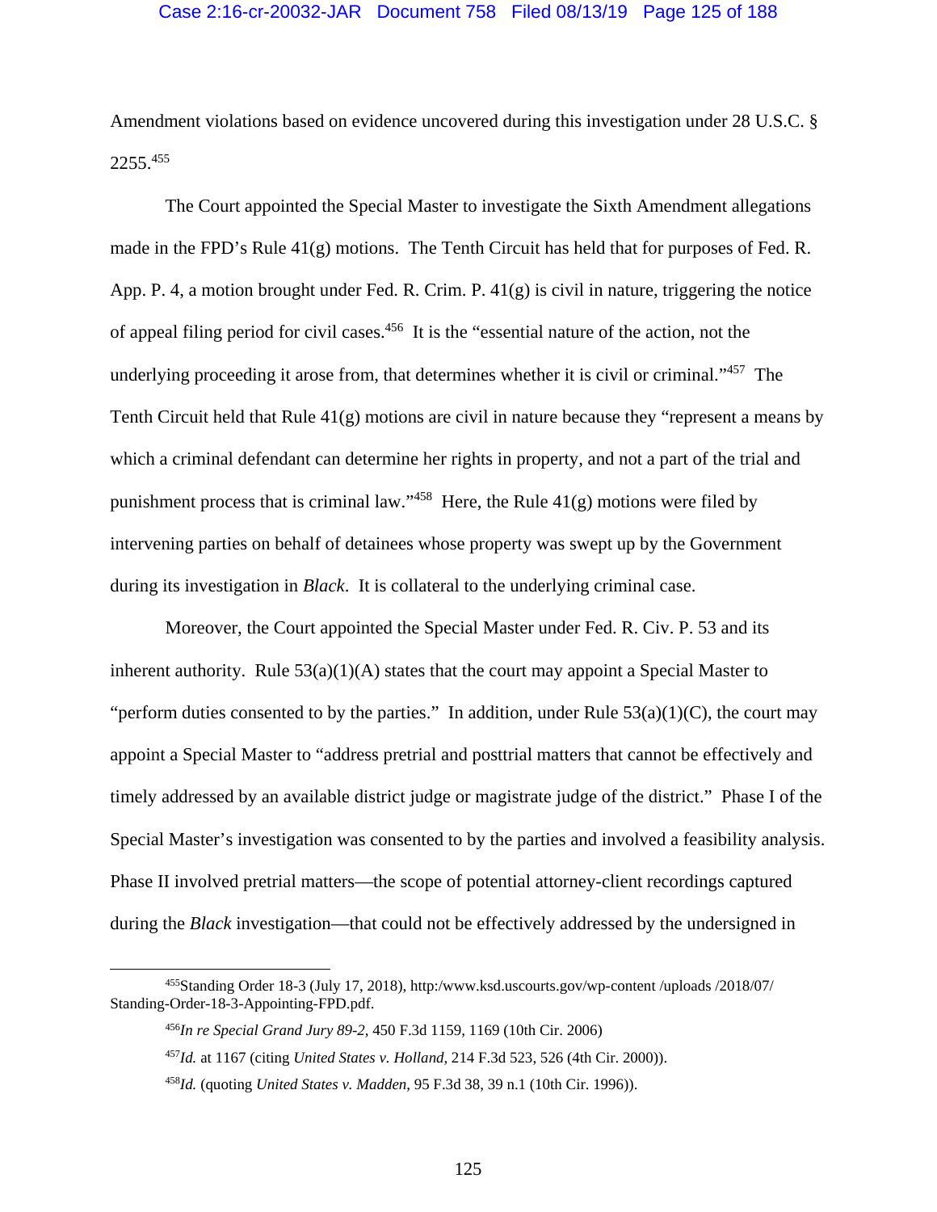Amendment violations based on evidence uncovered during this investigation under 28 U.S.C. § 2255.[455]

The Court appointed the Special Master to investigate the Sixth Amendment allegations made in the FPD's Rule 41(g) motions. The Tenth Circuit has held that for purposes of Fed. R. App. P. 4, a motion brought under Fed. R. Crim. P. 41(g) is civil in nature, triggering the notice of appeal filing period for civil cases.[456] It is the "essential nature of the action, not the underlying proceeding it arose from, that determines whether it is civil or criminal."[457] The Tenth Circuit held that Rule 41(g) motions are civil in nature because they "represent a means by which a criminal defendant can determine her rights in property, and not a part of the trial and punishment process that is criminal law."[458] Here, the Rule 41(g) motions were filed by intervening parties on behalf of detainees whose property was swept up by the Government during its investigation in *Black*. It is collateral to the underlying criminal case.

Moreover, the Court appointed the Special Master under Fed. R. Civ. P. 53 and its inherent authority. Rule 53(a)(1)(A) states that the court may appoint a Special Master to "perform duties consented to by the parties." In addition, under Rule 53(a)(1)(C), the court may appoint a Special Master to "address pretrial and posttrial matters that cannot be effectively and timely addressed by an available district judge or magistrate judge of the district." Phase I of the Special Master's investigation was consented to by the parties and involved a feasibility analysis. Phase II involved pretrial matters—the scope of potential attorney-client recordings captured during the *Black* investigation—that could not be effectively addressed by the undersigned in

---

[455] Standing Order 18-3 (July 17, 2018), http:/www.ksd.uscourts.gov/wp-content /uploads /2018/07/ Standing-Order-18-3-Appointing-FPD.pdf.

[456] *In re Special Grand Jury 89-2*, 450 F.3d 1159, 1169 (10th Cir. 2006)

[457] *Id.* at 1167 (citing *United States v. Holland*, 214 F.3d 523, 526 (4th Cir. 2000)).

[458] *Id.* (quoting *United States v. Madden*, 95 F.3d 38, 39 n.1 (10th Cir. 1996)).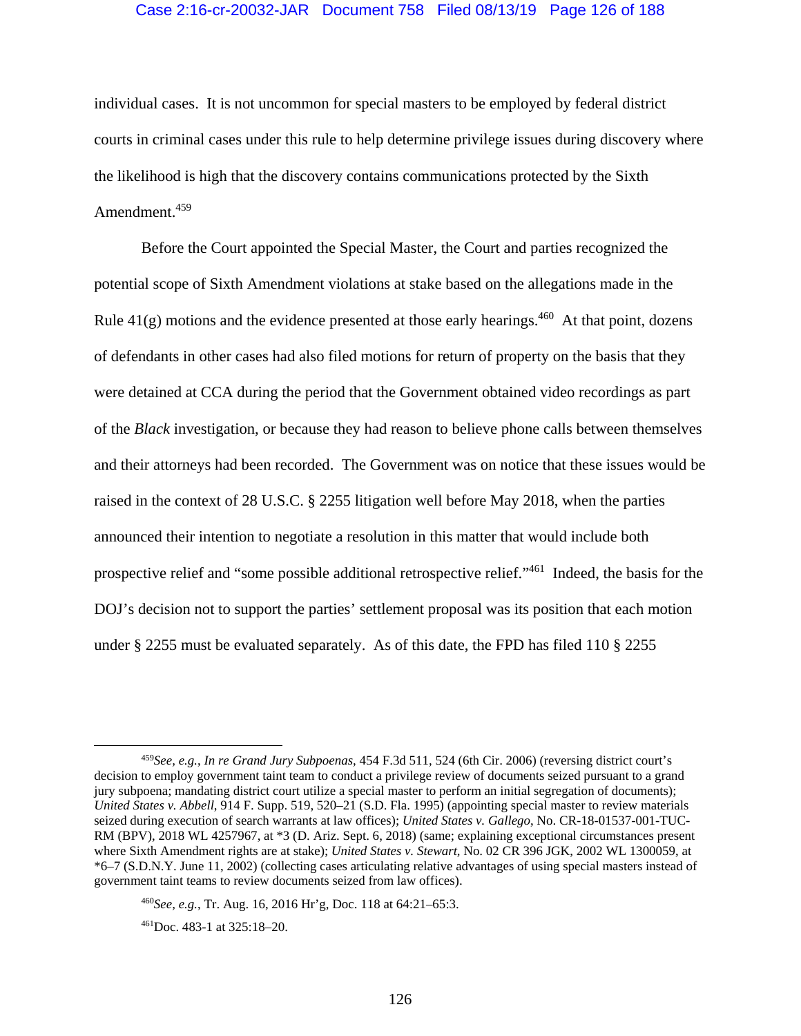individual cases. It is not uncommon for special masters to be employed by federal district courts in criminal cases under this rule to help determine privilege issues during discovery where the likelihood is high that the discovery contains communications protected by the Sixth Amendment.[459]

Before the Court appointed the Special Master, the Court and parties recognized the potential scope of Sixth Amendment violations at stake based on the allegations made in the Rule 41(g) motions and the evidence presented at those early hearings.[460] At that point, dozens of defendants in other cases had also filed motions for return of property on the basis that they were detained at CCA during the period that the Government obtained video recordings as part of the *Black* investigation, or because they had reason to believe phone calls between themselves and their attorneys had been recorded. The Government was on notice that these issues would be raised in the context of 28 U.S.C. § 2255 litigation well before May 2018, when the parties announced their intention to negotiate a resolution in this matter that would include both prospective relief and "some possible additional retrospective relief."[461] Indeed, the basis for the DOJ's decision not to support the parties' settlement proposal was its position that each motion under § 2255 must be evaluated separately. As of this date, the FPD has filed 110 § 2255

---

[459] *See, e.g.*, *In re Grand Jury Subpoenas*, 454 F.3d 511, 524 (6th Cir. 2006) (reversing district court's decision to employ government taint team to conduct a privilege review of documents seized pursuant to a grand jury subpoena; mandating district court utilize a special master to perform an initial segregation of documents); *United States v. Abbell*, 914 F. Supp. 519, 520–21 (S.D. Fla. 1995) (appointing special master to review materials seized during execution of search warrants at law offices); *United States v. Gallego*, No. CR-18-01537-001-TUC-RM (BPV), 2018 WL 4257967, at *3 (D. Ariz. Sept. 6, 2018) (same; explaining exceptional circumstances present where Sixth Amendment rights are at stake); *United States v. Stewart*, No. 02 CR 396 JGK, 2002 WL 1300059, at *6–7 (S.D.N.Y. June 11, 2002) (collecting cases articulating relative advantages of using special masters instead of government taint teams to review documents seized from law offices).

[460] *See, e.g.*, Tr. Aug. 16, 2016 Hr'g, Doc. 118 at 64:21–65:3.

[461] Doc. 483-1 at 325:18–20.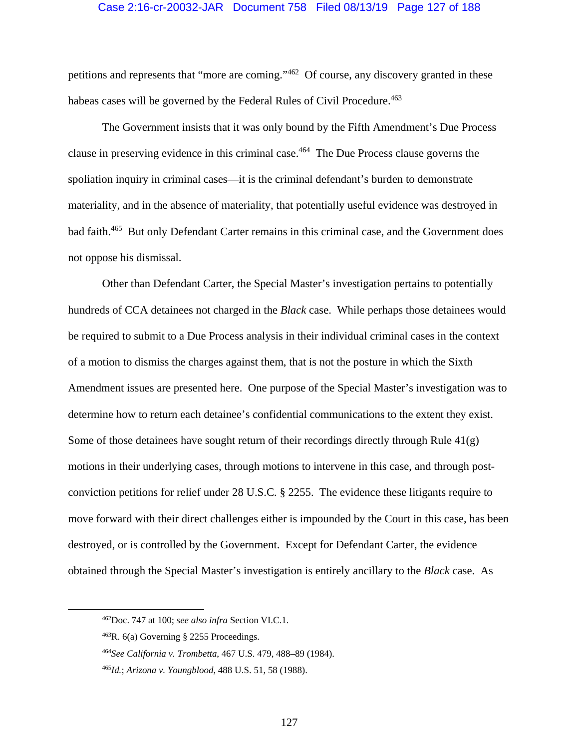petitions and represents that "more are coming."[462] Of course, any discovery granted in these habeas cases will be governed by the Federal Rules of Civil Procedure.[463]

The Government insists that it was only bound by the Fifth Amendment's Due Process clause in preserving evidence in this criminal case.[464] The Due Process clause governs the spoliation inquiry in criminal cases—it is the criminal defendant's burden to demonstrate materiality, and in the absence of materiality, that potentially useful evidence was destroyed in bad faith.[465] But only Defendant Carter remains in this criminal case, and the Government does not oppose his dismissal.

Other than Defendant Carter, the Special Master's investigation pertains to potentially hundreds of CCA detainees not charged in the *Black* case. While perhaps those detainees would be required to submit to a Due Process analysis in their individual criminal cases in the context of a motion to dismiss the charges against them, that is not the posture in which the Sixth Amendment issues are presented here. One purpose of the Special Master's investigation was to determine how to return each detainee's confidential communications to the extent they exist. Some of those detainees have sought return of their recordings directly through Rule 41(g) motions in their underlying cases, through motions to intervene in this case, and through post-conviction petitions for relief under 28 U.S.C. § 2255. The evidence these litigants require to move forward with their direct challenges either is impounded by the Court in this case, has been destroyed, or is controlled by the Government. Except for Defendant Carter, the evidence obtained through the Special Master's investigation is entirely ancillary to the *Black* case. As

---

[462] Doc. 747 at 100; *see also infra* Section VI.C.1.

[463] R. 6(a) Governing § 2255 Proceedings.

[464] *See California v. Trombetta*, 467 U.S. 479, 488–89 (1984).

[465] *Id.*; *Arizona v. Youngblood*, 488 U.S. 51, 58 (1988).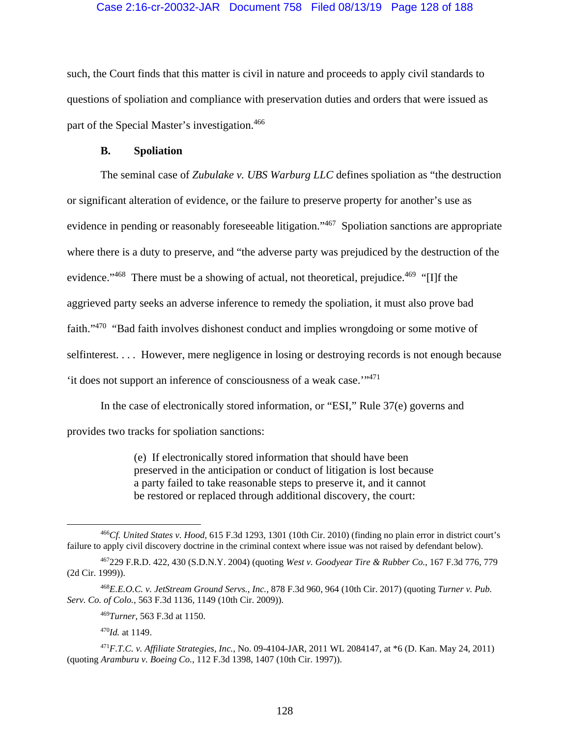such, the Court finds that this matter is civil in nature and proceeds to apply civil standards to questions of spoliation and compliance with preservation duties and orders that were issued as part of the Special Master's investigation.[466]

### B. Spoliation

The seminal case of *Zubulake v. UBS Warburg LLC* defines spoliation as "the destruction or significant alteration of evidence, or the failure to preserve property for another's use as evidence in pending or reasonably foreseeable litigation."[467] Spoliation sanctions are appropriate where there is a duty to preserve, and "the adverse party was prejudiced by the destruction of the evidence."[468] There must be a showing of actual, not theoretical, prejudice.[469] "[I]f the aggrieved party seeks an adverse inference to remedy the spoliation, it must also prove bad faith."[470] "Bad faith involves dishonest conduct and implies wrongdoing or some motive of selfinterest. . . . However, mere negligence in losing or destroying records is not enough because 'it does not support an inference of consciousness of a weak case.'"[471]

In the case of electronically stored information, or "ESI," Rule 37(e) governs and provides two tracks for spoliation sanctions:

> (e) If electronically stored information that should have been preserved in the anticipation or conduct of litigation is lost because a party failed to take reasonable steps to preserve it, and it cannot be restored or replaced through additional discovery, the court:

---

[466] *Cf. United States v. Hood*, 615 F.3d 1293, 1301 (10th Cir. 2010) (finding no plain error in district court's failure to apply civil discovery doctrine in the criminal context where issue was not raised by defendant below).

[467] 229 F.R.D. 422, 430 (S.D.N.Y. 2004) (quoting *West v. Goodyear Tire & Rubber Co.*, 167 F.3d 776, 779 (2d Cir. 1999)).

[468] *E.E.O.C. v. JetStream Ground Servs., Inc.*, 878 F.3d 960, 964 (10th Cir. 2017) (quoting *Turner v. Pub. Serv. Co. of Colo.*, 563 F.3d 1136, 1149 (10th Cir. 2009)).

[469] *Turner*, 563 F.3d at 1150.

[470] *Id.* at 1149.

[471] *F.T.C. v. Affiliate Strategies, Inc.*, No. 09-4104-JAR, 2011 WL 2084147, at *6 (D. Kan. May 24, 2011) (quoting *Aramburu v. Boeing Co.*, 112 F.3d 1398, 1407 (10th Cir. 1997)).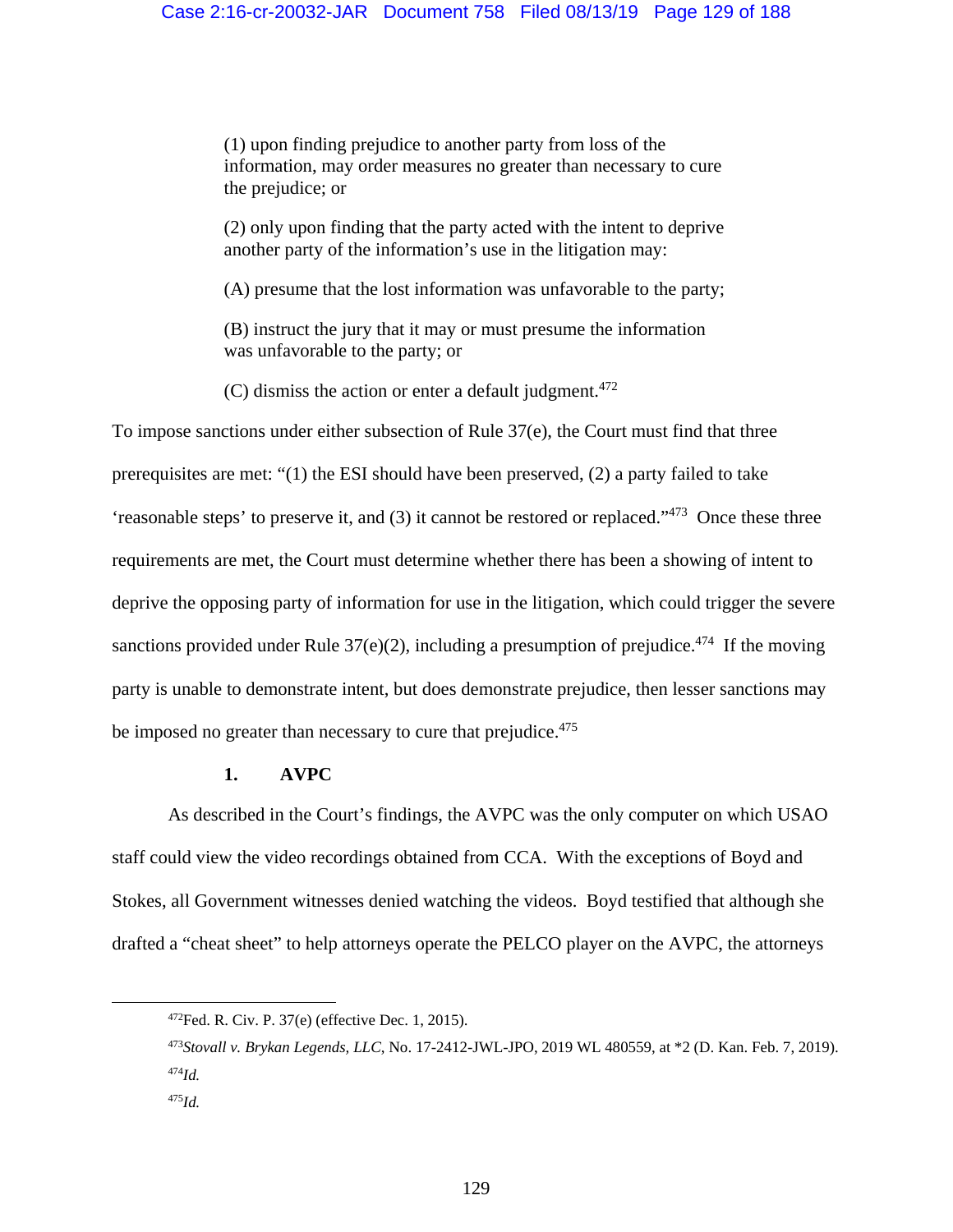> (1) upon finding prejudice to another party from loss of the information, may order measures no greater than necessary to cure the prejudice; or
>
> (2) only upon finding that the party acted with the intent to deprive another party of the information's use in the litigation may:
>
> (A) presume that the lost information was unfavorable to the party;
>
> (B) instruct the jury that it may or must presume the information was unfavorable to the party; or
>
> (C) dismiss the action or enter a default judgment.[472]

To impose sanctions under either subsection of Rule 37(e), the Court must find that three prerequisites are met: "(1) the ESI should have been preserved, (2) a party failed to take 'reasonable steps' to preserve it, and (3) it cannot be restored or replaced."[473] Once these three requirements are met, the Court must determine whether there has been a showing of intent to deprive the opposing party of information for use in the litigation, which could trigger the severe sanctions provided under Rule 37(e)(2), including a presumption of prejudice.[474] If the moving party is unable to demonstrate intent, but does demonstrate prejudice, then lesser sanctions may be imposed no greater than necessary to cure that prejudice.[475]

### 1. AVPC

As described in the Court's findings, the AVPC was the only computer on which USAO staff could view the video recordings obtained from CCA. With the exceptions of Boyd and Stokes, all Government witnesses denied watching the videos. Boyd testified that although she drafted a "cheat sheet" to help attorneys operate the PELCO player on the AVPC, the attorneys

---

[472] Fed. R. Civ. P. 37(e) (effective Dec. 1, 2015).

[473] *Stovall v. Brykan Legends, LLC*, No. 17-2412-JWL-JPO, 2019 WL 480559, at *2 (D. Kan. Feb. 7, 2019).

[474] *Id.*

[475] *Id.*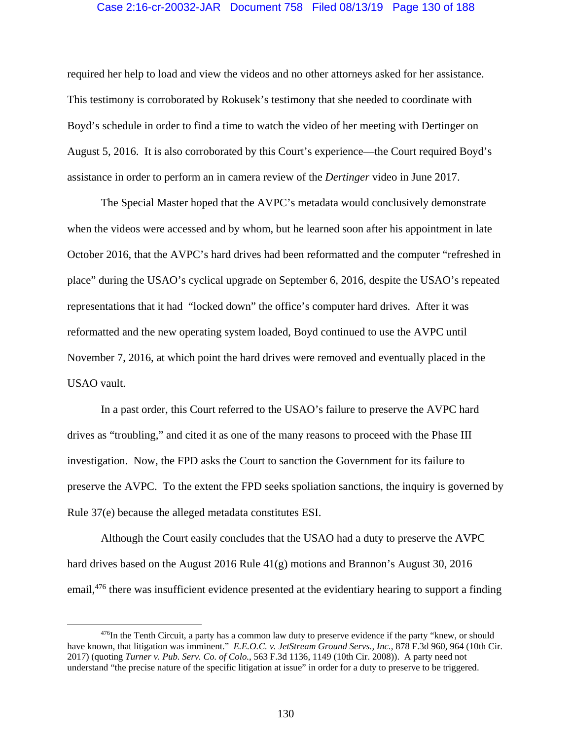required her help to load and view the videos and no other attorneys asked for her assistance. This testimony is corroborated by Rokusek's testimony that she needed to coordinate with Boyd's schedule in order to find a time to watch the video of her meeting with Dertinger on August 5, 2016. It is also corroborated by this Court's experience—the Court required Boyd's assistance in order to perform an in camera review of the *Dertinger* video in June 2017.

The Special Master hoped that the AVPC's metadata would conclusively demonstrate when the videos were accessed and by whom, but he learned soon after his appointment in late October 2016, that the AVPC's hard drives had been reformatted and the computer "refreshed in place" during the USAO's cyclical upgrade on September 6, 2016, despite the USAO's repeated representations that it had "locked down" the office's computer hard drives. After it was reformatted and the new operating system loaded, Boyd continued to use the AVPC until November 7, 2016, at which point the hard drives were removed and eventually placed in the USAO vault.

In a past order, this Court referred to the USAO's failure to preserve the AVPC hard drives as "troubling," and cited it as one of the many reasons to proceed with the Phase III investigation. Now, the FPD asks the Court to sanction the Government for its failure to preserve the AVPC. To the extent the FPD seeks spoliation sanctions, the inquiry is governed by Rule 37(e) because the alleged metadata constitutes ESI.

Although the Court easily concludes that the USAO had a duty to preserve the AVPC hard drives based on the August 2016 Rule 41(g) motions and Brannon's August 30, 2016 email,[476] there was insufficient evidence presented at the evidentiary hearing to support a finding

---

[476]In the Tenth Circuit, a party has a common law duty to preserve evidence if the party "knew, or should have known, that litigation was imminent." *E.E.O.C. v. JetStream Ground Servs., Inc.*, 878 F.3d 960, 964 (10th Cir. 2017) (quoting *Turner v. Pub. Serv. Co. of Colo.*, 563 F.3d 1136, 1149 (10th Cir. 2008)). A party need not understand "the precise nature of the specific litigation at issue" in order for a duty to preserve to be triggered.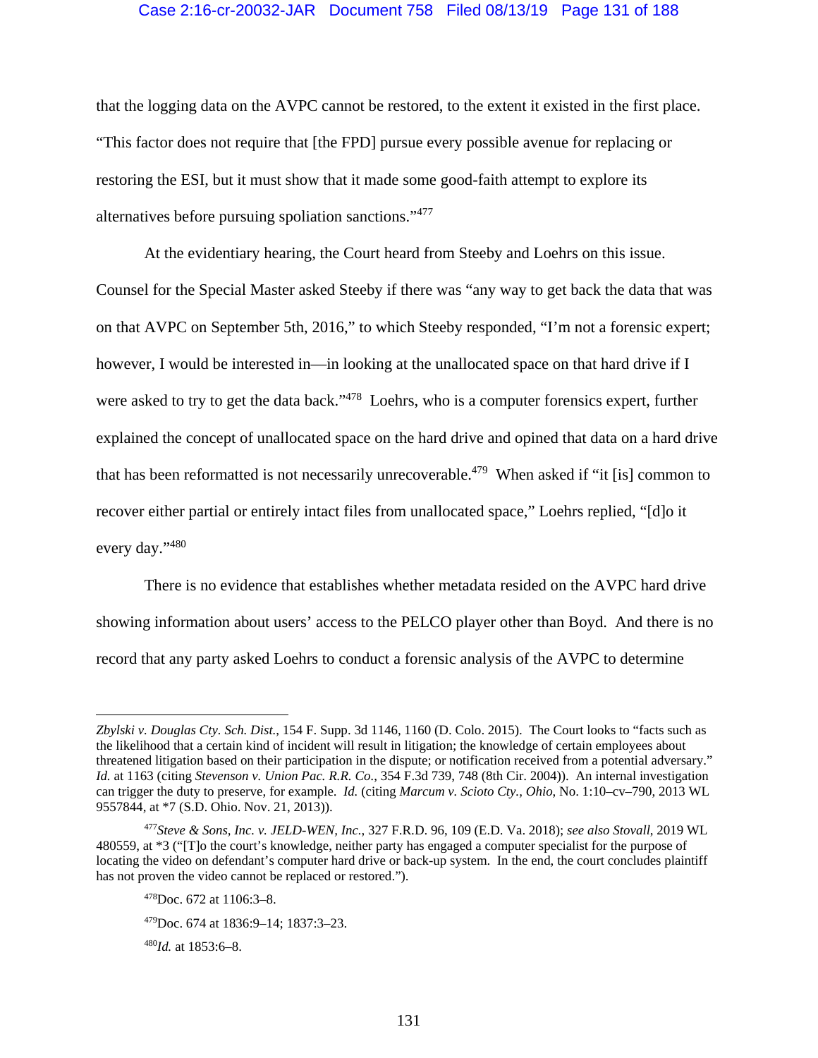that the logging data on the AVPC cannot be restored, to the extent it existed in the first place. "This factor does not require that [the FPD] pursue every possible avenue for replacing or restoring the ESI, but it must show that it made some good-faith attempt to explore its alternatives before pursuing spoliation sanctions."[477]

At the evidentiary hearing, the Court heard from Steeby and Loehrs on this issue. Counsel for the Special Master asked Steeby if there was "any way to get back the data that was on that AVPC on September 5th, 2016," to which Steeby responded, "I'm not a forensic expert; however, I would be interested in—in looking at the unallocated space on that hard drive if I were asked to try to get the data back."[478] Loehrs, who is a computer forensics expert, further explained the concept of unallocated space on the hard drive and opined that data on a hard drive that has been reformatted is not necessarily unrecoverable.[479] When asked if "it [is] common to recover either partial or entirely intact files from unallocated space," Loehrs replied, "[d]o it every day."[480]

There is no evidence that establishes whether metadata resided on the AVPC hard drive showing information about users' access to the PELCO player other than Boyd. And there is no record that any party asked Loehrs to conduct a forensic analysis of the AVPC to determine

---

*Zbylski v. Douglas Cty. Sch. Dist.*, 154 F. Supp. 3d 1146, 1160 (D. Colo. 2015). The Court looks to "facts such as the likelihood that a certain kind of incident will result in litigation; the knowledge of certain employees about threatened litigation based on their participation in the dispute; or notification received from a potential adversary." *Id.* at 1163 (citing *Stevenson v. Union Pac. R.R. Co.*, 354 F.3d 739, 748 (8th Cir. 2004)). An internal investigation can trigger the duty to preserve, for example. *Id.* (citing *Marcum v. Scioto Cty., Ohio*, No. 1:10–cv–790, 2013 WL 9557844, at *7 (S.D. Ohio. Nov. 21, 2013)).

[477] *Steve & Sons, Inc. v. JELD-WEN, Inc.*, 327 F.R.D. 96, 109 (E.D. Va. 2018); *see also Stovall*, 2019 WL 480559, at *3 ("[T]o the court's knowledge, neither party has engaged a computer specialist for the purpose of locating the video on defendant's computer hard drive or back-up system. In the end, the court concludes plaintiff has not proven the video cannot be replaced or restored.").

[478] Doc. 672 at 1106:3–8.

[479] Doc. 674 at 1836:9–14; 1837:3–23.

[480] *Id.* at 1853:6–8.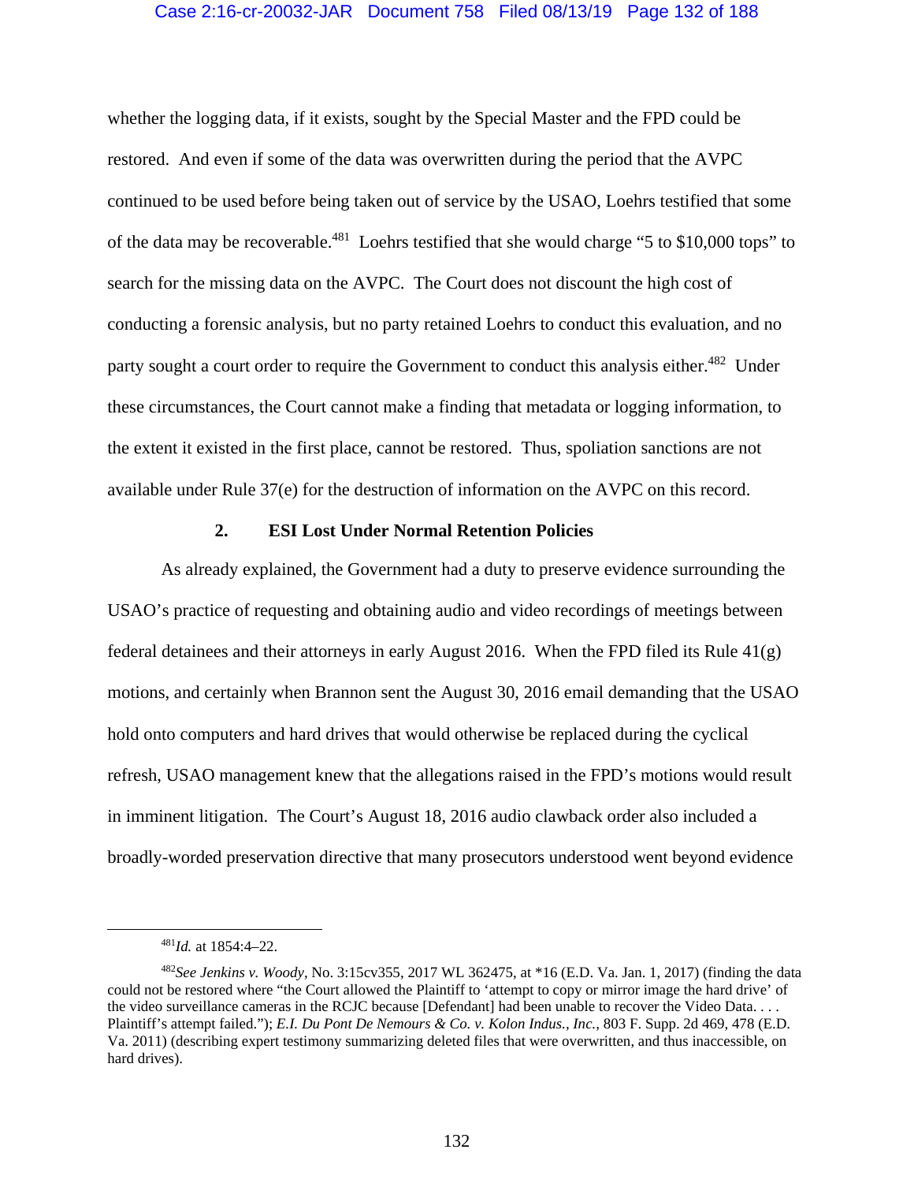whether the logging data, if it exists, sought by the Special Master and the FPD could be restored. And even if some of the data was overwritten during the period that the AVPC continued to be used before being taken out of service by the USAO, Loehrs testified that some of the data may be recoverable.[481] Loehrs testified that she would charge "5 to $10,000 tops" to search for the missing data on the AVPC. The Court does not discount the high cost of conducting a forensic analysis, but no party retained Loehrs to conduct this evaluation, and no party sought a court order to require the Government to conduct this analysis either.[482] Under these circumstances, the Court cannot make a finding that metadata or logging information, to the extent it existed in the first place, cannot be restored. Thus, spoliation sanctions are not available under Rule 37(e) for the destruction of information on the AVPC on this record.

### 2. ESI Lost Under Normal Retention Policies

As already explained, the Government had a duty to preserve evidence surrounding the USAO's practice of requesting and obtaining audio and video recordings of meetings between federal detainees and their attorneys in early August 2016. When the FPD filed its Rule 41(g) motions, and certainly when Brannon sent the August 30, 2016 email demanding that the USAO hold onto computers and hard drives that would otherwise be replaced during the cyclical refresh, USAO management knew that the allegations raised in the FPD's motions would result in imminent litigation. The Court's August 18, 2016 audio clawback order also included a broadly-worded preservation directive that many prosecutors understood went beyond evidence

---

[481] *Id.* at 1854:4–22.

[482] *See Jenkins v. Woody*, No. 3:15cv355, 2017 WL 362475, at *16 (E.D. Va. Jan. 1, 2017) (finding the data could not be restored where "the Court allowed the Plaintiff to 'attempt to copy or mirror image the hard drive' of the video surveillance cameras in the RCJC because [Defendant] had been unable to recover the Video Data. . . . Plaintiff's attempt failed."); *E.I. Du Pont De Nemours & Co. v. Kolon Indus., Inc.*, 803 F. Supp. 2d 469, 478 (E.D. Va. 2011) (describing expert testimony summarizing deleted files that were overwritten, and thus inaccessible, on hard drives).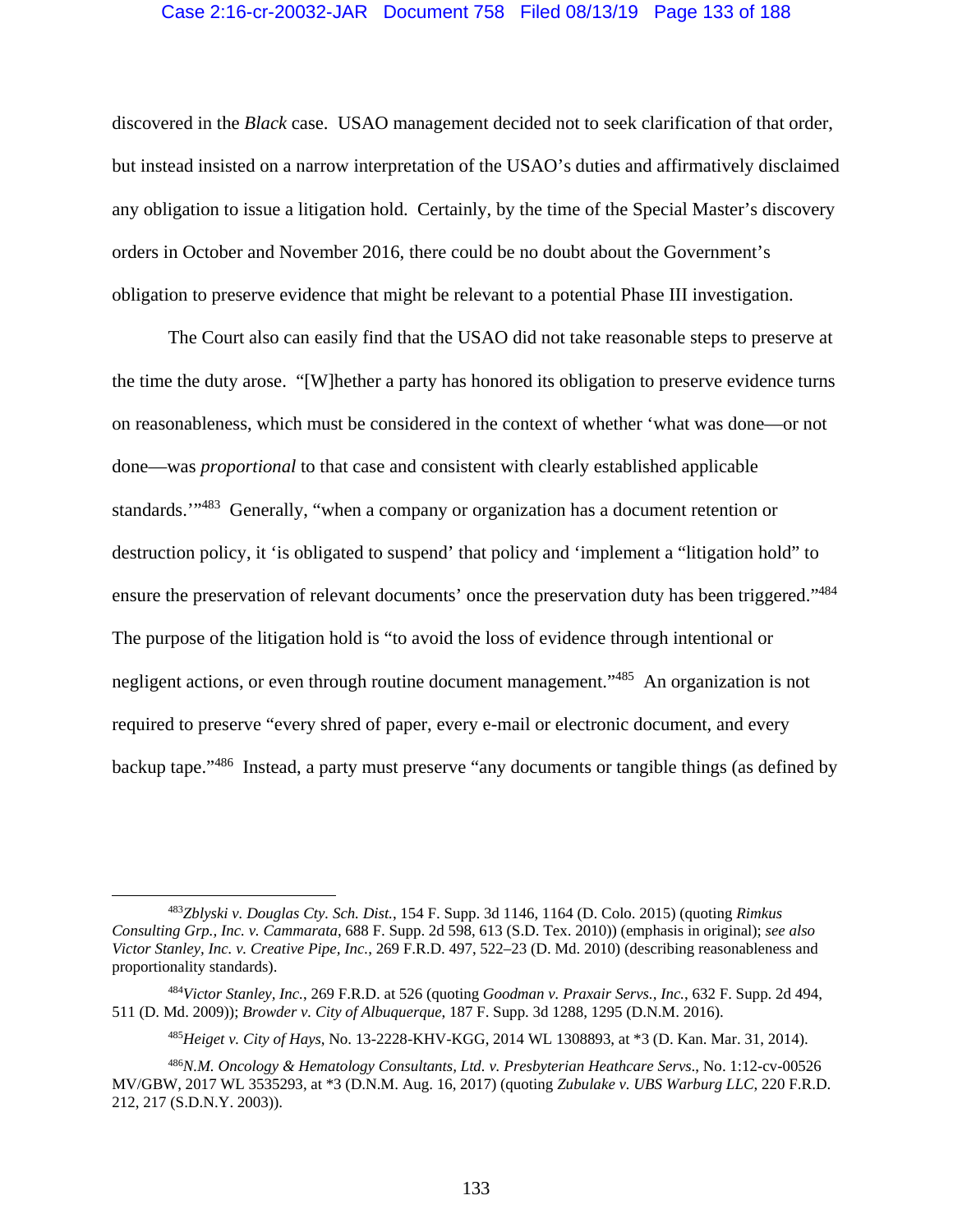discovered in the *Black* case. USAO management decided not to seek clarification of that order, but instead insisted on a narrow interpretation of the USAO's duties and affirmatively disclaimed any obligation to issue a litigation hold. Certainly, by the time of the Special Master's discovery orders in October and November 2016, there could be no doubt about the Government's obligation to preserve evidence that might be relevant to a potential Phase III investigation.

The Court also can easily find that the USAO did not take reasonable steps to preserve at the time the duty arose. "[W]hether a party has honored its obligation to preserve evidence turns on reasonableness, which must be considered in the context of whether 'what was done—or not done—was *proportional* to that case and consistent with clearly established applicable standards.'"[483] Generally, "when a company or organization has a document retention or destruction policy, it 'is obligated to suspend' that policy and 'implement a "litigation hold" to ensure the preservation of relevant documents' once the preservation duty has been triggered."[484] The purpose of the litigation hold is "to avoid the loss of evidence through intentional or negligent actions, or even through routine document management."[485] An organization is not required to preserve "every shred of paper, every e-mail or electronic document, and every backup tape."[486] Instead, a party must preserve "any documents or tangible things (as defined by

---

[483] *Zblyski v. Douglas Cty. Sch. Dist.*, 154 F. Supp. 3d 1146, 1164 (D. Colo. 2015) (quoting *Rimkus Consulting Grp., Inc. v. Cammarata*, 688 F. Supp. 2d 598, 613 (S.D. Tex. 2010)) (emphasis in original); *see also Victor Stanley, Inc. v. Creative Pipe, Inc.*, 269 F.R.D. 497, 522–23 (D. Md. 2010) (describing reasonableness and proportionality standards).

[484] *Victor Stanley, Inc.*, 269 F.R.D. at 526 (quoting *Goodman v. Praxair Servs., Inc.*, 632 F. Supp. 2d 494, 511 (D. Md. 2009)); *Browder v. City of Albuquerque*, 187 F. Supp. 3d 1288, 1295 (D.N.M. 2016).

[485] *Heiget v. City of Hays*, No. 13-2228-KHV-KGG, 2014 WL 1308893, at *3 (D. Kan. Mar. 31, 2014).

[486] *N.M. Oncology & Hematology Consultants, Ltd. v. Presbyterian Heathcare Servs.*, No. 1:12-cv-00526 MV/GBW, 2017 WL 3535293, at *3 (D.N.M. Aug. 16, 2017) (quoting *Zubulake v. UBS Warburg LLC*, 220 F.R.D. 212, 217 (S.D.N.Y. 2003)).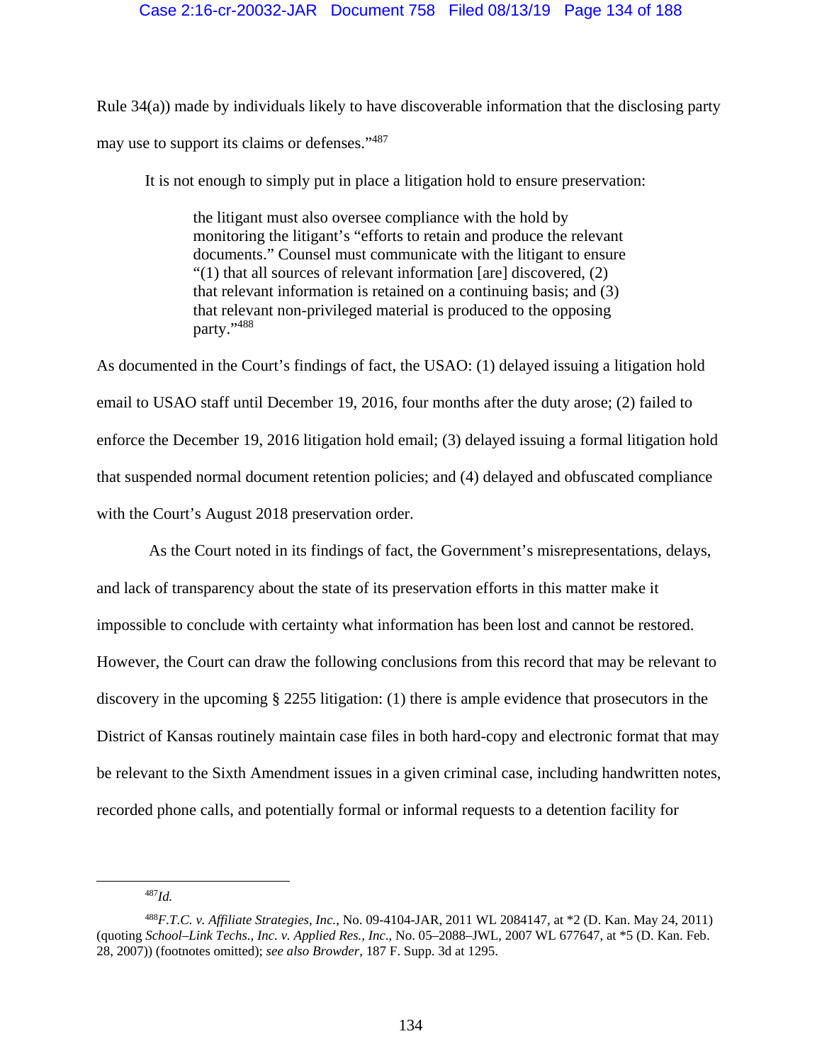Rule 34(a)) made by individuals likely to have discoverable information that the disclosing party may use to support its claims or defenses."[487]

It is not enough to simply put in place a litigation hold to ensure preservation:

> the litigant must also oversee compliance with the hold by monitoring the litigant's "efforts to retain and produce the relevant documents." Counsel must communicate with the litigant to ensure "(1) that all sources of relevant information [are] discovered, (2) that relevant information is retained on a continuing basis; and (3) that relevant non-privileged material is produced to the opposing party."[488]

As documented in the Court's findings of fact, the USAO: (1) delayed issuing a litigation hold email to USAO staff until December 19, 2016, four months after the duty arose; (2) failed to enforce the December 19, 2016 litigation hold email; (3) delayed issuing a formal litigation hold that suspended normal document retention policies; and (4) delayed and obfuscated compliance with the Court's August 2018 preservation order.

As the Court noted in its findings of fact, the Government's misrepresentations, delays, and lack of transparency about the state of its preservation efforts in this matter make it impossible to conclude with certainty what information has been lost and cannot be restored. However, the Court can draw the following conclusions from this record that may be relevant to discovery in the upcoming § 2255 litigation: (1) there is ample evidence that prosecutors in the District of Kansas routinely maintain case files in both hard-copy and electronic format that may be relevant to the Sixth Amendment issues in a given criminal case, including handwritten notes, recorded phone calls, and potentially formal or informal requests to a detention facility for

---

[487] *Id.*

[488] *F.T.C. v. Affiliate Strategies, Inc.*, No. 09-4104-JAR, 2011 WL 2084147, at *2 (D. Kan. May 24, 2011) (quoting *School–Link Techs., Inc. v. Applied Res., Inc*., No. 05–2088–JWL, 2007 WL 677647, at *5 (D. Kan. Feb. 28, 2007)) (footnotes omitted); *see also Browder*, 187 F. Supp. 3d at 1295.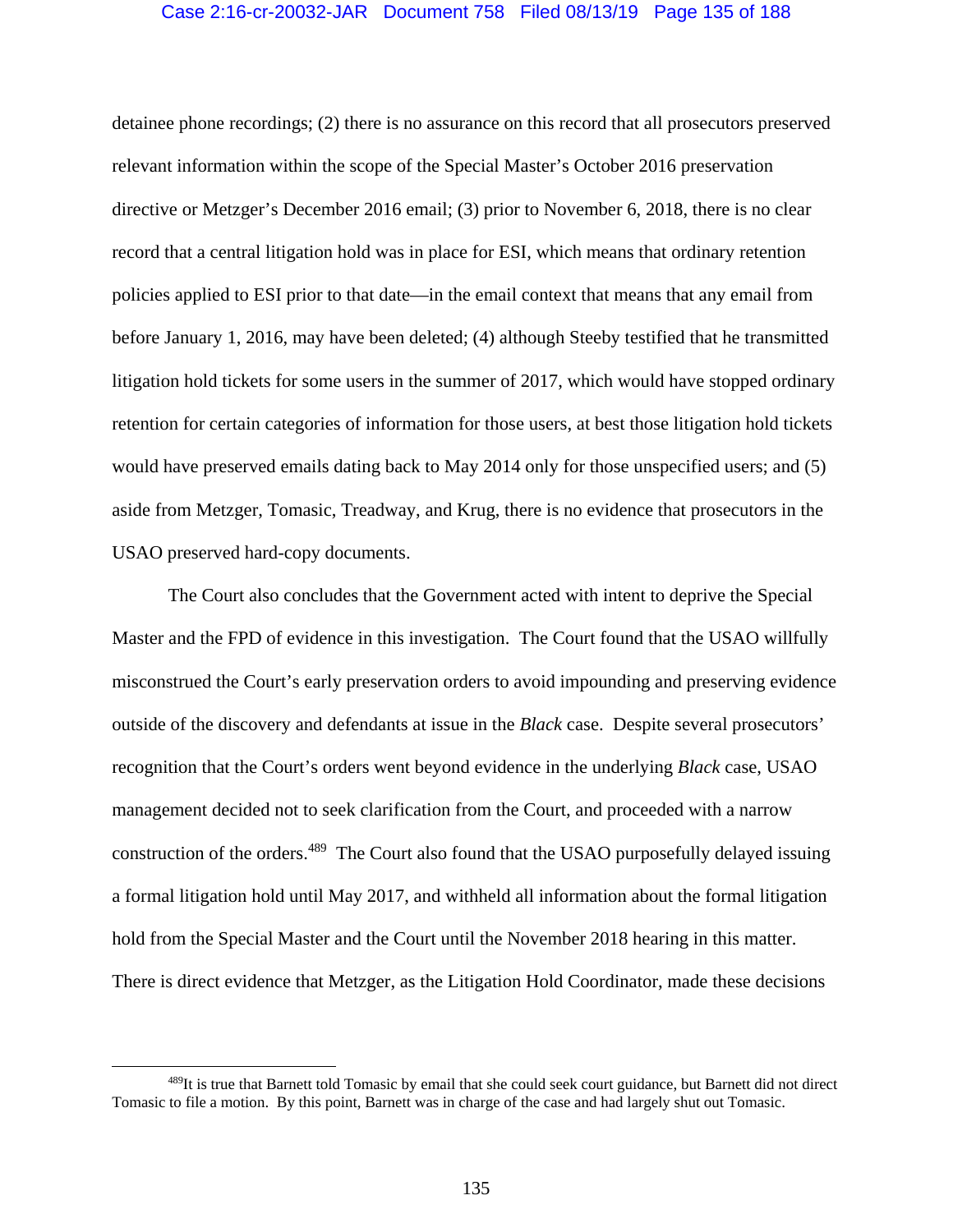detainee phone recordings; (2) there is no assurance on this record that all prosecutors preserved relevant information within the scope of the Special Master's October 2016 preservation directive or Metzger's December 2016 email; (3) prior to November 6, 2018, there is no clear record that a central litigation hold was in place for ESI, which means that ordinary retention policies applied to ESI prior to that date—in the email context that means that any email from before January 1, 2016, may have been deleted; (4) although Steeby testified that he transmitted litigation hold tickets for some users in the summer of 2017, which would have stopped ordinary retention for certain categories of information for those users, at best those litigation hold tickets would have preserved emails dating back to May 2014 only for those unspecified users; and (5) aside from Metzger, Tomasic, Treadway, and Krug, there is no evidence that prosecutors in the USAO preserved hard-copy documents.

The Court also concludes that the Government acted with intent to deprive the Special Master and the FPD of evidence in this investigation. The Court found that the USAO willfully misconstrued the Court's early preservation orders to avoid impounding and preserving evidence outside of the discovery and defendants at issue in the *Black* case. Despite several prosecutors' recognition that the Court's orders went beyond evidence in the underlying *Black* case, USAO management decided not to seek clarification from the Court, and proceeded with a narrow construction of the orders.[489] The Court also found that the USAO purposefully delayed issuing a formal litigation hold until May 2017, and withheld all information about the formal litigation hold from the Special Master and the Court until the November 2018 hearing in this matter. There is direct evidence that Metzger, as the Litigation Hold Coordinator, made these decisions

[489]It is true that Barnett told Tomasic by email that she could seek court guidance, but Barnett did not direct Tomasic to file a motion. By this point, Barnett was in charge of the case and had largely shut out Tomasic.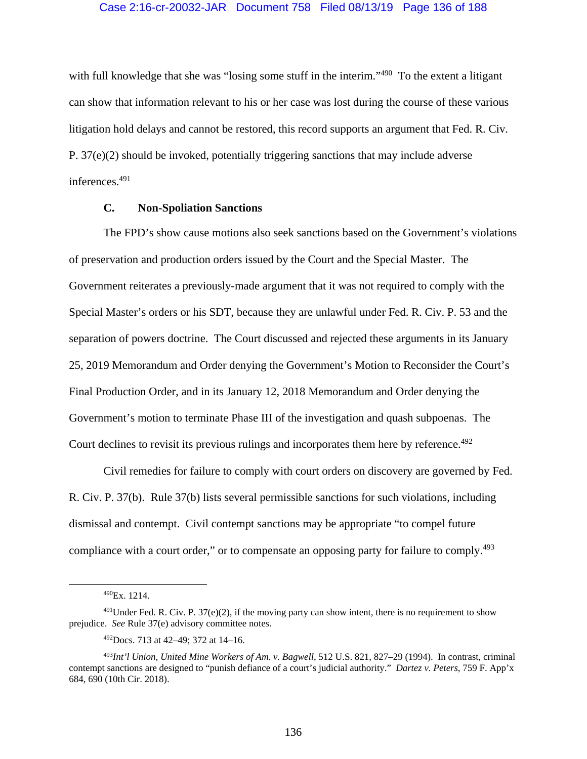with full knowledge that she was "losing some stuff in the interim."[490] To the extent a litigant can show that information relevant to his or her case was lost during the course of these various litigation hold delays and cannot be restored, this record supports an argument that Fed. R. Civ. P. 37(e)(2) should be invoked, potentially triggering sanctions that may include adverse inferences.[491]

### C. Non-Spoliation Sanctions

The FPD's show cause motions also seek sanctions based on the Government's violations of preservation and production orders issued by the Court and the Special Master. The Government reiterates a previously-made argument that it was not required to comply with the Special Master's orders or his SDT, because they are unlawful under Fed. R. Civ. P. 53 and the separation of powers doctrine. The Court discussed and rejected these arguments in its January 25, 2019 Memorandum and Order denying the Government's Motion to Reconsider the Court's Final Production Order, and in its January 12, 2018 Memorandum and Order denying the Government's motion to terminate Phase III of the investigation and quash subpoenas. The Court declines to revisit its previous rulings and incorporates them here by reference.[492]

Civil remedies for failure to comply with court orders on discovery are governed by Fed. R. Civ. P. 37(b). Rule 37(b) lists several permissible sanctions for such violations, including dismissal and contempt. Civil contempt sanctions may be appropriate "to compel future compliance with a court order," or to compensate an opposing party for failure to comply.[493]

---

[490] Ex. 1214.

[491] Under Fed. R. Civ. P. 37(e)(2), if the moving party can show intent, there is no requirement to show prejudice. *See* Rule 37(e) advisory committee notes.

[492] Docs. 713 at 42–49; 372 at 14–16.

[493] *Int'l Union, United Mine Workers of Am. v. Bagwell*, 512 U.S. 821, 827–29 (1994). In contrast, criminal contempt sanctions are designed to "punish defiance of a court's judicial authority." *Dartez v. Peters*, 759 F. App'x 684, 690 (10th Cir. 2018).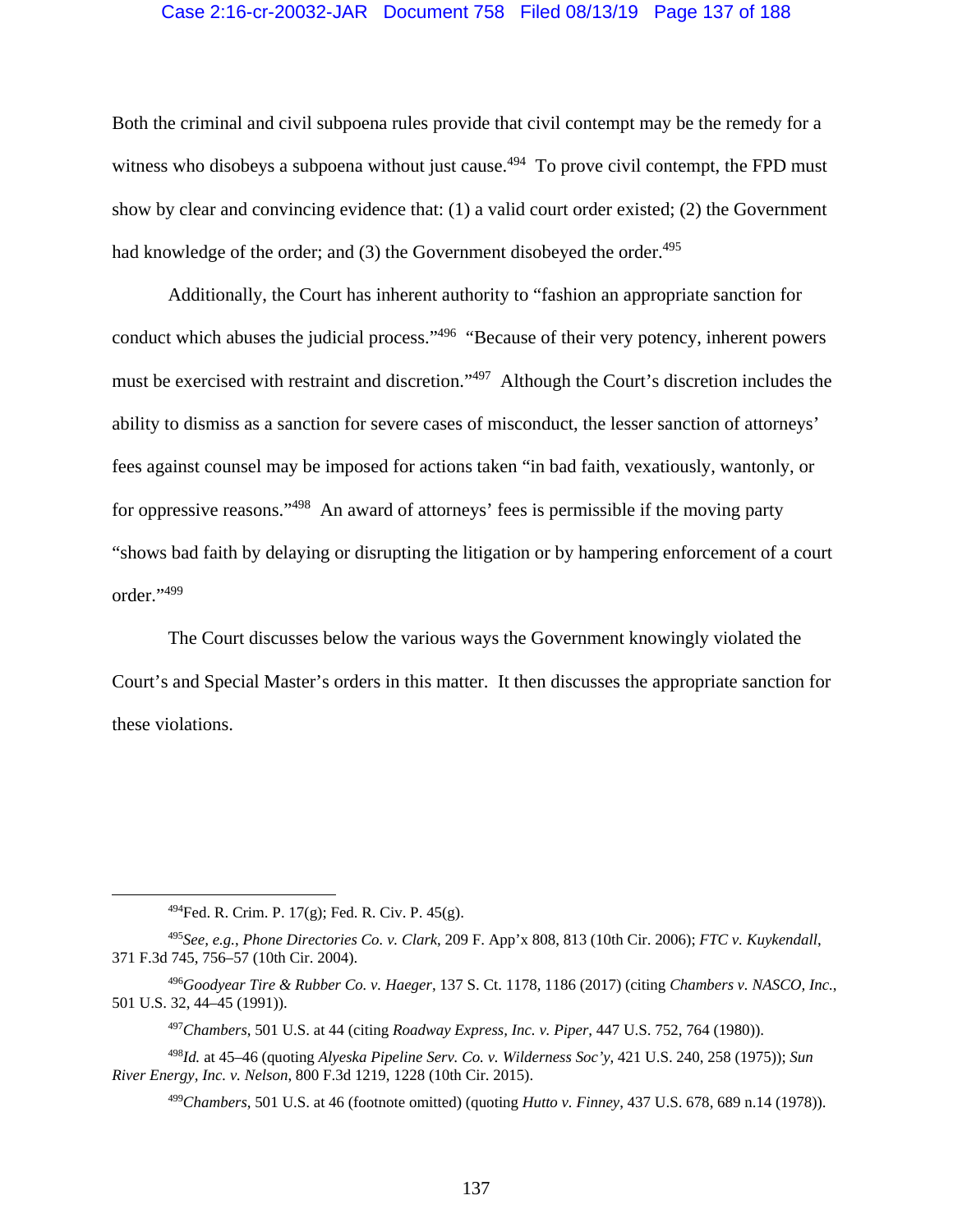Both the criminal and civil subpoena rules provide that civil contempt may be the remedy for a witness who disobeys a subpoena without just cause.[494] To prove civil contempt, the FPD must show by clear and convincing evidence that: (1) a valid court order existed; (2) the Government had knowledge of the order; and (3) the Government disobeyed the order.[495]

Additionally, the Court has inherent authority to "fashion an appropriate sanction for conduct which abuses the judicial process."[496] "Because of their very potency, inherent powers must be exercised with restraint and discretion."[497] Although the Court's discretion includes the ability to dismiss as a sanction for severe cases of misconduct, the lesser sanction of attorneys' fees against counsel may be imposed for actions taken "in bad faith, vexatiously, wantonly, or for oppressive reasons."[498] An award of attorneys' fees is permissible if the moving party "shows bad faith by delaying or disrupting the litigation or by hampering enforcement of a court order."[499]

The Court discusses below the various ways the Government knowingly violated the Court's and Special Master's orders in this matter. It then discusses the appropriate sanction for these violations.

---

[494] Fed. R. Crim. P. 17(g); Fed. R. Civ. P. 45(g).

[495] *See, e.g.*, *Phone Directories Co. v. Clark*, 209 F. App'x 808, 813 (10th Cir. 2006); *FTC v. Kuykendall*, 371 F.3d 745, 756–57 (10th Cir. 2004).

[496] *Goodyear Tire & Rubber Co. v. Haeger*, 137 S. Ct. 1178, 1186 (2017) (citing *Chambers v. NASCO, Inc.*, 501 U.S. 32, 44–45 (1991)).

[497] *Chambers*, 501 U.S. at 44 (citing *Roadway Express, Inc. v. Piper*, 447 U.S. 752, 764 (1980)).

[498] *Id.* at 45–46 (quoting *Alyeska Pipeline Serv. Co. v. Wilderness Soc'y*, 421 U.S. 240, 258 (1975)); *Sun River Energy, Inc. v. Nelson*, 800 F.3d 1219, 1228 (10th Cir. 2015).

[499] *Chambers*, 501 U.S. at 46 (footnote omitted) (quoting *Hutto v. Finney*, 437 U.S. 678, 689 n.14 (1978)).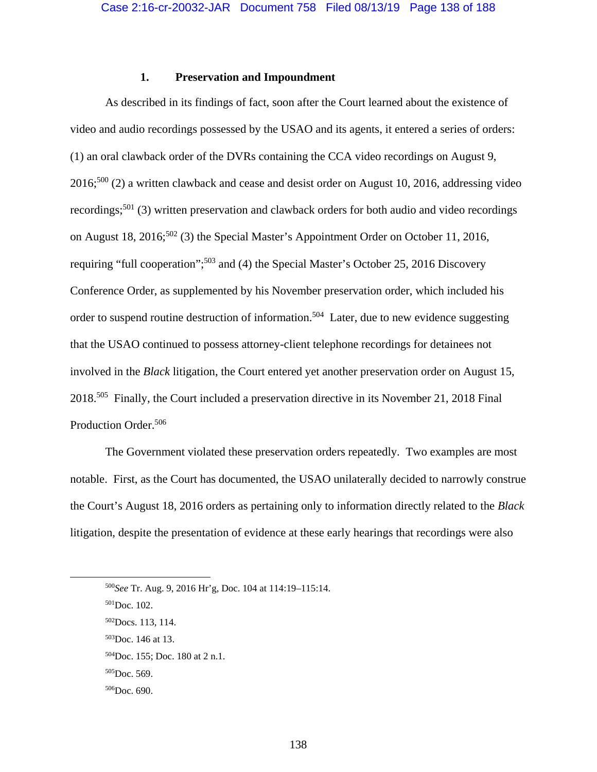### 1. Preservation and Impoundment

As described in its findings of fact, soon after the Court learned about the existence of video and audio recordings possessed by the USAO and its agents, it entered a series of orders: (1) an oral clawback order of the DVRs containing the CCA video recordings on August 9, 2016;[500] (2) a written clawback and cease and desist order on August 10, 2016, addressing video recordings;[501] (3) written preservation and clawback orders for both audio and video recordings on August 18, 2016;[502] (3) the Special Master's Appointment Order on October 11, 2016, requiring "full cooperation";[503] and (4) the Special Master's October 25, 2016 Discovery Conference Order, as supplemented by his November preservation order, which included his order to suspend routine destruction of information.[504] Later, due to new evidence suggesting that the USAO continued to possess attorney-client telephone recordings for detainees not involved in the *Black* litigation, the Court entered yet another preservation order on August 15, 2018.[505] Finally, the Court included a preservation directive in its November 21, 2018 Final Production Order.[506]

The Government violated these preservation orders repeatedly. Two examples are most notable. First, as the Court has documented, the USAO unilaterally decided to narrowly construe the Court's August 18, 2016 orders as pertaining only to information directly related to the *Black* litigation, despite the presentation of evidence at these early hearings that recordings were also

---

[500] *See* Tr. Aug. 9, 2016 Hr'g, Doc. 104 at 114:19–115:14.

[501] Doc. 102.

[502] Docs. 113, 114.

[503] Doc. 146 at 13.

[504] Doc. 155; Doc. 180 at 2 n.1.

[505] Doc. 569.

[506] Doc. 690.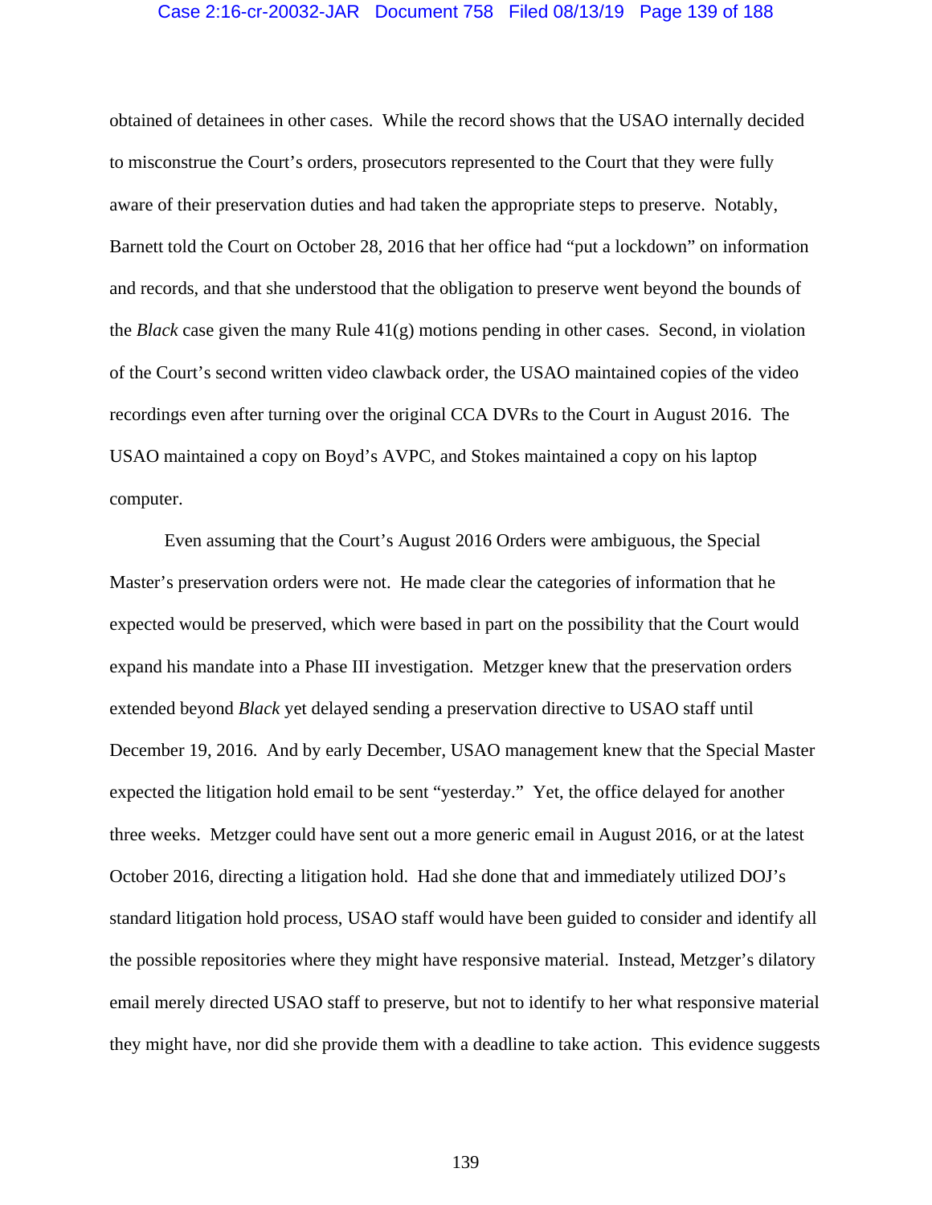obtained of detainees in other cases. While the record shows that the USAO internally decided to misconstrue the Court's orders, prosecutors represented to the Court that they were fully aware of their preservation duties and had taken the appropriate steps to preserve. Notably, Barnett told the Court on October 28, 2016 that her office had "put a lockdown" on information and records, and that she understood that the obligation to preserve went beyond the bounds of the *Black* case given the many Rule 41(g) motions pending in other cases. Second, in violation of the Court's second written video clawback order, the USAO maintained copies of the video recordings even after turning over the original CCA DVRs to the Court in August 2016. The USAO maintained a copy on Boyd's AVPC, and Stokes maintained a copy on his laptop computer.

Even assuming that the Court's August 2016 Orders were ambiguous, the Special Master's preservation orders were not. He made clear the categories of information that he expected would be preserved, which were based in part on the possibility that the Court would expand his mandate into a Phase III investigation. Metzger knew that the preservation orders extended beyond *Black* yet delayed sending a preservation directive to USAO staff until December 19, 2016. And by early December, USAO management knew that the Special Master expected the litigation hold email to be sent "yesterday." Yet, the office delayed for another three weeks. Metzger could have sent out a more generic email in August 2016, or at the latest October 2016, directing a litigation hold. Had she done that and immediately utilized DOJ's standard litigation hold process, USAO staff would have been guided to consider and identify all the possible repositories where they might have responsive material. Instead, Metzger's dilatory email merely directed USAO staff to preserve, but not to identify to her what responsive material they might have, nor did she provide them with a deadline to take action. This evidence suggests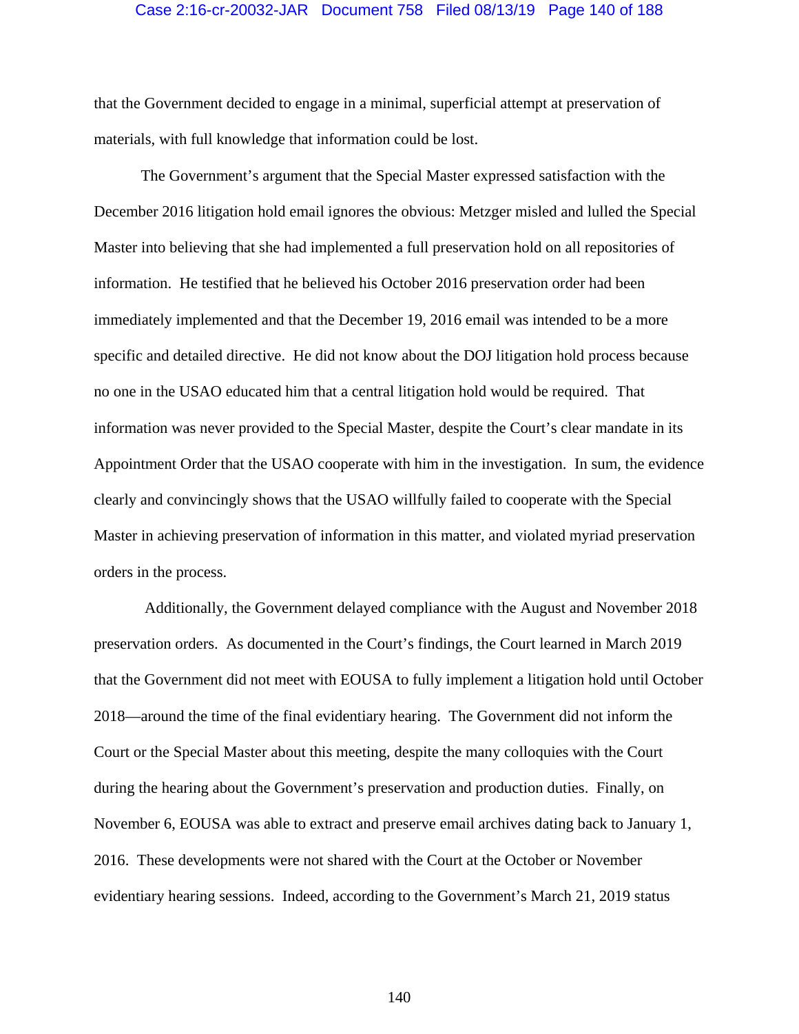that the Government decided to engage in a minimal, superficial attempt at preservation of materials, with full knowledge that information could be lost.

The Government's argument that the Special Master expressed satisfaction with the December 2016 litigation hold email ignores the obvious: Metzger misled and lulled the Special Master into believing that she had implemented a full preservation hold on all repositories of information. He testified that he believed his October 2016 preservation order had been immediately implemented and that the December 19, 2016 email was intended to be a more specific and detailed directive. He did not know about the DOJ litigation hold process because no one in the USAO educated him that a central litigation hold would be required. That information was never provided to the Special Master, despite the Court's clear mandate in its Appointment Order that the USAO cooperate with him in the investigation. In sum, the evidence clearly and convincingly shows that the USAO willfully failed to cooperate with the Special Master in achieving preservation of information in this matter, and violated myriad preservation orders in the process.

Additionally, the Government delayed compliance with the August and November 2018 preservation orders. As documented in the Court's findings, the Court learned in March 2019 that the Government did not meet with EOUSA to fully implement a litigation hold until October 2018—around the time of the final evidentiary hearing. The Government did not inform the Court or the Special Master about this meeting, despite the many colloquies with the Court during the hearing about the Government's preservation and production duties. Finally, on November 6, EOUSA was able to extract and preserve email archives dating back to January 1, 2016. These developments were not shared with the Court at the October or November evidentiary hearing sessions. Indeed, according to the Government's March 21, 2019 status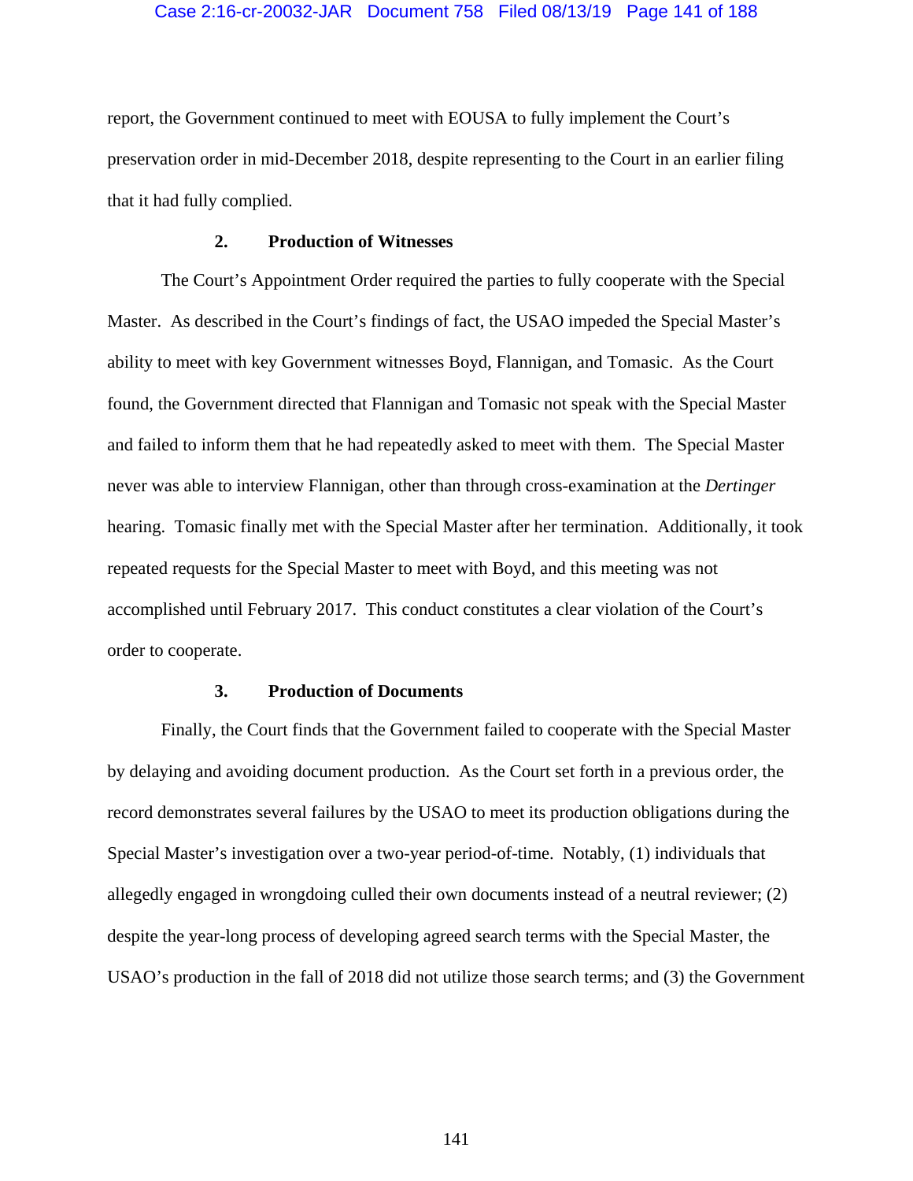report, the Government continued to meet with EOUSA to fully implement the Court's preservation order in mid-December 2018, despite representing to the Court in an earlier filing that it had fully complied.

### 2. Production of Witnesses

The Court's Appointment Order required the parties to fully cooperate with the Special Master. As described in the Court's findings of fact, the USAO impeded the Special Master's ability to meet with key Government witnesses Boyd, Flannigan, and Tomasic. As the Court found, the Government directed that Flannigan and Tomasic not speak with the Special Master and failed to inform them that he had repeatedly asked to meet with them. The Special Master never was able to interview Flannigan, other than through cross-examination at the *Dertinger* hearing. Tomasic finally met with the Special Master after her termination. Additionally, it took repeated requests for the Special Master to meet with Boyd, and this meeting was not accomplished until February 2017. This conduct constitutes a clear violation of the Court's order to cooperate.

### 3. Production of Documents

Finally, the Court finds that the Government failed to cooperate with the Special Master by delaying and avoiding document production. As the Court set forth in a previous order, the record demonstrates several failures by the USAO to meet its production obligations during the Special Master's investigation over a two-year period-of-time. Notably, (1) individuals that allegedly engaged in wrongdoing culled their own documents instead of a neutral reviewer; (2) despite the year-long process of developing agreed search terms with the Special Master, the USAO's production in the fall of 2018 did not utilize those search terms; and (3) the Government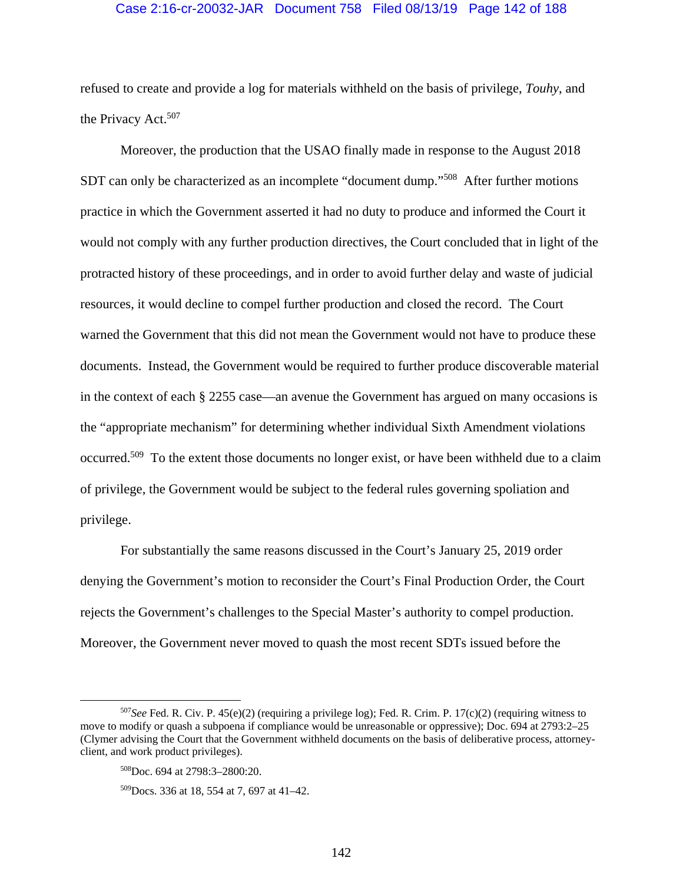refused to create and provide a log for materials withheld on the basis of privilege, *Touhy*, and the Privacy Act.[507]

Moreover, the production that the USAO finally made in response to the August 2018 SDT can only be characterized as an incomplete "document dump."[508] After further motions practice in which the Government asserted it had no duty to produce and informed the Court it would not comply with any further production directives, the Court concluded that in light of the protracted history of these proceedings, and in order to avoid further delay and waste of judicial resources, it would decline to compel further production and closed the record. The Court warned the Government that this did not mean the Government would not have to produce these documents. Instead, the Government would be required to further produce discoverable material in the context of each § 2255 case—an avenue the Government has argued on many occasions is the "appropriate mechanism" for determining whether individual Sixth Amendment violations occurred.[509] To the extent those documents no longer exist, or have been withheld due to a claim of privilege, the Government would be subject to the federal rules governing spoliation and privilege.

For substantially the same reasons discussed in the Court's January 25, 2019 order denying the Government's motion to reconsider the Court's Final Production Order, the Court rejects the Government's challenges to the Special Master's authority to compel production. Moreover, the Government never moved to quash the most recent SDTs issued before the

---

[507] *See* Fed. R. Civ. P. 45(e)(2) (requiring a privilege log); Fed. R. Crim. P. 17(c)(2) (requiring witness to move to modify or quash a subpoena if compliance would be unreasonable or oppressive); Doc. 694 at 2793:2–25 (Clymer advising the Court that the Government withheld documents on the basis of deliberative process, attorney-client, and work product privileges).

[508] Doc. 694 at 2798:3–2800:20.

[509] Docs. 336 at 18, 554 at 7, 697 at 41–42.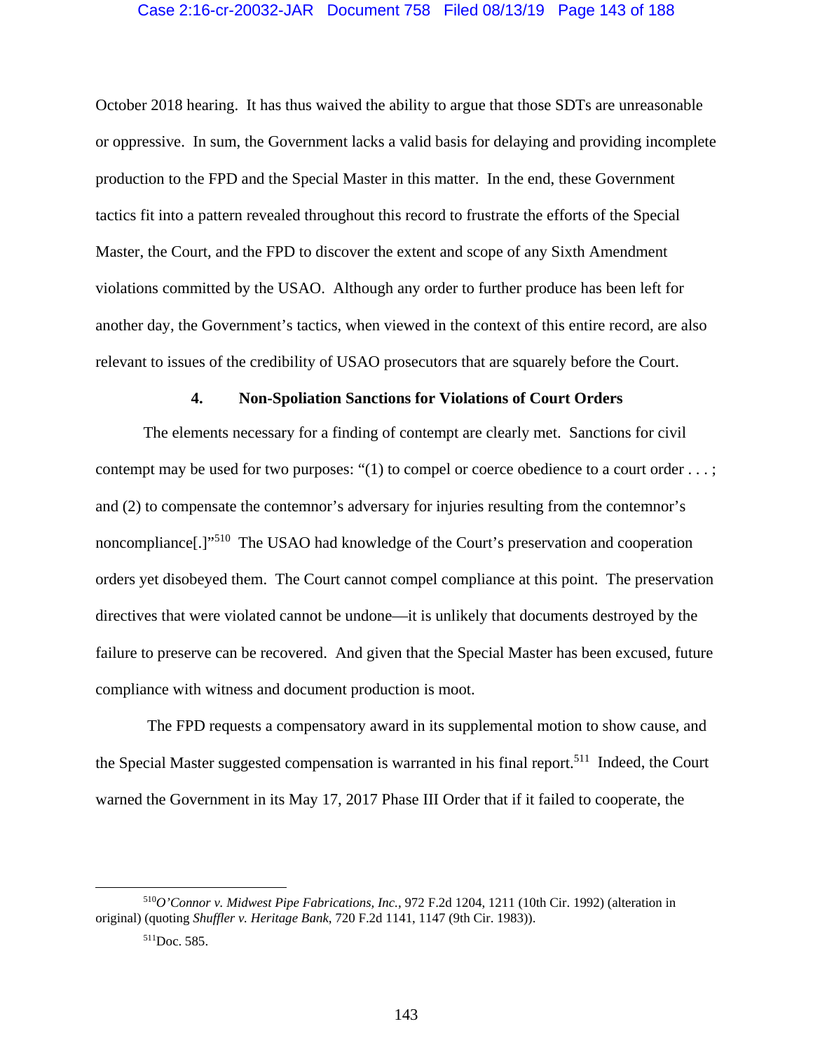October 2018 hearing. It has thus waived the ability to argue that those SDTs are unreasonable or oppressive. In sum, the Government lacks a valid basis for delaying and providing incomplete production to the FPD and the Special Master in this matter. In the end, these Government tactics fit into a pattern revealed throughout this record to frustrate the efforts of the Special Master, the Court, and the FPD to discover the extent and scope of any Sixth Amendment violations committed by the USAO. Although any order to further produce has been left for another day, the Government's tactics, when viewed in the context of this entire record, are also relevant to issues of the credibility of USAO prosecutors that are squarely before the Court.

#### 4. Non-Spoliation Sanctions for Violations of Court Orders

The elements necessary for a finding of contempt are clearly met. Sanctions for civil contempt may be used for two purposes: "(1) to compel or coerce obedience to a court order . . . ; and (2) to compensate the contemnor's adversary for injuries resulting from the contemnor's noncompliance[.]"[510] The USAO had knowledge of the Court's preservation and cooperation orders yet disobeyed them. The Court cannot compel compliance at this point. The preservation directives that were violated cannot be undone—it is unlikely that documents destroyed by the failure to preserve can be recovered. And given that the Special Master has been excused, future compliance with witness and document production is moot.

The FPD requests a compensatory award in its supplemental motion to show cause, and the Special Master suggested compensation is warranted in his final report.[511] Indeed, the Court warned the Government in its May 17, 2017 Phase III Order that if it failed to cooperate, the

---

[510] *O'Connor v. Midwest Pipe Fabrications, Inc.*, 972 F.2d 1204, 1211 (10th Cir. 1992) (alteration in original) (quoting *Shuffler v. Heritage Bank*, 720 F.2d 1141, 1147 (9th Cir. 1983)).

[511] Doc. 585.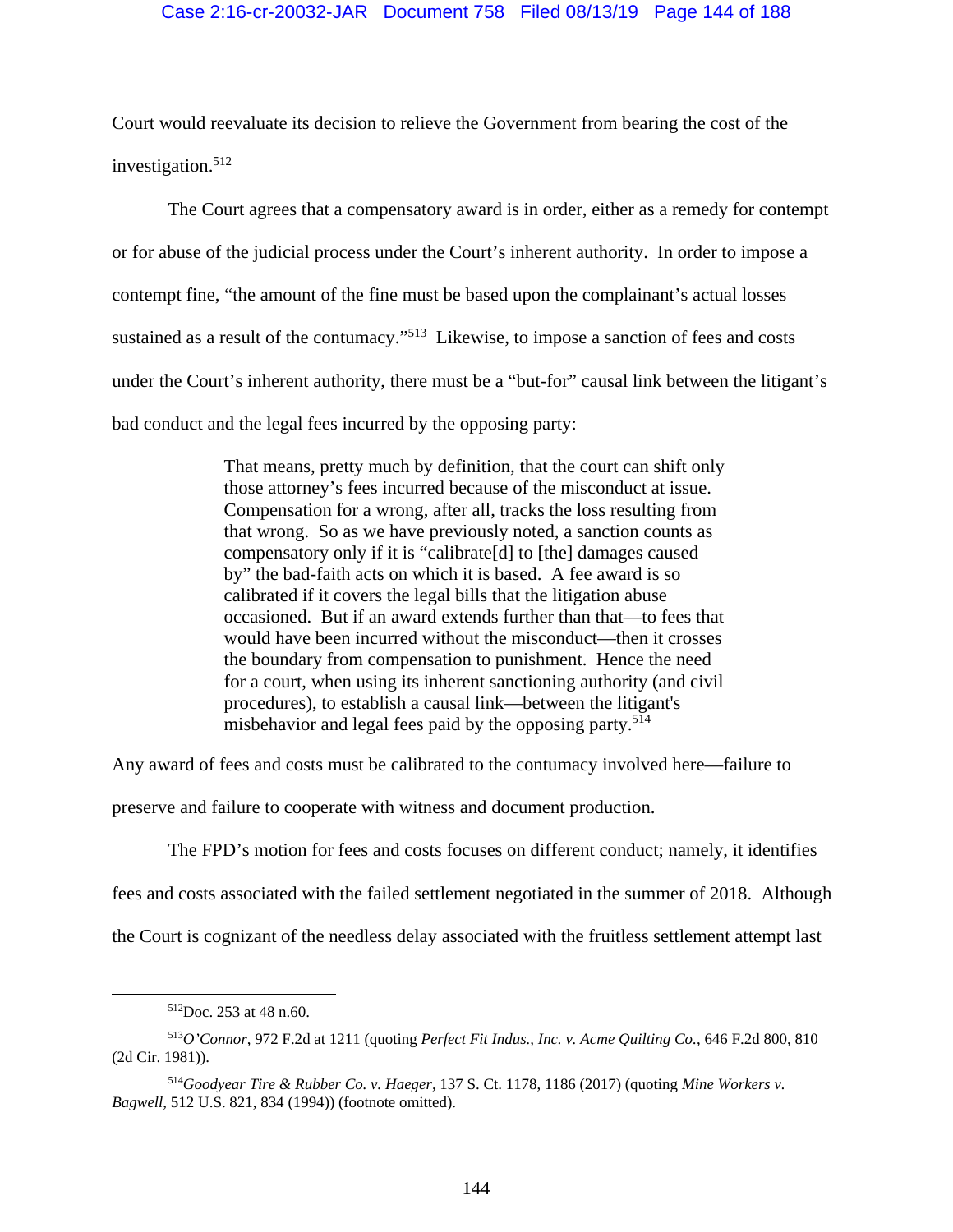Court would reevaluate its decision to relieve the Government from bearing the cost of the investigation.[512]

The Court agrees that a compensatory award is in order, either as a remedy for contempt or for abuse of the judicial process under the Court's inherent authority. In order to impose a contempt fine, "the amount of the fine must be based upon the complainant's actual losses sustained as a result of the contumacy."[513] Likewise, to impose a sanction of fees and costs under the Court's inherent authority, there must be a "but-for" causal link between the litigant's bad conduct and the legal fees incurred by the opposing party:

> That means, pretty much by definition, that the court can shift only those attorney's fees incurred because of the misconduct at issue. Compensation for a wrong, after all, tracks the loss resulting from that wrong. So as we have previously noted, a sanction counts as compensatory only if it is "calibrate[d] to [the] damages caused by" the bad-faith acts on which it is based. A fee award is so calibrated if it covers the legal bills that the litigation abuse occasioned. But if an award extends further than that—to fees that would have been incurred without the misconduct—then it crosses the boundary from compensation to punishment. Hence the need for a court, when using its inherent sanctioning authority (and civil procedures), to establish a causal link—between the litigant's misbehavior and legal fees paid by the opposing party.[514]

Any award of fees and costs must be calibrated to the contumacy involved here—failure to preserve and failure to cooperate with witness and document production.

The FPD's motion for fees and costs focuses on different conduct; namely, it identifies fees and costs associated with the failed settlement negotiated in the summer of 2018. Although the Court is cognizant of the needless delay associated with the fruitless settlement attempt last

---

[512] Doc. 253 at 48 n.60.

[513] *O'Connor*, 972 F.2d at 1211 (quoting *Perfect Fit Indus., Inc. v. Acme Quilting Co.*, 646 F.2d 800, 810 (2d Cir. 1981)).

[514] *Goodyear Tire & Rubber Co. v. Haeger*, 137 S. Ct. 1178, 1186 (2017) (quoting *Mine Workers v. Bagwell*, 512 U.S. 821, 834 (1994)) (footnote omitted).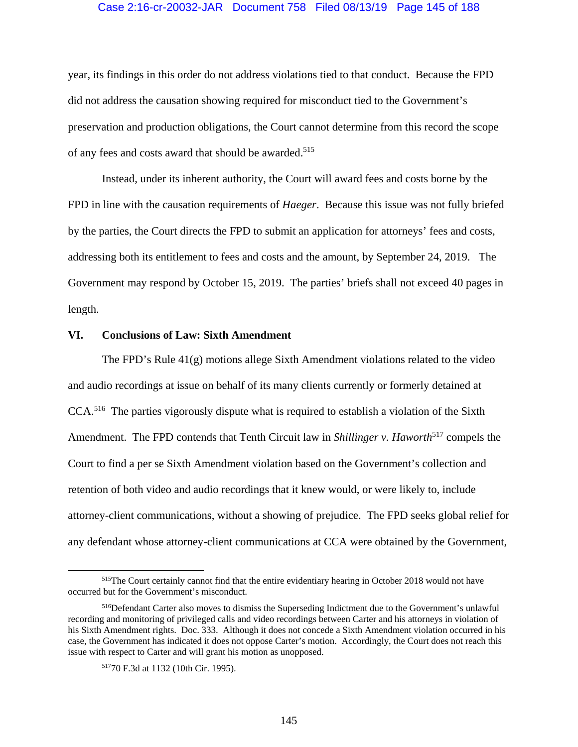year, its findings in this order do not address violations tied to that conduct. Because the FPD did not address the causation showing required for misconduct tied to the Government's preservation and production obligations, the Court cannot determine from this record the scope of any fees and costs award that should be awarded.[515]

Instead, under its inherent authority, the Court will award fees and costs borne by the FPD in line with the causation requirements of *Haeger*. Because this issue was not fully briefed by the parties, the Court directs the FPD to submit an application for attorneys' fees and costs, addressing both its entitlement to fees and costs and the amount, by September 24, 2019. The Government may respond by October 15, 2019. The parties' briefs shall not exceed 40 pages in length.

## VI. Conclusions of Law: Sixth Amendment

The FPD's Rule 41(g) motions allege Sixth Amendment violations related to the video and audio recordings at issue on behalf of its many clients currently or formerly detained at CCA.[516] The parties vigorously dispute what is required to establish a violation of the Sixth Amendment. The FPD contends that Tenth Circuit law in *Shillinger v. Haworth*[517] compels the Court to find a per se Sixth Amendment violation based on the Government's collection and retention of both video and audio recordings that it knew would, or were likely to, include attorney-client communications, without a showing of prejudice. The FPD seeks global relief for any defendant whose attorney-client communications at CCA were obtained by the Government,

---

[515] The Court certainly cannot find that the entire evidentiary hearing in October 2018 would not have occurred but for the Government's misconduct.

[516] Defendant Carter also moves to dismiss the Superseding Indictment due to the Government's unlawful recording and monitoring of privileged calls and video recordings between Carter and his attorneys in violation of his Sixth Amendment rights. Doc. 333. Although it does not concede a Sixth Amendment violation occurred in his case, the Government has indicated it does not oppose Carter's motion. Accordingly, the Court does not reach this issue with respect to Carter and will grant his motion as unopposed.

[517] 70 F.3d at 1132 (10th Cir. 1995).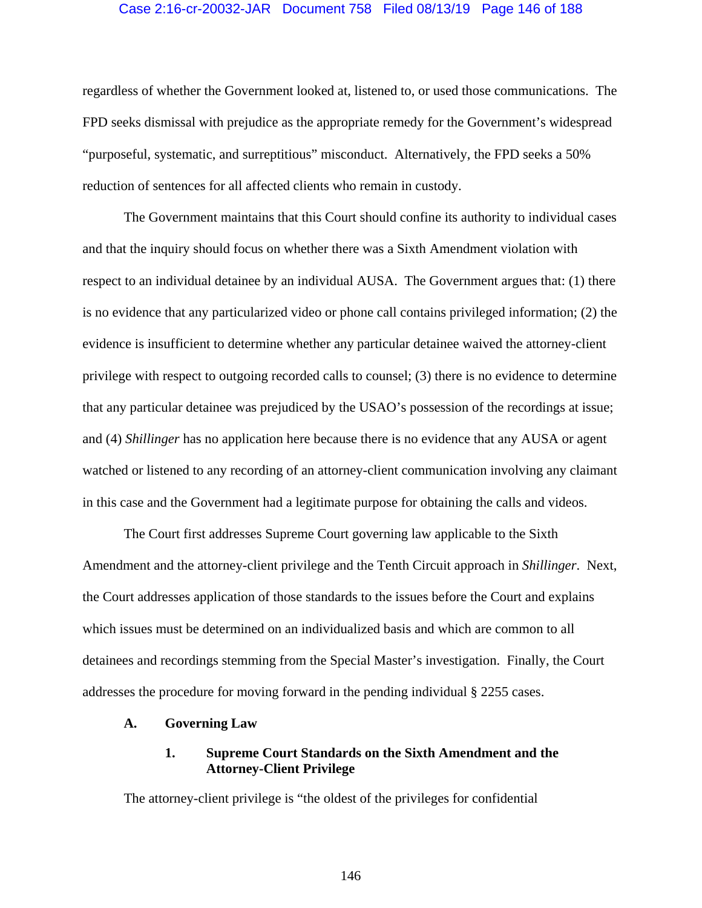regardless of whether the Government looked at, listened to, or used those communications. The FPD seeks dismissal with prejudice as the appropriate remedy for the Government's widespread "purposeful, systematic, and surreptitious" misconduct. Alternatively, the FPD seeks a 50% reduction of sentences for all affected clients who remain in custody.

The Government maintains that this Court should confine its authority to individual cases and that the inquiry should focus on whether there was a Sixth Amendment violation with respect to an individual detainee by an individual AUSA. The Government argues that: (1) there is no evidence that any particularized video or phone call contains privileged information; (2) the evidence is insufficient to determine whether any particular detainee waived the attorney-client privilege with respect to outgoing recorded calls to counsel; (3) there is no evidence to determine that any particular detainee was prejudiced by the USAO's possession of the recordings at issue; and (4) *Shillinger* has no application here because there is no evidence that any AUSA or agent watched or listened to any recording of an attorney-client communication involving any claimant in this case and the Government had a legitimate purpose for obtaining the calls and videos.

The Court first addresses Supreme Court governing law applicable to the Sixth Amendment and the attorney-client privilege and the Tenth Circuit approach in *Shillinger*. Next, the Court addresses application of those standards to the issues before the Court and explains which issues must be determined on an individualized basis and which are common to all detainees and recordings stemming from the Special Master's investigation. Finally, the Court addresses the procedure for moving forward in the pending individual § 2255 cases.

### A. Governing Law

#### 1. Supreme Court Standards on the Sixth Amendment and the Attorney-Client Privilege

The attorney-client privilege is "the oldest of the privileges for confidential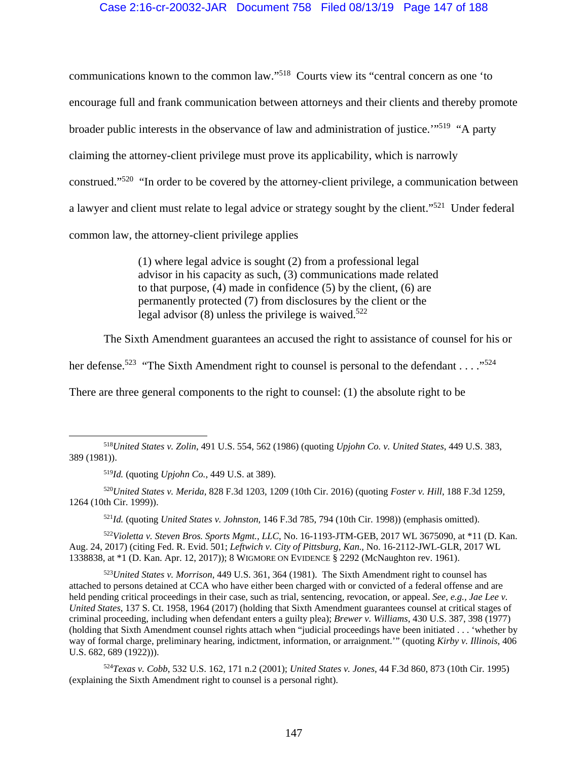communications known to the common law."[518] Courts view its "central concern as one 'to encourage full and frank communication between attorneys and their clients and thereby promote broader public interests in the observance of law and administration of justice.'"[519] "A party claiming the attorney-client privilege must prove its applicability, which is narrowly construed."[520] "In order to be covered by the attorney-client privilege, a communication between a lawyer and client must relate to legal advice or strategy sought by the client."[521] Under federal common law, the attorney-client privilege applies

> (1) where legal advice is sought (2) from a professional legal advisor in his capacity as such, (3) communications made related to that purpose, (4) made in confidence (5) by the client, (6) are permanently protected (7) from disclosures by the client or the legal advisor (8) unless the privilege is waived.[522]

The Sixth Amendment guarantees an accused the right to assistance of counsel for his or her defense.[523] "The Sixth Amendment right to counsel is personal to the defendant . . . ."[524] There are three general components to the right to counsel: (1) the absolute right to be

---

[518] *United States v. Zolin*, 491 U.S. 554, 562 (1986) (quoting *Upjohn Co. v. United States*, 449 U.S. 383, 389 (1981)).

[519] *Id.* (quoting *Upjohn Co.*, 449 U.S. at 389).

[520] *United States v. Merida*, 828 F.3d 1203, 1209 (10th Cir. 2016) (quoting *Foster v. Hill*, 188 F.3d 1259, 1264 (10th Cir. 1999)).

[521] *Id.* (quoting *United States v. Johnston*, 146 F.3d 785, 794 (10th Cir. 1998)) (emphasis omitted).

[522] *Violetta v. Steven Bros. Sports Mgmt., LLC*, No. 16-1193-JTM-GEB, 2017 WL 3675090, at *11 (D. Kan. Aug. 24, 2017) (citing Fed. R. Evid. 501; *Leftwich v. City of Pittsburg, Kan.*, No. 16-2112-JWL-GLR, 2017 WL 1338838, at *1 (D. Kan. Apr. 12, 2017)); 8 WIGMORE ON EVIDENCE § 2292 (McNaughton rev. 1961).

[523] *United States v. Morrison*, 449 U.S. 361, 364 (1981). The Sixth Amendment right to counsel has attached to persons detained at CCA who have either been charged with or convicted of a federal offense and are held pending critical proceedings in their case, such as trial, sentencing, revocation, or appeal. *See, e.g., Jae Lee v. United States*, 137 S. Ct. 1958, 1964 (2017) (holding that Sixth Amendment guarantees counsel at critical stages of criminal proceeding, including when defendant enters a guilty plea); *Brewer v. Williams*, 430 U.S. 387, 398 (1977) (holding that Sixth Amendment counsel rights attach when "judicial proceedings have been initiated . . . 'whether by way of formal charge, preliminary hearing, indictment, information, or arraignment.'" (quoting *Kirby v. Illinois*, 406 U.S. 682, 689 (1922))).

[524] *Texas v. Cobb*, 532 U.S. 162, 171 n.2 (2001); *United States v. Jones*, 44 F.3d 860, 873 (10th Cir. 1995) (explaining the Sixth Amendment right to counsel is a personal right).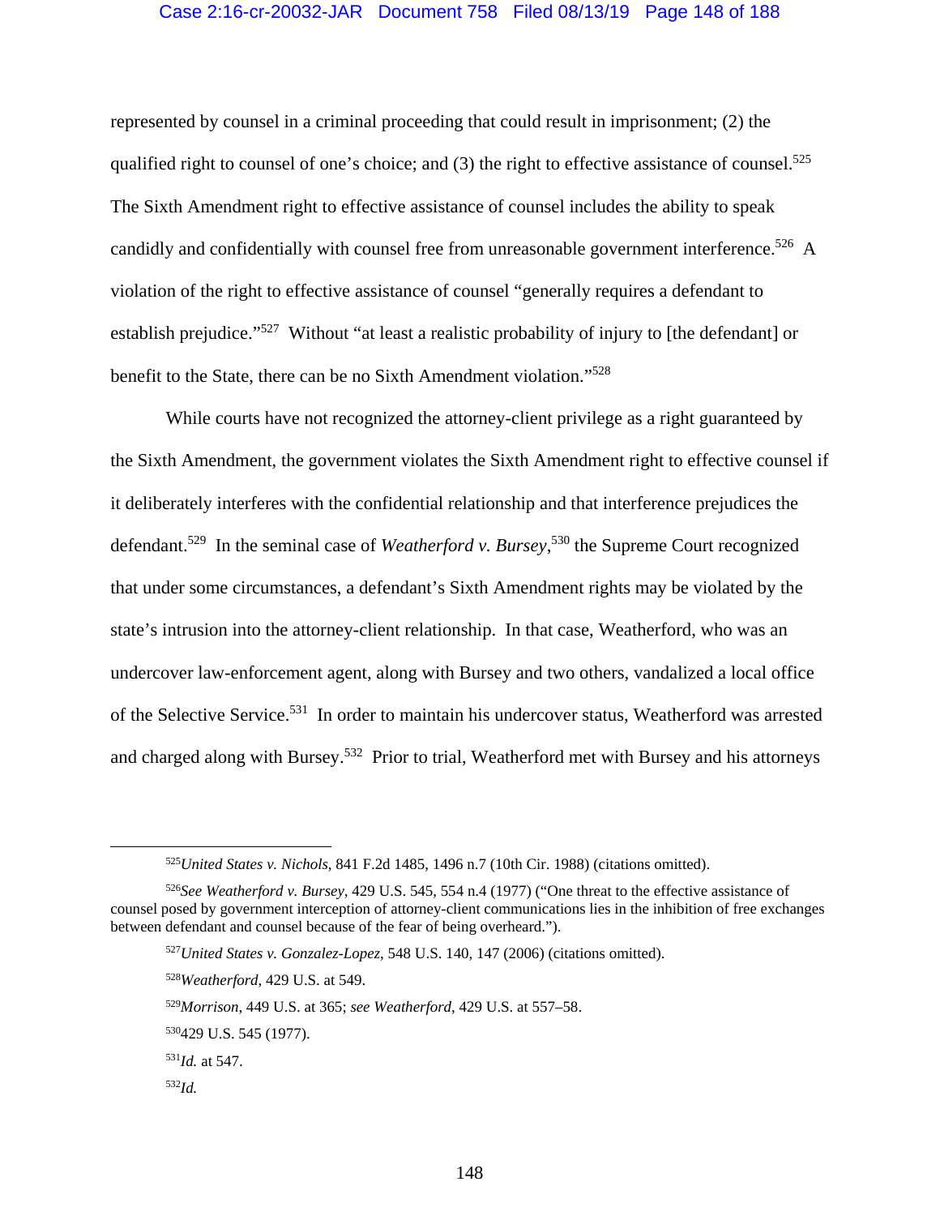represented by counsel in a criminal proceeding that could result in imprisonment; (2) the qualified right to counsel of one's choice; and (3) the right to effective assistance of counsel.[525] The Sixth Amendment right to effective assistance of counsel includes the ability to speak candidly and confidentially with counsel free from unreasonable government interference.[526] A violation of the right to effective assistance of counsel "generally requires a defendant to establish prejudice."[527] Without "at least a realistic probability of injury to [the defendant] or benefit to the State, there can be no Sixth Amendment violation."[528]

While courts have not recognized the attorney-client privilege as a right guaranteed by the Sixth Amendment, the government violates the Sixth Amendment right to effective counsel if it deliberately interferes with the confidential relationship and that interference prejudices the defendant.[529] In the seminal case of *Weatherford v. Bursey*,[530] the Supreme Court recognized that under some circumstances, a defendant's Sixth Amendment rights may be violated by the state's intrusion into the attorney-client relationship. In that case, Weatherford, who was an undercover law-enforcement agent, along with Bursey and two others, vandalized a local office of the Selective Service.[531] In order to maintain his undercover status, Weatherford was arrested and charged along with Bursey.[532] Prior to trial, Weatherford met with Bursey and his attorneys

---

[525] *United States v. Nichols*, 841 F.2d 1485, 1496 n.7 (10th Cir. 1988) (citations omitted).

[526] *See Weatherford v. Bursey*, 429 U.S. 545, 554 n.4 (1977) ("One threat to the effective assistance of counsel posed by government interception of attorney-client communications lies in the inhibition of free exchanges between defendant and counsel because of the fear of being overheard.").

[527] *United States v. Gonzalez-Lopez*, 548 U.S. 140, 147 (2006) (citations omitted).

[528] *Weatherford*, 429 U.S. at 549.

[529] *Morrison*, 449 U.S. at 365; *see Weatherford*, 429 U.S. at 557–58.

[530] 429 U.S. 545 (1977).

[531] *Id.* at 547.

[532] *Id.*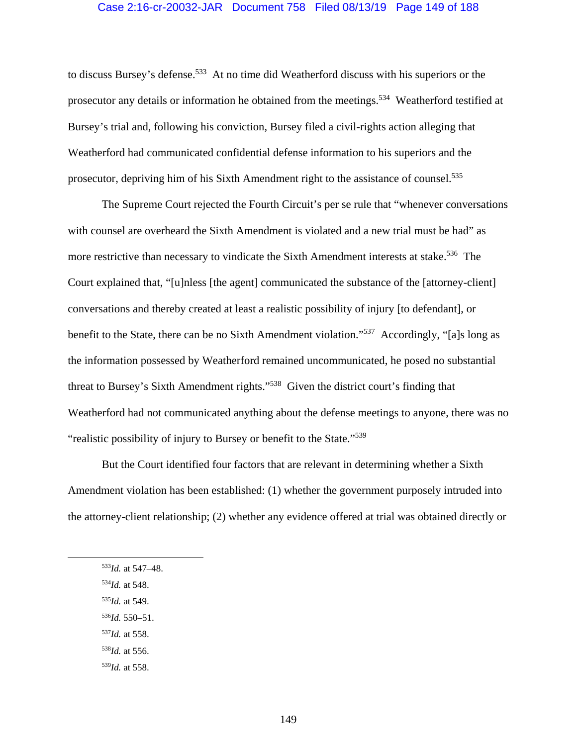to discuss Bursey's defense.[533] At no time did Weatherford discuss with his superiors or the prosecutor any details or information he obtained from the meetings.[534] Weatherford testified at Bursey's trial and, following his conviction, Bursey filed a civil-rights action alleging that Weatherford had communicated confidential defense information to his superiors and the prosecutor, depriving him of his Sixth Amendment right to the assistance of counsel.[535]

The Supreme Court rejected the Fourth Circuit's per se rule that "whenever conversations with counsel are overheard the Sixth Amendment is violated and a new trial must be had" as more restrictive than necessary to vindicate the Sixth Amendment interests at stake.[536] The Court explained that, "[u]nless [the agent] communicated the substance of the [attorney-client] conversations and thereby created at least a realistic possibility of injury [to defendant], or benefit to the State, there can be no Sixth Amendment violation."[537] Accordingly, "[a]s long as the information possessed by Weatherford remained uncommunicated, he posed no substantial threat to Bursey's Sixth Amendment rights."[538] Given the district court's finding that Weatherford had not communicated anything about the defense meetings to anyone, there was no "realistic possibility of injury to Bursey or benefit to the State."[539]

But the Court identified four factors that are relevant in determining whether a Sixth Amendment violation has been established: (1) whether the government purposely intruded into the attorney-client relationship; (2) whether any evidence offered at trial was obtained directly or

---

[533] *Id.* at 547–48.

[534] *Id.* at 548.

[535] *Id.* at 549.

[536] *Id.* 550–51.

[537] *Id.* at 558.

[538] *Id.* at 556.

[539] *Id.* at 558.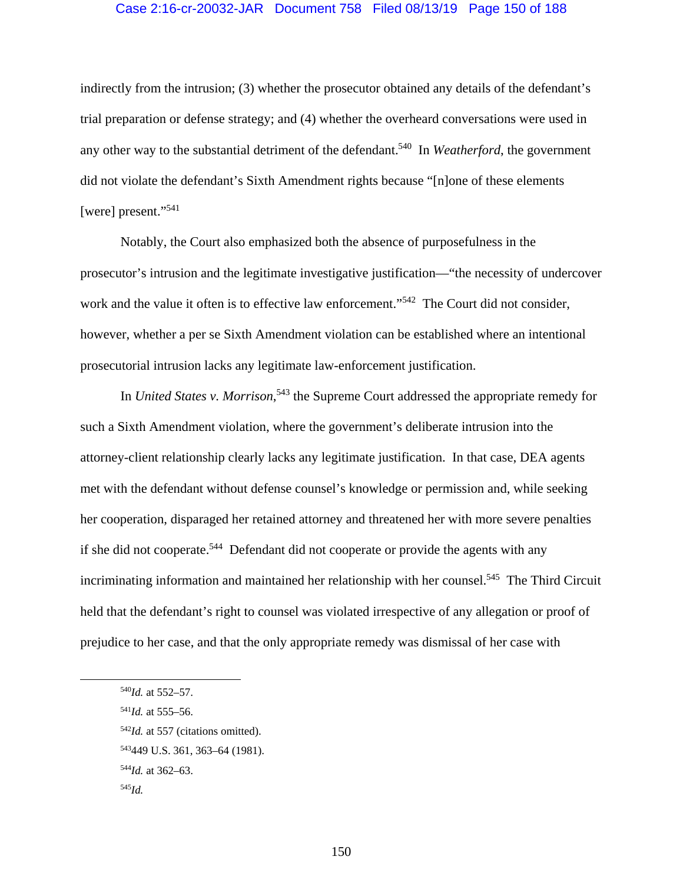indirectly from the intrusion; (3) whether the prosecutor obtained any details of the defendant's trial preparation or defense strategy; and (4) whether the overheard conversations were used in any other way to the substantial detriment of the defendant.[540] In *Weatherford*, the government did not violate the defendant's Sixth Amendment rights because "[n]one of these elements [were] present."[541]

Notably, the Court also emphasized both the absence of purposefulness in the prosecutor's intrusion and the legitimate investigative justification—"the necessity of undercover work and the value it often is to effective law enforcement."[542] The Court did not consider, however, whether a per se Sixth Amendment violation can be established where an intentional prosecutorial intrusion lacks any legitimate law-enforcement justification.

In *United States v. Morrison*,[543] the Supreme Court addressed the appropriate remedy for such a Sixth Amendment violation, where the government's deliberate intrusion into the attorney-client relationship clearly lacks any legitimate justification. In that case, DEA agents met with the defendant without defense counsel's knowledge or permission and, while seeking her cooperation, disparaged her retained attorney and threatened her with more severe penalties if she did not cooperate.[544] Defendant did not cooperate or provide the agents with any incriminating information and maintained her relationship with her counsel.[545] The Third Circuit held that the defendant's right to counsel was violated irrespective of any allegation or proof of prejudice to her case, and that the only appropriate remedy was dismissal of her case with

---

[540] *Id.* at 552–57.

[541] *Id.* at 555–56.

[542] *Id.* at 557 (citations omitted).

[543] 449 U.S. 361, 363–64 (1981).

[544] *Id.* at 362–63.

[545] *Id.*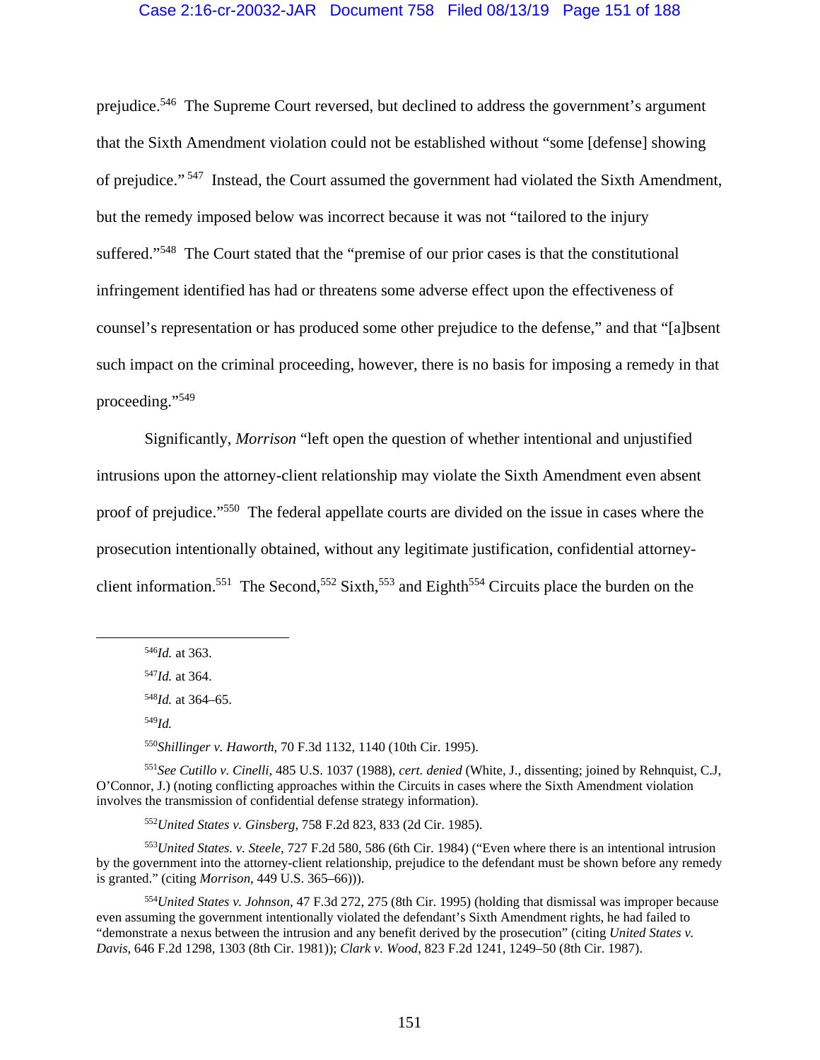prejudice.[546] The Supreme Court reversed, but declined to address the government's argument that the Sixth Amendment violation could not be established without "some [defense] showing of prejudice."[547] Instead, the Court assumed the government had violated the Sixth Amendment, but the remedy imposed below was incorrect because it was not "tailored to the injury suffered."[548] The Court stated that the "premise of our prior cases is that the constitutional infringement identified has had or threatens some adverse effect upon the effectiveness of counsel's representation or has produced some other prejudice to the defense," and that "[a]bsent such impact on the criminal proceeding, however, there is no basis for imposing a remedy in that proceeding."[549]

Significantly, *Morrison* "left open the question of whether intentional and unjustified intrusions upon the attorney-client relationship may violate the Sixth Amendment even absent proof of prejudice."[550] The federal appellate courts are divided on the issue in cases where the prosecution intentionally obtained, without any legitimate justification, confidential attorney-client information.[551] The Second,[552] Sixth,[553] and Eighth[554] Circuits place the burden on the

---

[546]*Id.* at 363.

[547]*Id.* at 364.

[548]*Id.* at 364–65.

[549]*Id.*

[550]*Shillinger v. Haworth*, 70 F.3d 1132, 1140 (10th Cir. 1995).

[551]*See Cutillo v. Cinelli*, 485 U.S. 1037 (1988), *cert. denied* (White, J., dissenting; joined by Rehnquist, C.J, O'Connor, J.) (noting conflicting approaches within the Circuits in cases where the Sixth Amendment violation involves the transmission of confidential defense strategy information).

[552]*United States v. Ginsberg*, 758 F.2d 823, 833 (2d Cir. 1985).

[553]*United States. v. Steele*, 727 F.2d 580, 586 (6th Cir. 1984) ("Even where there is an intentional intrusion by the government into the attorney-client relationship, prejudice to the defendant must be shown before any remedy is granted." (citing *Morrison*, 449 U.S. 365–66))).

[554]*United States v. Johnson*, 47 F.3d 272, 275 (8th Cir. 1995) (holding that dismissal was improper because even assuming the government intentionally violated the defendant's Sixth Amendment rights, he had failed to "demonstrate a nexus between the intrusion and any benefit derived by the prosecution" (citing *United States v. Davis*, 646 F.2d 1298, 1303 (8th Cir. 1981)); *Clark v. Wood*, 823 F.2d 1241, 1249–50 (8th Cir. 1987).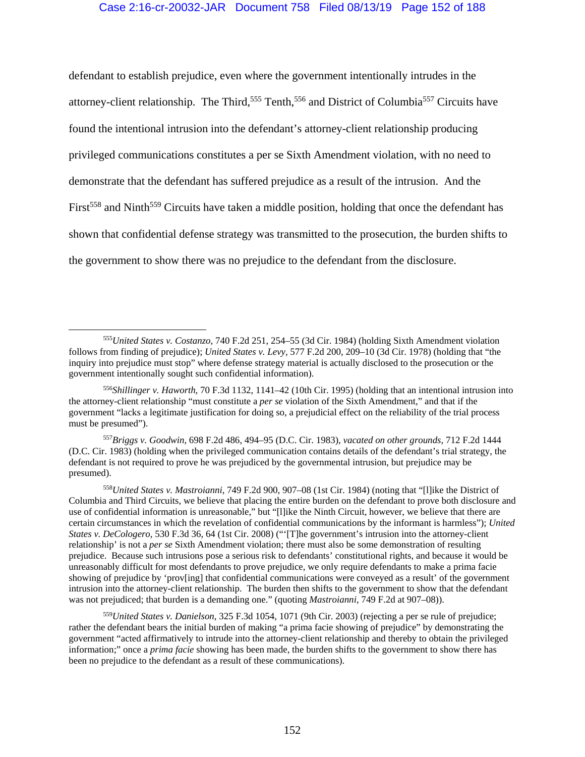defendant to establish prejudice, even where the government intentionally intrudes in the attorney-client relationship. The Third,[555] Tenth,[556] and District of Columbia[557] Circuits have found the intentional intrusion into the defendant's attorney-client relationship producing privileged communications constitutes a per se Sixth Amendment violation, with no need to demonstrate that the defendant has suffered prejudice as a result of the intrusion. And the First[558] and Ninth[559] Circuits have taken a middle position, holding that once the defendant has shown that confidential defense strategy was transmitted to the prosecution, the burden shifts to the government to show there was no prejudice to the defendant from the disclosure.

---

[555] *United States v. Costanzo*, 740 F.2d 251, 254–55 (3d Cir. 1984) (holding Sixth Amendment violation follows from finding of prejudice); *United States v. Levy*, 577 F.2d 200, 209–10 (3d Cir. 1978) (holding that "the inquiry into prejudice must stop" where defense strategy material is actually disclosed to the prosecution or the government intentionally sought such confidential information).

[556] *Shillinger v. Haworth*, 70 F.3d 1132, 1141–42 (10th Cir. 1995) (holding that an intentional intrusion into the attorney-client relationship "must constitute a *per se* violation of the Sixth Amendment," and that if the government "lacks a legitimate justification for doing so, a prejudicial effect on the reliability of the trial process must be presumed").

[557] *Briggs v. Goodwin*, 698 F.2d 486, 494–95 (D.C. Cir. 1983), *vacated on other grounds*, 712 F.2d 1444 (D.C. Cir. 1983) (holding when the privileged communication contains details of the defendant's trial strategy, the defendant is not required to prove he was prejudiced by the governmental intrusion, but prejudice may be presumed).

[558] *United States v. Mastroianni*, 749 F.2d 900, 907–08 (1st Cir. 1984) (noting that "[l]ike the District of Columbia and Third Circuits, we believe that placing the entire burden on the defendant to prove both disclosure and use of confidential information is unreasonable," but "[l]ike the Ninth Circuit, however, we believe that there are certain circumstances in which the revelation of confidential communications by the informant is harmless"); *United States v. DeCologero*, 530 F.3d 36, 64 (1st Cir. 2008) ("'[T]he government's intrusion into the attorney-client relationship' is not a *per se* Sixth Amendment violation; there must also be some demonstration of resulting prejudice. Because such intrusions pose a serious risk to defendants' constitutional rights, and because it would be unreasonably difficult for most defendants to prove prejudice, we only require defendants to make a prima facie showing of prejudice by 'prov[ing] that confidential communications were conveyed as a result' of the government intrusion into the attorney-client relationship. The burden then shifts to the government to show that the defendant was not prejudiced; that burden is a demanding one." (quoting *Mastroianni*, 749 F.2d at 907–08)).

[559] *United States v. Danielson*, 325 F.3d 1054, 1071 (9th Cir. 2003) (rejecting a per se rule of prejudice; rather the defendant bears the initial burden of making "a prima facie showing of prejudice" by demonstrating the government "acted affirmatively to intrude into the attorney-client relationship and thereby to obtain the privileged information;" once a *prima facie* showing has been made, the burden shifts to the government to show there has been no prejudice to the defendant as a result of these communications).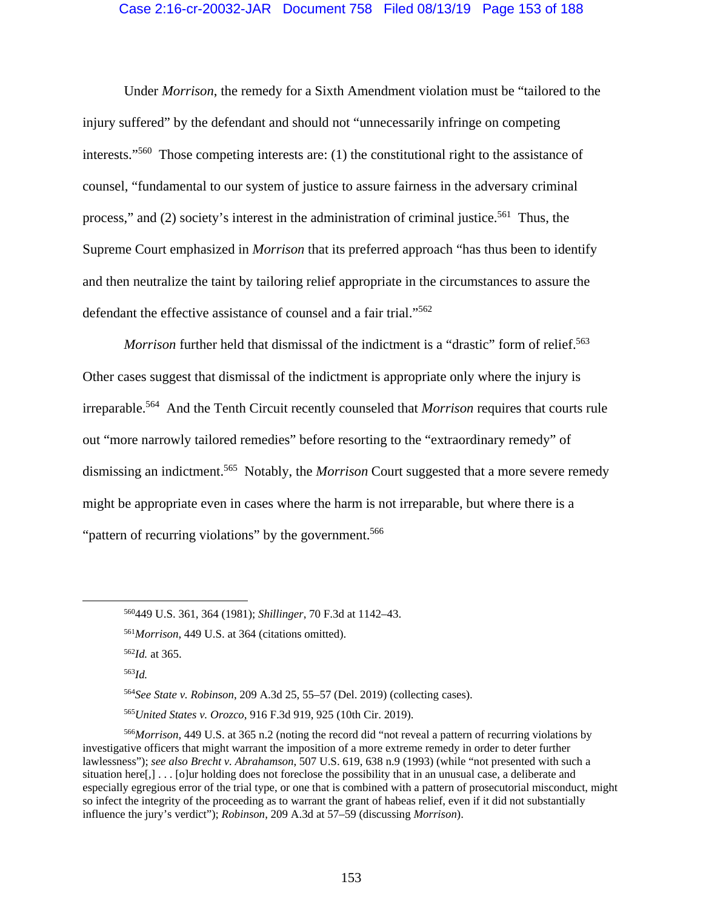Under *Morrison*, the remedy for a Sixth Amendment violation must be "tailored to the injury suffered" by the defendant and should not "unnecessarily infringe on competing interests."[560] Those competing interests are: (1) the constitutional right to the assistance of counsel, "fundamental to our system of justice to assure fairness in the adversary criminal process," and (2) society's interest in the administration of criminal justice.[561] Thus, the Supreme Court emphasized in *Morrison* that its preferred approach "has thus been to identify and then neutralize the taint by tailoring relief appropriate in the circumstances to assure the defendant the effective assistance of counsel and a fair trial."[562]

*Morrison* further held that dismissal of the indictment is a "drastic" form of relief.[563] Other cases suggest that dismissal of the indictment is appropriate only where the injury is irreparable.[564] And the Tenth Circuit recently counseled that *Morrison* requires that courts rule out "more narrowly tailored remedies" before resorting to the "extraordinary remedy" of dismissing an indictment.[565] Notably, the *Morrison* Court suggested that a more severe remedy might be appropriate even in cases where the harm is not irreparable, but where there is a "pattern of recurring violations" by the government.[566]

---

[560] 449 U.S. 361, 364 (1981); *Shillinger*, 70 F.3d at 1142–43.

[561] *Morrison*, 449 U.S. at 364 (citations omitted).

[562] *Id.* at 365.

[563] *Id.*

[564] *See State v. Robinson*, 209 A.3d 25, 55–57 (Del. 2019) (collecting cases).

[565] *United States v. Orozco*, 916 F.3d 919, 925 (10th Cir. 2019).

[566] *Morrison*, 449 U.S. at 365 n.2 (noting the record did "not reveal a pattern of recurring violations by investigative officers that might warrant the imposition of a more extreme remedy in order to deter further lawlessness"); *see also Brecht v. Abrahamson*, 507 U.S. 619, 638 n.9 (1993) (while "not presented with such a situation here[,] . . . [o]ur holding does not foreclose the possibility that in an unusual case, a deliberate and especially egregious error of the trial type, or one that is combined with a pattern of prosecutorial misconduct, might so infect the integrity of the proceeding as to warrant the grant of habeas relief, even if it did not substantially influence the jury's verdict"); *Robinson*, 209 A.3d at 57–59 (discussing *Morrison*).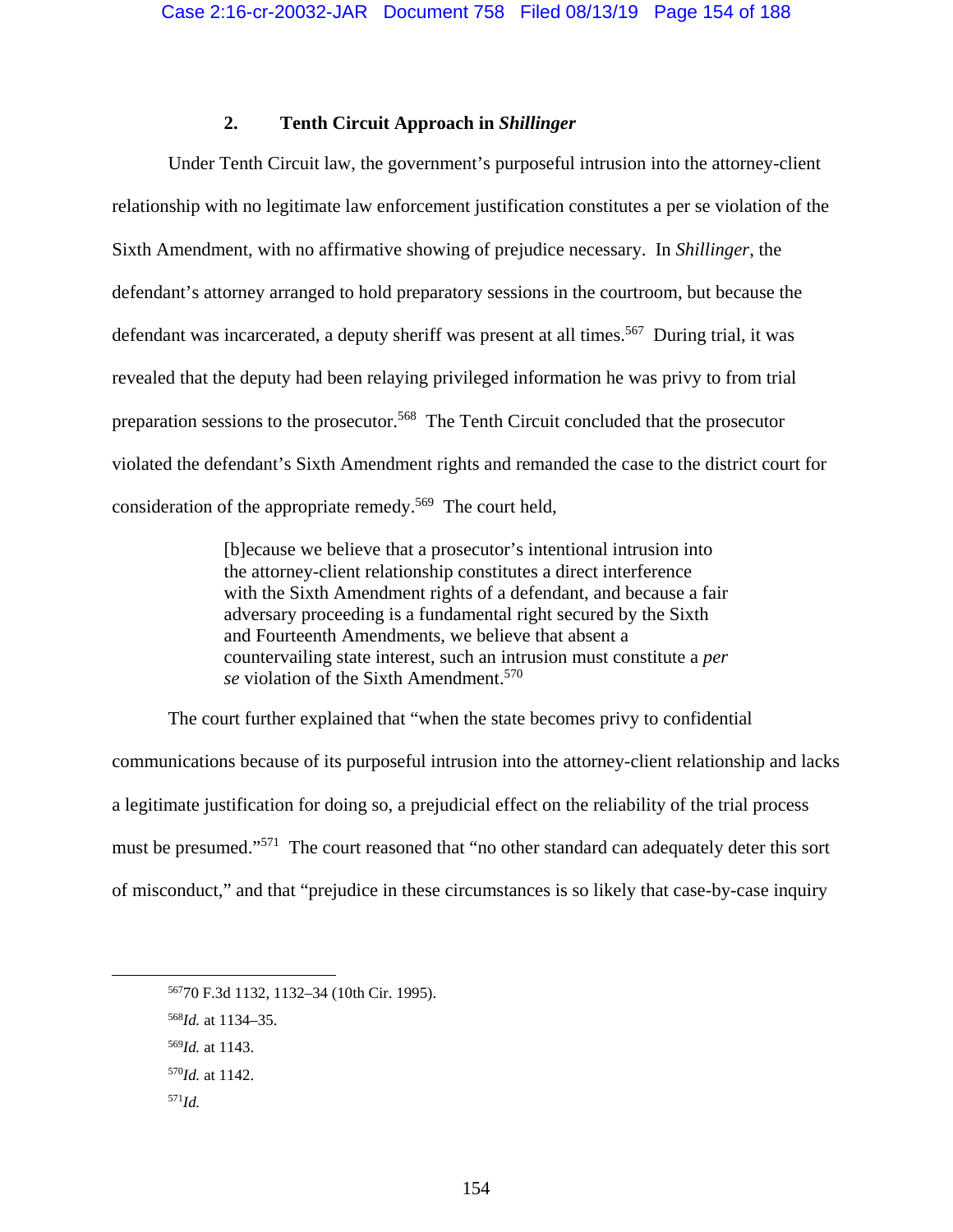### 2. Tenth Circuit Approach in *Shillinger*

Under Tenth Circuit law, the government's purposeful intrusion into the attorney-client relationship with no legitimate law enforcement justification constitutes a per se violation of the Sixth Amendment, with no affirmative showing of prejudice necessary. In *Shillinger*, the defendant's attorney arranged to hold preparatory sessions in the courtroom, but because the defendant was incarcerated, a deputy sheriff was present at all times.[567] During trial, it was revealed that the deputy had been relaying privileged information he was privy to from trial preparation sessions to the prosecutor.[568] The Tenth Circuit concluded that the prosecutor violated the defendant's Sixth Amendment rights and remanded the case to the district court for consideration of the appropriate remedy.[569] The court held,

> [b]ecause we believe that a prosecutor's intentional intrusion into the attorney-client relationship constitutes a direct interference with the Sixth Amendment rights of a defendant, and because a fair adversary proceeding is a fundamental right secured by the Sixth and Fourteenth Amendments, we believe that absent a countervailing state interest, such an intrusion must constitute a *per se* violation of the Sixth Amendment.[570]

The court further explained that "when the state becomes privy to confidential communications because of its purposeful intrusion into the attorney-client relationship and lacks a legitimate justification for doing so, a prejudicial effect on the reliability of the trial process must be presumed."[571] The court reasoned that "no other standard can adequately deter this sort of misconduct," and that "prejudice in these circumstances is so likely that case-by-case inquiry

---

[567] 70 F.3d 1132, 1132–34 (10th Cir. 1995).

[568] *Id.* at 1134–35.

[569] *Id.* at 1143.

[570] *Id.* at 1142.

[571] *Id.*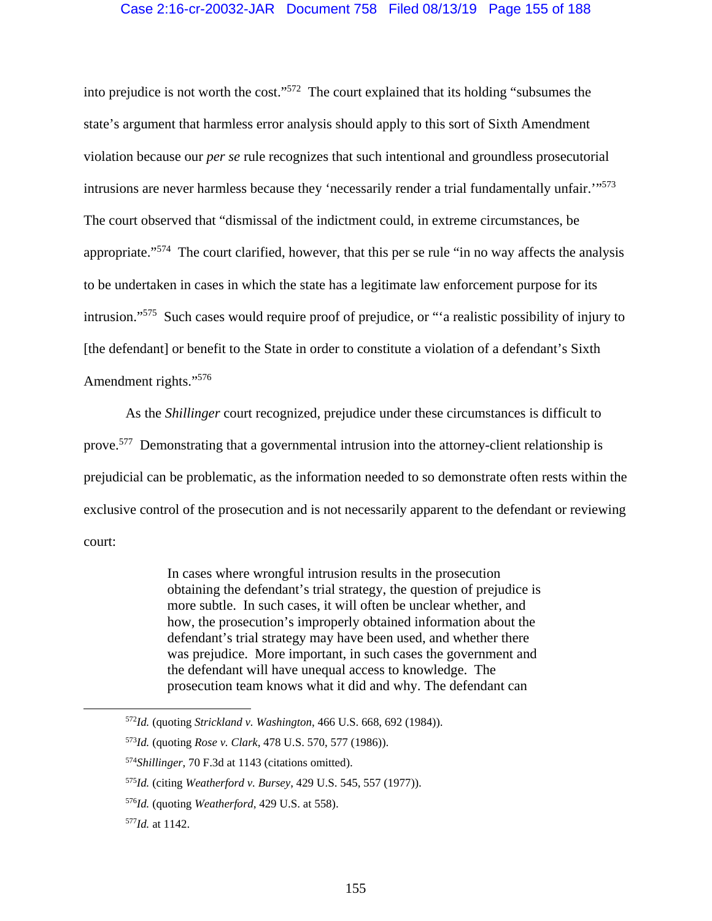into prejudice is not worth the cost."[572] The court explained that its holding "subsumes the state's argument that harmless error analysis should apply to this sort of Sixth Amendment violation because our *per se* rule recognizes that such intentional and groundless prosecutorial intrusions are never harmless because they 'necessarily render a trial fundamentally unfair.'"[573] The court observed that "dismissal of the indictment could, in extreme circumstances, be appropriate."[574] The court clarified, however, that this per se rule "in no way affects the analysis to be undertaken in cases in which the state has a legitimate law enforcement purpose for its intrusion."[575] Such cases would require proof of prejudice, or "'a realistic possibility of injury to [the defendant] or benefit to the State in order to constitute a violation of a defendant's Sixth Amendment rights."[576]

As the *Shillinger* court recognized, prejudice under these circumstances is difficult to prove.[577] Demonstrating that a governmental intrusion into the attorney-client relationship is prejudicial can be problematic, as the information needed to so demonstrate often rests within the exclusive control of the prosecution and is not necessarily apparent to the defendant or reviewing court:

> In cases where wrongful intrusion results in the prosecution obtaining the defendant's trial strategy, the question of prejudice is more subtle. In such cases, it will often be unclear whether, and how, the prosecution's improperly obtained information about the defendant's trial strategy may have been used, and whether there was prejudice. More important, in such cases the government and the defendant will have unequal access to knowledge. The prosecution team knows what it did and why. The defendant can

---

[572] *Id.* (quoting *Strickland v. Washington*, 466 U.S. 668, 692 (1984)).

[573] *Id.* (quoting *Rose v. Clark*, 478 U.S. 570, 577 (1986)).

[574] *Shillinger*, 70 F.3d at 1143 (citations omitted).

[575] *Id.* (citing *Weatherford v. Bursey*, 429 U.S. 545, 557 (1977)).

[576] *Id.* (quoting *Weatherford*, 429 U.S. at 558).

[577] *Id.* at 1142.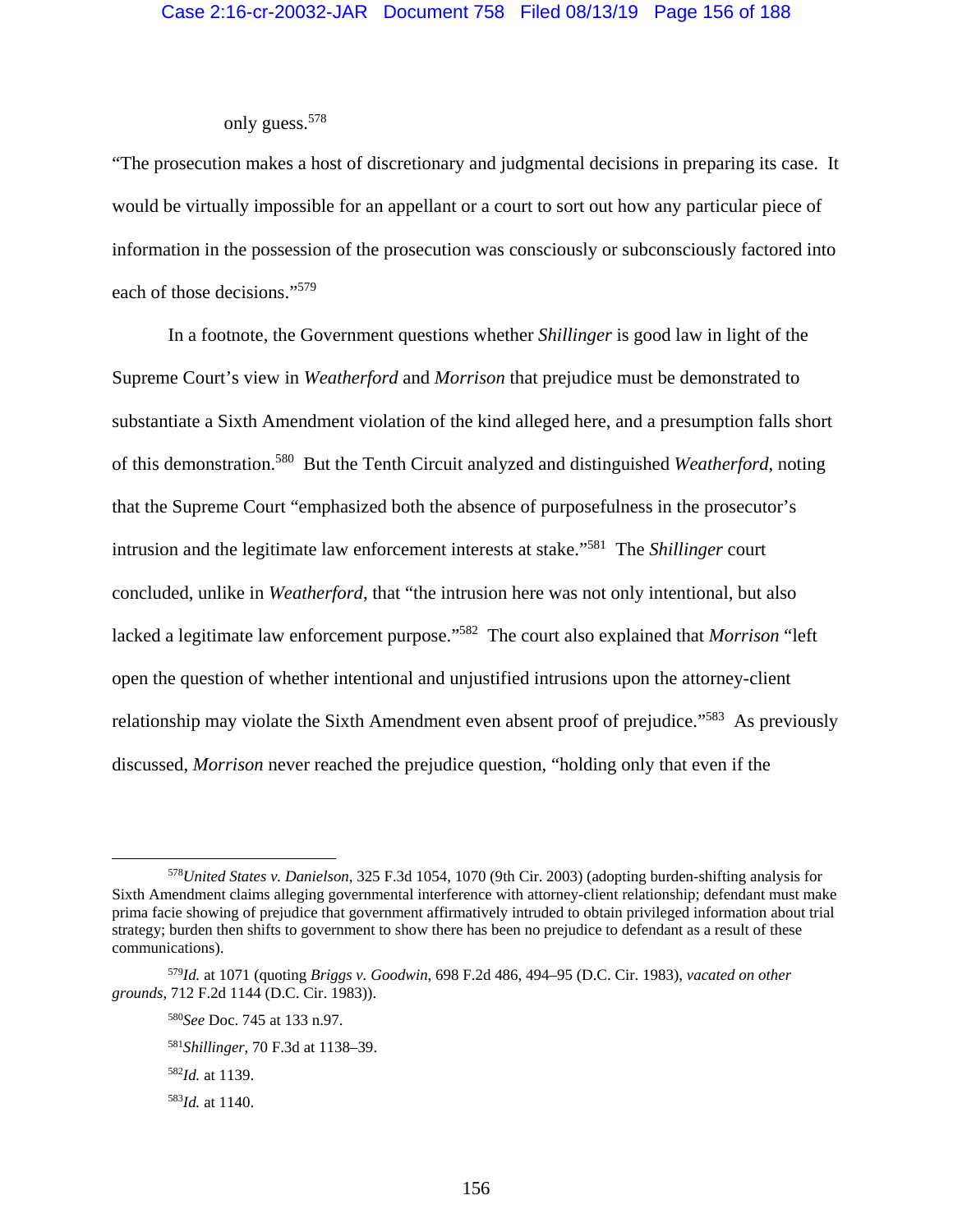only guess.[578]

"The prosecution makes a host of discretionary and judgmental decisions in preparing its case. It would be virtually impossible for an appellant or a court to sort out how any particular piece of information in the possession of the prosecution was consciously or subconsciously factored into each of those decisions."[579]

In a footnote, the Government questions whether *Shillinger* is good law in light of the Supreme Court's view in *Weatherford* and *Morrison* that prejudice must be demonstrated to substantiate a Sixth Amendment violation of the kind alleged here, and a presumption falls short of this demonstration.[580] But the Tenth Circuit analyzed and distinguished *Weatherford*, noting that the Supreme Court "emphasized both the absence of purposefulness in the prosecutor's intrusion and the legitimate law enforcement interests at stake."[581] The *Shillinger* court concluded, unlike in *Weatherford*, that "the intrusion here was not only intentional, but also lacked a legitimate law enforcement purpose."[582] The court also explained that *Morrison* "left open the question of whether intentional and unjustified intrusions upon the attorney-client relationship may violate the Sixth Amendment even absent proof of prejudice."[583] As previously discussed, *Morrison* never reached the prejudice question, "holding only that even if the

---

[578] *United States v. Danielson*, 325 F.3d 1054, 1070 (9th Cir. 2003) (adopting burden-shifting analysis for Sixth Amendment claims alleging governmental interference with attorney-client relationship; defendant must make prima facie showing of prejudice that government affirmatively intruded to obtain privileged information about trial strategy; burden then shifts to government to show there has been no prejudice to defendant as a result of these communications).

[579] *Id.* at 1071 (quoting *Briggs v. Goodwin*, 698 F.2d 486, 494–95 (D.C. Cir. 1983), *vacated on other grounds*, 712 F.2d 1144 (D.C. Cir. 1983)).

[580] *See* Doc. 745 at 133 n.97.

[581] *Shillinger*, 70 F.3d at 1138–39.

[582] *Id.* at 1139.

[583] *Id.* at 1140.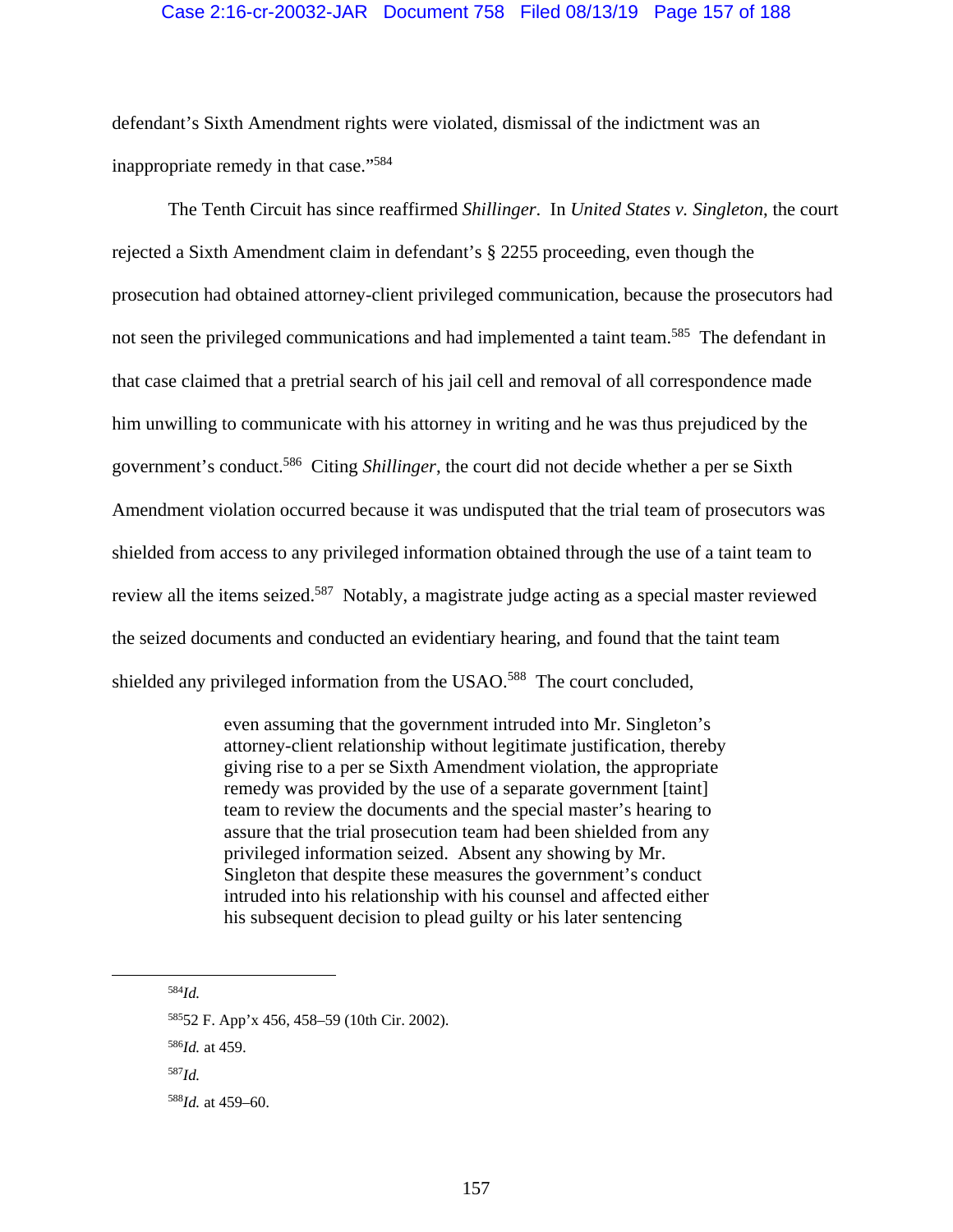defendant's Sixth Amendment rights were violated, dismissal of the indictment was an inappropriate remedy in that case."[584]

The Tenth Circuit has since reaffirmed *Shillinger*. In *United States v. Singleton*, the court rejected a Sixth Amendment claim in defendant's § 2255 proceeding, even though the prosecution had obtained attorney-client privileged communication, because the prosecutors had not seen the privileged communications and had implemented a taint team.[585] The defendant in that case claimed that a pretrial search of his jail cell and removal of all correspondence made him unwilling to communicate with his attorney in writing and he was thus prejudiced by the government's conduct.[586] Citing *Shillinger*, the court did not decide whether a per se Sixth Amendment violation occurred because it was undisputed that the trial team of prosecutors was shielded from access to any privileged information obtained through the use of a taint team to review all the items seized.[587] Notably, a magistrate judge acting as a special master reviewed the seized documents and conducted an evidentiary hearing, and found that the taint team shielded any privileged information from the USAO.[588] The court concluded,

> even assuming that the government intruded into Mr. Singleton's attorney-client relationship without legitimate justification, thereby giving rise to a per se Sixth Amendment violation, the appropriate remedy was provided by the use of a separate government [taint] team to review the documents and the special master's hearing to assure that the trial prosecution team had been shielded from any privileged information seized. Absent any showing by Mr. Singleton that despite these measures the government's conduct intruded into his relationship with his counsel and affected either his subsequent decision to plead guilty or his later sentencing

[584] *Id.*

[585] 52 F. App'x 456, 458–59 (10th Cir. 2002).

[586] *Id.* at 459.

[587] *Id.*

[588] *Id.* at 459–60.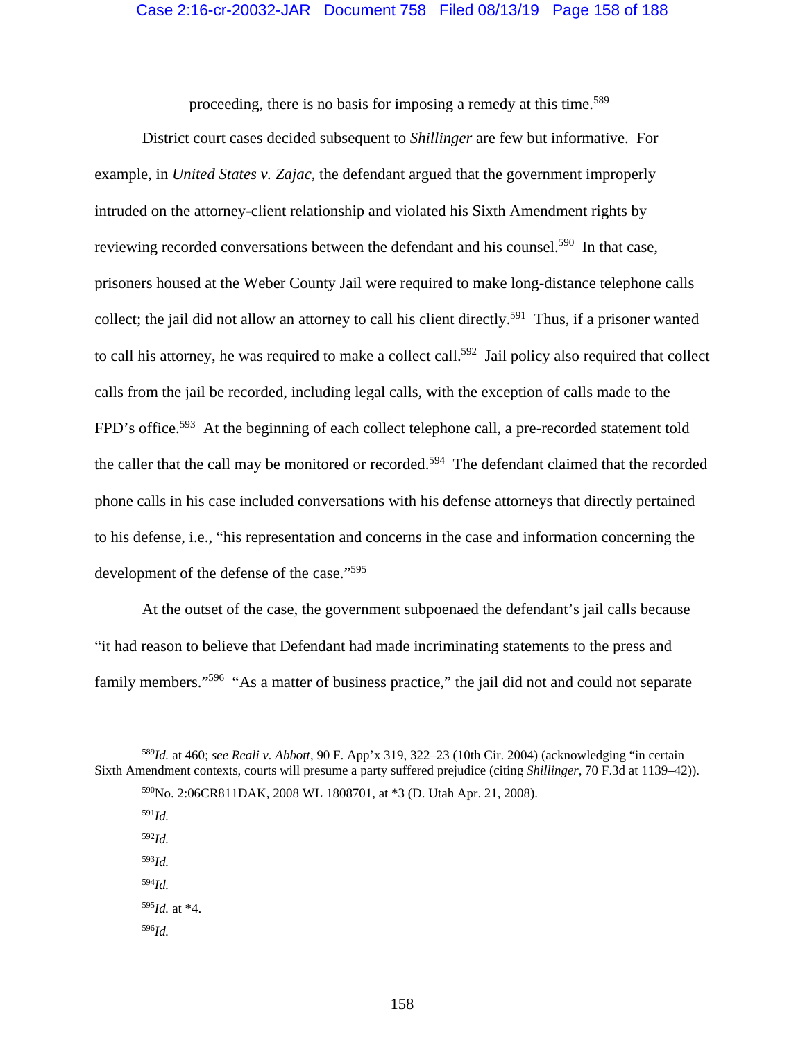proceeding, there is no basis for imposing a remedy at this time.[589]

District court cases decided subsequent to *Shillinger* are few but informative. For example, in *United States v. Zajac*, the defendant argued that the government improperly intruded on the attorney-client relationship and violated his Sixth Amendment rights by reviewing recorded conversations between the defendant and his counsel.[590] In that case, prisoners housed at the Weber County Jail were required to make long-distance telephone calls collect; the jail did not allow an attorney to call his client directly.[591] Thus, if a prisoner wanted to call his attorney, he was required to make a collect call.[592] Jail policy also required that collect calls from the jail be recorded, including legal calls, with the exception of calls made to the FPD's office.[593] At the beginning of each collect telephone call, a pre-recorded statement told the caller that the call may be monitored or recorded.[594] The defendant claimed that the recorded phone calls in his case included conversations with his defense attorneys that directly pertained to his defense, i.e., "his representation and concerns in the case and information concerning the development of the defense of the case."[595]

At the outset of the case, the government subpoenaed the defendant's jail calls because "it had reason to believe that Defendant had made incriminating statements to the press and family members."[596] "As a matter of business practice," the jail did not and could not separate

---

[589] *Id.* at 460; *see Reali v. Abbott*, 90 F. App'x 319, 322–23 (10th Cir. 2004) (acknowledging "in certain Sixth Amendment contexts, courts will presume a party suffered prejudice (citing *Shillinger*, 70 F.3d at 1139–42)).

[590] No. 2:06CR811DAK, 2008 WL 1808701, at *3 (D. Utah Apr. 21, 2008).

[591] *Id.*

[592] *Id.*

[593] *Id.*

[594] *Id.*

[595] *Id.* at *4.

[596] *Id.*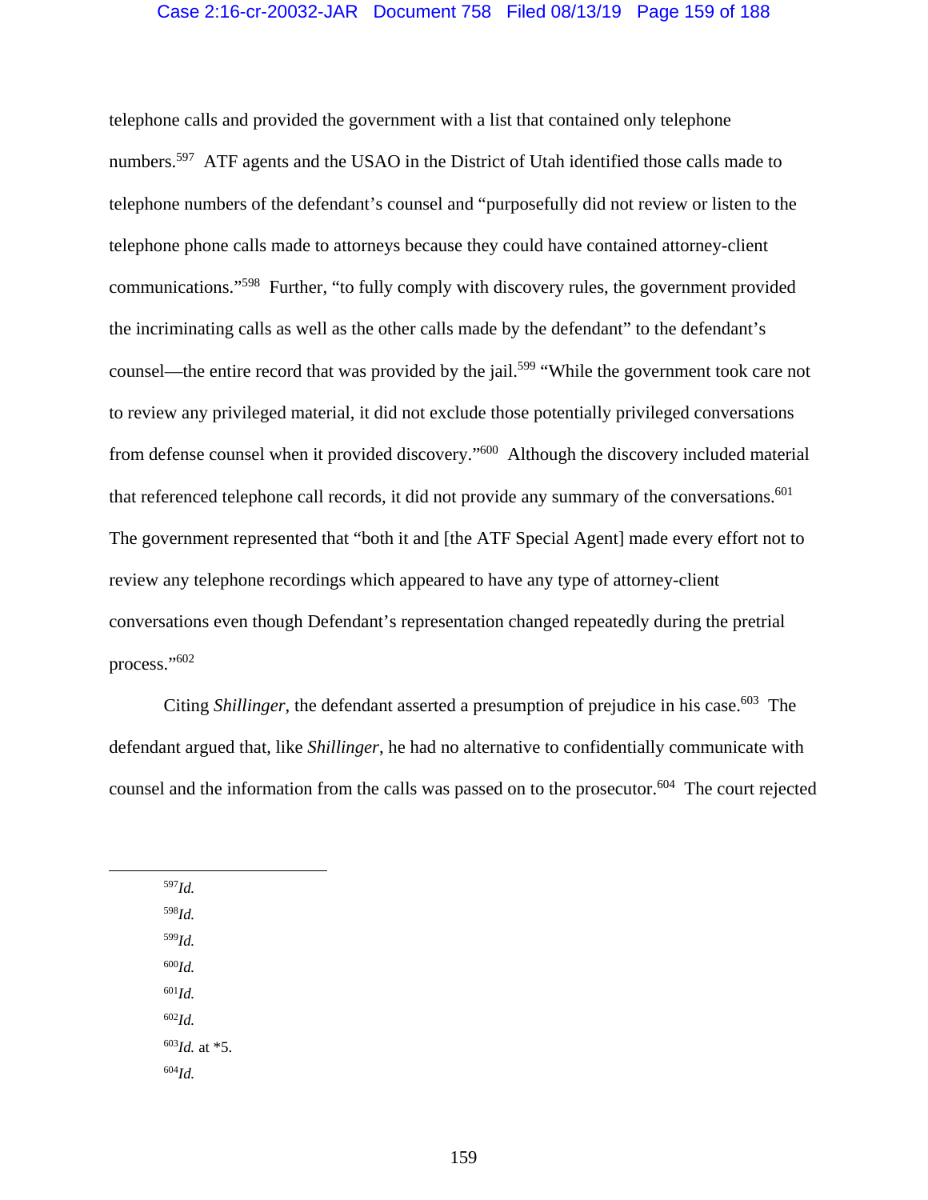telephone calls and provided the government with a list that contained only telephone numbers.[597] ATF agents and the USAO in the District of Utah identified those calls made to telephone numbers of the defendant's counsel and "purposefully did not review or listen to the telephone phone calls made to attorneys because they could have contained attorney-client communications."[598] Further, "to fully comply with discovery rules, the government provided the incriminating calls as well as the other calls made by the defendant" to the defendant's counsel—the entire record that was provided by the jail.[599] "While the government took care not to review any privileged material, it did not exclude those potentially privileged conversations from defense counsel when it provided discovery."[600] Although the discovery included material that referenced telephone call records, it did not provide any summary of the conversations.[601] The government represented that "both it and [the ATF Special Agent] made every effort not to review any telephone recordings which appeared to have any type of attorney-client conversations even though Defendant's representation changed repeatedly during the pretrial process."[602]

Citing *Shillinger*, the defendant asserted a presumption of prejudice in his case.[603] The defendant argued that, like *Shillinger*, he had no alternative to confidentially communicate with counsel and the information from the calls was passed on to the prosecutor.[604] The court rejected

---

[597] *Id.*

[598] *Id.*

[599] *Id.*

[600] *Id.*

[601] *Id.*

[602] *Id.*

[603] *Id.* at *5.

[604] *Id.*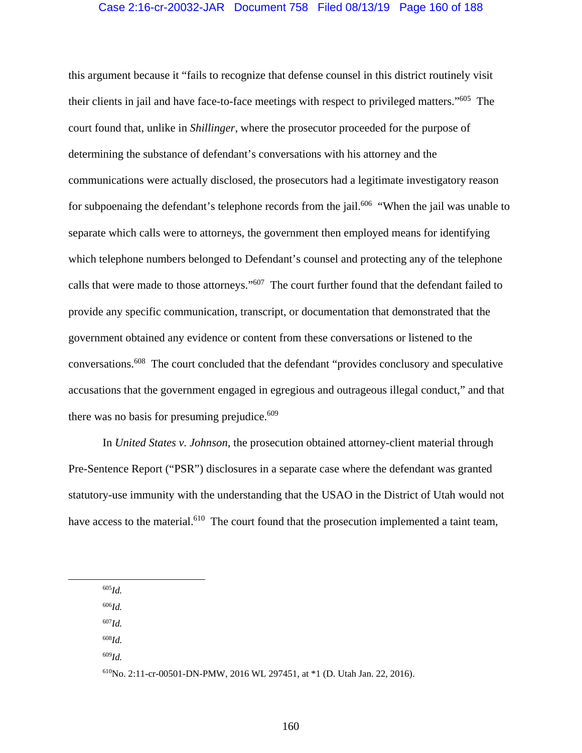this argument because it "fails to recognize that defense counsel in this district routinely visit their clients in jail and have face-to-face meetings with respect to privileged matters."[605] The court found that, unlike in *Shillinger*, where the prosecutor proceeded for the purpose of determining the substance of defendant's conversations with his attorney and the communications were actually disclosed, the prosecutors had a legitimate investigatory reason for subpoenaing the defendant's telephone records from the jail.[606] "When the jail was unable to separate which calls were to attorneys, the government then employed means for identifying which telephone numbers belonged to Defendant's counsel and protecting any of the telephone calls that were made to those attorneys."[607] The court further found that the defendant failed to provide any specific communication, transcript, or documentation that demonstrated that the government obtained any evidence or content from these conversations or listened to the conversations.[608] The court concluded that the defendant "provides conclusory and speculative accusations that the government engaged in egregious and outrageous illegal conduct," and that there was no basis for presuming prejudice.[609]

In *United States v. Johnson*, the prosecution obtained attorney-client material through Pre-Sentence Report ("PSR") disclosures in a separate case where the defendant was granted statutory-use immunity with the understanding that the USAO in the District of Utah would not have access to the material.[610] The court found that the prosecution implemented a taint team,

---

[605] *Id.*

[606] *Id.*

[607] *Id.*

[608] *Id.*

[609] *Id.*

[610] No. 2:11-cr-00501-DN-PMW, 2016 WL 297451, at *1 (D. Utah Jan. 22, 2016).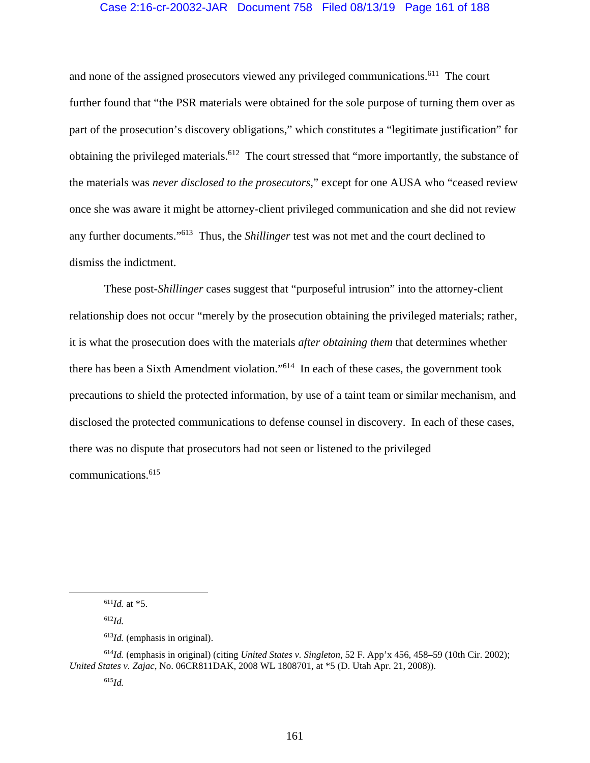and none of the assigned prosecutors viewed any privileged communications.[611] The court further found that "the PSR materials were obtained for the sole purpose of turning them over as part of the prosecution's discovery obligations," which constitutes a "legitimate justification" for obtaining the privileged materials.[612] The court stressed that "more importantly, the substance of the materials was *never disclosed to the prosecutors*," except for one AUSA who "ceased review once she was aware it might be attorney-client privileged communication and she did not review any further documents."[613] Thus, the *Shillinger* test was not met and the court declined to dismiss the indictment.

These post-*Shillinger* cases suggest that "purposeful intrusion" into the attorney-client relationship does not occur "merely by the prosecution obtaining the privileged materials; rather, it is what the prosecution does with the materials *after obtaining them* that determines whether there has been a Sixth Amendment violation."[614] In each of these cases, the government took precautions to shield the protected information, by use of a taint team or similar mechanism, and disclosed the protected communications to defense counsel in discovery. In each of these cases, there was no dispute that prosecutors had not seen or listened to the privileged communications.[615]

---

[611] *Id.* at *5.

[612] *Id.*

[613] *Id.* (emphasis in original).

[614] *Id.* (emphasis in original) (citing *United States v. Singleton*, 52 F. App'x 456, 458–59 (10th Cir. 2002); *United States v. Zajac*, No. 06CR811DAK, 2008 WL 1808701, at *5 (D. Utah Apr. 21, 2008)).

[615] *Id.*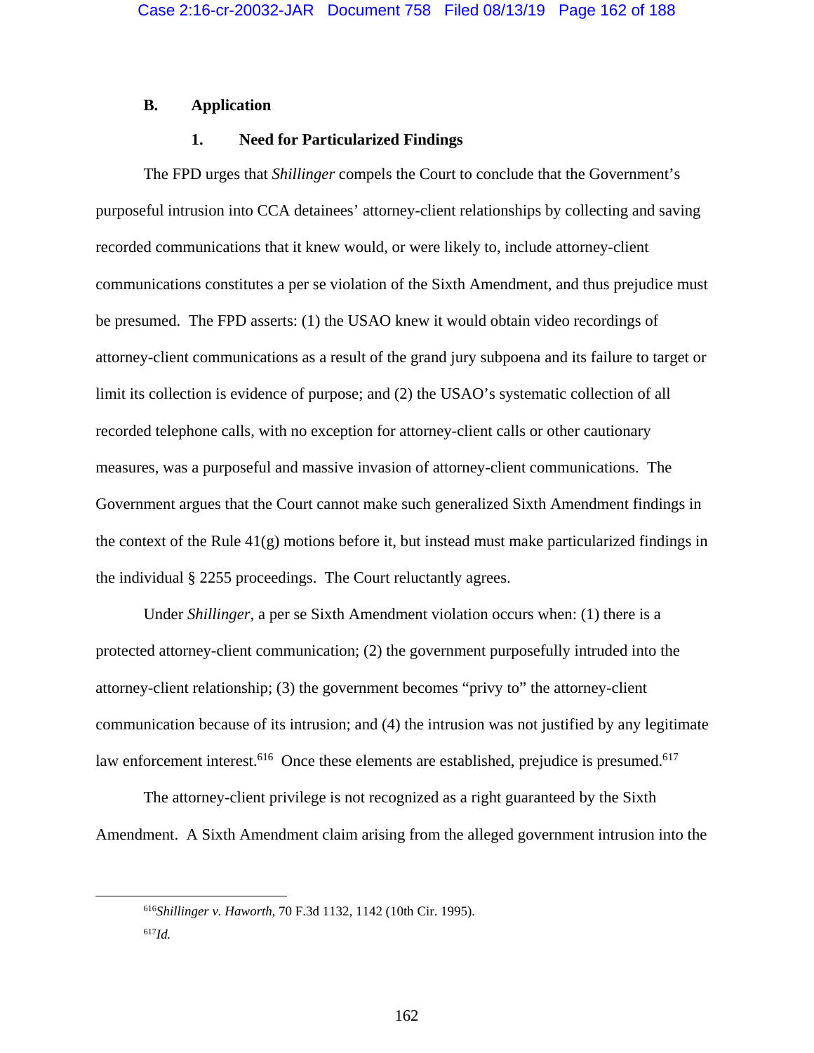## B. Application

### 1. Need for Particularized Findings

The FPD urges that *Shillinger* compels the Court to conclude that the Government's purposeful intrusion into CCA detainees' attorney-client relationships by collecting and saving recorded communications that it knew would, or were likely to, include attorney-client communications constitutes a per se violation of the Sixth Amendment, and thus prejudice must be presumed. The FPD asserts: (1) the USAO knew it would obtain video recordings of attorney-client communications as a result of the grand jury subpoena and its failure to target or limit its collection is evidence of purpose; and (2) the USAO's systematic collection of all recorded telephone calls, with no exception for attorney-client calls or other cautionary measures, was a purposeful and massive invasion of attorney-client communications. The Government argues that the Court cannot make such generalized Sixth Amendment findings in the context of the Rule 41(g) motions before it, but instead must make particularized findings in the individual § 2255 proceedings. The Court reluctantly agrees.

Under *Shillinger*, a per se Sixth Amendment violation occurs when: (1) there is a protected attorney-client communication; (2) the government purposefully intruded into the attorney-client relationship; (3) the government becomes "privy to" the attorney-client communication because of its intrusion; and (4) the intrusion was not justified by any legitimate law enforcement interest.[616] Once these elements are established, prejudice is presumed.[617]

The attorney-client privilege is not recognized as a right guaranteed by the Sixth Amendment. A Sixth Amendment claim arising from the alleged government intrusion into the

---

[616] *Shillinger v. Haworth*, 70 F.3d 1132, 1142 (10th Cir. 1995).

[617] *Id.*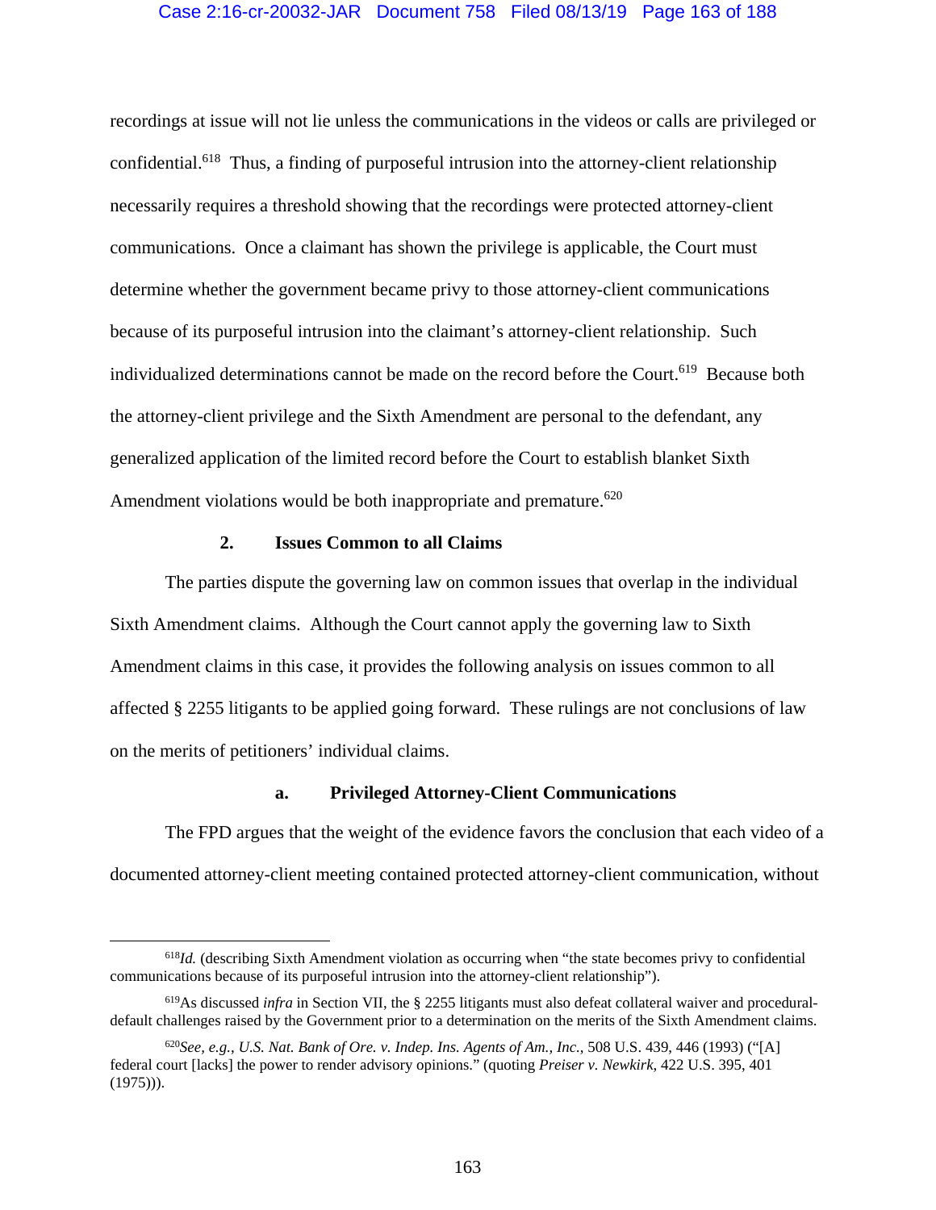recordings at issue will not lie unless the communications in the videos or calls are privileged or confidential.[618] Thus, a finding of purposeful intrusion into the attorney-client relationship necessarily requires a threshold showing that the recordings were protected attorney-client communications. Once a claimant has shown the privilege is applicable, the Court must determine whether the government became privy to those attorney-client communications because of its purposeful intrusion into the claimant's attorney-client relationship. Such individualized determinations cannot be made on the record before the Court.[619] Because both the attorney-client privilege and the Sixth Amendment are personal to the defendant, any generalized application of the limited record before the Court to establish blanket Sixth Amendment violations would be both inappropriate and premature.[620]

### 2. Issues Common to all Claims

The parties dispute the governing law on common issues that overlap in the individual Sixth Amendment claims. Although the Court cannot apply the governing law to Sixth Amendment claims in this case, it provides the following analysis on issues common to all affected § 2255 litigants to be applied going forward. These rulings are not conclusions of law on the merits of petitioners' individual claims.

#### a. Privileged Attorney-Client Communications

The FPD argues that the weight of the evidence favors the conclusion that each video of a documented attorney-client meeting contained protected attorney-client communication, without

---

[618] *Id.* (describing Sixth Amendment violation as occurring when "the state becomes privy to confidential communications because of its purposeful intrusion into the attorney-client relationship").

[619] As discussed *infra* in Section VII, the § 2255 litigants must also defeat collateral waiver and procedural-default challenges raised by the Government prior to a determination on the merits of the Sixth Amendment claims.

[620] *See, e.g.*, *U.S. Nat. Bank of Ore. v. Indep. Ins. Agents of Am., Inc.*, 508 U.S. 439, 446 (1993) ("[A] federal court [lacks] the power to render advisory opinions." (quoting *Preiser v. Newkirk*, 422 U.S. 395, 401 (1975))).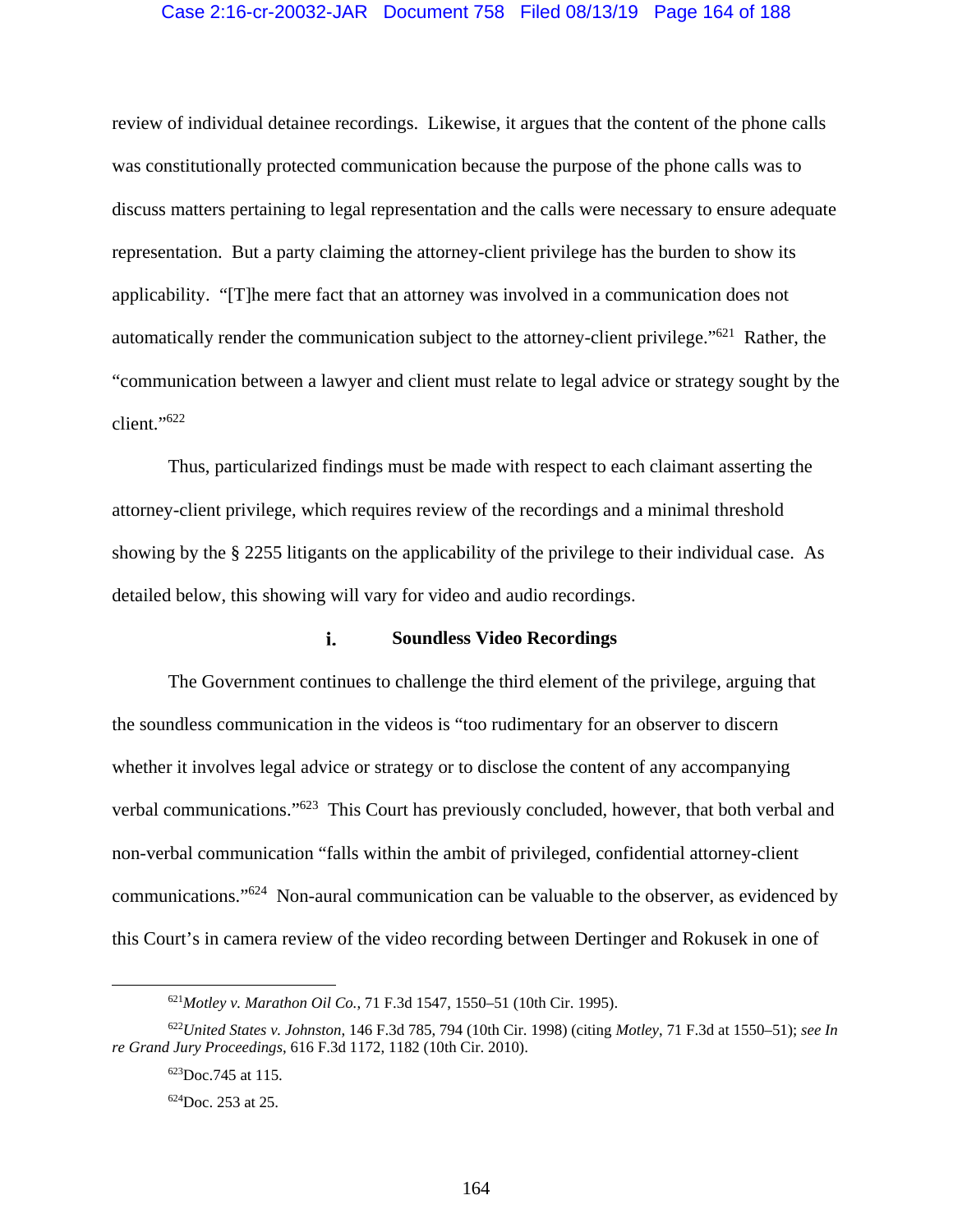review of individual detainee recordings. Likewise, it argues that the content of the phone calls was constitutionally protected communication because the purpose of the phone calls was to discuss matters pertaining to legal representation and the calls were necessary to ensure adequate representation. But a party claiming the attorney-client privilege has the burden to show its applicability. "[T]he mere fact that an attorney was involved in a communication does not automatically render the communication subject to the attorney-client privilege."[621] Rather, the "communication between a lawyer and client must relate to legal advice or strategy sought by the client."[622]

Thus, particularized findings must be made with respect to each claimant asserting the attorney-client privilege, which requires review of the recordings and a minimal threshold showing by the § 2255 litigants on the applicability of the privilege to their individual case. As detailed below, this showing will vary for video and audio recordings.

#### i. Soundless Video Recordings

The Government continues to challenge the third element of the privilege, arguing that the soundless communication in the videos is "too rudimentary for an observer to discern whether it involves legal advice or strategy or to disclose the content of any accompanying verbal communications."[623] This Court has previously concluded, however, that both verbal and non-verbal communication "falls within the ambit of privileged, confidential attorney-client communications."[624] Non-aural communication can be valuable to the observer, as evidenced by this Court's in camera review of the video recording between Dertinger and Rokusek in one of

---

[621] *Motley v. Marathon Oil Co.*, 71 F.3d 1547, 1550–51 (10th Cir. 1995).

[622] *United States v. Johnston*, 146 F.3d 785, 794 (10th Cir. 1998) (citing *Motley*, 71 F.3d at 1550–51); *see In re Grand Jury Proceedings*, 616 F.3d 1172, 1182 (10th Cir. 2010).

[623] Doc.745 at 115.

[624] Doc. 253 at 25.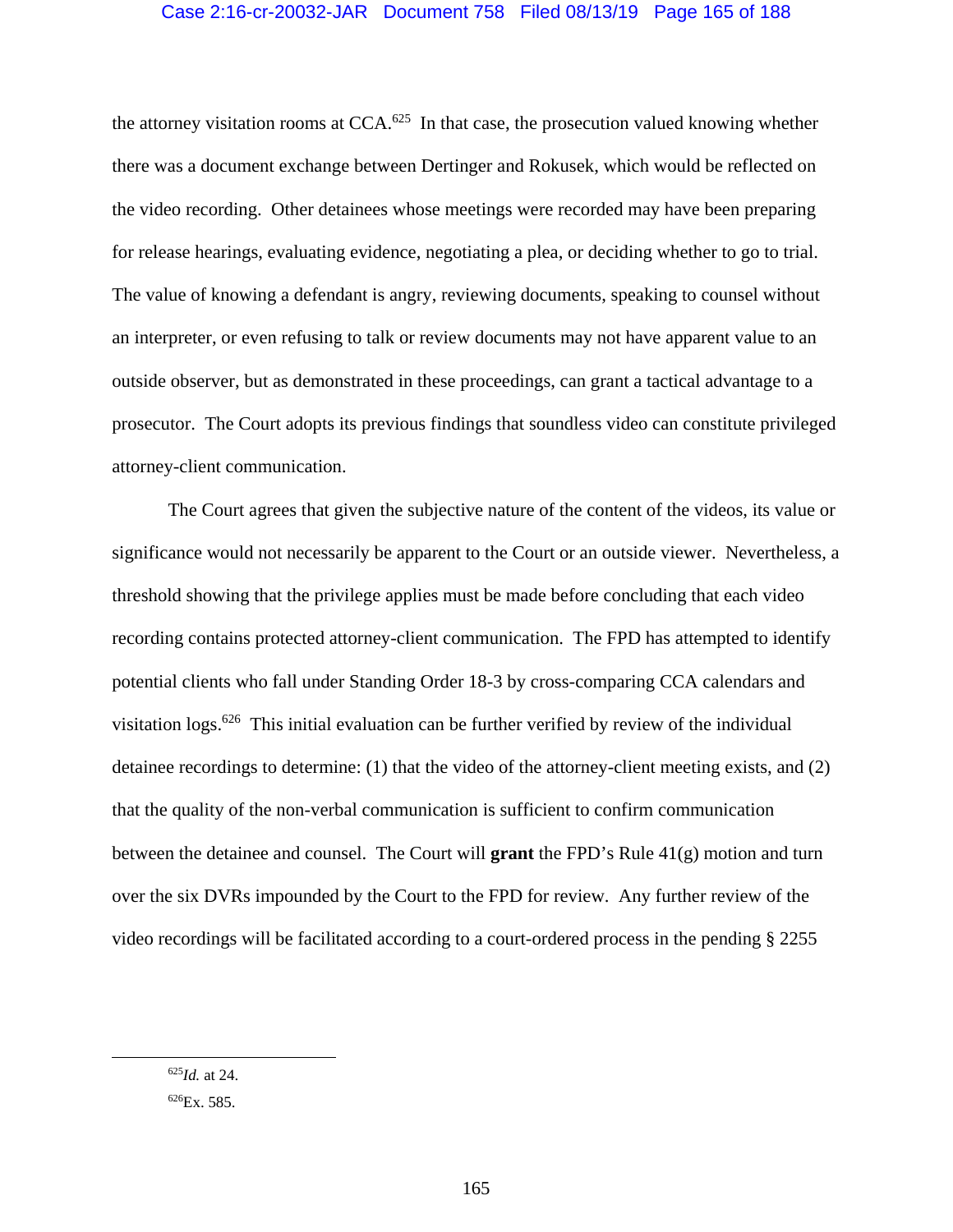the attorney visitation rooms at CCA.[625] In that case, the prosecution valued knowing whether there was a document exchange between Dertinger and Rokusek, which would be reflected on the video recording. Other detainees whose meetings were recorded may have been preparing for release hearings, evaluating evidence, negotiating a plea, or deciding whether to go to trial. The value of knowing a defendant is angry, reviewing documents, speaking to counsel without an interpreter, or even refusing to talk or review documents may not have apparent value to an outside observer, but as demonstrated in these proceedings, can grant a tactical advantage to a prosecutor. The Court adopts its previous findings that soundless video can constitute privileged attorney-client communication.

The Court agrees that given the subjective nature of the content of the videos, its value or significance would not necessarily be apparent to the Court or an outside viewer. Nevertheless, a threshold showing that the privilege applies must be made before concluding that each video recording contains protected attorney-client communication. The FPD has attempted to identify potential clients who fall under Standing Order 18-3 by cross-comparing CCA calendars and visitation logs.[626] This initial evaluation can be further verified by review of the individual detainee recordings to determine: (1) that the video of the attorney-client meeting exists, and (2) that the quality of the non-verbal communication is sufficient to confirm communication between the detainee and counsel. The Court will **grant** the FPD's Rule 41(g) motion and turn over the six DVRs impounded by the Court to the FPD for review. Any further review of the video recordings will be facilitated according to a court-ordered process in the pending § 2255

---

[625] *Id.* at 24.

[626] Ex. 585.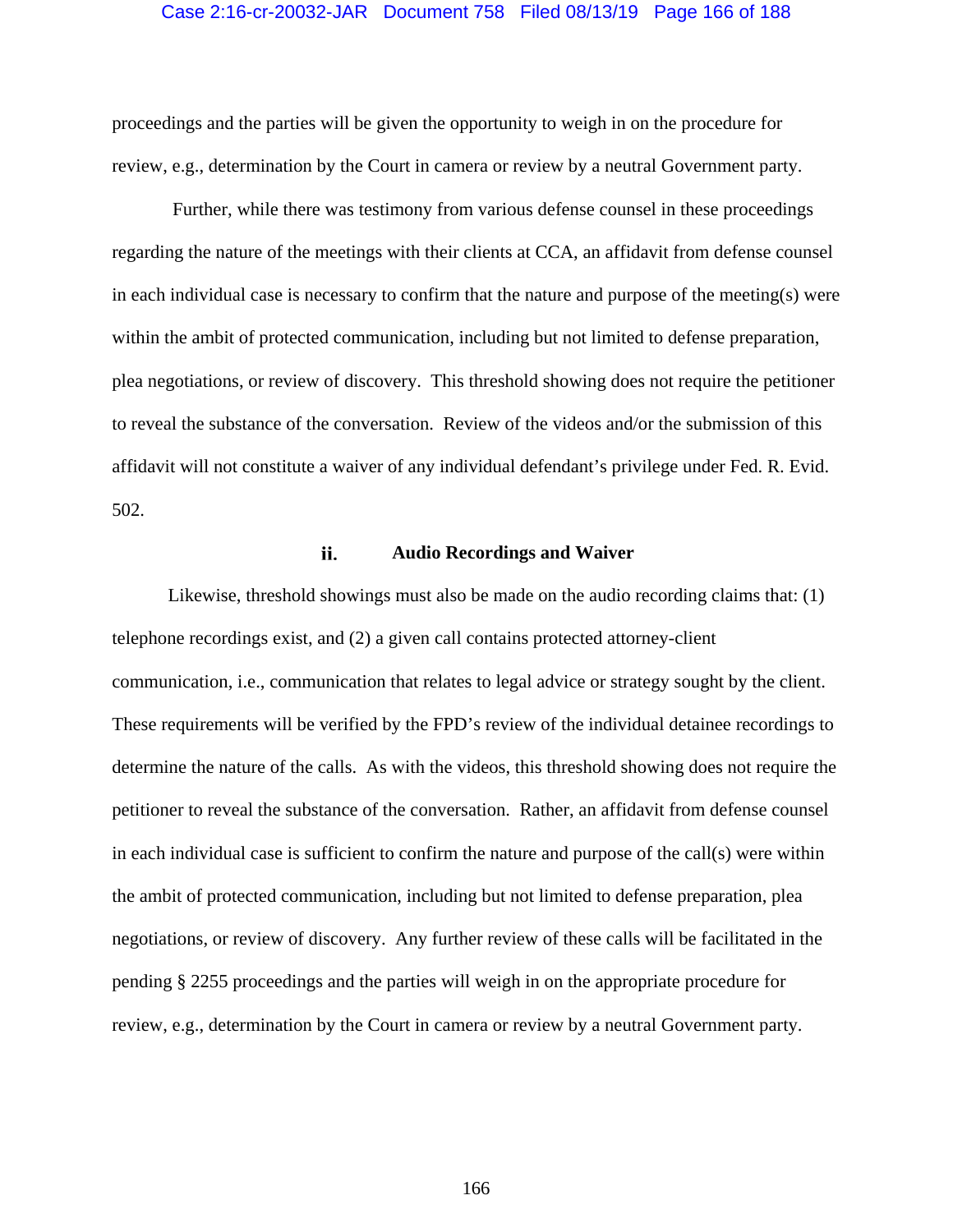proceedings and the parties will be given the opportunity to weigh in on the procedure for review, e.g., determination by the Court in camera or review by a neutral Government party.

Further, while there was testimony from various defense counsel in these proceedings regarding the nature of the meetings with their clients at CCA, an affidavit from defense counsel in each individual case is necessary to confirm that the nature and purpose of the meeting(s) were within the ambit of protected communication, including but not limited to defense preparation, plea negotiations, or review of discovery. This threshold showing does not require the petitioner to reveal the substance of the conversation. Review of the videos and/or the submission of this affidavit will not constitute a waiver of any individual defendant's privilege under Fed. R. Evid. 502.

### ii. Audio Recordings and Waiver

Likewise, threshold showings must also be made on the audio recording claims that: (1) telephone recordings exist, and (2) a given call contains protected attorney-client communication, i.e., communication that relates to legal advice or strategy sought by the client. These requirements will be verified by the FPD's review of the individual detainee recordings to determine the nature of the calls. As with the videos, this threshold showing does not require the petitioner to reveal the substance of the conversation. Rather, an affidavit from defense counsel in each individual case is sufficient to confirm the nature and purpose of the call(s) were within the ambit of protected communication, including but not limited to defense preparation, plea negotiations, or review of discovery. Any further review of these calls will be facilitated in the pending § 2255 proceedings and the parties will weigh in on the appropriate procedure for review, e.g., determination by the Court in camera or review by a neutral Government party.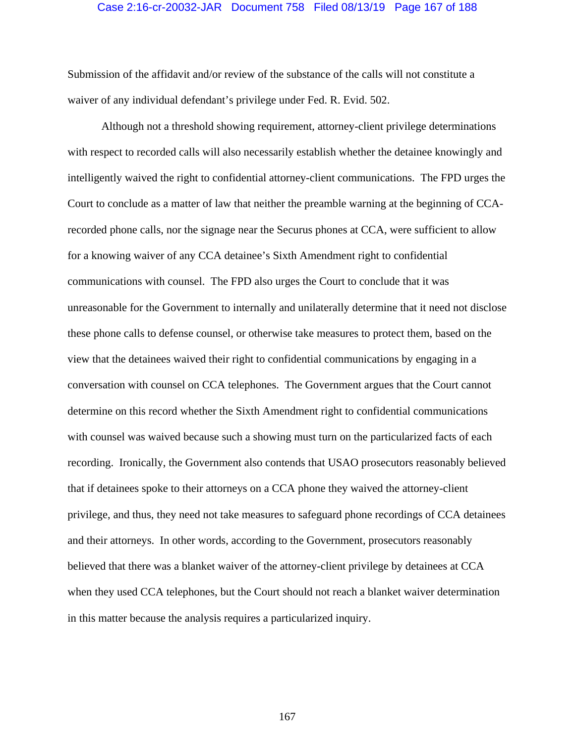Submission of the affidavit and/or review of the substance of the calls will not constitute a waiver of any individual defendant's privilege under Fed. R. Evid. 502.

Although not a threshold showing requirement, attorney-client privilege determinations with respect to recorded calls will also necessarily establish whether the detainee knowingly and intelligently waived the right to confidential attorney-client communications. The FPD urges the Court to conclude as a matter of law that neither the preamble warning at the beginning of CCA-recorded phone calls, nor the signage near the Securus phones at CCA, were sufficient to allow for a knowing waiver of any CCA detainee's Sixth Amendment right to confidential communications with counsel. The FPD also urges the Court to conclude that it was unreasonable for the Government to internally and unilaterally determine that it need not disclose these phone calls to defense counsel, or otherwise take measures to protect them, based on the view that the detainees waived their right to confidential communications by engaging in a conversation with counsel on CCA telephones. The Government argues that the Court cannot determine on this record whether the Sixth Amendment right to confidential communications with counsel was waived because such a showing must turn on the particularized facts of each recording. Ironically, the Government also contends that USAO prosecutors reasonably believed that if detainees spoke to their attorneys on a CCA phone they waived the attorney-client privilege, and thus, they need not take measures to safeguard phone recordings of CCA detainees and their attorneys. In other words, according to the Government, prosecutors reasonably believed that there was a blanket waiver of the attorney-client privilege by detainees at CCA when they used CCA telephones, but the Court should not reach a blanket waiver determination in this matter because the analysis requires a particularized inquiry.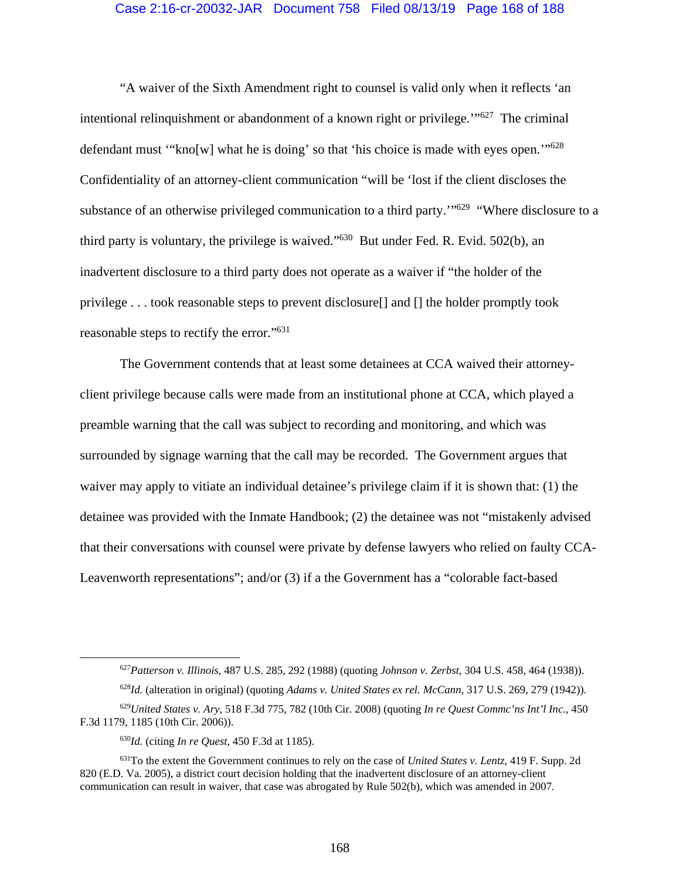"A waiver of the Sixth Amendment right to counsel is valid only when it reflects 'an intentional relinquishment or abandonment of a known right or privilege.'"[627] The criminal defendant must '"kno[w] what he is doing' so that 'his choice is made with eyes open.'"[628] Confidentiality of an attorney-client communication "will be 'lost if the client discloses the substance of an otherwise privileged communication to a third party.'"[629] "Where disclosure to a third party is voluntary, the privilege is waived."[630] But under Fed. R. Evid. 502(b), an inadvertent disclosure to a third party does not operate as a waiver if "the holder of the privilege . . . took reasonable steps to prevent disclosure[] and [] the holder promptly took reasonable steps to rectify the error."[631]

The Government contends that at least some detainees at CCA waived their attorney-client privilege because calls were made from an institutional phone at CCA, which played a preamble warning that the call was subject to recording and monitoring, and which was surrounded by signage warning that the call may be recorded. The Government argues that waiver may apply to vitiate an individual detainee's privilege claim if it is shown that: (1) the detainee was provided with the Inmate Handbook; (2) the detainee was not "mistakenly advised that their conversations with counsel were private by defense lawyers who relied on faulty CCA-Leavenworth representations"; and/or (3) if a the Government has a "colorable fact-based

---

[627]*Patterson v. Illinois*, 487 U.S. 285, 292 (1988) (quoting *Johnson v. Zerbst*, 304 U.S. 458, 464 (1938)).

[628]*Id.* (alteration in original) (quoting *Adams v. United States ex rel. McCann*, 317 U.S. 269, 279 (1942)).

[629]*United States v. Ary*, 518 F.3d 775, 782 (10th Cir. 2008) (quoting *In re Quest Commc'ns Int'l Inc.*, 450 F.3d 1179, 1185 (10th Cir. 2006)).

[630]*Id.* (citing *In re Quest*, 450 F.3d at 1185).

[631]To the extent the Government continues to rely on the case of *United States v. Lentz*, 419 F. Supp. 2d 820 (E.D. Va. 2005), a district court decision holding that the inadvertent disclosure of an attorney-client communication can result in waiver, that case was abrogated by Rule 502(b), which was amended in 2007.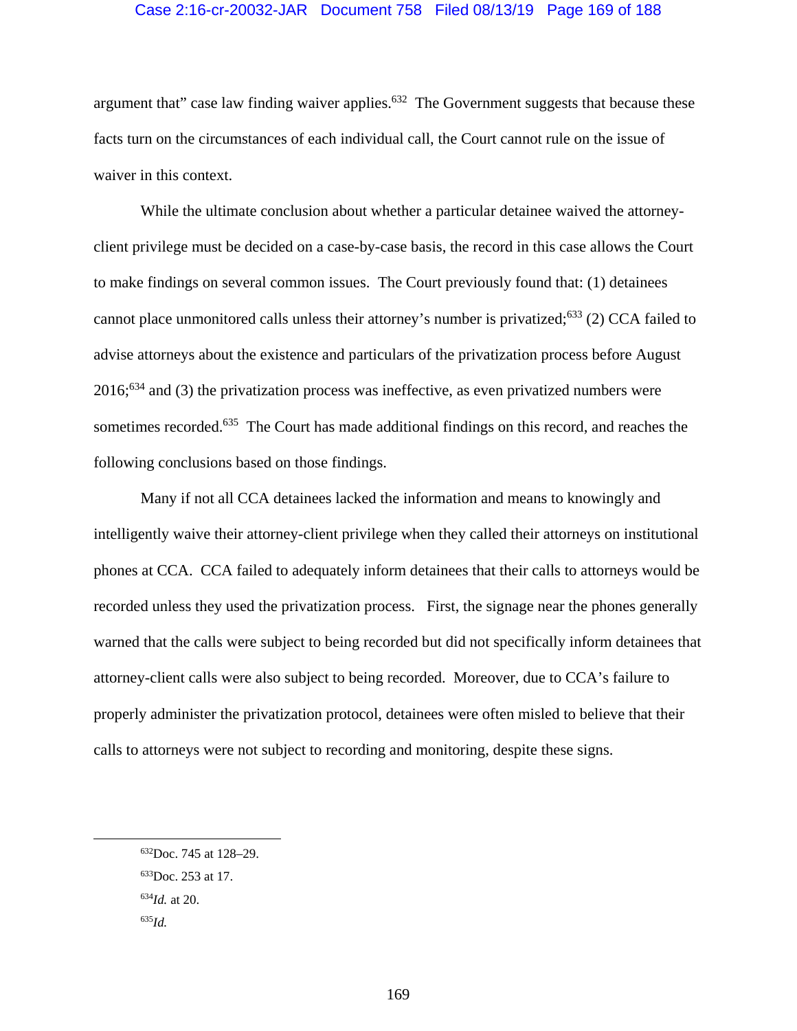argument that" case law finding waiver applies.[632] The Government suggests that because these facts turn on the circumstances of each individual call, the Court cannot rule on the issue of waiver in this context.

While the ultimate conclusion about whether a particular detainee waived the attorney-client privilege must be decided on a case-by-case basis, the record in this case allows the Court to make findings on several common issues. The Court previously found that: (1) detainees cannot place unmonitored calls unless their attorney's number is privatized;[633] (2) CCA failed to advise attorneys about the existence and particulars of the privatization process before August 2016;[634] and (3) the privatization process was ineffective, as even privatized numbers were sometimes recorded.[635] The Court has made additional findings on this record, and reaches the following conclusions based on those findings.

Many if not all CCA detainees lacked the information and means to knowingly and intelligently waive their attorney-client privilege when they called their attorneys on institutional phones at CCA. CCA failed to adequately inform detainees that their calls to attorneys would be recorded unless they used the privatization process. First, the signage near the phones generally warned that the calls were subject to being recorded but did not specifically inform detainees that attorney-client calls were also subject to being recorded. Moreover, due to CCA's failure to properly administer the privatization protocol, detainees were often misled to believe that their calls to attorneys were not subject to recording and monitoring, despite these signs.

---

[632] Doc. 745 at 128–29.

[633] Doc. 253 at 17.

[634] *Id.* at 20.

[635] *Id.*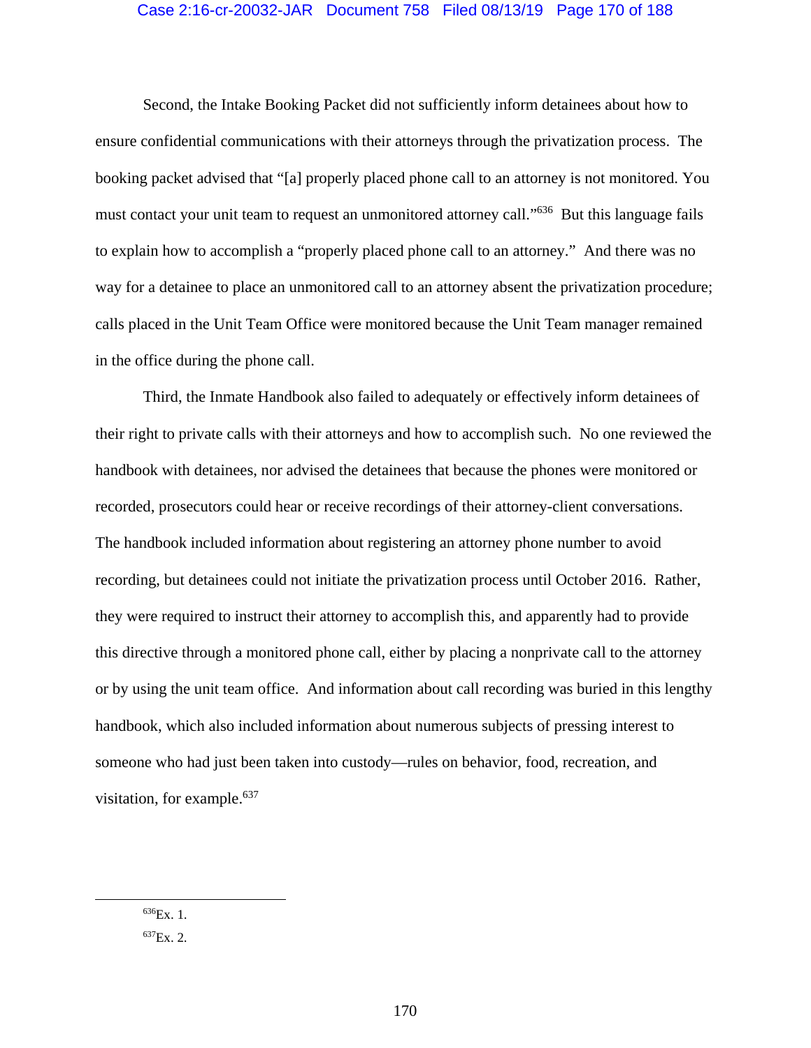Second, the Intake Booking Packet did not sufficiently inform detainees about how to ensure confidential communications with their attorneys through the privatization process. The booking packet advised that "[a] properly placed phone call to an attorney is not monitored. You must contact your unit team to request an unmonitored attorney call."[636] But this language fails to explain how to accomplish a "properly placed phone call to an attorney." And there was no way for a detainee to place an unmonitored call to an attorney absent the privatization procedure; calls placed in the Unit Team Office were monitored because the Unit Team manager remained in the office during the phone call.

Third, the Inmate Handbook also failed to adequately or effectively inform detainees of their right to private calls with their attorneys and how to accomplish such. No one reviewed the handbook with detainees, nor advised the detainees that because the phones were monitored or recorded, prosecutors could hear or receive recordings of their attorney-client conversations. The handbook included information about registering an attorney phone number to avoid recording, but detainees could not initiate the privatization process until October 2016. Rather, they were required to instruct their attorney to accomplish this, and apparently had to provide this directive through a monitored phone call, either by placing a nonprivate call to the attorney or by using the unit team office. And information about call recording was buried in this lengthy handbook, which also included information about numerous subjects of pressing interest to someone who had just been taken into custody—rules on behavior, food, recreation, and visitation, for example.[637]

---

[636] Ex. 1.

[637] Ex. 2.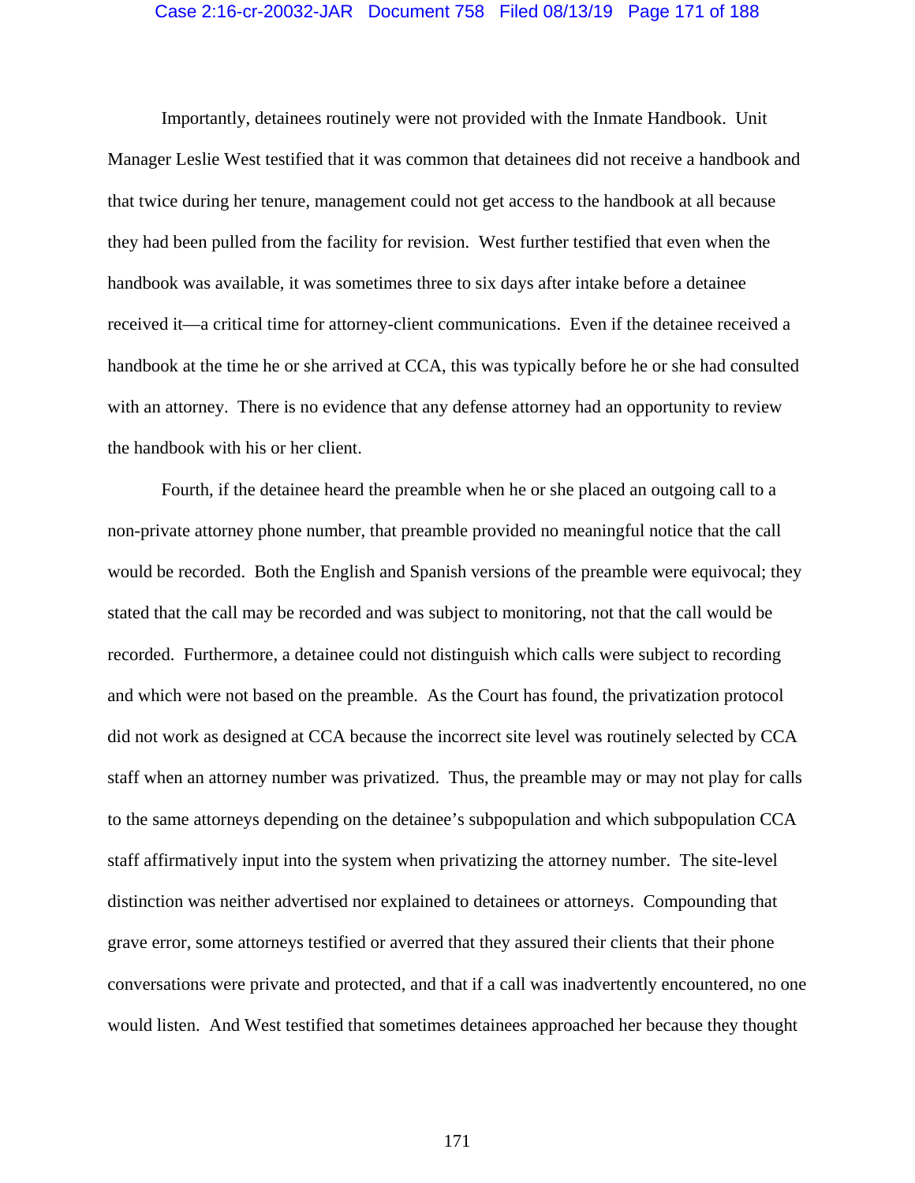Importantly, detainees routinely were not provided with the Inmate Handbook. Unit Manager Leslie West testified that it was common that detainees did not receive a handbook and that twice during her tenure, management could not get access to the handbook at all because they had been pulled from the facility for revision. West further testified that even when the handbook was available, it was sometimes three to six days after intake before a detainee received it—a critical time for attorney-client communications. Even if the detainee received a handbook at the time he or she arrived at CCA, this was typically before he or she had consulted with an attorney. There is no evidence that any defense attorney had an opportunity to review the handbook with his or her client.

Fourth, if the detainee heard the preamble when he or she placed an outgoing call to a non-private attorney phone number, that preamble provided no meaningful notice that the call would be recorded. Both the English and Spanish versions of the preamble were equivocal; they stated that the call may be recorded and was subject to monitoring, not that the call would be recorded. Furthermore, a detainee could not distinguish which calls were subject to recording and which were not based on the preamble. As the Court has found, the privatization protocol did not work as designed at CCA because the incorrect site level was routinely selected by CCA staff when an attorney number was privatized. Thus, the preamble may or may not play for calls to the same attorneys depending on the detainee's subpopulation and which subpopulation CCA staff affirmatively input into the system when privatizing the attorney number. The site-level distinction was neither advertised nor explained to detainees or attorneys. Compounding that grave error, some attorneys testified or averred that they assured their clients that their phone conversations were private and protected, and that if a call was inadvertently encountered, no one would listen. And West testified that sometimes detainees approached her because they thought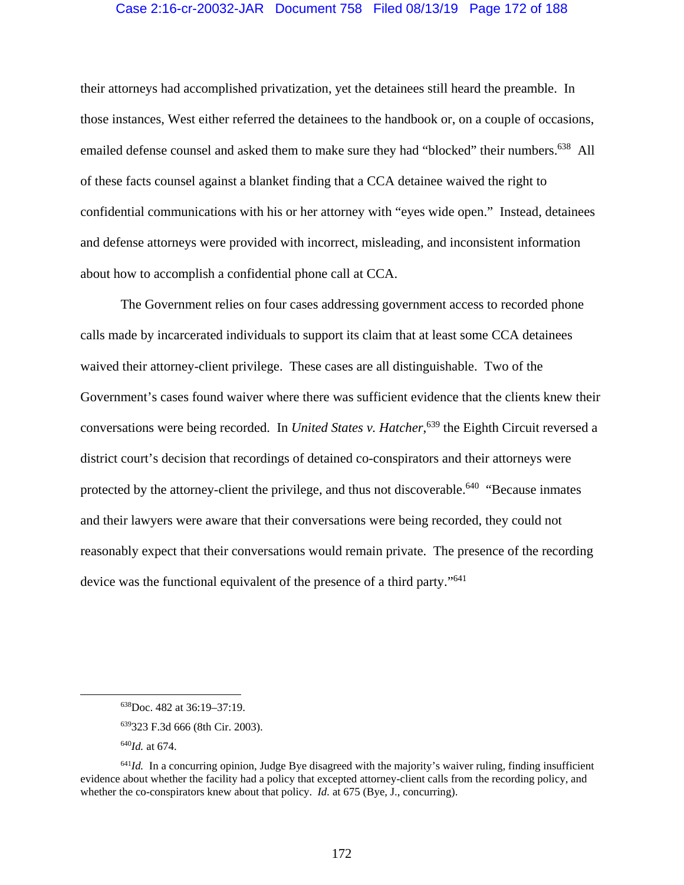their attorneys had accomplished privatization, yet the detainees still heard the preamble. In those instances, West either referred the detainees to the handbook or, on a couple of occasions, emailed defense counsel and asked them to make sure they had "blocked" their numbers.[638] All of these facts counsel against a blanket finding that a CCA detainee waived the right to confidential communications with his or her attorney with "eyes wide open." Instead, detainees and defense attorneys were provided with incorrect, misleading, and inconsistent information about how to accomplish a confidential phone call at CCA.

The Government relies on four cases addressing government access to recorded phone calls made by incarcerated individuals to support its claim that at least some CCA detainees waived their attorney-client privilege. These cases are all distinguishable. Two of the Government's cases found waiver where there was sufficient evidence that the clients knew their conversations were being recorded. In *United States v. Hatcher*,[639] the Eighth Circuit reversed a district court's decision that recordings of detained co-conspirators and their attorneys were protected by the attorney-client the privilege, and thus not discoverable.[640] "Because inmates and their lawyers were aware that their conversations were being recorded, they could not reasonably expect that their conversations would remain private. The presence of the recording device was the functional equivalent of the presence of a third party."[641]

---

[638] Doc. 482 at 36:19–37:19.

[639] 323 F.3d 666 (8th Cir. 2003).

[640] *Id.* at 674.

[641] *Id.* In a concurring opinion, Judge Bye disagreed with the majority's waiver ruling, finding insufficient evidence about whether the facility had a policy that excepted attorney-client calls from the recording policy, and whether the co-conspirators knew about that policy. *Id.* at 675 (Bye, J., concurring).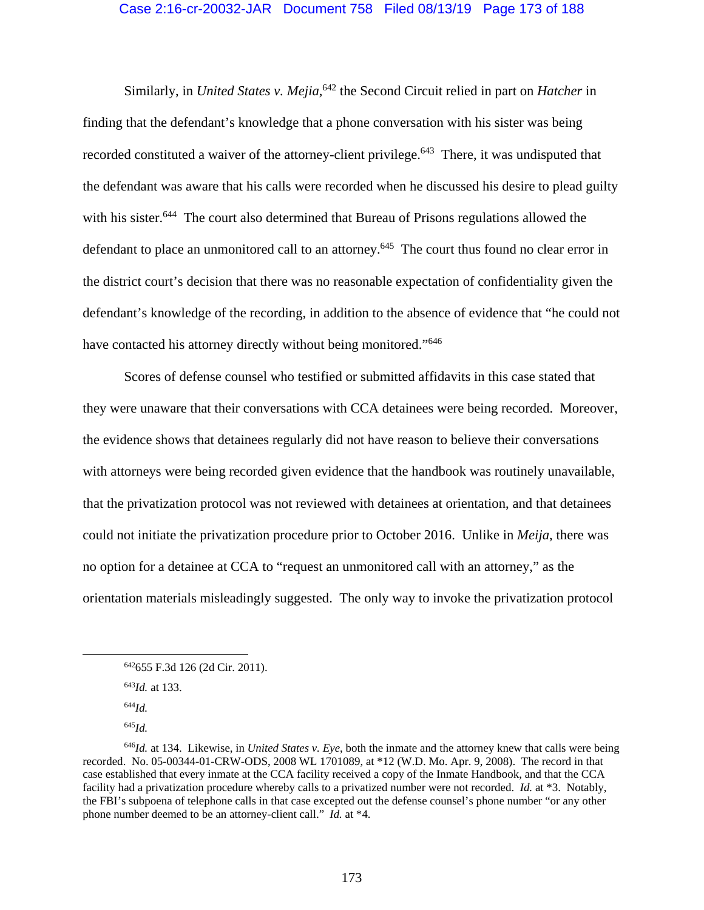Similarly, in *United States v. Mejia*,[642] the Second Circuit relied in part on *Hatcher* in finding that the defendant's knowledge that a phone conversation with his sister was being recorded constituted a waiver of the attorney-client privilege.[643] There, it was undisputed that the defendant was aware that his calls were recorded when he discussed his desire to plead guilty with his sister.[644] The court also determined that Bureau of Prisons regulations allowed the defendant to place an unmonitored call to an attorney.[645] The court thus found no clear error in the district court's decision that there was no reasonable expectation of confidentiality given the defendant's knowledge of the recording, in addition to the absence of evidence that "he could not have contacted his attorney directly without being monitored."[646]

Scores of defense counsel who testified or submitted affidavits in this case stated that they were unaware that their conversations with CCA detainees were being recorded. Moreover, the evidence shows that detainees regularly did not have reason to believe their conversations with attorneys were being recorded given evidence that the handbook was routinely unavailable, that the privatization protocol was not reviewed with detainees at orientation, and that detainees could not initiate the privatization procedure prior to October 2016. Unlike in *Meija*, there was no option for a detainee at CCA to "request an unmonitored call with an attorney," as the orientation materials misleadingly suggested. The only way to invoke the privatization protocol

---

[642] 655 F.3d 126 (2d Cir. 2011).

[643] *Id.* at 133.

[644] *Id.*

[645] *Id.*

[646] *Id.* at 134. Likewise, in *United States v. Eye*, both the inmate and the attorney knew that calls were being recorded. No. 05-00344-01-CRW-ODS, 2008 WL 1701089, at *12 (W.D. Mo. Apr. 9, 2008). The record in that case established that every inmate at the CCA facility received a copy of the Inmate Handbook, and that the CCA facility had a privatization procedure whereby calls to a privatized number were not recorded. *Id.* at *3. Notably, the FBI's subpoena of telephone calls in that case excepted out the defense counsel's phone number "or any other phone number deemed to be an attorney-client call." *Id.* at *4.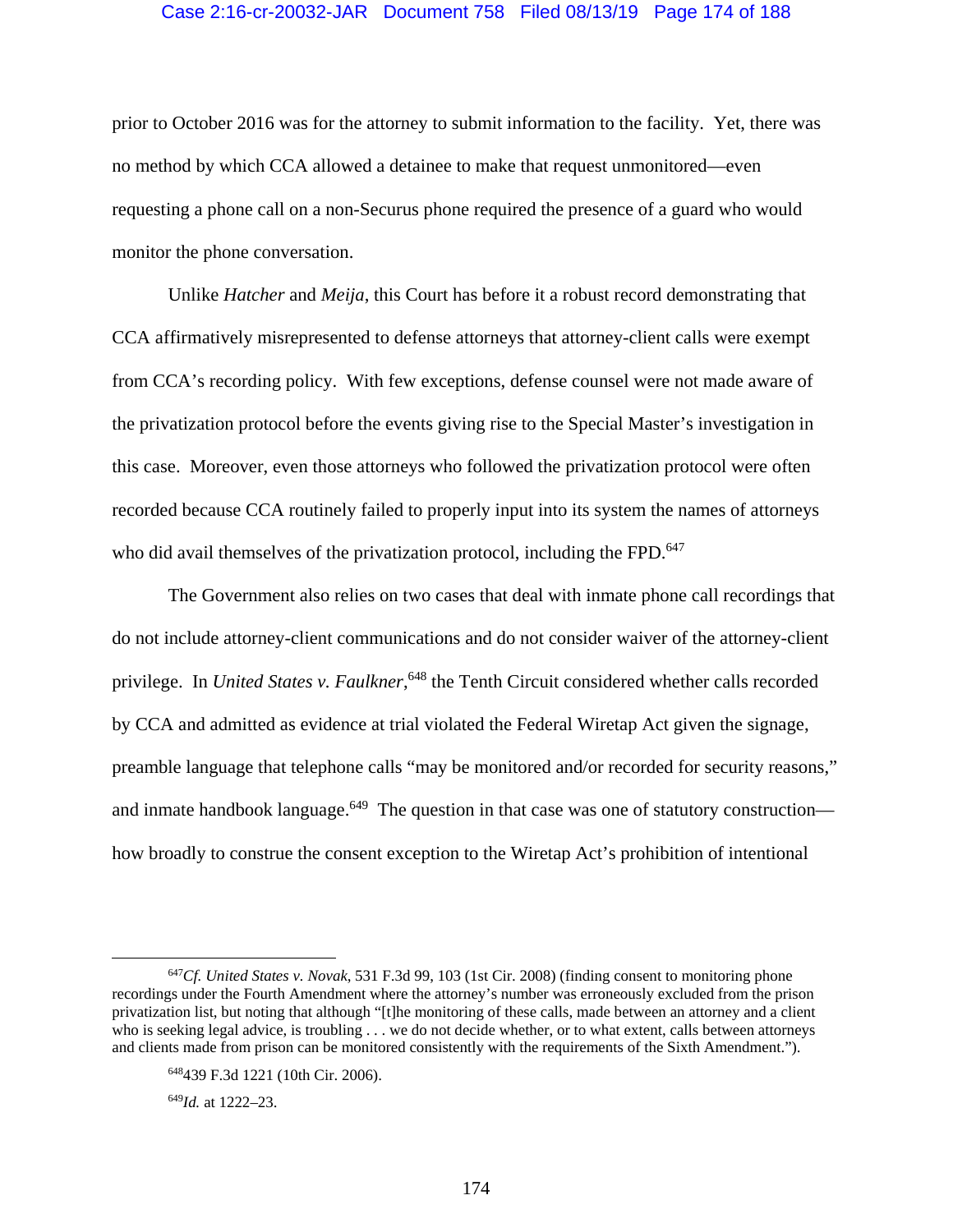prior to October 2016 was for the attorney to submit information to the facility. Yet, there was no method by which CCA allowed a detainee to make that request unmonitored—even requesting a phone call on a non-Securus phone required the presence of a guard who would monitor the phone conversation.

Unlike *Hatcher* and *Meija*, this Court has before it a robust record demonstrating that CCA affirmatively misrepresented to defense attorneys that attorney-client calls were exempt from CCA's recording policy. With few exceptions, defense counsel were not made aware of the privatization protocol before the events giving rise to the Special Master's investigation in this case. Moreover, even those attorneys who followed the privatization protocol were often recorded because CCA routinely failed to properly input into its system the names of attorneys who did avail themselves of the privatization protocol, including the FPD.[647]

The Government also relies on two cases that deal with inmate phone call recordings that do not include attorney-client communications and do not consider waiver of the attorney-client privilege. In *United States v. Faulkner*,[648] the Tenth Circuit considered whether calls recorded by CCA and admitted as evidence at trial violated the Federal Wiretap Act given the signage, preamble language that telephone calls "may be monitored and/or recorded for security reasons," and inmate handbook language.[649] The question in that case was one of statutory construction—how broadly to construe the consent exception to the Wiretap Act's prohibition of intentional

---

[647]*Cf. United States v. Novak*, 531 F.3d 99, 103 (1st Cir. 2008) (finding consent to monitoring phone recordings under the Fourth Amendment where the attorney's number was erroneously excluded from the prison privatization list, but noting that although "[t]he monitoring of these calls, made between an attorney and a client who is seeking legal advice, is troubling . . . we do not decide whether, or to what extent, calls between attorneys and clients made from prison can be monitored consistently with the requirements of the Sixth Amendment.").

[648]439 F.3d 1221 (10th Cir. 2006).

[649]*Id.* at 1222–23.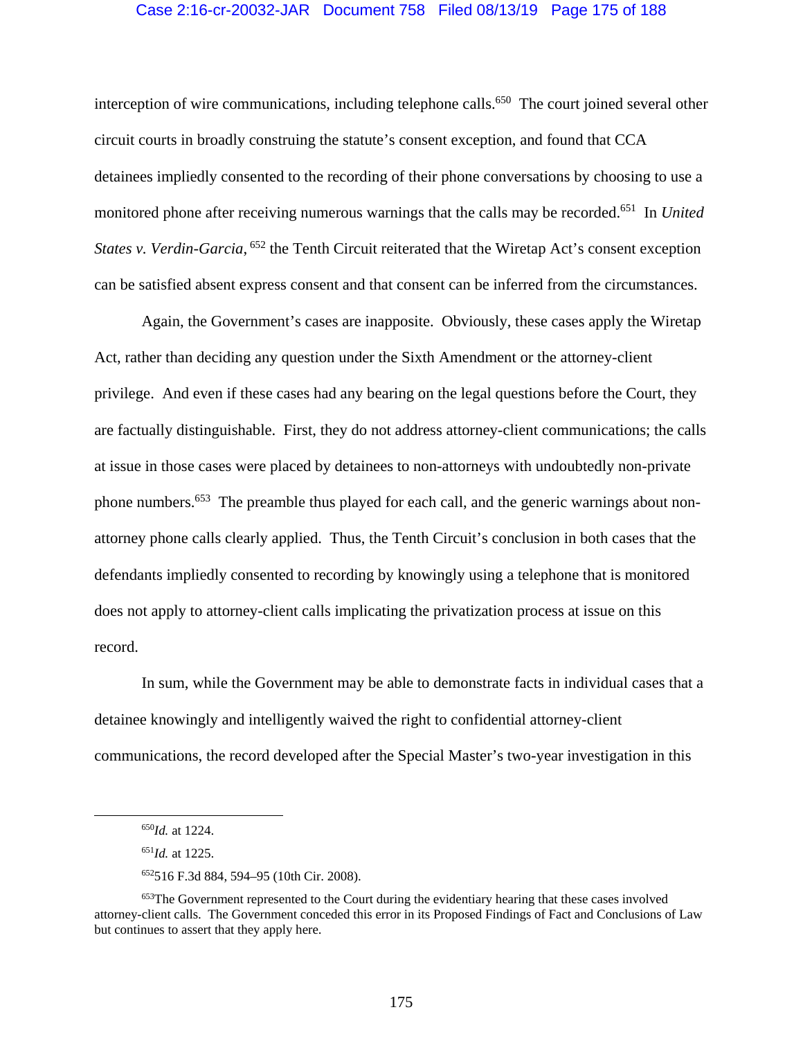interception of wire communications, including telephone calls.[650] The court joined several other circuit courts in broadly construing the statute's consent exception, and found that CCA detainees impliedly consented to the recording of their phone conversations by choosing to use a monitored phone after receiving numerous warnings that the calls may be recorded.[651] In *United States v. Verdin-Garcia*,[652] the Tenth Circuit reiterated that the Wiretap Act's consent exception can be satisfied absent express consent and that consent can be inferred from the circumstances.

Again, the Government's cases are inapposite. Obviously, these cases apply the Wiretap Act, rather than deciding any question under the Sixth Amendment or the attorney-client privilege. And even if these cases had any bearing on the legal questions before the Court, they are factually distinguishable. First, they do not address attorney-client communications; the calls at issue in those cases were placed by detainees to non-attorneys with undoubtedly non-private phone numbers.[653] The preamble thus played for each call, and the generic warnings about non-attorney phone calls clearly applied. Thus, the Tenth Circuit's conclusion in both cases that the defendants impliedly consented to recording by knowingly using a telephone that is monitored does not apply to attorney-client calls implicating the privatization process at issue on this record.

In sum, while the Government may be able to demonstrate facts in individual cases that a detainee knowingly and intelligently waived the right to confidential attorney-client communications, the record developed after the Special Master's two-year investigation in this

---

[650] *Id.* at 1224.

[651] *Id.* at 1225.

[652] 516 F.3d 884, 594–95 (10th Cir. 2008).

[653] The Government represented to the Court during the evidentiary hearing that these cases involved attorney-client calls. The Government conceded this error in its Proposed Findings of Fact and Conclusions of Law but continues to assert that they apply here.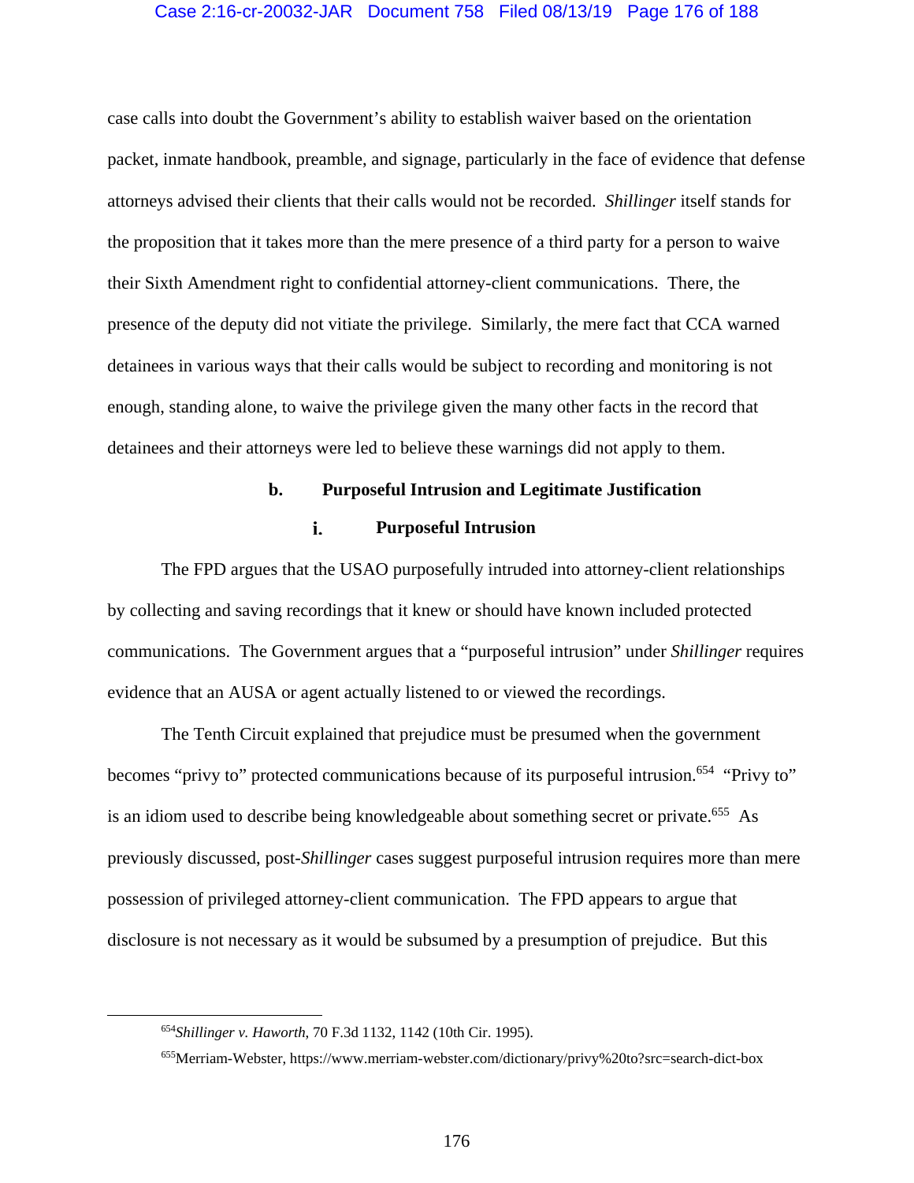case calls into doubt the Government's ability to establish waiver based on the orientation packet, inmate handbook, preamble, and signage, particularly in the face of evidence that defense attorneys advised their clients that their calls would not be recorded. *Shillinger* itself stands for the proposition that it takes more than the mere presence of a third party for a person to waive their Sixth Amendment right to confidential attorney-client communications. There, the presence of the deputy did not vitiate the privilege. Similarly, the mere fact that CCA warned detainees in various ways that their calls would be subject to recording and monitoring is not enough, standing alone, to waive the privilege given the many other facts in the record that detainees and their attorneys were led to believe these warnings did not apply to them.

### b. Purposeful Intrusion and Legitimate Justification

#### i. Purposeful Intrusion

The FPD argues that the USAO purposefully intruded into attorney-client relationships by collecting and saving recordings that it knew or should have known included protected communications. The Government argues that a "purposeful intrusion" under *Shillinger* requires evidence that an AUSA or agent actually listened to or viewed the recordings.

The Tenth Circuit explained that prejudice must be presumed when the government becomes "privy to" protected communications because of its purposeful intrusion.[654] "Privy to" is an idiom used to describe being knowledgeable about something secret or private.[655] As previously discussed, post-*Shillinger* cases suggest purposeful intrusion requires more than mere possession of privileged attorney-client communication. The FPD appears to argue that disclosure is not necessary as it would be subsumed by a presumption of prejudice. But this

---

[654] *Shillinger v. Haworth*, 70 F.3d 1132, 1142 (10th Cir. 1995).

[655] Merriam-Webster, https://www.merriam-webster.com/dictionary/privy%20to?src=search-dict-box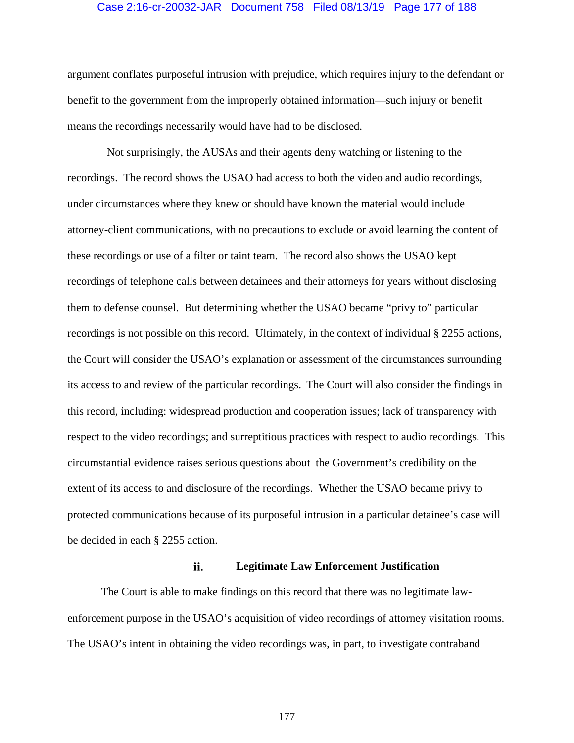argument conflates purposeful intrusion with prejudice, which requires injury to the defendant or benefit to the government from the improperly obtained information—such injury or benefit means the recordings necessarily would have had to be disclosed.

Not surprisingly, the AUSAs and their agents deny watching or listening to the recordings. The record shows the USAO had access to both the video and audio recordings, under circumstances where they knew or should have known the material would include attorney-client communications, with no precautions to exclude or avoid learning the content of these recordings or use of a filter or taint team. The record also shows the USAO kept recordings of telephone calls between detainees and their attorneys for years without disclosing them to defense counsel. But determining whether the USAO became "privy to" particular recordings is not possible on this record. Ultimately, in the context of individual § 2255 actions, the Court will consider the USAO's explanation or assessment of the circumstances surrounding its access to and review of the particular recordings. The Court will also consider the findings in this record, including: widespread production and cooperation issues; lack of transparency with respect to the video recordings; and surreptitious practices with respect to audio recordings. This circumstantial evidence raises serious questions about the Government's credibility on the extent of its access to and disclosure of the recordings. Whether the USAO became privy to protected communications because of its purposeful intrusion in a particular detainee's case will be decided in each § 2255 action.

#### ii. Legitimate Law Enforcement Justification

The Court is able to make findings on this record that there was no legitimate law-enforcement purpose in the USAO's acquisition of video recordings of attorney visitation rooms. The USAO's intent in obtaining the video recordings was, in part, to investigate contraband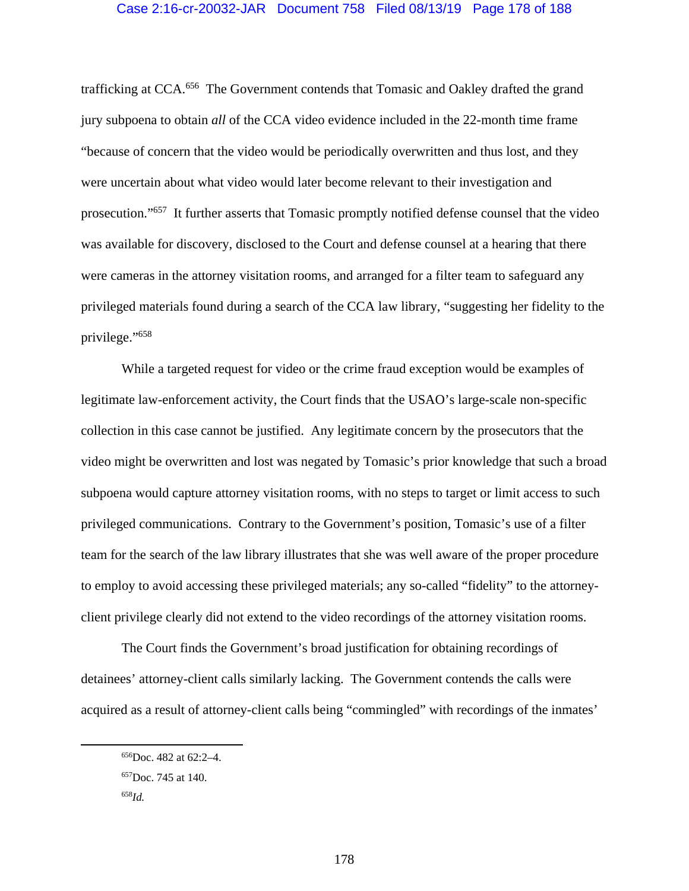trafficking at CCA.[656] The Government contends that Tomasic and Oakley drafted the grand jury subpoena to obtain *all* of the CCA video evidence included in the 22-month time frame "because of concern that the video would be periodically overwritten and thus lost, and they were uncertain about what video would later become relevant to their investigation and prosecution."[657] It further asserts that Tomasic promptly notified defense counsel that the video was available for discovery, disclosed to the Court and defense counsel at a hearing that there were cameras in the attorney visitation rooms, and arranged for a filter team to safeguard any privileged materials found during a search of the CCA law library, "suggesting her fidelity to the privilege."[658]

While a targeted request for video or the crime fraud exception would be examples of legitimate law-enforcement activity, the Court finds that the USAO's large-scale non-specific collection in this case cannot be justified. Any legitimate concern by the prosecutors that the video might be overwritten and lost was negated by Tomasic's prior knowledge that such a broad subpoena would capture attorney visitation rooms, with no steps to target or limit access to such privileged communications. Contrary to the Government's position, Tomasic's use of a filter team for the search of the law library illustrates that she was well aware of the proper procedure to employ to avoid accessing these privileged materials; any so-called "fidelity" to the attorney-client privilege clearly did not extend to the video recordings of the attorney visitation rooms.

The Court finds the Government's broad justification for obtaining recordings of detainees' attorney-client calls similarly lacking. The Government contends the calls were acquired as a result of attorney-client calls being "commingled" with recordings of the inmates'

---

[656] Doc. 482 at 62:2–4.

[657] Doc. 745 at 140.

[658] *Id.*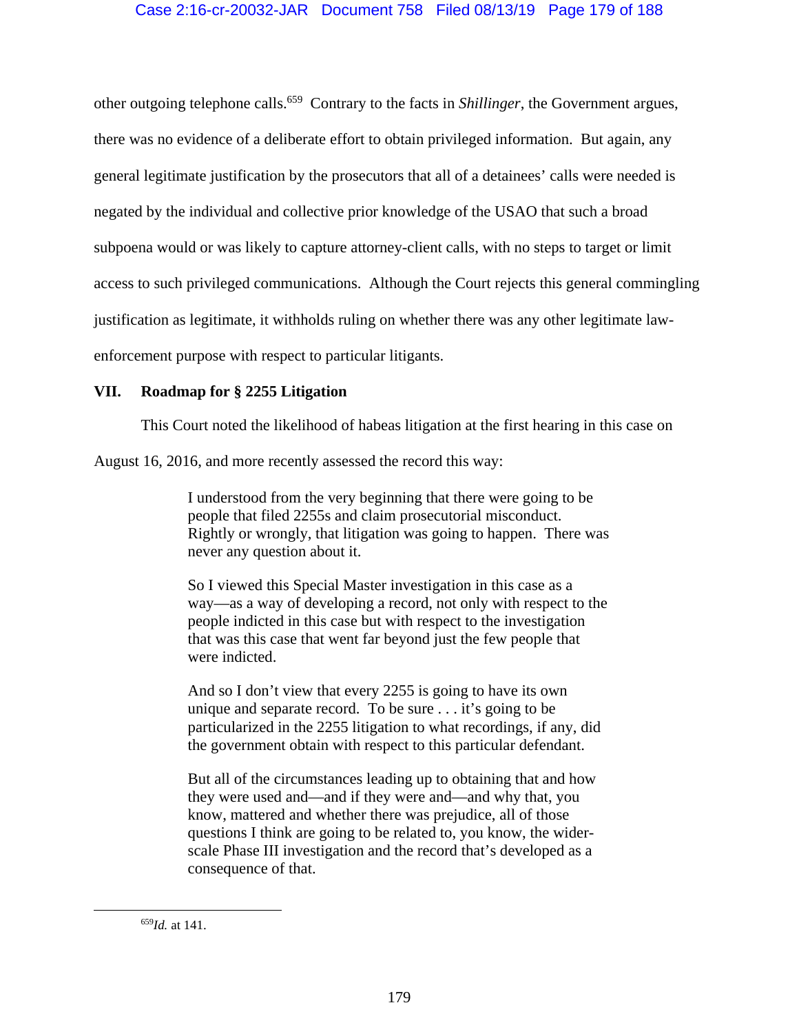other outgoing telephone calls.[659] Contrary to the facts in *Shillinger*, the Government argues, there was no evidence of a deliberate effort to obtain privileged information. But again, any general legitimate justification by the prosecutors that all of a detainees' calls were needed is negated by the individual and collective prior knowledge of the USAO that such a broad subpoena would or was likely to capture attorney-client calls, with no steps to target or limit access to such privileged communications. Although the Court rejects this general commingling justification as legitimate, it withholds ruling on whether there was any other legitimate law-enforcement purpose with respect to particular litigants.

## VII. Roadmap for § 2255 Litigation

This Court noted the likelihood of habeas litigation at the first hearing in this case on August 16, 2016, and more recently assessed the record this way:

> I understood from the very beginning that there were going to be people that filed 2255s and claim prosecutorial misconduct. Rightly or wrongly, that litigation was going to happen. There was never any question about it.
>
> So I viewed this Special Master investigation in this case as a way—as a way of developing a record, not only with respect to the people indicted in this case but with respect to the investigation that was this case that went far beyond just the few people that were indicted.
>
> And so I don't view that every 2255 is going to have its own unique and separate record. To be sure . . . it's going to be particularized in the 2255 litigation to what recordings, if any, did the government obtain with respect to this particular defendant.
>
> But all of the circumstances leading up to obtaining that and how they were used and—and if they were and—and why that, you know, mattered and whether there was prejudice, all of those questions I think are going to be related to, you know, the wider-scale Phase III investigation and the record that's developed as a consequence of that.

---

[659] *Id.* at 141.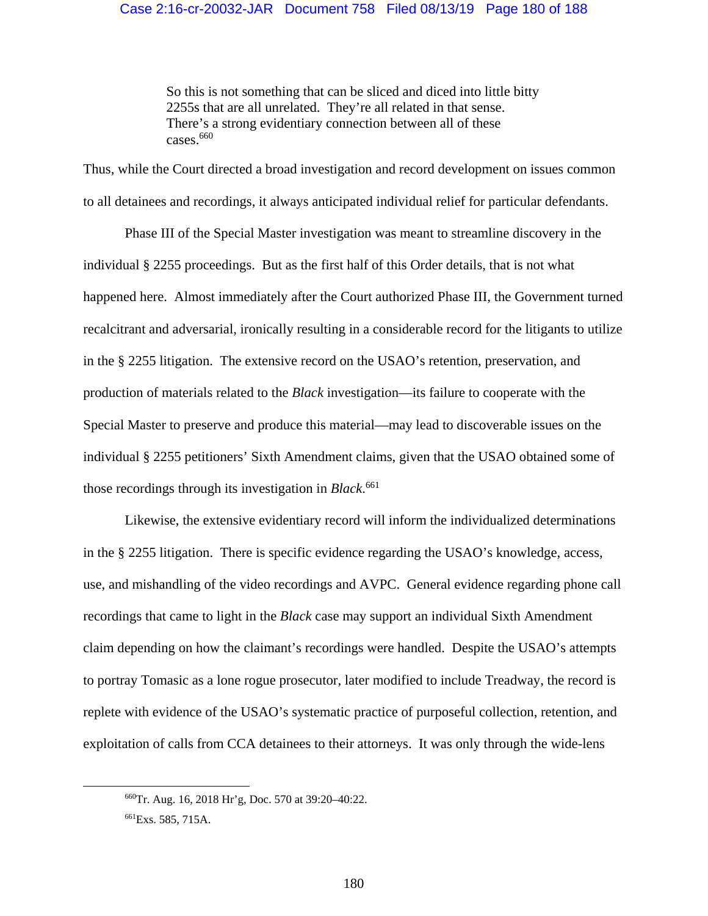> So this is not something that can be sliced and diced into little bitty 2255s that are all unrelated. They're all related in that sense. There's a strong evidentiary connection between all of these cases.[660]

Thus, while the Court directed a broad investigation and record development on issues common to all detainees and recordings, it always anticipated individual relief for particular defendants.

Phase III of the Special Master investigation was meant to streamline discovery in the individual § 2255 proceedings. But as the first half of this Order details, that is not what happened here. Almost immediately after the Court authorized Phase III, the Government turned recalcitrant and adversarial, ironically resulting in a considerable record for the litigants to utilize in the § 2255 litigation. The extensive record on the USAO's retention, preservation, and production of materials related to the *Black* investigation—its failure to cooperate with the Special Master to preserve and produce this material—may lead to discoverable issues on the individual § 2255 petitioners' Sixth Amendment claims, given that the USAO obtained some of those recordings through its investigation in *Black*.[661]

Likewise, the extensive evidentiary record will inform the individualized determinations in the § 2255 litigation. There is specific evidence regarding the USAO's knowledge, access, use, and mishandling of the video recordings and AVPC. General evidence regarding phone call recordings that came to light in the *Black* case may support an individual Sixth Amendment claim depending on how the claimant's recordings were handled. Despite the USAO's attempts to portray Tomasic as a lone rogue prosecutor, later modified to include Treadway, the record is replete with evidence of the USAO's systematic practice of purposeful collection, retention, and exploitation of calls from CCA detainees to their attorneys. It was only through the wide-lens

---

[660] Tr. Aug. 16, 2018 Hr'g, Doc. 570 at 39:20–40:22.

[661] Exs. 585, 715A.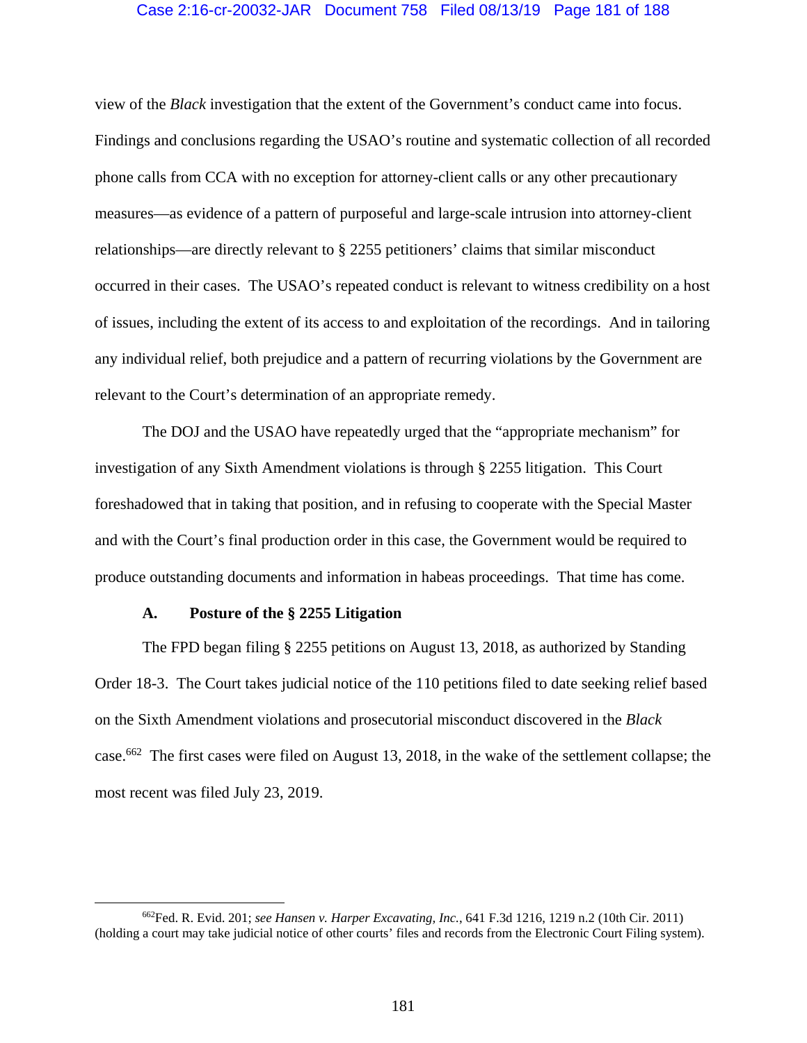view of the *Black* investigation that the extent of the Government's conduct came into focus. Findings and conclusions regarding the USAO's routine and systematic collection of all recorded phone calls from CCA with no exception for attorney-client calls or any other precautionary measures—as evidence of a pattern of purposeful and large-scale intrusion into attorney-client relationships—are directly relevant to § 2255 petitioners' claims that similar misconduct occurred in their cases. The USAO's repeated conduct is relevant to witness credibility on a host of issues, including the extent of its access to and exploitation of the recordings. And in tailoring any individual relief, both prejudice and a pattern of recurring violations by the Government are relevant to the Court's determination of an appropriate remedy.

The DOJ and the USAO have repeatedly urged that the "appropriate mechanism" for investigation of any Sixth Amendment violations is through § 2255 litigation. This Court foreshadowed that in taking that position, and in refusing to cooperate with the Special Master and with the Court's final production order in this case, the Government would be required to produce outstanding documents and information in habeas proceedings. That time has come.

### A. Posture of the § 2255 Litigation

The FPD began filing § 2255 petitions on August 13, 2018, as authorized by Standing Order 18-3. The Court takes judicial notice of the 110 petitions filed to date seeking relief based on the Sixth Amendment violations and prosecutorial misconduct discovered in the *Black* case.[662] The first cases were filed on August 13, 2018, in the wake of the settlement collapse; the most recent was filed July 23, 2019.

---

[662] Fed. R. Evid. 201; *see Hansen v. Harper Excavating, Inc.*, 641 F.3d 1216, 1219 n.2 (10th Cir. 2011) (holding a court may take judicial notice of other courts' files and records from the Electronic Court Filing system).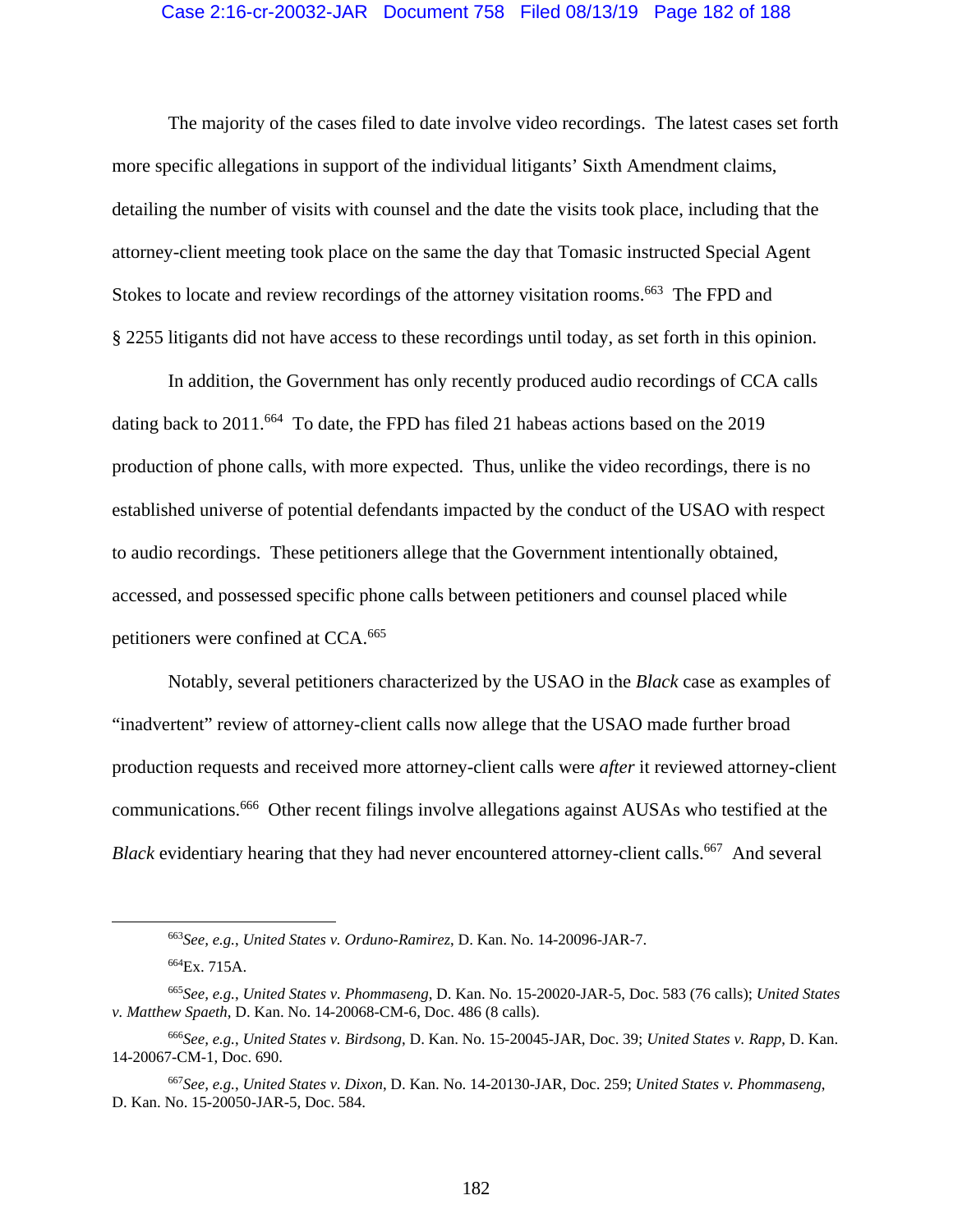The majority of the cases filed to date involve video recordings. The latest cases set forth more specific allegations in support of the individual litigants' Sixth Amendment claims, detailing the number of visits with counsel and the date the visits took place, including that the attorney-client meeting took place on the same the day that Tomasic instructed Special Agent Stokes to locate and review recordings of the attorney visitation rooms.[663] The FPD and § 2255 litigants did not have access to these recordings until today, as set forth in this opinion.

In addition, the Government has only recently produced audio recordings of CCA calls dating back to 2011.[664] To date, the FPD has filed 21 habeas actions based on the 2019 production of phone calls, with more expected. Thus, unlike the video recordings, there is no established universe of potential defendants impacted by the conduct of the USAO with respect to audio recordings. These petitioners allege that the Government intentionally obtained, accessed, and possessed specific phone calls between petitioners and counsel placed while petitioners were confined at CCA.[665]

Notably, several petitioners characterized by the USAO in the *Black* case as examples of "inadvertent" review of attorney-client calls now allege that the USAO made further broad production requests and received more attorney-client calls were *after* it reviewed attorney-client communications.[666] Other recent filings involve allegations against AUSAs who testified at the *Black* evidentiary hearing that they had never encountered attorney-client calls.[667] And several

---

[663] *See, e.g.*, *United States v. Orduno-Ramirez*, D. Kan. No. 14-20096-JAR-7.

[664] Ex. 715A.

[665] *See, e.g.*, *United States v. Phommaseng*, D. Kan. No. 15-20020-JAR-5, Doc. 583 (76 calls); *United States v. Matthew Spaeth*, D. Kan. No. 14-20068-CM-6, Doc. 486 (8 calls).

[666] *See, e.g.*, *United States v. Birdsong*, D. Kan. No. 15-20045-JAR, Doc. 39; *United States v. Rapp*, D. Kan. 14-20067-CM-1, Doc. 690.

[667] *See, e.g.*, *United States v. Dixon*, D. Kan. No. 14-20130-JAR, Doc. 259; *United States v. Phommaseng*, D. Kan. No. 15-20050-JAR-5, Doc. 584.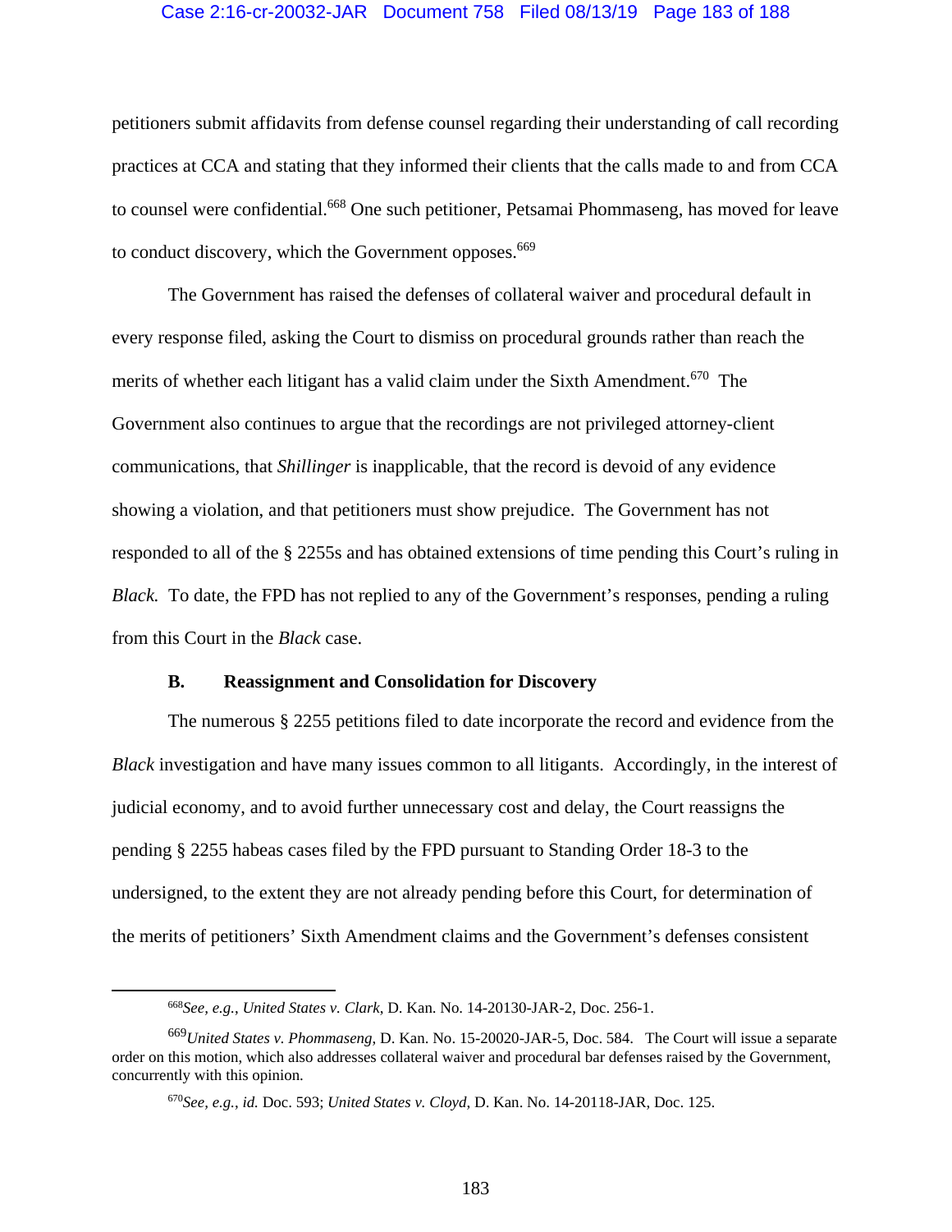petitioners submit affidavits from defense counsel regarding their understanding of call recording practices at CCA and stating that they informed their clients that the calls made to and from CCA to counsel were confidential.[668] One such petitioner, Petsamai Phommaseng, has moved for leave to conduct discovery, which the Government opposes.[669]

The Government has raised the defenses of collateral waiver and procedural default in every response filed, asking the Court to dismiss on procedural grounds rather than reach the merits of whether each litigant has a valid claim under the Sixth Amendment.[670] The Government also continues to argue that the recordings are not privileged attorney-client communications, that *Shillinger* is inapplicable, that the record is devoid of any evidence showing a violation, and that petitioners must show prejudice. The Government has not responded to all of the § 2255s and has obtained extensions of time pending this Court's ruling in *Black.* To date, the FPD has not replied to any of the Government's responses, pending a ruling from this Court in the *Black* case.

### B. Reassignment and Consolidation for Discovery

The numerous § 2255 petitions filed to date incorporate the record and evidence from the *Black* investigation and have many issues common to all litigants. Accordingly, in the interest of judicial economy, and to avoid further unnecessary cost and delay, the Court reassigns the pending § 2255 habeas cases filed by the FPD pursuant to Standing Order 18-3 to the undersigned, to the extent they are not already pending before this Court, for determination of the merits of petitioners' Sixth Amendment claims and the Government's defenses consistent

---

[668] *See, e.g.*, *United States v. Clark*, D. Kan. No. 14-20130-JAR-2, Doc. 256-1.

[669] *United States v. Phommaseng*, D. Kan. No. 15-20020-JAR-5, Doc. 584. The Court will issue a separate order on this motion, which also addresses collateral waiver and procedural bar defenses raised by the Government, concurrently with this opinion.

[670] *See, e.g.*, *id.* Doc. 593; *United States v. Cloyd*, D. Kan. No. 14-20118-JAR, Doc. 125.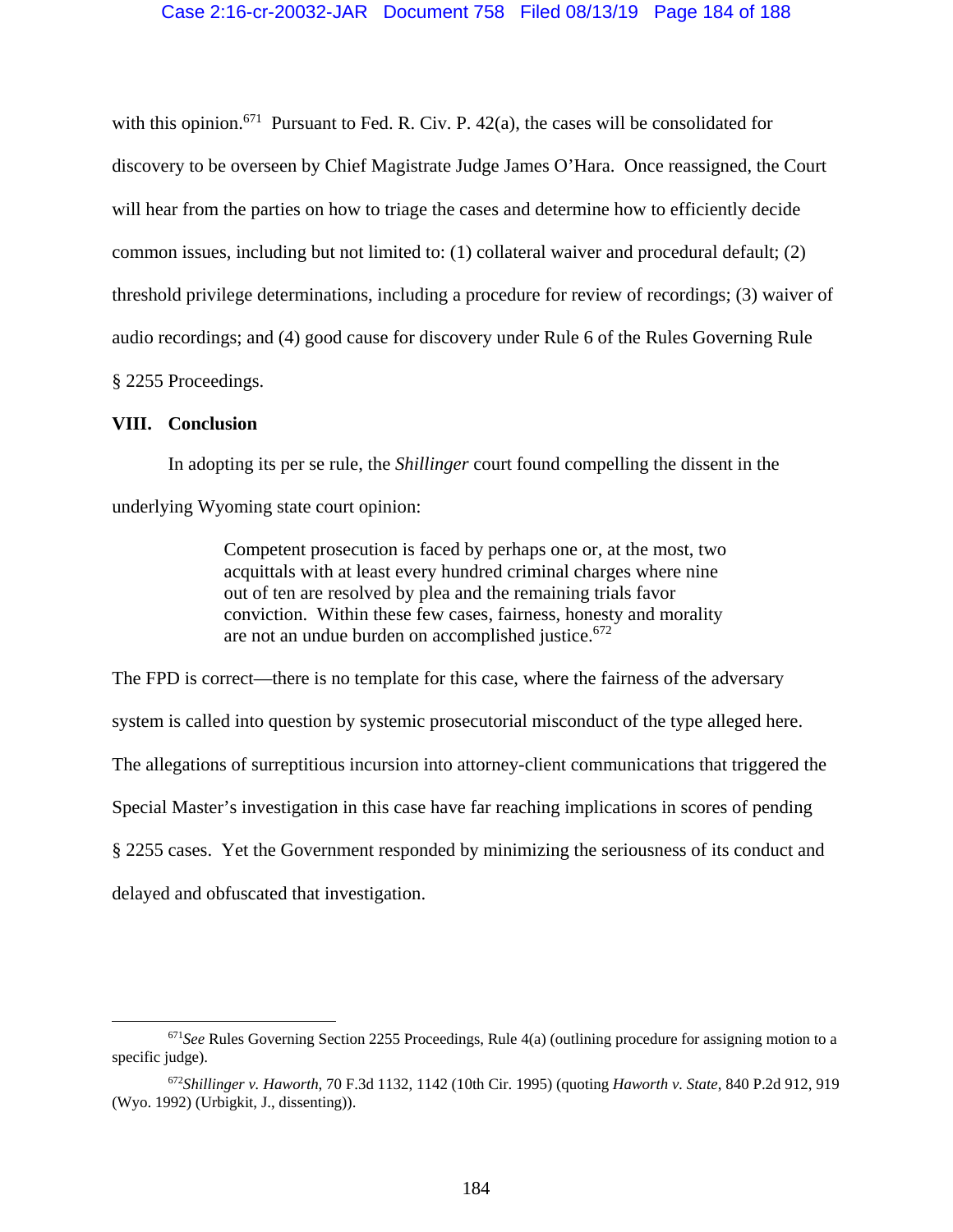with this opinion.[671] Pursuant to Fed. R. Civ. P. 42(a), the cases will be consolidated for discovery to be overseen by Chief Magistrate Judge James O'Hara. Once reassigned, the Court will hear from the parties on how to triage the cases and determine how to efficiently decide common issues, including but not limited to: (1) collateral waiver and procedural default; (2) threshold privilege determinations, including a procedure for review of recordings; (3) waiver of audio recordings; and (4) good cause for discovery under Rule 6 of the Rules Governing Rule § 2255 Proceedings.

## VIII. Conclusion

In adopting its per se rule, the *Shillinger* court found compelling the dissent in the underlying Wyoming state court opinion:

> Competent prosecution is faced by perhaps one or, at the most, two acquittals with at least every hundred criminal charges where nine out of ten are resolved by plea and the remaining trials favor conviction. Within these few cases, fairness, honesty and morality are not an undue burden on accomplished justice.[672]

The FPD is correct—there is no template for this case, where the fairness of the adversary system is called into question by systemic prosecutorial misconduct of the type alleged here. The allegations of surreptitious incursion into attorney-client communications that triggered the Special Master's investigation in this case have far reaching implications in scores of pending § 2255 cases. Yet the Government responded by minimizing the seriousness of its conduct and delayed and obfuscated that investigation.

---

[671] *See* Rules Governing Section 2255 Proceedings, Rule 4(a) (outlining procedure for assigning motion to a specific judge).

[672] *Shillinger v. Haworth*, 70 F.3d 1132, 1142 (10th Cir. 1995) (quoting *Haworth v. State*, 840 P.2d 912, 919 (Wyo. 1992) (Urbigkit, J., dissenting)).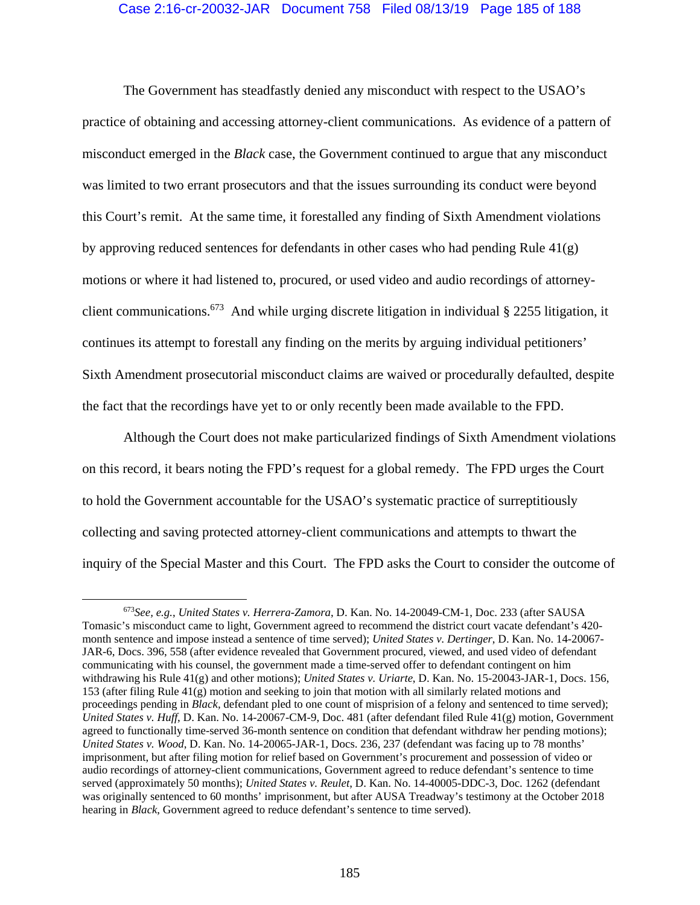The Government has steadfastly denied any misconduct with respect to the USAO's practice of obtaining and accessing attorney-client communications. As evidence of a pattern of misconduct emerged in the *Black* case, the Government continued to argue that any misconduct was limited to two errant prosecutors and that the issues surrounding its conduct were beyond this Court's remit. At the same time, it forestalled any finding of Sixth Amendment violations by approving reduced sentences for defendants in other cases who had pending Rule 41(g) motions or where it had listened to, procured, or used video and audio recordings of attorney-client communications.[673] And while urging discrete litigation in individual § 2255 litigation, it continues its attempt to forestall any finding on the merits by arguing individual petitioners' Sixth Amendment prosecutorial misconduct claims are waived or procedurally defaulted, despite the fact that the recordings have yet to or only recently been made available to the FPD.

Although the Court does not make particularized findings of Sixth Amendment violations on this record, it bears noting the FPD's request for a global remedy. The FPD urges the Court to hold the Government accountable for the USAO's systematic practice of surreptitiously collecting and saving protected attorney-client communications and attempts to thwart the inquiry of the Special Master and this Court. The FPD asks the Court to consider the outcome of

---

[673] *See, e.g.*, *United States v. Herrera-Zamora*, D. Kan. No. 14-20049-CM-1, Doc. 233 (after SAUSA Tomasic's misconduct came to light, Government agreed to recommend the district court vacate defendant's 420-month sentence and impose instead a sentence of time served); *United States v. Dertinger*, D. Kan. No. 14-20067-JAR-6, Docs. 396, 558 (after evidence revealed that Government procured, viewed, and used video of defendant communicating with his counsel, the government made a time-served offer to defendant contingent on him withdrawing his Rule 41(g) and other motions); *United States v. Uriarte*, D. Kan. No. 15-20043-JAR-1, Docs. 156, 153 (after filing Rule 41(g) motion and seeking to join that motion with all similarly related motions and proceedings pending in *Black*, defendant pled to one count of misprision of a felony and sentenced to time served); *United States v. Huff*, D. Kan. No. 14-20067-CM-9, Doc. 481 (after defendant filed Rule 41(g) motion, Government agreed to functionally time-served 36-month sentence on condition that defendant withdraw her pending motions); *United States v. Wood*, D. Kan. No. 14-20065-JAR-1, Docs. 236, 237 (defendant was facing up to 78 months' imprisonment, but after filing motion for relief based on Government's procurement and possession of video or audio recordings of attorney-client communications, Government agreed to reduce defendant's sentence to time served (approximately 50 months); *United States v. Reulet*, D. Kan. No. 14-40005-DDC-3, Doc. 1262 (defendant was originally sentenced to 60 months' imprisonment, but after AUSA Treadway's testimony at the October 2018 hearing in *Black*, Government agreed to reduce defendant's sentence to time served).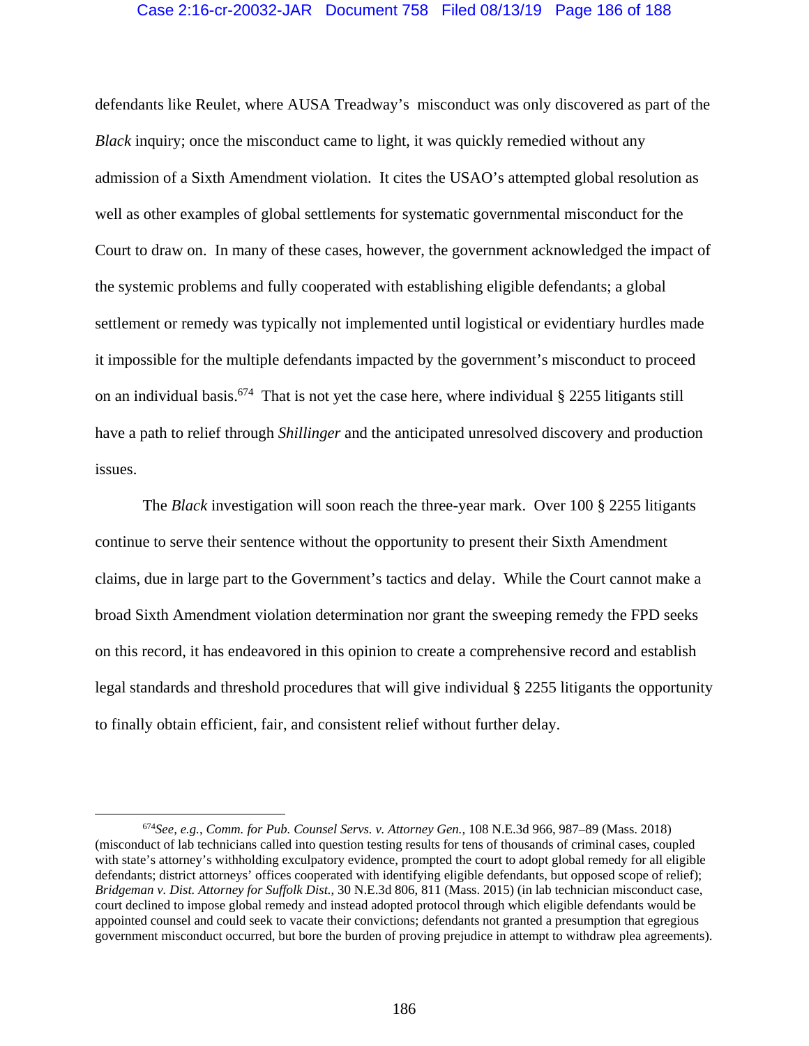defendants like Reulet, where AUSA Treadway's misconduct was only discovered as part of the *Black* inquiry; once the misconduct came to light, it was quickly remedied without any admission of a Sixth Amendment violation. It cites the USAO's attempted global resolution as well as other examples of global settlements for systematic governmental misconduct for the Court to draw on. In many of these cases, however, the government acknowledged the impact of the systemic problems and fully cooperated with establishing eligible defendants; a global settlement or remedy was typically not implemented until logistical or evidentiary hurdles made it impossible for the multiple defendants impacted by the government's misconduct to proceed on an individual basis.[674] That is not yet the case here, where individual § 2255 litigants still have a path to relief through *Shillinger* and the anticipated unresolved discovery and production issues.

The *Black* investigation will soon reach the three-year mark. Over 100 § 2255 litigants continue to serve their sentence without the opportunity to present their Sixth Amendment claims, due in large part to the Government's tactics and delay. While the Court cannot make a broad Sixth Amendment violation determination nor grant the sweeping remedy the FPD seeks on this record, it has endeavored in this opinion to create a comprehensive record and establish legal standards and threshold procedures that will give individual § 2255 litigants the opportunity to finally obtain efficient, fair, and consistent relief without further delay.

---

[674] *See, e.g.*, *Comm. for Pub. Counsel Servs. v. Attorney Gen.*, 108 N.E.3d 966, 987–89 (Mass. 2018) (misconduct of lab technicians called into question testing results for tens of thousands of criminal cases, coupled with state's attorney's withholding exculpatory evidence, prompted the court to adopt global remedy for all eligible defendants; district attorneys' offices cooperated with identifying eligible defendants, but opposed scope of relief); *Bridgeman v. Dist. Attorney for Suffolk Dist.*, 30 N.E.3d 806, 811 (Mass. 2015) (in lab technician misconduct case, court declined to impose global remedy and instead adopted protocol through which eligible defendants would be appointed counsel and could seek to vacate their convictions; defendants not granted a presumption that egregious government misconduct occurred, but bore the burden of proving prejudice in attempt to withdraw plea agreements).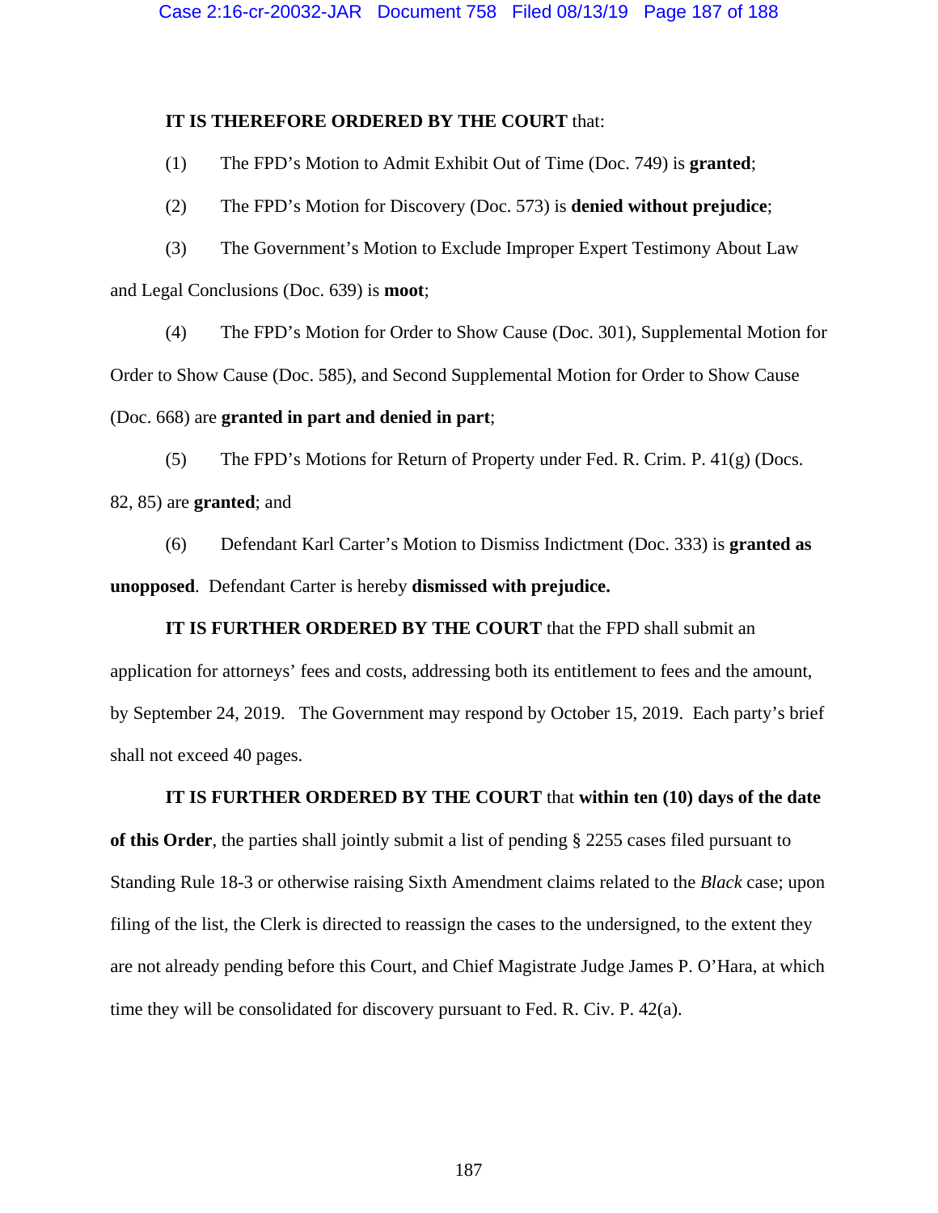**IT IS THEREFORE ORDERED BY THE COURT** that:

(1) The FPD's Motion to Admit Exhibit Out of Time (Doc. 749) is **granted**;

(2) The FPD's Motion for Discovery (Doc. 573) is **denied without prejudice**;

(3) The Government's Motion to Exclude Improper Expert Testimony About Law and Legal Conclusions (Doc. 639) is **moot**;

(4) The FPD's Motion for Order to Show Cause (Doc. 301), Supplemental Motion for Order to Show Cause (Doc. 585), and Second Supplemental Motion for Order to Show Cause (Doc. 668) are **granted in part and denied in part**;

(5) The FPD's Motions for Return of Property under Fed. R. Crim. P. 41(g) (Docs. 82, 85) are **granted**; and

(6) Defendant Karl Carter's Motion to Dismiss Indictment (Doc. 333) is **granted as unopposed**. Defendant Carter is hereby **dismissed with prejudice.**

**IT IS FURTHER ORDERED BY THE COURT** that the FPD shall submit an application for attorneys' fees and costs, addressing both its entitlement to fees and the amount, by September 24, 2019. The Government may respond by October 15, 2019. Each party's brief shall not exceed 40 pages.

**IT IS FURTHER ORDERED BY THE COURT** that **within ten (10) days of the date of this Order**, the parties shall jointly submit a list of pending § 2255 cases filed pursuant to Standing Rule 18-3 or otherwise raising Sixth Amendment claims related to the *Black* case; upon filing of the list, the Clerk is directed to reassign the cases to the undersigned, to the extent they are not already pending before this Court, and Chief Magistrate Judge James P. O'Hara, at which time they will be consolidated for discovery pursuant to Fed. R. Civ. P. 42(a).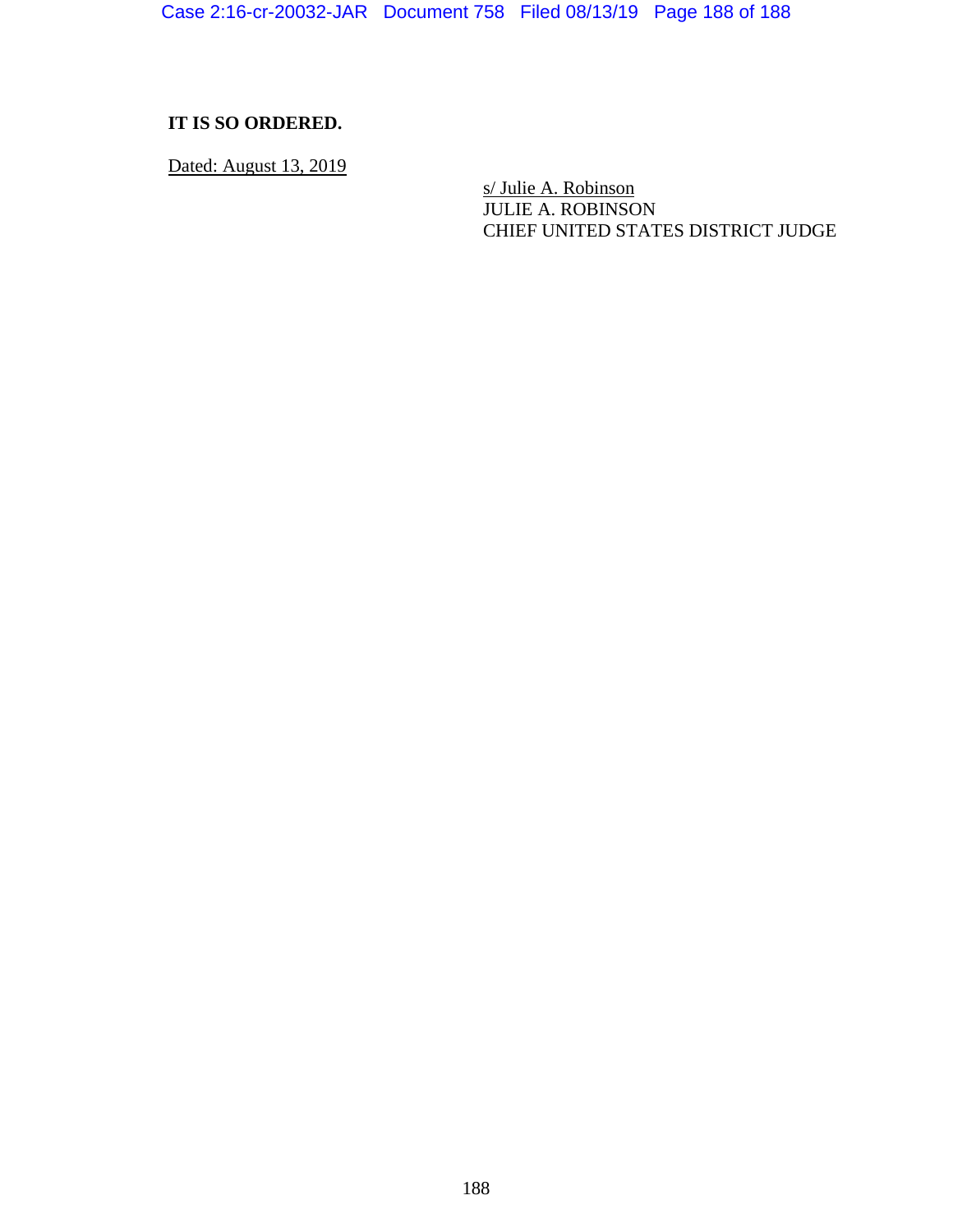**IT IS SO ORDERED.**

Dated: August 13, 2019

s/ Julie A. Robinson
JULIE A. ROBINSON
CHIEF UNITED STATES DISTRICT JUDGE